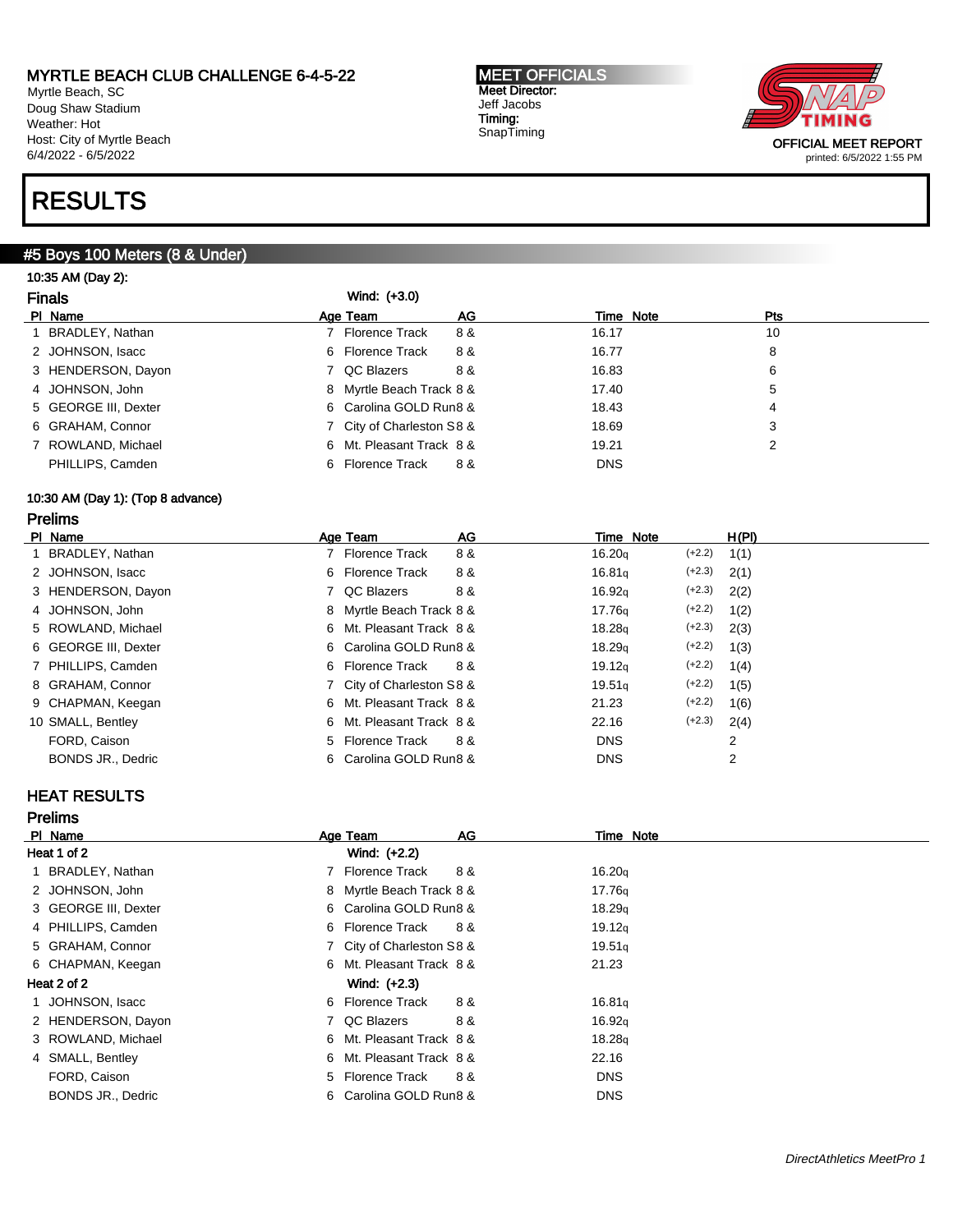# MYRTLE BEACH CLUB CHALLENGE 6-4-5-22

Myrtle Beach, SC
Doug Shaw Stadium
Weather: Hot
Host: City of Myrtle Beach
6/4/2022 - 6/5/2022

**MEET OFFICIALS**
Meet Director:
Jeff Jacobs
Timing:
SnapTiming

OFFICIAL MEET REPORT
printed: 6/5/2022 1:55 PM

# RESULTS

## #5 Boys 100 Meters (8 & Under)

10:35 AM (Day 2):

### Finals

Wind: (+3.0)

| Pl | Name | Age | Team | AG | Time | Note | Pts |
|---|---|---|---|---|---|---|---|
| 1 | BRADLEY, Nathan | 7 | Florence Track | 8 & | 16.17 | | 10 |
| 2 | JOHNSON, Isacc | 6 | Florence Track | 8 & | 16.77 | | 8 |
| 3 | HENDERSON, Dayon | 7 | QC Blazers | 8 & | 16.83 | | 6 |
| 4 | JOHNSON, John | 8 | Myrtle Beach Track | 8 & | 17.40 | | 5 |
| 5 | GEORGE III, Dexter | 6 | Carolina GOLD Run | 8 & | 18.43 | | 4 |
| 6 | GRAHAM, Connor | 7 | City of Charleston S | 8 & | 18.69 | | 3 |
| 7 | ROWLAND, Michael | 6 | Mt. Pleasant Track | 8 & | 19.21 | | 2 |
| | PHILLIPS, Camden | 6 | Florence Track | 8 & | DNS | | |

10:30 AM (Day 1): (Top 8 advance)

### Prelims

| Pl | Name | Age | Team | AG | Time | Note | Wind | H(Pl) |
|---|---|---|---|---|---|---|---|---|
| 1 | BRADLEY, Nathan | 7 | Florence Track | 8 & | 16.20q | | (+2.2) | 1(1) |
| 2 | JOHNSON, Isacc | 6 | Florence Track | 8 & | 16.81q | | (+2.3) | 2(1) |
| 3 | HENDERSON, Dayon | 7 | QC Blazers | 8 & | 16.92q | | (+2.3) | 2(2) |
| 4 | JOHNSON, John | 8 | Myrtle Beach Track | 8 & | 17.76q | | (+2.2) | 1(2) |
| 5 | ROWLAND, Michael | 6 | Mt. Pleasant Track | 8 & | 18.28q | | (+2.3) | 2(3) |
| 6 | GEORGE III, Dexter | 6 | Carolina GOLD Run | 8 & | 18.29q | | (+2.2) | 1(3) |
| 7 | PHILLIPS, Camden | 6 | Florence Track | 8 & | 19.12q | | (+2.2) | 1(4) |
| 8 | GRAHAM, Connor | 7 | City of Charleston S | 8 & | 19.51q | | (+2.2) | 1(5) |
| 9 | CHAPMAN, Keegan | 6 | Mt. Pleasant Track | 8 & | 21.23 | | (+2.2) | 1(6) |
| 10 | SMALL, Bentley | 6 | Mt. Pleasant Track | 8 & | 22.16 | | (+2.3) | 2(4) |
| | FORD, Caison | 5 | Florence Track | 8 & | DNS | | | 2 |
| | BONDS JR., Dedric | 6 | Carolina GOLD Run | 8 & | DNS | | | 2 |

## HEAT RESULTS

### Prelims

| Pl | Name | Age | Team | AG | Time | Note |
|---|---|---|---|---|---|---|
| **Heat 1 of 2** | | Wind: (+2.2) | | | | |
| 1 | BRADLEY, Nathan | 7 | Florence Track | 8 & | 16.20q | |
| 2 | JOHNSON, John | 8 | Myrtle Beach Track | 8 & | 17.76q | |
| 3 | GEORGE III, Dexter | 6 | Carolina GOLD Run | 8 & | 18.29q | |
| 4 | PHILLIPS, Camden | 6 | Florence Track | 8 & | 19.12q | |
| 5 | GRAHAM, Connor | 7 | City of Charleston S | 8 & | 19.51q | |
| 6 | CHAPMAN, Keegan | 6 | Mt. Pleasant Track | 8 & | 21.23 | |
| **Heat 2 of 2** | | Wind: (+2.3) | | | | |
| 1 | JOHNSON, Isacc | 6 | Florence Track | 8 & | 16.81q | |
| 2 | HENDERSON, Dayon | 7 | QC Blazers | 8 & | 16.92q | |
| 3 | ROWLAND, Michael | 6 | Mt. Pleasant Track | 8 & | 18.28q | |
| 4 | SMALL, Bentley | 6 | Mt. Pleasant Track | 8 & | 22.16 | |
| | FORD, Caison | 5 | Florence Track | 8 & | DNS | |
| | BONDS JR., Dedric | 6 | Carolina GOLD Run | 8 & | DNS | |

*DirectAthletics MeetPro 1*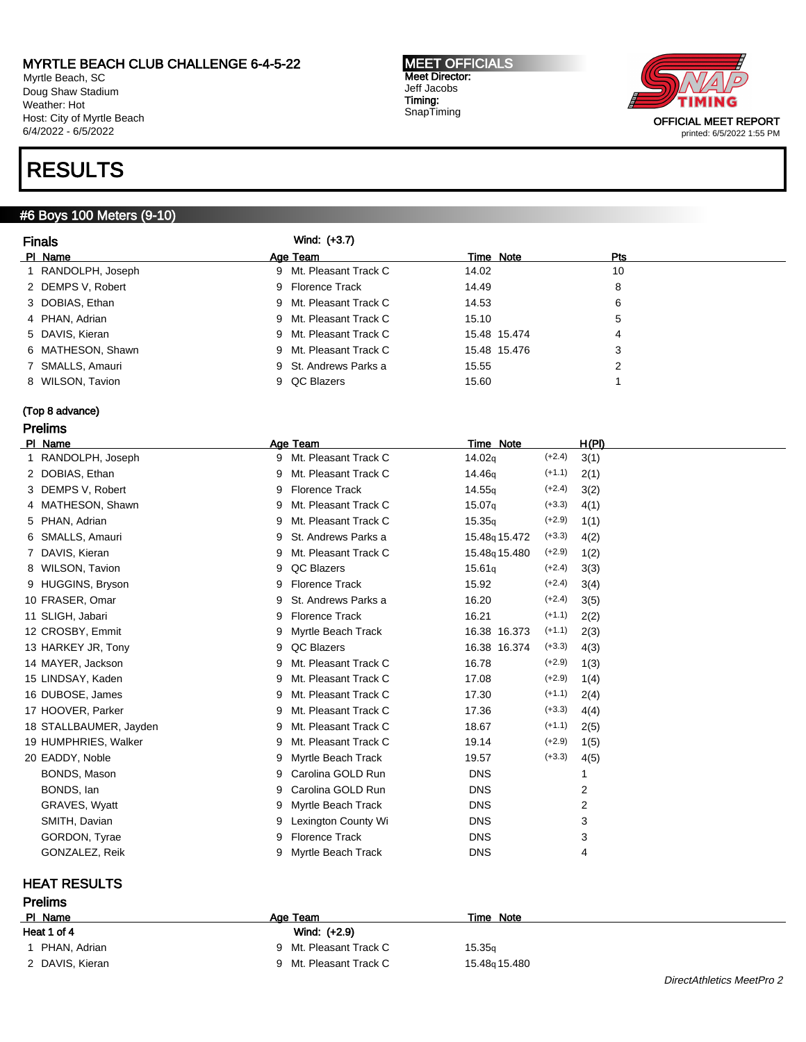MYRTLE BEACH CLUB CHALLENGE 6-4-5-22
Myrtle Beach, SC
Doug Shaw Stadium
Weather: Hot
Host: City of Myrtle Beach
6/4/2022 - 6/5/2022

**MEET OFFICIALS**
Meet Director:
Jeff Jacobs
Timing:
SnapTiming

OFFICIAL MEET REPORT
printed: 6/5/2022 1:55 PM

# RESULTS

## #6 Boys 100 Meters (9-10)

### Finals

Wind: (+3.7)

| Pl | Name | Age | Team | Time | Note | Pts |
|---|---|---|---|---|---|---|
| 1 | RANDOLPH, Joseph | 9 | Mt. Pleasant Track C | 14.02 | | 10 |
| 2 | DEMPS V, Robert | 9 | Florence Track | 14.49 | | 8 |
| 3 | DOBIAS, Ethan | 9 | Mt. Pleasant Track C | 14.53 | | 6 |
| 4 | PHAN, Adrian | 9 | Mt. Pleasant Track C | 15.10 | | 5 |
| 5 | DAVIS, Kieran | 9 | Mt. Pleasant Track C | 15.48 | 15.474 | 4 |
| 6 | MATHESON, Shawn | 9 | Mt. Pleasant Track C | 15.48 | 15.476 | 3 |
| 7 | SMALLS, Amauri | 9 | St. Andrews Parks a | 15.55 | | 2 |
| 8 | WILSON, Tavion | 9 | QC Blazers | 15.60 | | 1 |

(Top 8 advance)

### Prelims

| Pl | Name | Age | Team | Time | Note | Wind | H(Pl) |
|---|---|---|---|---|---|---|---|
| 1 | RANDOLPH, Joseph | 9 | Mt. Pleasant Track C | 14.02q | | (+2.4) | 3(1) |
| 2 | DOBIAS, Ethan | 9 | Mt. Pleasant Track C | 14.46q | | (+1.1) | 2(1) |
| 3 | DEMPS V, Robert | 9 | Florence Track | 14.55q | | (+2.4) | 3(2) |
| 4 | MATHESON, Shawn | 9 | Mt. Pleasant Track C | 15.07q | | (+3.3) | 4(1) |
| 5 | PHAN, Adrian | 9 | Mt. Pleasant Track C | 15.35q | | (+2.9) | 1(1) |
| 6 | SMALLS, Amauri | 9 | St. Andrews Parks a | 15.48q | 15.472 | (+3.3) | 4(2) |
| 7 | DAVIS, Kieran | 9 | Mt. Pleasant Track C | 15.48q | 15.480 | (+2.9) | 1(2) |
| 8 | WILSON, Tavion | 9 | QC Blazers | 15.61q | | (+2.4) | 3(3) |
| 9 | HUGGINS, Bryson | 9 | Florence Track | 15.92 | | (+2.4) | 3(4) |
| 10 | FRASER, Omar | 9 | St. Andrews Parks a | 16.20 | | (+2.4) | 3(5) |
| 11 | SLIGH, Jabari | 9 | Florence Track | 16.21 | | (+1.1) | 2(2) |
| 12 | CROSBY, Emmit | 9 | Myrtle Beach Track | 16.38 | 16.373 | (+1.1) | 2(3) |
| 13 | HARKEY JR, Tony | 9 | QC Blazers | 16.38 | 16.374 | (+3.3) | 4(3) |
| 14 | MAYER, Jackson | 9 | Mt. Pleasant Track C | 16.78 | | (+2.9) | 1(3) |
| 15 | LINDSAY, Kaden | 9 | Mt. Pleasant Track C | 17.08 | | (+2.9) | 1(4) |
| 16 | DUBOSE, James | 9 | Mt. Pleasant Track C | 17.30 | | (+1.1) | 2(4) |
| 17 | HOOVER, Parker | 9 | Mt. Pleasant Track C | 17.36 | | (+3.3) | 4(4) |
| 18 | STALLBAUMER, Jayden | 9 | Mt. Pleasant Track C | 18.67 | | (+1.1) | 2(5) |
| 19 | HUMPHRIES, Walker | 9 | Mt. Pleasant Track C | 19.14 | | (+2.9) | 1(5) |
| 20 | EADDY, Noble | 9 | Myrtle Beach Track | 19.57 | | (+3.3) | 4(5) |
| | BONDS, Mason | 9 | Carolina GOLD Run | DNS | | | 1 |
| | BONDS, Ian | 9 | Carolina GOLD Run | DNS | | | 2 |
| | GRAVES, Wyatt | 9 | Myrtle Beach Track | DNS | | | 2 |
| | SMITH, Davian | 9 | Lexington County Wi | DNS | | | 3 |
| | GORDON, Tyrae | 9 | Florence Track | DNS | | | 3 |
| | GONZALEZ, Reik | 9 | Myrtle Beach Track | DNS | | | 4 |

## HEAT RESULTS

### Prelims

**Heat 1 of 4** Wind: (+2.9)

| Pl | Name | Age | Team | Time | Note |
|---|---|---|---|---|---|
| 1 | PHAN, Adrian | 9 | Mt. Pleasant Track C | 15.35q | |
| 2 | DAVIS, Kieran | 9 | Mt. Pleasant Track C | 15.48q | 15.480 |

*DirectAthletics MeetPro 2*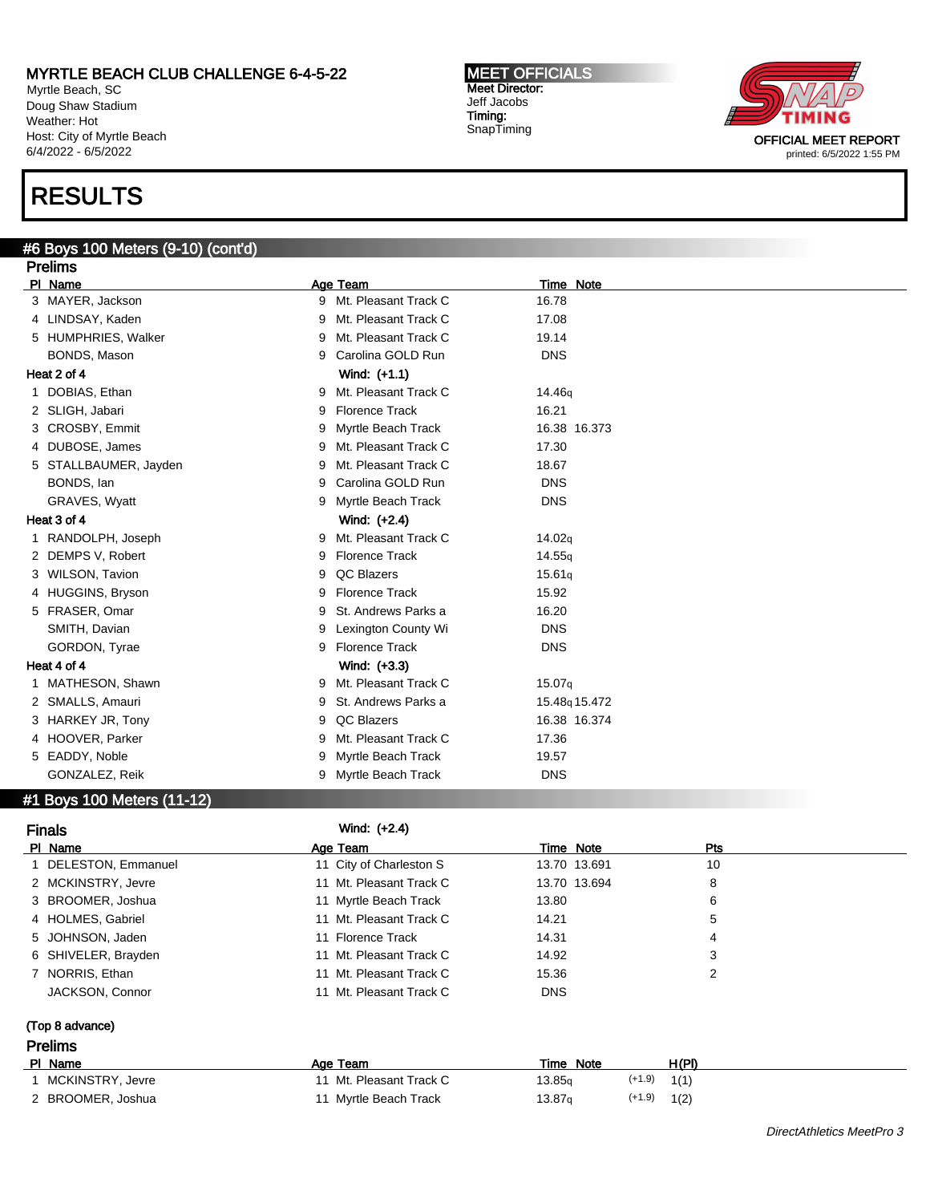# MYRTLE BEACH CLUB CHALLENGE 6-4-5-22

Myrtle Beach, SC
Doug Shaw Stadium
Weather: Hot
Host: City of Myrtle Beach
6/4/2022 - 6/5/2022

**MEET OFFICIALS**
Meet Director:
Jeff Jacobs
Timing:
SnapTiming

OFFICIAL MEET REPORT
printed: 6/5/2022 1:55 PM

# RESULTS

## #6 Boys 100 Meters (9-10) (cont'd)

### Prelims

| Pl | Name | Age | Team | Time | Note |
|---|---|---|---|---|---|
| 3 | MAYER, Jackson | 9 | Mt. Pleasant Track C | 16.78 | |
| 4 | LINDSAY, Kaden | 9 | Mt. Pleasant Track C | 17.08 | |
| 5 | HUMPHRIES, Walker | 9 | Mt. Pleasant Track C | 19.14 | |
| | BONDS, Mason | 9 | Carolina GOLD Run | DNS | |
| **Heat 2 of 4** | | | **Wind: (+1.1)** | | |
| 1 | DOBIAS, Ethan | 9 | Mt. Pleasant Track C | 14.46q | |
| 2 | SLIGH, Jabari | 9 | Florence Track | 16.21 | |
| 3 | CROSBY, Emmit | 9 | Myrtle Beach Track | 16.38 | 16.373 |
| 4 | DUBOSE, James | 9 | Mt. Pleasant Track C | 17.30 | |
| 5 | STALLBAUMER, Jayden | 9 | Mt. Pleasant Track C | 18.67 | |
| | BONDS, Ian | 9 | Carolina GOLD Run | DNS | |
| | GRAVES, Wyatt | 9 | Myrtle Beach Track | DNS | |
| **Heat 3 of 4** | | | **Wind: (+2.4)** | | |
| 1 | RANDOLPH, Joseph | 9 | Mt. Pleasant Track C | 14.02q | |
| 2 | DEMPS V, Robert | 9 | Florence Track | 14.55q | |
| 3 | WILSON, Tavion | 9 | QC Blazers | 15.61q | |
| 4 | HUGGINS, Bryson | 9 | Florence Track | 15.92 | |
| 5 | FRASER, Omar | 9 | St. Andrews Parks a | 16.20 | |
| | SMITH, Davian | 9 | Lexington County Wi | DNS | |
| | GORDON, Tyrae | 9 | Florence Track | DNS | |
| **Heat 4 of 4** | | | **Wind: (+3.3)** | | |
| 1 | MATHESON, Shawn | 9 | Mt. Pleasant Track C | 15.07q | |
| 2 | SMALLS, Amauri | 9 | St. Andrews Parks a | 15.48q | 15.472 |
| 3 | HARKEY JR, Tony | 9 | QC Blazers | 16.38 | 16.374 |
| 4 | HOOVER, Parker | 9 | Mt. Pleasant Track C | 17.36 | |
| 5 | EADDY, Noble | 9 | Myrtle Beach Track | 19.57 | |
| | GONZALEZ, Reik | 9 | Myrtle Beach Track | DNS | |

## #1 Boys 100 Meters (11-12)

### Finals

Wind: (+2.4)

| Pl | Name | Age | Team | Time | Note | Pts |
|---|---|---|---|---|---|---|
| 1 | DELESTON, Emmanuel | 11 | City of Charleston S | 13.70 | 13.691 | 10 |
| 2 | MCKINSTRY, Jevre | 11 | Mt. Pleasant Track C | 13.70 | 13.694 | 8 |
| 3 | BROOMER, Joshua | 11 | Myrtle Beach Track | 13.80 | | 6 |
| 4 | HOLMES, Gabriel | 11 | Mt. Pleasant Track C | 14.21 | | 5 |
| 5 | JOHNSON, Jaden | 11 | Florence Track | 14.31 | | 4 |
| 6 | SHIVELER, Brayden | 11 | Mt. Pleasant Track C | 14.92 | | 3 |
| 7 | NORRIS, Ethan | 11 | Mt. Pleasant Track C | 15.36 | | 2 |
| | JACKSON, Connor | 11 | Mt. Pleasant Track C | DNS | | |

(Top 8 advance)

### Prelims

| Pl | Name | Age | Team | Time | Note | Wind | H(Pl) |
|---|---|---|---|---|---|---|---|
| 1 | MCKINSTRY, Jevre | 11 | Mt. Pleasant Track C | 13.85q | | (+1.9) | 1(1) |
| 2 | BROOMER, Joshua | 11 | Myrtle Beach Track | 13.87q | | (+1.9) | 1(2) |

*DirectAthletics MeetPro 3*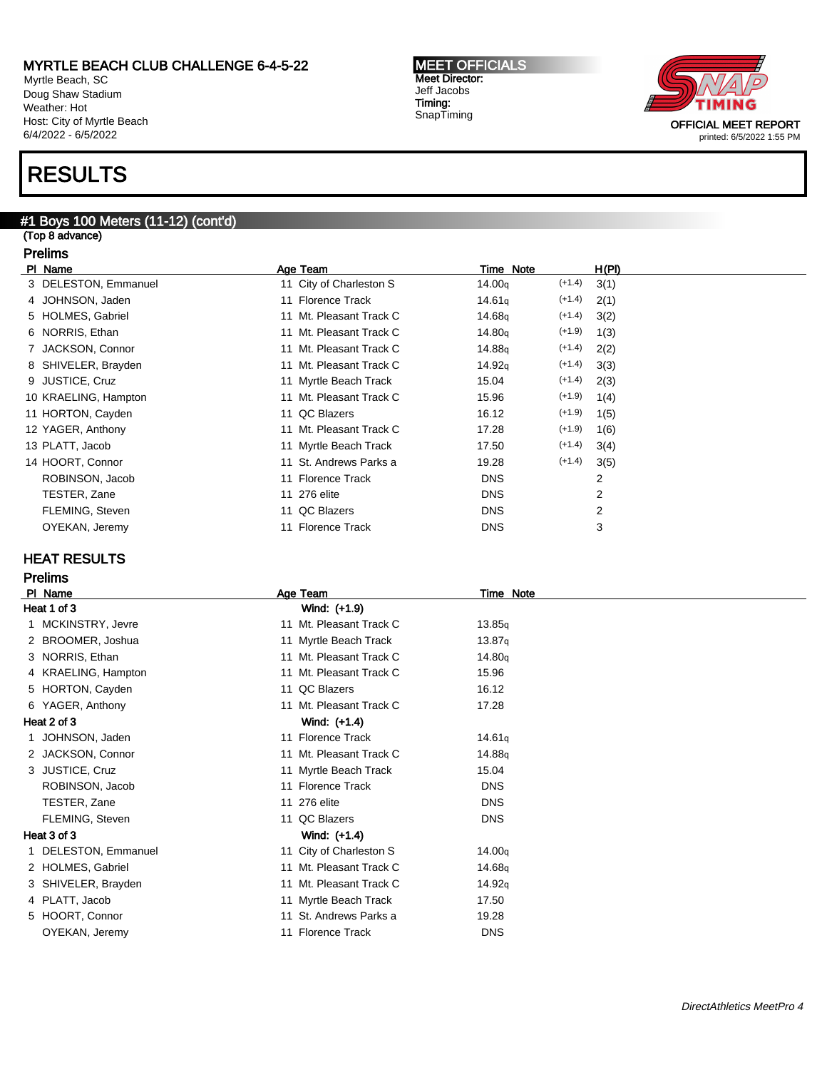# MYRTLE BEACH CLUB CHALLENGE 6-4-5-22

Myrtle Beach, SC
Doug Shaw Stadium
Weather: Hot
Host: City of Myrtle Beach
6/4/2022 - 6/5/2022

**MEET OFFICIALS**
Meet Director:
Jeff Jacobs
Timing:
SnapTiming

OFFICIAL MEET REPORT
printed: 6/5/2022 1:55 PM

# RESULTS

## #1 Boys 100 Meters (11-12) (cont'd)

(Top 8 advance)

### Prelims

| Pl | Name | Age | Team | Time | Note | | H(Pl) |
|---|---|---|---|---|---|---|---|
| 3 | DELESTON, Emmanuel | 11 | City of Charleston S | 14.00q | | (+1.4) | 3(1) |
| 4 | JOHNSON, Jaden | 11 | Florence Track | 14.61q | | (+1.4) | 2(1) |
| 5 | HOLMES, Gabriel | 11 | Mt. Pleasant Track C | 14.68q | | (+1.4) | 3(2) |
| 6 | NORRIS, Ethan | 11 | Mt. Pleasant Track C | 14.80q | | (+1.9) | 1(3) |
| 7 | JACKSON, Connor | 11 | Mt. Pleasant Track C | 14.88q | | (+1.4) | 2(2) |
| 8 | SHIVELER, Brayden | 11 | Mt. Pleasant Track C | 14.92q | | (+1.4) | 3(3) |
| 9 | JUSTICE, Cruz | 11 | Myrtle Beach Track | 15.04 | | (+1.4) | 2(3) |
| 10 | KRAELING, Hampton | 11 | Mt. Pleasant Track C | 15.96 | | (+1.9) | 1(4) |
| 11 | HORTON, Cayden | 11 | QC Blazers | 16.12 | | (+1.9) | 1(5) |
| 12 | YAGER, Anthony | 11 | Mt. Pleasant Track C | 17.28 | | (+1.9) | 1(6) |
| 13 | PLATT, Jacob | 11 | Myrtle Beach Track | 17.50 | | (+1.4) | 3(4) |
| 14 | HOORT, Connor | 11 | St. Andrews Parks a | 19.28 | | (+1.4) | 3(5) |
| | ROBINSON, Jacob | 11 | Florence Track | DNS | | | 2 |
| | TESTER, Zane | 11 | 276 elite | DNS | | | 2 |
| | FLEMING, Steven | 11 | QC Blazers | DNS | | | 2 |
| | OYEKAN, Jeremy | 11 | Florence Track | DNS | | | 3 |

## HEAT RESULTS

### Prelims

| Pl | Name | Age | Team | Time | Note |
|---|---|---|---|---|---|
| **Heat 1 of 3** | | | **Wind: (+1.9)** | | |
| 1 | MCKINSTRY, Jevre | 11 | Mt. Pleasant Track C | 13.85q | |
| 2 | BROOMER, Joshua | 11 | Myrtle Beach Track | 13.87q | |
| 3 | NORRIS, Ethan | 11 | Mt. Pleasant Track C | 14.80q | |
| 4 | KRAELING, Hampton | 11 | Mt. Pleasant Track C | 15.96 | |
| 5 | HORTON, Cayden | 11 | QC Blazers | 16.12 | |
| 6 | YAGER, Anthony | 11 | Mt. Pleasant Track C | 17.28 | |
| **Heat 2 of 3** | | | **Wind: (+1.4)** | | |
| 1 | JOHNSON, Jaden | 11 | Florence Track | 14.61q | |
| 2 | JACKSON, Connor | 11 | Mt. Pleasant Track C | 14.88q | |
| 3 | JUSTICE, Cruz | 11 | Myrtle Beach Track | 15.04 | |
| | ROBINSON, Jacob | 11 | Florence Track | DNS | |
| | TESTER, Zane | 11 | 276 elite | DNS | |
| | FLEMING, Steven | 11 | QC Blazers | DNS | |
| **Heat 3 of 3** | | | **Wind: (+1.4)** | | |
| 1 | DELESTON, Emmanuel | 11 | City of Charleston S | 14.00q | |
| 2 | HOLMES, Gabriel | 11 | Mt. Pleasant Track C | 14.68q | |
| 3 | SHIVELER, Brayden | 11 | Mt. Pleasant Track C | 14.92q | |
| 4 | PLATT, Jacob | 11 | Myrtle Beach Track | 17.50 | |
| 5 | HOORT, Connor | 11 | St. Andrews Parks a | 19.28 | |
| | OYEKAN, Jeremy | 11 | Florence Track | DNS | |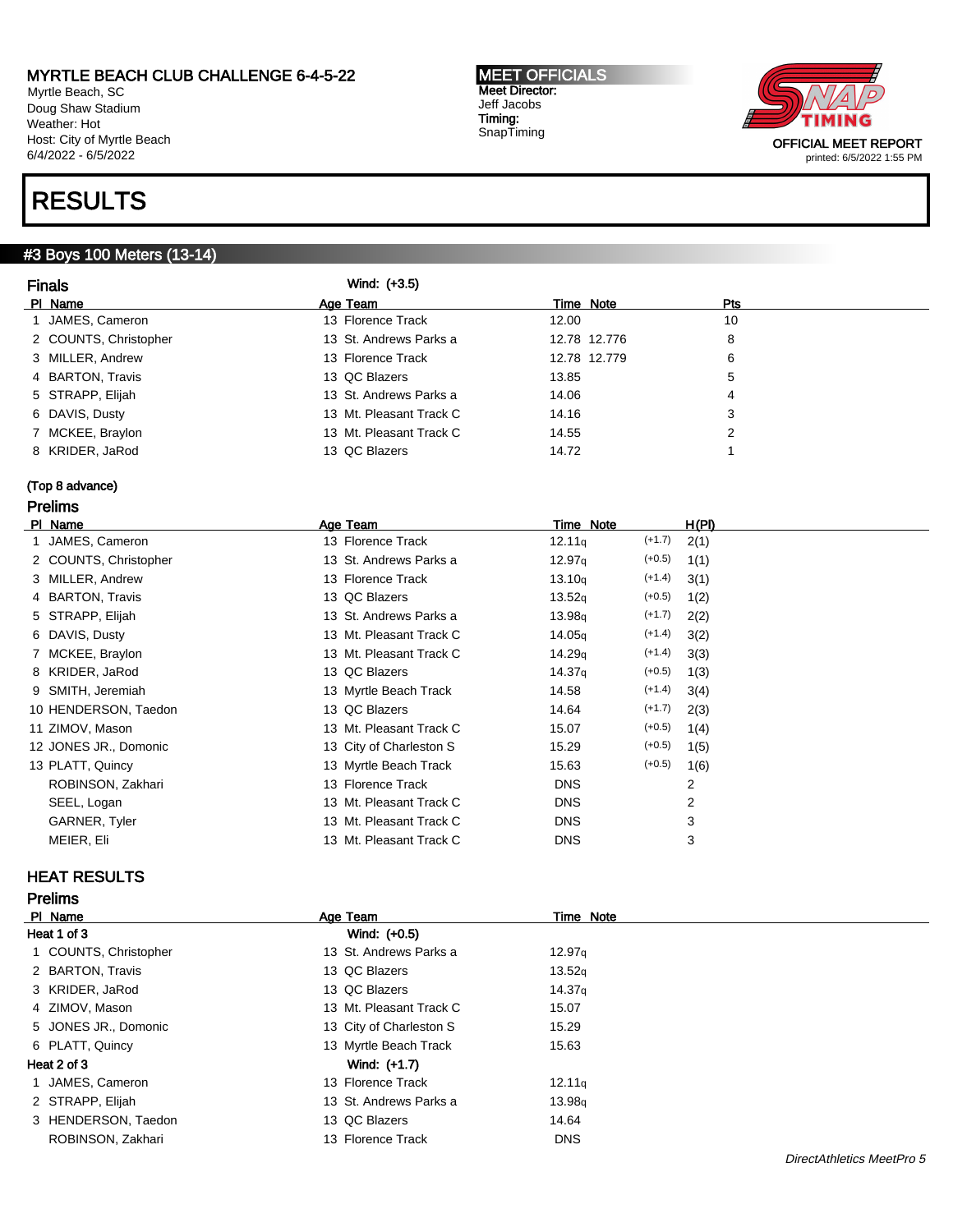MYRTLE BEACH CLUB CHALLENGE 6-4-5-22
Myrtle Beach, SC
Doug Shaw Stadium
Weather: Hot
Host: City of Myrtle Beach
6/4/2022 - 6/5/2022

MEET OFFICIALS
Meet Director:
Jeff Jacobs
Timing:
SnapTiming

OFFICIAL MEET REPORT
printed: 6/5/2022 1:55 PM

# RESULTS

## #3 Boys 100 Meters (13-14)

### Finals

Wind: (+3.5)

| Pl | Name | Age | Team | Time | Note | Pts |
|---|---|---|---|---|---|---|
| 1 | JAMES, Cameron | 13 | Florence Track | 12.00 | | 10 |
| 2 | COUNTS, Christopher | 13 | St. Andrews Parks a | 12.78 | 12.776 | 8 |
| 3 | MILLER, Andrew | 13 | Florence Track | 12.78 | 12.779 | 6 |
| 4 | BARTON, Travis | 13 | QC Blazers | 13.85 | | 5 |
| 5 | STRAPP, Elijah | 13 | St. Andrews Parks a | 14.06 | | 4 |
| 6 | DAVIS, Dusty | 13 | Mt. Pleasant Track C | 14.16 | | 3 |
| 7 | MCKEE, Braylon | 13 | Mt. Pleasant Track C | 14.55 | | 2 |
| 8 | KRIDER, JaRod | 13 | QC Blazers | 14.72 | | 1 |

(Top 8 advance)

### Prelims

| Pl | Name | Age | Team | Time | Note | Wind | H(Pl) |
|---|---|---|---|---|---|---|---|
| 1 | JAMES, Cameron | 13 | Florence Track | 12.11q | | (+1.7) | 2(1) |
| 2 | COUNTS, Christopher | 13 | St. Andrews Parks a | 12.97q | | (+0.5) | 1(1) |
| 3 | MILLER, Andrew | 13 | Florence Track | 13.10q | | (+1.4) | 3(1) |
| 4 | BARTON, Travis | 13 | QC Blazers | 13.52q | | (+0.5) | 1(2) |
| 5 | STRAPP, Elijah | 13 | St. Andrews Parks a | 13.98q | | (+1.7) | 2(2) |
| 6 | DAVIS, Dusty | 13 | Mt. Pleasant Track C | 14.05q | | (+1.4) | 3(2) |
| 7 | MCKEE, Braylon | 13 | Mt. Pleasant Track C | 14.29q | | (+1.4) | 3(3) |
| 8 | KRIDER, JaRod | 13 | QC Blazers | 14.37q | | (+0.5) | 1(3) |
| 9 | SMITH, Jeremiah | 13 | Myrtle Beach Track | 14.58 | | (+1.4) | 3(4) |
| 10 | HENDERSON, Taedon | 13 | QC Blazers | 14.64 | | (+1.7) | 2(3) |
| 11 | ZIMOV, Mason | 13 | Mt. Pleasant Track C | 15.07 | | (+0.5) | 1(4) |
| 12 | JONES JR., Domonic | 13 | City of Charleston S | 15.29 | | (+0.5) | 1(5) |
| 13 | PLATT, Quincy | 13 | Myrtle Beach Track | 15.63 | | (+0.5) | 1(6) |
| | ROBINSON, Zakhari | 13 | Florence Track | DNS | | | 2 |
| | SEEL, Logan | 13 | Mt. Pleasant Track C | DNS | | | 2 |
| | GARNER, Tyler | 13 | Mt. Pleasant Track C | DNS | | | 3 |
| | MEIER, Eli | 13 | Mt. Pleasant Track C | DNS | | | 3 |

## HEAT RESULTS

### Prelims

| Pl | Name | Age | Team | Time | Note |
|---|---|---|---|---|---|
| **Heat 1 of 3** | | Wind: (+0.5) | | | |
| 1 | COUNTS, Christopher | 13 | St. Andrews Parks a | 12.97q | |
| 2 | BARTON, Travis | 13 | QC Blazers | 13.52q | |
| 3 | KRIDER, JaRod | 13 | QC Blazers | 14.37q | |
| 4 | ZIMOV, Mason | 13 | Mt. Pleasant Track C | 15.07 | |
| 5 | JONES JR., Domonic | 13 | City of Charleston S | 15.29 | |
| 6 | PLATT, Quincy | 13 | Myrtle Beach Track | 15.63 | |
| **Heat 2 of 3** | | Wind: (+1.7) | | | |
| 1 | JAMES, Cameron | 13 | Florence Track | 12.11q | |
| 2 | STRAPP, Elijah | 13 | St. Andrews Parks a | 13.98q | |
| 3 | HENDERSON, Taedon | 13 | QC Blazers | 14.64 | |
| | ROBINSON, Zakhari | 13 | Florence Track | DNS | |

*DirectAthletics MeetPro 5*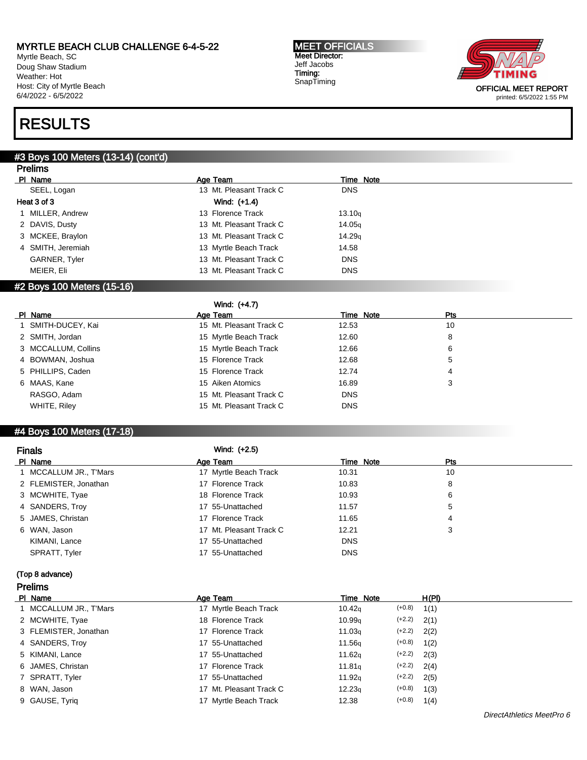# RESULTS

## #3 Boys 100 Meters (13-14) (cont'd)

### Prelims

| Pl | Name | Age | Team | Time | Note |
|---|---|---|---|---|---|
| | SEEL, Logan | 13 | Mt. Pleasant Track C | DNS | |

**Heat 3 of 3** Wind: (+1.4)

| Pl | Name | Age | Team | Time | Note |
|---|---|---|---|---|---|
| 1 | MILLER, Andrew | 13 | Florence Track | 13.10q | |
| 2 | DAVIS, Dusty | 13 | Mt. Pleasant Track C | 14.05q | |
| 3 | MCKEE, Braylon | 13 | Mt. Pleasant Track C | 14.29q | |
| 4 | SMITH, Jeremiah | 13 | Myrtle Beach Track | 14.58 | |
| | GARNER, Tyler | 13 | Mt. Pleasant Track C | DNS | |
| | MEIER, Eli | 13 | Mt. Pleasant Track C | DNS | |

## #2 Boys 100 Meters (15-16)

Wind: (+4.7)

| Pl | Name | Age | Team | Time | Note | Pts |
|---|---|---|---|---|---|---|
| 1 | SMITH-DUCEY, Kai | 15 | Mt. Pleasant Track C | 12.53 | | 10 |
| 2 | SMITH, Jordan | 15 | Myrtle Beach Track | 12.60 | | 8 |
| 3 | MCCALLUM, Collins | 15 | Myrtle Beach Track | 12.66 | | 6 |
| 4 | BOWMAN, Joshua | 15 | Florence Track | 12.68 | | 5 |
| 5 | PHILLIPS, Caden | 15 | Florence Track | 12.74 | | 4 |
| 6 | MAAS, Kane | 15 | Aiken Atomics | 16.89 | | 3 |
| | RASGO, Adam | 15 | Mt. Pleasant Track C | DNS | | |
| | WHITE, Riley | 15 | Mt. Pleasant Track C | DNS | | |

## #4 Boys 100 Meters (17-18)

### Finals

Wind: (+2.5)

| Pl | Name | Age | Team | Time | Note | Pts |
|---|---|---|---|---|---|---|
| 1 | MCCALLUM JR., T'Mars | 17 | Myrtle Beach Track | 10.31 | | 10 |
| 2 | FLEMISTER, Jonathan | 17 | Florence Track | 10.83 | | 8 |
| 3 | MCWHITE, Tyae | 18 | Florence Track | 10.93 | | 6 |
| 4 | SANDERS, Troy | 17 | 55-Unattached | 11.57 | | 5 |
| 5 | JAMES, Christan | 17 | Florence Track | 11.65 | | 4 |
| 6 | WAN, Jason | 17 | Mt. Pleasant Track C | 12.21 | | 3 |
| | KIMANI, Lance | 17 | 55-Unattached | DNS | | |
| | SPRATT, Tyler | 17 | 55-Unattached | DNS | | |

(Top 8 advance)

### Prelims

| Pl | Name | Age | Team | Time | Note | Wind | H(Pl) |
|---|---|---|---|---|---|---|---|
| 1 | MCCALLUM JR., T'Mars | 17 | Myrtle Beach Track | 10.42q | | (+0.8) | 1(1) |
| 2 | MCWHITE, Tyae | 18 | Florence Track | 10.99q | | (+2.2) | 2(1) |
| 3 | FLEMISTER, Jonathan | 17 | Florence Track | 11.03q | | (+2.2) | 2(2) |
| 4 | SANDERS, Troy | 17 | 55-Unattached | 11.56q | | (+0.8) | 1(2) |
| 5 | KIMANI, Lance | 17 | 55-Unattached | 11.62q | | (+2.2) | 2(3) |
| 6 | JAMES, Christan | 17 | Florence Track | 11.81q | | (+2.2) | 2(4) |
| 7 | SPRATT, Tyler | 17 | 55-Unattached | 11.92q | | (+2.2) | 2(5) |
| 8 | WAN, Jason | 17 | Mt. Pleasant Track C | 12.23q | | (+0.8) | 1(3) |
| 9 | GAUSE, Tyriq | 17 | Myrtle Beach Track | 12.38 | | (+0.8) | 1(4) |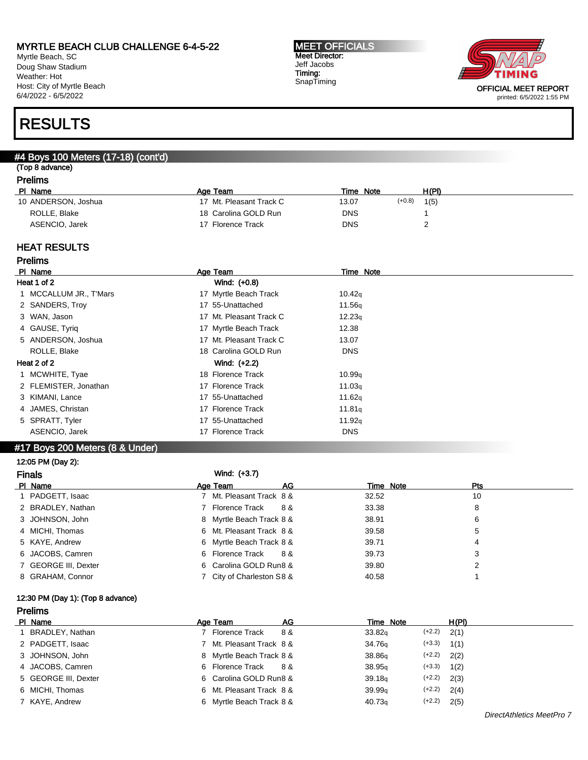## #4 Boys 100 Meters (17-18) (cont'd)

(Top 8 advance)

### Prelims

| Pl | Name | Age | Team | Time | Note | | H(Pl) |
|---|---|---|---|---|---|---|---|
| 10 | ANDERSON, Joshua | 17 | Mt. Pleasant Track C | 13.07 | | (+0.8) | 1(5) |
| | ROLLE, Blake | 18 | Carolina GOLD Run | DNS | | | 1 |
| | ASENCIO, Jarek | 17 | Florence Track | DNS | | | 2 |

## HEAT RESULTS

### Prelims

| Pl | Name | Age | Team | Time | Note |
|---|---|---|---|---|---|
| **Heat 1 of 2** | | | **Wind: (+0.8)** | | |
| 1 | MCCALLUM JR., T'Mars | 17 | Myrtle Beach Track | 10.42q | |
| 2 | SANDERS, Troy | 17 | 55-Unattached | 11.56q | |
| 3 | WAN, Jason | 17 | Mt. Pleasant Track C | 12.23q | |
| 4 | GAUSE, Tyriq | 17 | Myrtle Beach Track | 12.38 | |
| 5 | ANDERSON, Joshua | 17 | Mt. Pleasant Track C | 13.07 | |
| | ROLLE, Blake | 18 | Carolina GOLD Run | DNS | |
| **Heat 2 of 2** | | | **Wind: (+2.2)** | | |
| 1 | MCWHITE, Tyae | 18 | Florence Track | 10.99q | |
| 2 | FLEMISTER, Jonathan | 17 | Florence Track | 11.03q | |
| 3 | KIMANI, Lance | 17 | 55-Unattached | 11.62q | |
| 4 | JAMES, Christan | 17 | Florence Track | 11.81q | |
| 5 | SPRATT, Tyler | 17 | 55-Unattached | 11.92q | |
| | ASENCIO, Jarek | 17 | Florence Track | DNS | |

## #17 Boys 200 Meters (8 & Under)

12:05 PM (Day 2):

### Finals

Wind: (+3.7)

| Pl | Name | Age | Team | AG | Time | Note | Pts |
|---|---|---|---|---|---|---|---|
| 1 | PADGETT, Isaac | 7 | Mt. Pleasant Track | 8 & | 32.52 | | 10 |
| 2 | BRADLEY, Nathan | 7 | Florence Track | 8 & | 33.38 | | 8 |
| 3 | JOHNSON, John | 8 | Myrtle Beach Track | 8 & | 38.91 | | 6 |
| 4 | MICHI, Thomas | 6 | Mt. Pleasant Track | 8 & | 39.58 | | 5 |
| 5 | KAYE, Andrew | 6 | Myrtle Beach Track | 8 & | 39.71 | | 4 |
| 6 | JACOBS, Camren | 6 | Florence Track | 8 & | 39.73 | | 3 |
| 7 | GEORGE III, Dexter | 6 | Carolina GOLD Run | 8 & | 39.80 | | 2 |
| 8 | GRAHAM, Connor | 7 | City of Charleston S | 8 & | 40.58 | | 1 |

12:30 PM (Day 1): (Top 8 advance)

### Prelims

| Pl | Name | Age | Team | AG | Time | Note | | H(Pl) |
|---|---|---|---|---|---|---|---|---|
| 1 | BRADLEY, Nathan | 7 | Florence Track | 8 & | 33.82q | | (+2.2) | 2(1) |
| 2 | PADGETT, Isaac | 7 | Mt. Pleasant Track | 8 & | 34.76q | | (+3.3) | 1(1) |
| 3 | JOHNSON, John | 8 | Myrtle Beach Track | 8 & | 38.86q | | (+2.2) | 2(2) |
| 4 | JACOBS, Camren | 6 | Florence Track | 8 & | 38.95q | | (+3.3) | 1(2) |
| 5 | GEORGE III, Dexter | 6 | Carolina GOLD Run | 8 & | 39.18q | | (+2.2) | 2(3) |
| 6 | MICHI, Thomas | 6 | Mt. Pleasant Track | 8 & | 39.99q | | (+2.2) | 2(4) |
| 7 | KAYE, Andrew | 6 | Myrtle Beach Track | 8 & | 40.73q | | (+2.2) | 2(5) |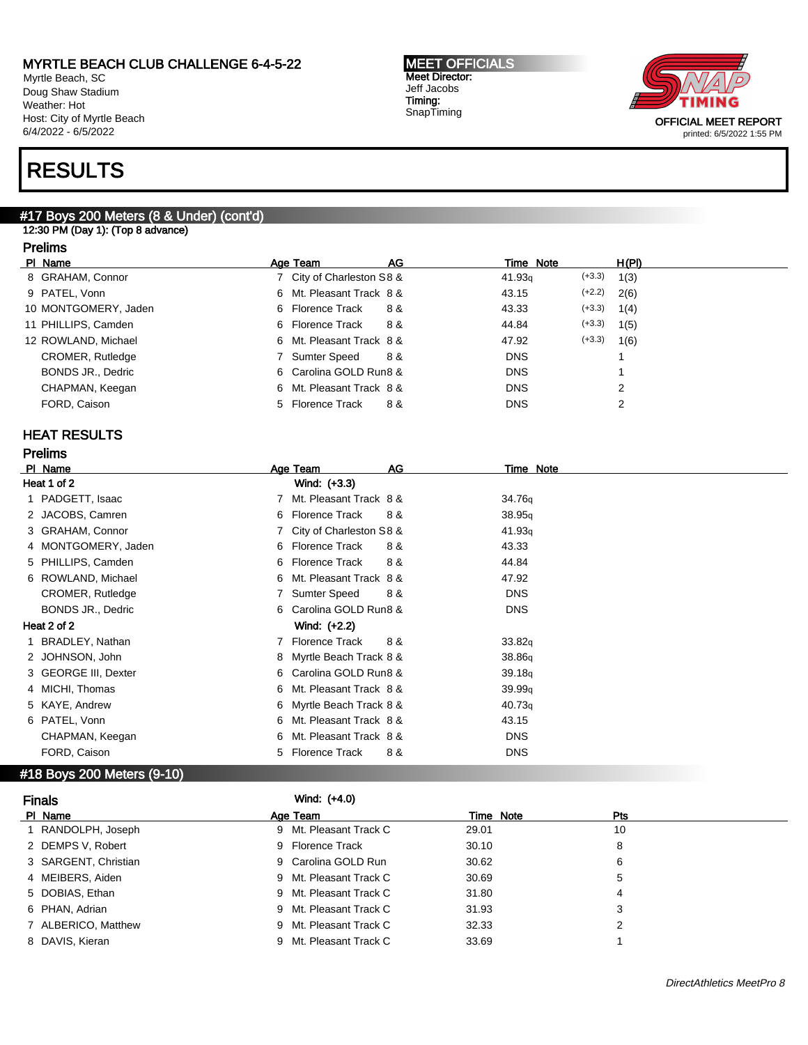# RESULTS

## #17 Boys 200 Meters (8 & Under) (cont'd)

12:30 PM (Day 1): (Top 8 advance)

### Prelims

| Pl | Name | Age | Team | AG | Time | Note | | H(Pl) |
|---|---|---|---|---|---|---|---|---|
| 8 | GRAHAM, Connor | 7 | City of Charleston S | 8 & | 41.93q | | (+3.3) | 1(3) |
| 9 | PATEL, Vonn | 6 | Mt. Pleasant Track | 8 & | 43.15 | | (+2.2) | 2(6) |
| 10 | MONTGOMERY, Jaden | 6 | Florence Track | 8 & | 43.33 | | (+3.3) | 1(4) |
| 11 | PHILLIPS, Camden | 6 | Florence Track | 8 & | 44.84 | | (+3.3) | 1(5) |
| 12 | ROWLAND, Michael | 6 | Mt. Pleasant Track | 8 & | 47.92 | | (+3.3) | 1(6) |
| | CROMER, Rutledge | 7 | Sumter Speed | 8 & | DNS | | | 1 |
| | BONDS JR., Dedric | 6 | Carolina GOLD Run | 8 & | DNS | | | 1 |
| | CHAPMAN, Keegan | 6 | Mt. Pleasant Track | 8 & | DNS | | | 2 |
| | FORD, Caison | 5 | Florence Track | 8 & | DNS | | | 2 |

### HEAT RESULTS

### Prelims

| Pl | Name | Age | Team | AG | Time | Note |
|---|---|---|---|---|---|---|
| **Heat 1 of 2** | | | **Wind: (+3.3)** | | | |
| 1 | PADGETT, Isaac | 7 | Mt. Pleasant Track | 8 & | 34.76q | |
| 2 | JACOBS, Camren | 6 | Florence Track | 8 & | 38.95q | |
| 3 | GRAHAM, Connor | 7 | City of Charleston S | 8 & | 41.93q | |
| 4 | MONTGOMERY, Jaden | 6 | Florence Track | 8 & | 43.33 | |
| 5 | PHILLIPS, Camden | 6 | Florence Track | 8 & | 44.84 | |
| 6 | ROWLAND, Michael | 6 | Mt. Pleasant Track | 8 & | 47.92 | |
| | CROMER, Rutledge | 7 | Sumter Speed | 8 & | DNS | |
| | BONDS JR., Dedric | 6 | Carolina GOLD Run | 8 & | DNS | |
| **Heat 2 of 2** | | | **Wind: (+2.2)** | | | |
| 1 | BRADLEY, Nathan | 7 | Florence Track | 8 & | 33.82q | |
| 2 | JOHNSON, John | 8 | Myrtle Beach Track | 8 & | 38.86q | |
| 3 | GEORGE III, Dexter | 6 | Carolina GOLD Run | 8 & | 39.18q | |
| 4 | MICHI, Thomas | 6 | Mt. Pleasant Track | 8 & | 39.99q | |
| 5 | KAYE, Andrew | 6 | Myrtle Beach Track | 8 & | 40.73q | |
| 6 | PATEL, Vonn | 6 | Mt. Pleasant Track | 8 & | 43.15 | |
| | CHAPMAN, Keegan | 6 | Mt. Pleasant Track | 8 & | DNS | |
| | FORD, Caison | 5 | Florence Track | 8 & | DNS | |

## #18 Boys 200 Meters (9-10)

### Finals

Wind: (+4.0)

| Pl | Name | Age | Team | Time | Note | Pts |
|---|---|---|---|---|---|---|
| 1 | RANDOLPH, Joseph | 9 | Mt. Pleasant Track C | 29.01 | | 10 |
| 2 | DEMPS V, Robert | 9 | Florence Track | 30.10 | | 8 |
| 3 | SARGENT, Christian | 9 | Carolina GOLD Run | 30.62 | | 6 |
| 4 | MEIBERS, Aiden | 9 | Mt. Pleasant Track C | 30.69 | | 5 |
| 5 | DOBIAS, Ethan | 9 | Mt. Pleasant Track C | 31.80 | | 4 |
| 6 | PHAN, Adrian | 9 | Mt. Pleasant Track C | 31.93 | | 3 |
| 7 | ALBERICO, Matthew | 9 | Mt. Pleasant Track C | 32.33 | | 2 |
| 8 | DAVIS, Kieran | 9 | Mt. Pleasant Track C | 33.69 | | 1 |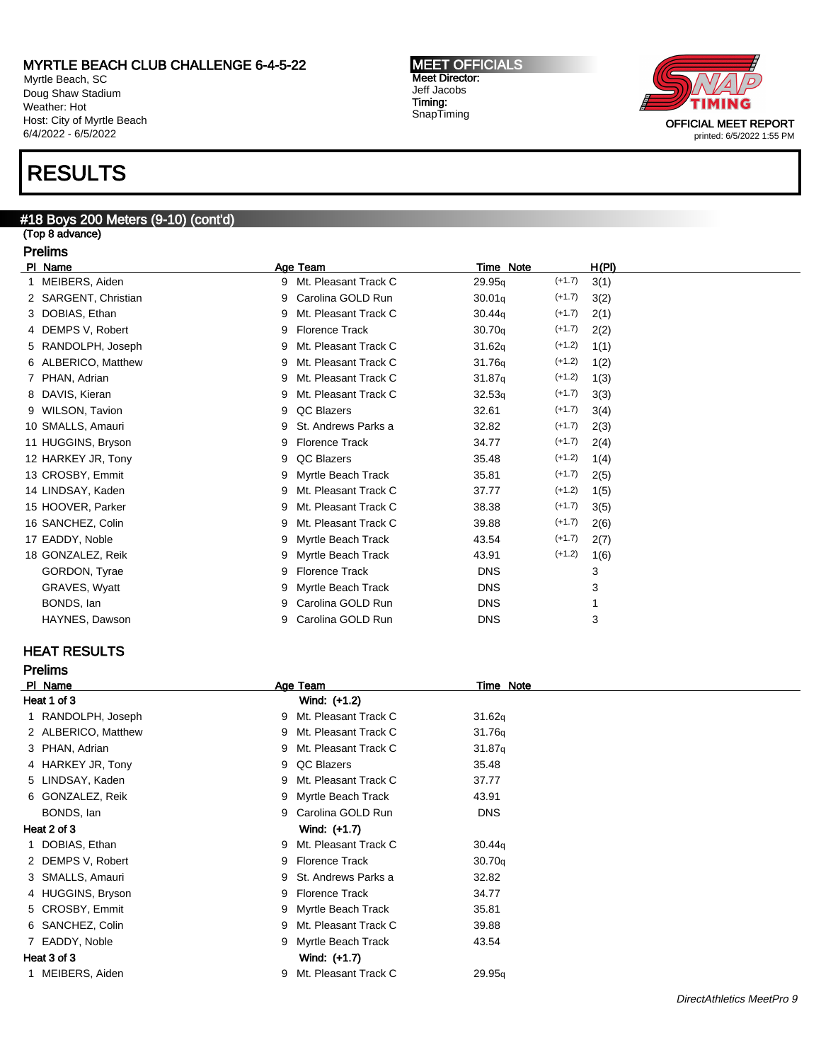MYRTLE BEACH CLUB CHALLENGE 6-4-5-22
Myrtle Beach, SC
Doug Shaw Stadium
Weather: Hot
Host: City of Myrtle Beach
6/4/2022 - 6/5/2022

**MEET OFFICIALS**
Meet Director:
Jeff Jacobs
Timing:
SnapTiming

OFFICIAL MEET REPORT
printed: 6/5/2022 1:55 PM

# RESULTS

## #18 Boys 200 Meters (9-10) (cont'd)

(Top 8 advance)

### Prelims

| Pl | Name | Age | Team | Time | Note | Wind | H(Pl) |
|---|---|---|---|---|---|---|---|
| 1 | MEIBERS, Aiden | 9 | Mt. Pleasant Track C | 29.95q | | (+1.7) | 3(1) |
| 2 | SARGENT, Christian | 9 | Carolina GOLD Run | 30.01q | | (+1.7) | 3(2) |
| 3 | DOBIAS, Ethan | 9 | Mt. Pleasant Track C | 30.44q | | (+1.7) | 2(1) |
| 4 | DEMPS V, Robert | 9 | Florence Track | 30.70q | | (+1.7) | 2(2) |
| 5 | RANDOLPH, Joseph | 9 | Mt. Pleasant Track C | 31.62q | | (+1.2) | 1(1) |
| 6 | ALBERICO, Matthew | 9 | Mt. Pleasant Track C | 31.76q | | (+1.2) | 1(2) |
| 7 | PHAN, Adrian | 9 | Mt. Pleasant Track C | 31.87q | | (+1.2) | 1(3) |
| 8 | DAVIS, Kieran | 9 | Mt. Pleasant Track C | 32.53q | | (+1.7) | 3(3) |
| 9 | WILSON, Tavion | 9 | QC Blazers | 32.61 | | (+1.7) | 3(4) |
| 10 | SMALLS, Amauri | 9 | St. Andrews Parks a | 32.82 | | (+1.7) | 2(3) |
| 11 | HUGGINS, Bryson | 9 | Florence Track | 34.77 | | (+1.7) | 2(4) |
| 12 | HARKEY JR, Tony | 9 | QC Blazers | 35.48 | | (+1.2) | 1(4) |
| 13 | CROSBY, Emmit | 9 | Myrtle Beach Track | 35.81 | | (+1.7) | 2(5) |
| 14 | LINDSAY, Kaden | 9 | Mt. Pleasant Track C | 37.77 | | (+1.2) | 1(5) |
| 15 | HOOVER, Parker | 9 | Mt. Pleasant Track C | 38.38 | | (+1.7) | 3(5) |
| 16 | SANCHEZ, Colin | 9 | Mt. Pleasant Track C | 39.88 | | (+1.7) | 2(6) |
| 17 | EADDY, Noble | 9 | Myrtle Beach Track | 43.54 | | (+1.7) | 2(7) |
| 18 | GONZALEZ, Reik | 9 | Myrtle Beach Track | 43.91 | | (+1.2) | 1(6) |
| | GORDON, Tyrae | 9 | Florence Track | DNS | | | 3 |
| | GRAVES, Wyatt | 9 | Myrtle Beach Track | DNS | | | 3 |
| | BONDS, Ian | 9 | Carolina GOLD Run | DNS | | | 1 |
| | HAYNES, Dawson | 9 | Carolina GOLD Run | DNS | | | 3 |

## HEAT RESULTS

### Prelims

| Pl | Name | Age | Team | Time | Note |
|---|---|---|---|---|---|
| **Heat 1 of 3** | | | **Wind: (+1.2)** | | |
| 1 | RANDOLPH, Joseph | 9 | Mt. Pleasant Track C | 31.62q | |
| 2 | ALBERICO, Matthew | 9 | Mt. Pleasant Track C | 31.76q | |
| 3 | PHAN, Adrian | 9 | Mt. Pleasant Track C | 31.87q | |
| 4 | HARKEY JR, Tony | 9 | QC Blazers | 35.48 | |
| 5 | LINDSAY, Kaden | 9 | Mt. Pleasant Track C | 37.77 | |
| 6 | GONZALEZ, Reik | 9 | Myrtle Beach Track | 43.91 | |
| | BONDS, Ian | 9 | Carolina GOLD Run | DNS | |
| **Heat 2 of 3** | | | **Wind: (+1.7)** | | |
| 1 | DOBIAS, Ethan | 9 | Mt. Pleasant Track C | 30.44q | |
| 2 | DEMPS V, Robert | 9 | Florence Track | 30.70q | |
| 3 | SMALLS, Amauri | 9 | St. Andrews Parks a | 32.82 | |
| 4 | HUGGINS, Bryson | 9 | Florence Track | 34.77 | |
| 5 | CROSBY, Emmit | 9 | Myrtle Beach Track | 35.81 | |
| 6 | SANCHEZ, Colin | 9 | Mt. Pleasant Track C | 39.88 | |
| 7 | EADDY, Noble | 9 | Myrtle Beach Track | 43.54 | |
| **Heat 3 of 3** | | | **Wind: (+1.7)** | | |
| 1 | MEIBERS, Aiden | 9 | Mt. Pleasant Track C | 29.95q | |

*DirectAthletics MeetPro 9*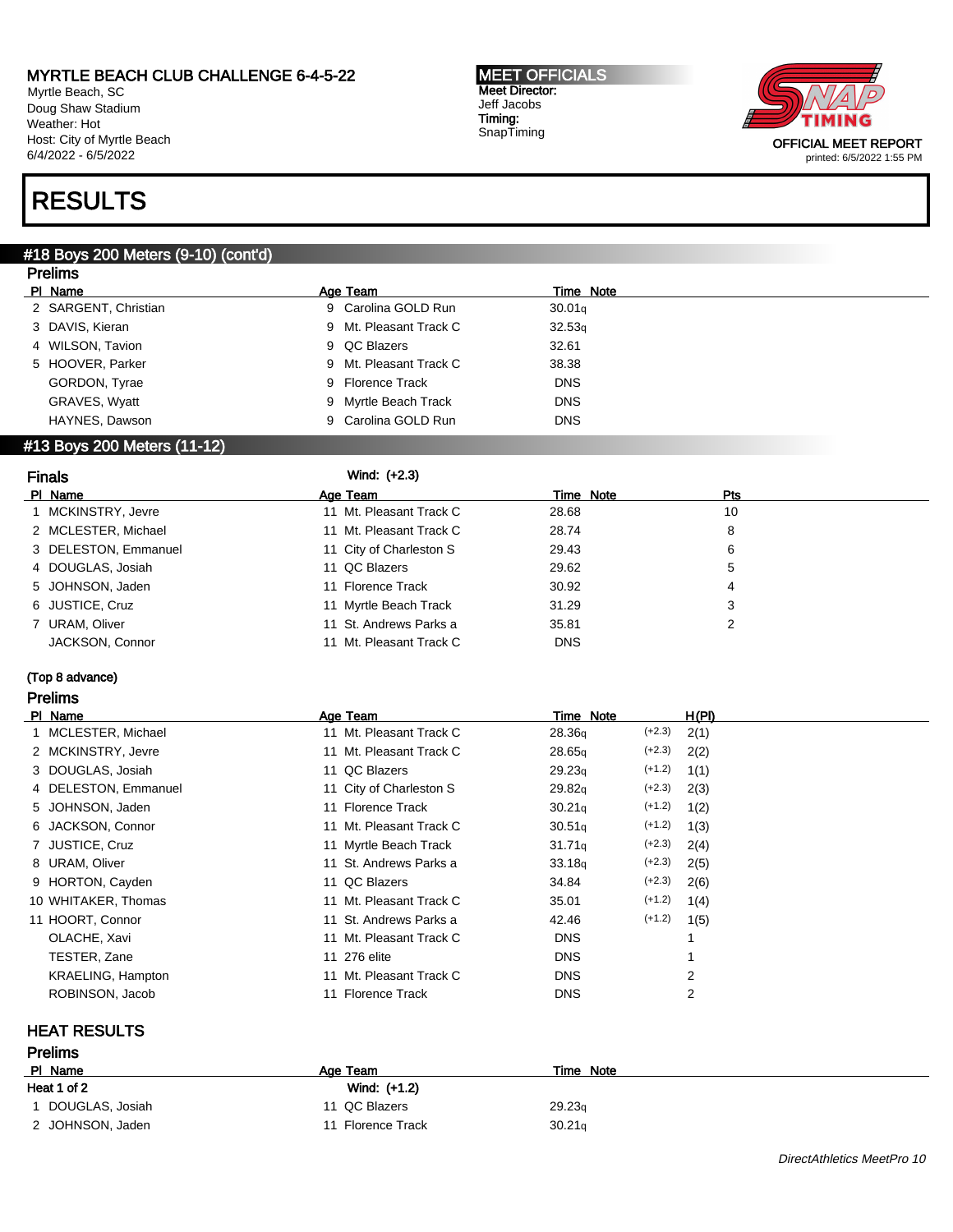## RESULTS

### #18 Boys 200 Meters (9-10) (cont'd)

**Prelims**

| Pl | Name | Age | Team | Time | Note |
|---|---|---|---|---|---|
| 2 | SARGENT, Christian | 9 | Carolina GOLD Run | 30.01q | |
| 3 | DAVIS, Kieran | 9 | Mt. Pleasant Track C | 32.53q | |
| 4 | WILSON, Tavion | 9 | QC Blazers | 32.61 | |
| 5 | HOOVER, Parker | 9 | Mt. Pleasant Track C | 38.38 | |
| | GORDON, Tyrae | 9 | Florence Track | DNS | |
| | GRAVES, Wyatt | 9 | Myrtle Beach Track | DNS | |
| | HAYNES, Dawson | 9 | Carolina GOLD Run | DNS | |

### #13 Boys 200 Meters (11-12)

**Finals** Wind: (+2.3)

| Pl | Name | Age | Team | Time | Note | Pts |
|---|---|---|---|---|---|---|
| 1 | MCKINSTRY, Jevre | 11 | Mt. Pleasant Track C | 28.68 | | 10 |
| 2 | MCLESTER, Michael | 11 | Mt. Pleasant Track C | 28.74 | | 8 |
| 3 | DELESTON, Emmanuel | 11 | City of Charleston S | 29.43 | | 6 |
| 4 | DOUGLAS, Josiah | 11 | QC Blazers | 29.62 | | 5 |
| 5 | JOHNSON, Jaden | 11 | Florence Track | 30.92 | | 4 |
| 6 | JUSTICE, Cruz | 11 | Myrtle Beach Track | 31.29 | | 3 |
| 7 | URAM, Oliver | 11 | St. Andrews Parks a | 35.81 | | 2 |
| | JACKSON, Connor | 11 | Mt. Pleasant Track C | DNS | | |

(Top 8 advance)

**Prelims**

| Pl | Name | Age | Team | Time | Note | | H(Pl) |
|---|---|---|---|---|---|---|---|
| 1 | MCLESTER, Michael | 11 | Mt. Pleasant Track C | 28.36q | | (+2.3) | 2(1) |
| 2 | MCKINSTRY, Jevre | 11 | Mt. Pleasant Track C | 28.65q | | (+2.3) | 2(2) |
| 3 | DOUGLAS, Josiah | 11 | QC Blazers | 29.23q | | (+1.2) | 1(1) |
| 4 | DELESTON, Emmanuel | 11 | City of Charleston S | 29.82q | | (+2.3) | 2(3) |
| 5 | JOHNSON, Jaden | 11 | Florence Track | 30.21q | | (+1.2) | 1(2) |
| 6 | JACKSON, Connor | 11 | Mt. Pleasant Track C | 30.51q | | (+1.2) | 1(3) |
| 7 | JUSTICE, Cruz | 11 | Myrtle Beach Track | 31.71q | | (+2.3) | 2(4) |
| 8 | URAM, Oliver | 11 | St. Andrews Parks a | 33.18q | | (+2.3) | 2(5) |
| 9 | HORTON, Cayden | 11 | QC Blazers | 34.84 | | (+2.3) | 2(6) |
| 10 | WHITAKER, Thomas | 11 | Mt. Pleasant Track C | 35.01 | | (+1.2) | 1(4) |
| 11 | HOORT, Connor | 11 | St. Andrews Parks a | 42.46 | | (+1.2) | 1(5) |
| | OLACHE, Xavi | 11 | Mt. Pleasant Track C | DNS | | | 1 |
| | TESTER, Zane | 11 | 276 elite | DNS | | | 1 |
| | KRAELING, Hampton | 11 | Mt. Pleasant Track C | DNS | | | 2 |
| | ROBINSON, Jacob | 11 | Florence Track | DNS | | | 2 |

### HEAT RESULTS

**Prelims**

| Pl | Name | Age | Team | Time | Note |
|---|---|---|---|---|---|
| **Heat 1 of 2** | | | Wind: (+1.2) | | |
| 1 | DOUGLAS, Josiah | 11 | QC Blazers | 29.23q | |
| 2 | JOHNSON, Jaden | 11 | Florence Track | 30.21q | |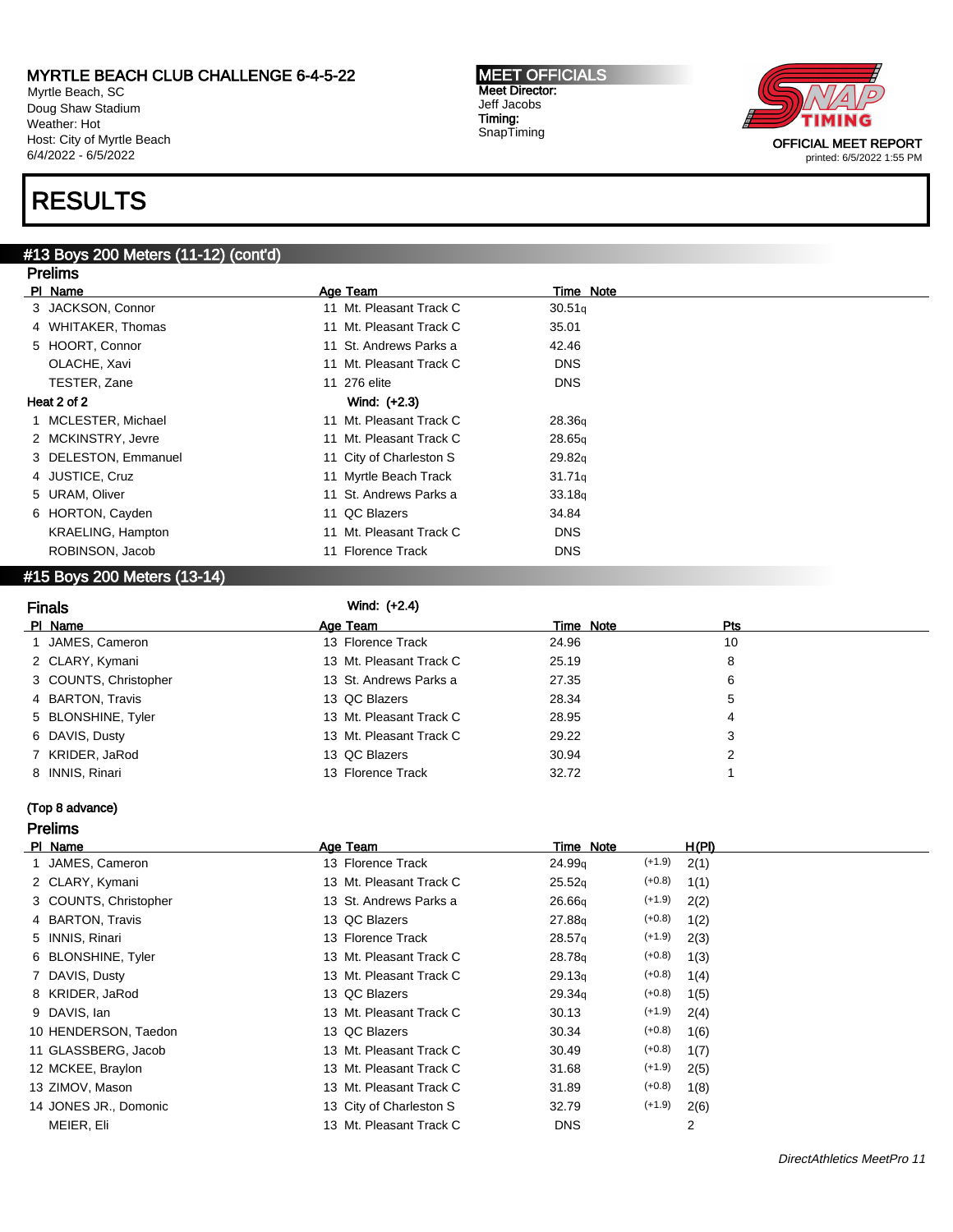# MYRTLE BEACH CLUB CHALLENGE 6-4-5-22

Myrtle Beach, SC
Doug Shaw Stadium
Weather: Hot
Host: City of Myrtle Beach
6/4/2022 - 6/5/2022

**MEET OFFICIALS**
**Meet Director:**
Jeff Jacobs
**Timing:**
SnapTiming

OFFICIAL MEET REPORT
printed: 6/5/2022 1:55 PM

# RESULTS

## #13 Boys 200 Meters (11-12) (cont'd)

### Prelims

| Pl | Name | Age | Team | Time | Note |
|---|---|---|---|---|---|
| 3 | JACKSON, Connor | 11 | Mt. Pleasant Track C | 30.51q | |
| 4 | WHITAKER, Thomas | 11 | Mt. Pleasant Track C | 35.01 | |
| 5 | HOORT, Connor | 11 | St. Andrews Parks a | 42.46 | |
| | OLACHE, Xavi | 11 | Mt. Pleasant Track C | DNS | |
| | TESTER, Zane | 11 | 276 elite | DNS | |
| **Heat 2 of 2** | | | **Wind: (+2.3)** | | |
| 1 | MCLESTER, Michael | 11 | Mt. Pleasant Track C | 28.36q | |
| 2 | MCKINSTRY, Jevre | 11 | Mt. Pleasant Track C | 28.65q | |
| 3 | DELESTON, Emmanuel | 11 | City of Charleston S | 29.82q | |
| 4 | JUSTICE, Cruz | 11 | Myrtle Beach Track | 31.71q | |
| 5 | URAM, Oliver | 11 | St. Andrews Parks a | 33.18q | |
| 6 | HORTON, Cayden | 11 | QC Blazers | 34.84 | |
| | KRAELING, Hampton | 11 | Mt. Pleasant Track C | DNS | |
| | ROBINSON, Jacob | 11 | Florence Track | DNS | |

## #15 Boys 200 Meters (13-14)

### Finals

Wind: (+2.4)

| Pl | Name | Age | Team | Time | Note | Pts |
|---|---|---|---|---|---|---|
| 1 | JAMES, Cameron | 13 | Florence Track | 24.96 | | 10 |
| 2 | CLARY, Kymani | 13 | Mt. Pleasant Track C | 25.19 | | 8 |
| 3 | COUNTS, Christopher | 13 | St. Andrews Parks a | 27.35 | | 6 |
| 4 | BARTON, Travis | 13 | QC Blazers | 28.34 | | 5 |
| 5 | BLONSHINE, Tyler | 13 | Mt. Pleasant Track C | 28.95 | | 4 |
| 6 | DAVIS, Dusty | 13 | Mt. Pleasant Track C | 29.22 | | 3 |
| 7 | KRIDER, JaRod | 13 | QC Blazers | 30.94 | | 2 |
| 8 | INNIS, Rinari | 13 | Florence Track | 32.72 | | 1 |

**(Top 8 advance)**

### Prelims

| Pl | Name | Age | Team | Time | Note | Wind | H(Pl) |
|---|---|---|---|---|---|---|---|
| 1 | JAMES, Cameron | 13 | Florence Track | 24.99q | | (+1.9) | 2(1) |
| 2 | CLARY, Kymani | 13 | Mt. Pleasant Track C | 25.52q | | (+0.8) | 1(1) |
| 3 | COUNTS, Christopher | 13 | St. Andrews Parks a | 26.66q | | (+1.9) | 2(2) |
| 4 | BARTON, Travis | 13 | QC Blazers | 27.88q | | (+0.8) | 1(2) |
| 5 | INNIS, Rinari | 13 | Florence Track | 28.57q | | (+1.9) | 2(3) |
| 6 | BLONSHINE, Tyler | 13 | Mt. Pleasant Track C | 28.78q | | (+0.8) | 1(3) |
| 7 | DAVIS, Dusty | 13 | Mt. Pleasant Track C | 29.13q | | (+0.8) | 1(4) |
| 8 | KRIDER, JaRod | 13 | QC Blazers | 29.34q | | (+0.8) | 1(5) |
| 9 | DAVIS, Ian | 13 | Mt. Pleasant Track C | 30.13 | | (+1.9) | 2(4) |
| 10 | HENDERSON, Taedon | 13 | QC Blazers | 30.34 | | (+0.8) | 1(6) |
| 11 | GLASSBERG, Jacob | 13 | Mt. Pleasant Track C | 30.49 | | (+0.8) | 1(7) |
| 12 | MCKEE, Braylon | 13 | Mt. Pleasant Track C | 31.68 | | (+1.9) | 2(5) |
| 13 | ZIMOV, Mason | 13 | Mt. Pleasant Track C | 31.89 | | (+0.8) | 1(8) |
| 14 | JONES JR., Domonic | 13 | City of Charleston S | 32.79 | | (+1.9) | 2(6) |
| | MEIER, Eli | 13 | Mt. Pleasant Track C | DNS | | | 2 |

*DirectAthletics MeetPro 11*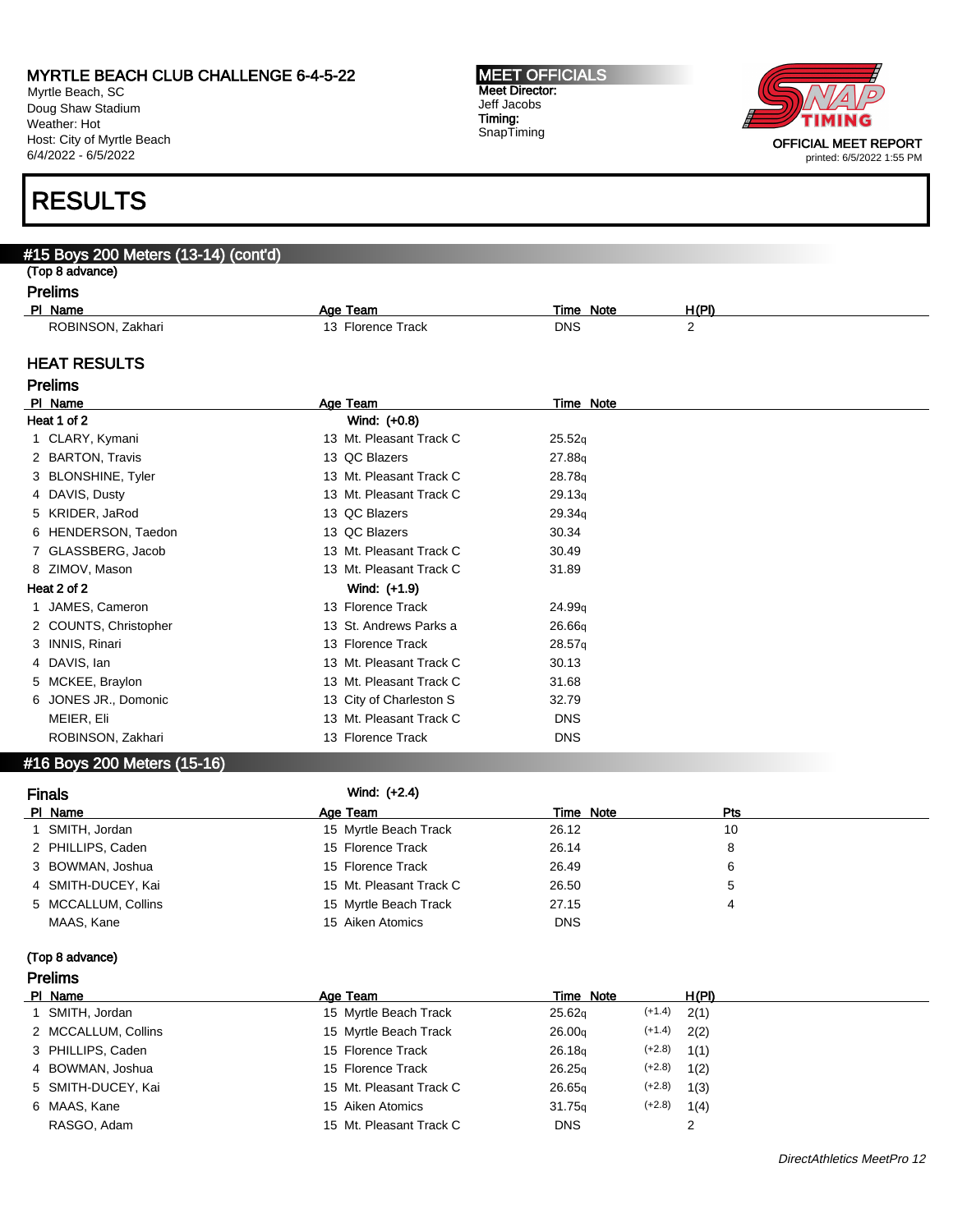# RESULTS

## #15 Boys 200 Meters (13-14) (cont'd)

(Top 8 advance)

### Prelims

| Pl | Name | Age | Team | Time | Note | H(Pl) |
|---|---|---|---|---|---|---|
| | ROBINSON, Zakhari | 13 | Florence Track | DNS | | 2 |

### HEAT RESULTS

### Prelims

| Pl | Name | Age | Team | Time | Note |
|---|---|---|---|---|---|
| **Heat 1 of 2** | | | **Wind: (+0.8)** | | |
| 1 | CLARY, Kymani | 13 | Mt. Pleasant Track C | 25.52q | |
| 2 | BARTON, Travis | 13 | QC Blazers | 27.88q | |
| 3 | BLONSHINE, Tyler | 13 | Mt. Pleasant Track C | 28.78q | |
| 4 | DAVIS, Dusty | 13 | Mt. Pleasant Track C | 29.13q | |
| 5 | KRIDER, JaRod | 13 | QC Blazers | 29.34q | |
| 6 | HENDERSON, Taedon | 13 | QC Blazers | 30.34 | |
| 7 | GLASSBERG, Jacob | 13 | Mt. Pleasant Track C | 30.49 | |
| 8 | ZIMOV, Mason | 13 | Mt. Pleasant Track C | 31.89 | |
| **Heat 2 of 2** | | | **Wind: (+1.9)** | | |
| 1 | JAMES, Cameron | 13 | Florence Track | 24.99q | |
| 2 | COUNTS, Christopher | 13 | St. Andrews Parks a | 26.66q | |
| 3 | INNIS, Rinari | 13 | Florence Track | 28.57q | |
| 4 | DAVIS, Ian | 13 | Mt. Pleasant Track C | 30.13 | |
| 5 | MCKEE, Braylon | 13 | Mt. Pleasant Track C | 31.68 | |
| 6 | JONES JR., Domonic | 13 | City of Charleston S | 32.79 | |
| | MEIER, Eli | 13 | Mt. Pleasant Track C | DNS | |
| | ROBINSON, Zakhari | 13 | Florence Track | DNS | |

## #16 Boys 200 Meters (15-16)

### Finals

Wind: (+2.4)

| Pl | Name | Age | Team | Time | Note | Pts |
|---|---|---|---|---|---|---|
| 1 | SMITH, Jordan | 15 | Myrtle Beach Track | 26.12 | | 10 |
| 2 | PHILLIPS, Caden | 15 | Florence Track | 26.14 | | 8 |
| 3 | BOWMAN, Joshua | 15 | Florence Track | 26.49 | | 6 |
| 4 | SMITH-DUCEY, Kai | 15 | Mt. Pleasant Track C | 26.50 | | 5 |
| 5 | MCCALLUM, Collins | 15 | Myrtle Beach Track | 27.15 | | 4 |
| | MAAS, Kane | 15 | Aiken Atomics | DNS | | |

(Top 8 advance)

### Prelims

| Pl | Name | Age | Team | Time | Note | Wind | H(Pl) |
|---|---|---|---|---|---|---|---|
| 1 | SMITH, Jordan | 15 | Myrtle Beach Track | 25.62q | | (+1.4) | 2(1) |
| 2 | MCCALLUM, Collins | 15 | Myrtle Beach Track | 26.00q | | (+1.4) | 2(2) |
| 3 | PHILLIPS, Caden | 15 | Florence Track | 26.18q | | (+2.8) | 1(1) |
| 4 | BOWMAN, Joshua | 15 | Florence Track | 26.25q | | (+2.8) | 1(2) |
| 5 | SMITH-DUCEY, Kai | 15 | Mt. Pleasant Track C | 26.65q | | (+2.8) | 1(3) |
| 6 | MAAS, Kane | 15 | Aiken Atomics | 31.75q | | (+2.8) | 1(4) |
| | RASGO, Adam | 15 | Mt. Pleasant Track C | DNS | | | 2 |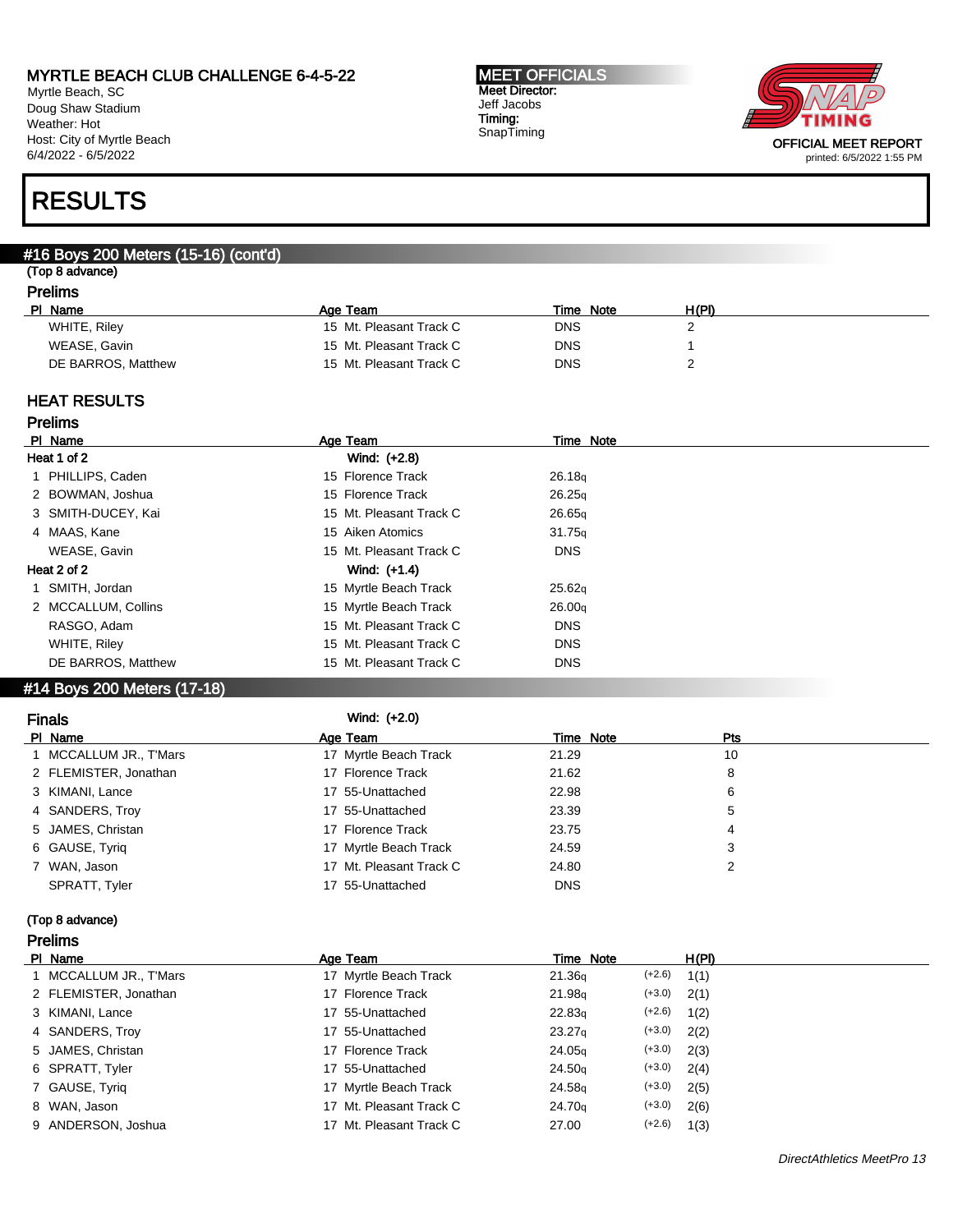# MYRTLE BEACH CLUB CHALLENGE 6-4-5-22

Myrtle Beach, SC
Doug Shaw Stadium
Weather: Hot
Host: City of Myrtle Beach
6/4/2022 - 6/5/2022

**MEET OFFICIALS**
Meet Director:
Jeff Jacobs
Timing:
SnapTiming

OFFICIAL MEET REPORT
printed: 6/5/2022 1:55 PM

# RESULTS

## #16 Boys 200 Meters (15-16) (cont'd)

(Top 8 advance)

### Prelims

| Pl | Name | Age | Team | Time | Note | H(Pl) |
|---|---|---|---|---|---|---|
| | WHITE, Riley | 15 | Mt. Pleasant Track C | DNS | | 2 |
| | WEASE, Gavin | 15 | Mt. Pleasant Track C | DNS | | 1 |
| | DE BARROS, Matthew | 15 | Mt. Pleasant Track C | DNS | | 2 |

### HEAT RESULTS

### Prelims

| Pl | Name | Age | Team | Time | Note |
|---|---|---|---|---|---|
| **Heat 1 of 2** | | | Wind: (+2.8) | | |
| 1 | PHILLIPS, Caden | 15 | Florence Track | 26.18q | |
| 2 | BOWMAN, Joshua | 15 | Florence Track | 26.25q | |
| 3 | SMITH-DUCEY, Kai | 15 | Mt. Pleasant Track C | 26.65q | |
| 4 | MAAS, Kane | 15 | Aiken Atomics | 31.75q | |
| | WEASE, Gavin | 15 | Mt. Pleasant Track C | DNS | |
| **Heat 2 of 2** | | | Wind: (+1.4) | | |
| 1 | SMITH, Jordan | 15 | Myrtle Beach Track | 25.62q | |
| 2 | MCCALLUM, Collins | 15 | Myrtle Beach Track | 26.00q | |
| | RASGO, Adam | 15 | Mt. Pleasant Track C | DNS | |
| | WHITE, Riley | 15 | Mt. Pleasant Track C | DNS | |
| | DE BARROS, Matthew | 15 | Mt. Pleasant Track C | DNS | |

## #14 Boys 200 Meters (17-18)

### Finals

Wind: (+2.0)

| Pl | Name | Age | Team | Time | Note | Pts |
|---|---|---|---|---|---|---|
| 1 | MCCALLUM JR., T'Mars | 17 | Myrtle Beach Track | 21.29 | | 10 |
| 2 | FLEMISTER, Jonathan | 17 | Florence Track | 21.62 | | 8 |
| 3 | KIMANI, Lance | 17 | 55-Unattached | 22.98 | | 6 |
| 4 | SANDERS, Troy | 17 | 55-Unattached | 23.39 | | 5 |
| 5 | JAMES, Christan | 17 | Florence Track | 23.75 | | 4 |
| 6 | GAUSE, Tyriq | 17 | Myrtle Beach Track | 24.59 | | 3 |
| 7 | WAN, Jason | 17 | Mt. Pleasant Track C | 24.80 | | 2 |
| | SPRATT, Tyler | 17 | 55-Unattached | DNS | | |

(Top 8 advance)

### Prelims

| Pl | Name | Age | Team | Time | Note | Wind | H(Pl) |
|---|---|---|---|---|---|---|---|
| 1 | MCCALLUM JR., T'Mars | 17 | Myrtle Beach Track | 21.36q | | (+2.6) | 1(1) |
| 2 | FLEMISTER, Jonathan | 17 | Florence Track | 21.98q | | (+3.0) | 2(1) |
| 3 | KIMANI, Lance | 17 | 55-Unattached | 22.83q | | (+2.6) | 1(2) |
| 4 | SANDERS, Troy | 17 | 55-Unattached | 23.27q | | (+3.0) | 2(2) |
| 5 | JAMES, Christan | 17 | Florence Track | 24.05q | | (+3.0) | 2(3) |
| 6 | SPRATT, Tyler | 17 | 55-Unattached | 24.50q | | (+3.0) | 2(4) |
| 7 | GAUSE, Tyriq | 17 | Myrtle Beach Track | 24.58q | | (+3.0) | 2(5) |
| 8 | WAN, Jason | 17 | Mt. Pleasant Track C | 24.70q | | (+3.0) | 2(6) |
| 9 | ANDERSON, Joshua | 17 | Mt. Pleasant Track C | 27.00 | | (+2.6) | 1(3) |

*DirectAthletics MeetPro 13*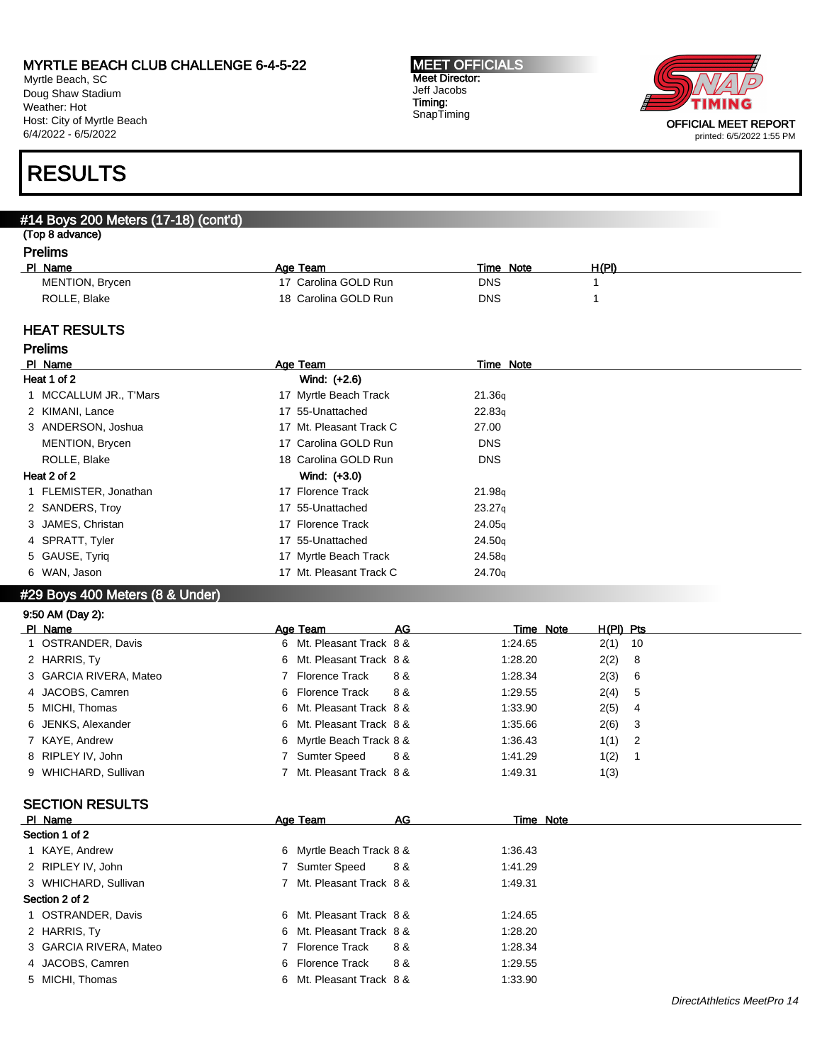# RESULTS

## #14 Boys 200 Meters (17-18) (cont'd)

(Top 8 advance)

### Prelims

| Pl | Name | Age | Team | Time | Note | H(Pl) |
|---|---|---|---|---|---|---|
| | MENTION, Brycen | 17 | Carolina GOLD Run | DNS | | 1 |
| | ROLLE, Blake | 18 | Carolina GOLD Run | DNS | | 1 |

### HEAT RESULTS

### Prelims

| Pl | Name | Age | Team | Time | Note |
|---|---|---|---|---|---|
| **Heat 1 of 2** | | | Wind: (+2.6) | | |
| 1 | MCCALLUM JR., T'Mars | 17 | Myrtle Beach Track | 21.36q | |
| 2 | KIMANI, Lance | 17 | 55-Unattached | 22.83q | |
| 3 | ANDERSON, Joshua | 17 | Mt. Pleasant Track C | 27.00 | |
| | MENTION, Brycen | 17 | Carolina GOLD Run | DNS | |
| | ROLLE, Blake | 18 | Carolina GOLD Run | DNS | |
| **Heat 2 of 2** | | | Wind: (+3.0) | | |
| 1 | FLEMISTER, Jonathan | 17 | Florence Track | 21.98q | |
| 2 | SANDERS, Troy | 17 | 55-Unattached | 23.27q | |
| 3 | JAMES, Christan | 17 | Florence Track | 24.05q | |
| 4 | SPRATT, Tyler | 17 | 55-Unattached | 24.50q | |
| 5 | GAUSE, Tyriq | 17 | Myrtle Beach Track | 24.58q | |
| 6 | WAN, Jason | 17 | Mt. Pleasant Track C | 24.70q | |

## #29 Boys 400 Meters (8 & Under)

9:50 AM (Day 2):

| Pl | Name | Age | Team | AG | Time | Note | H(Pl) | Pts |
|---|---|---|---|---|---|---|---|---|
| 1 | OSTRANDER, Davis | 6 | Mt. Pleasant Track | 8 & | 1:24.65 | | 2(1) | 10 |
| 2 | HARRIS, Ty | 6 | Mt. Pleasant Track | 8 & | 1:28.20 | | 2(2) | 8 |
| 3 | GARCIA RIVERA, Mateo | 7 | Florence Track | 8 & | 1:28.34 | | 2(3) | 6 |
| 4 | JACOBS, Camren | 6 | Florence Track | 8 & | 1:29.55 | | 2(4) | 5 |
| 5 | MICHI, Thomas | 6 | Mt. Pleasant Track | 8 & | 1:33.90 | | 2(5) | 4 |
| 6 | JENKS, Alexander | 6 | Mt. Pleasant Track | 8 & | 1:35.66 | | 2(6) | 3 |
| 7 | KAYE, Andrew | 6 | Myrtle Beach Track | 8 & | 1:36.43 | | 1(1) | 2 |
| 8 | RIPLEY IV, John | 7 | Sumter Speed | 8 & | 1:41.29 | | 1(2) | 1 |
| 9 | WHICHARD, Sullivan | 7 | Mt. Pleasant Track | 8 & | 1:49.31 | | 1(3) | |

### SECTION RESULTS

| Pl | Name | Age | Team | AG | Time | Note |
|---|---|---|---|---|---|---|
| **Section 1 of 2** | | | | | | |
| 1 | KAYE, Andrew | 6 | Myrtle Beach Track | 8 & | 1:36.43 | |
| 2 | RIPLEY IV, John | 7 | Sumter Speed | 8 & | 1:41.29 | |
| 3 | WHICHARD, Sullivan | 7 | Mt. Pleasant Track | 8 & | 1:49.31 | |
| **Section 2 of 2** | | | | | | |
| 1 | OSTRANDER, Davis | 6 | Mt. Pleasant Track | 8 & | 1:24.65 | |
| 2 | HARRIS, Ty | 6 | Mt. Pleasant Track | 8 & | 1:28.20 | |
| 3 | GARCIA RIVERA, Mateo | 7 | Florence Track | 8 & | 1:28.34 | |
| 4 | JACOBS, Camren | 6 | Florence Track | 8 & | 1:29.55 | |
| 5 | MICHI, Thomas | 6 | Mt. Pleasant Track | 8 & | 1:33.90 | |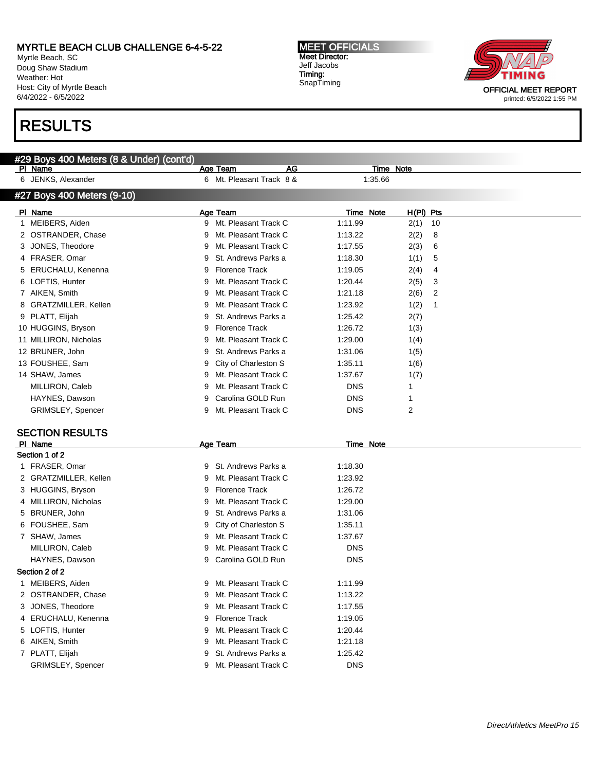## RESULTS

### #29 Boys 400 Meters (8 & Under) (cont'd)

| Pl | Name | Age | Team | AG | Time | Note |
|---|---|---|---|---|---|---|
| 6 | JENKS, Alexander | 6 | Mt. Pleasant Track | 8 & | 1:35.66 | |

### #27 Boys 400 Meters (9-10)

| Pl | Name | Age | Team | Time | Note | H(Pl) | Pts |
|---|---|---|---|---|---|---|---|
| 1 | MEIBERS, Aiden | 9 | Mt. Pleasant Track C | 1:11.99 | | 2(1) | 10 |
| 2 | OSTRANDER, Chase | 9 | Mt. Pleasant Track C | 1:13.22 | | 2(2) | 8 |
| 3 | JONES, Theodore | 9 | Mt. Pleasant Track C | 1:17.55 | | 2(3) | 6 |
| 4 | FRASER, Omar | 9 | St. Andrews Parks a | 1:18.30 | | 1(1) | 5 |
| 5 | ERUCHALU, Kenenna | 9 | Florence Track | 1:19.05 | | 2(4) | 4 |
| 6 | LOFTIS, Hunter | 9 | Mt. Pleasant Track C | 1:20.44 | | 2(5) | 3 |
| 7 | AIKEN, Smith | 9 | Mt. Pleasant Track C | 1:21.18 | | 2(6) | 2 |
| 8 | GRATZMILLER, Kellen | 9 | Mt. Pleasant Track C | 1:23.92 | | 1(2) | 1 |
| 9 | PLATT, Elijah | 9 | St. Andrews Parks a | 1:25.42 | | 2(7) | |
| 10 | HUGGINS, Bryson | 9 | Florence Track | 1:26.72 | | 1(3) | |
| 11 | MILLIRON, Nicholas | 9 | Mt. Pleasant Track C | 1:29.00 | | 1(4) | |
| 12 | BRUNER, John | 9 | St. Andrews Parks a | 1:31.06 | | 1(5) | |
| 13 | FOUSHEE, Sam | 9 | City of Charleston S | 1:35.11 | | 1(6) | |
| 14 | SHAW, James | 9 | Mt. Pleasant Track C | 1:37.67 | | 1(7) | |
| | MILLIRON, Caleb | 9 | Mt. Pleasant Track C | DNS | | 1 | |
| | HAYNES, Dawson | 9 | Carolina GOLD Run | DNS | | 1 | |
| | GRIMSLEY, Spencer | 9 | Mt. Pleasant Track C | DNS | | 2 | |

### SECTION RESULTS

| Pl | Name | Age | Team | Time | Note |
|---|---|---|---|---|---|
| **Section 1 of 2** | | | | | |
| 1 | FRASER, Omar | 9 | St. Andrews Parks a | 1:18.30 | |
| 2 | GRATZMILLER, Kellen | 9 | Mt. Pleasant Track C | 1:23.92 | |
| 3 | HUGGINS, Bryson | 9 | Florence Track | 1:26.72 | |
| 4 | MILLIRON, Nicholas | 9 | Mt. Pleasant Track C | 1:29.00 | |
| 5 | BRUNER, John | 9 | St. Andrews Parks a | 1:31.06 | |
| 6 | FOUSHEE, Sam | 9 | City of Charleston S | 1:35.11 | |
| 7 | SHAW, James | 9 | Mt. Pleasant Track C | 1:37.67 | |
| | MILLIRON, Caleb | 9 | Mt. Pleasant Track C | DNS | |
| | HAYNES, Dawson | 9 | Carolina GOLD Run | DNS | |
| **Section 2 of 2** | | | | | |
| 1 | MEIBERS, Aiden | 9 | Mt. Pleasant Track C | 1:11.99 | |
| 2 | OSTRANDER, Chase | 9 | Mt. Pleasant Track C | 1:13.22 | |
| 3 | JONES, Theodore | 9 | Mt. Pleasant Track C | 1:17.55 | |
| 4 | ERUCHALU, Kenenna | 9 | Florence Track | 1:19.05 | |
| 5 | LOFTIS, Hunter | 9 | Mt. Pleasant Track C | 1:20.44 | |
| 6 | AIKEN, Smith | 9 | Mt. Pleasant Track C | 1:21.18 | |
| 7 | PLATT, Elijah | 9 | St. Andrews Parks a | 1:25.42 | |
| | GRIMSLEY, Spencer | 9 | Mt. Pleasant Track C | DNS | |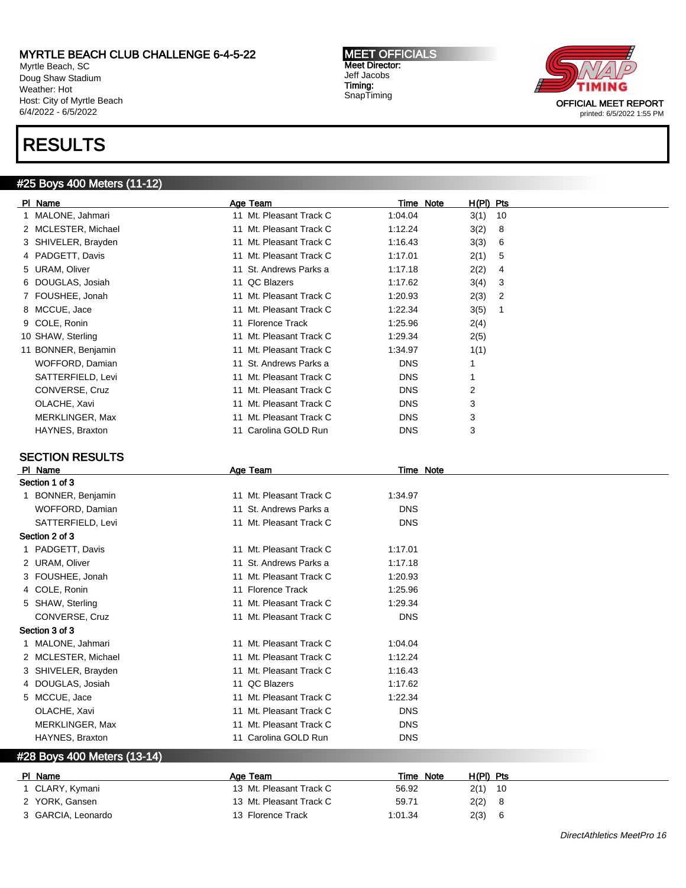MYRTLE BEACH CLUB CHALLENGE 6-4-5-22
Myrtle Beach, SC
Doug Shaw Stadium
Weather: Hot
Host: City of Myrtle Beach
6/4/2022 - 6/5/2022

MEET OFFICIALS
Meet Director:
Jeff Jacobs
Timing:
SnapTiming

OFFICIAL MEET REPORT
printed: 6/5/2022 1:55 PM

# RESULTS

## #25 Boys 400 Meters (11-12)

| Pl | Name | Age | Team | Time | Note | H(Pl) | Pts |
|---|---|---|---|---|---|---|---|
| 1 | MALONE, Jahmari | 11 | Mt. Pleasant Track C | 1:04.04 | | 3(1) | 10 |
| 2 | MCLESTER, Michael | 11 | Mt. Pleasant Track C | 1:12.24 | | 3(2) | 8 |
| 3 | SHIVELER, Brayden | 11 | Mt. Pleasant Track C | 1:16.43 | | 3(3) | 6 |
| 4 | PADGETT, Davis | 11 | Mt. Pleasant Track C | 1:17.01 | | 2(1) | 5 |
| 5 | URAM, Oliver | 11 | St. Andrews Parks a | 1:17.18 | | 2(2) | 4 |
| 6 | DOUGLAS, Josiah | 11 | QC Blazers | 1:17.62 | | 3(4) | 3 |
| 7 | FOUSHEE, Jonah | 11 | Mt. Pleasant Track C | 1:20.93 | | 2(3) | 2 |
| 8 | MCCUE, Jace | 11 | Mt. Pleasant Track C | 1:22.34 | | 3(5) | 1 |
| 9 | COLE, Ronin | 11 | Florence Track | 1:25.96 | | 2(4) | |
| 10 | SHAW, Sterling | 11 | Mt. Pleasant Track C | 1:29.34 | | 2(5) | |
| 11 | BONNER, Benjamin | 11 | Mt. Pleasant Track C | 1:34.97 | | 1(1) | |
| | WOFFORD, Damian | 11 | St. Andrews Parks a | DNS | | 1 | |
| | SATTERFIELD, Levi | 11 | Mt. Pleasant Track C | DNS | | 1 | |
| | CONVERSE, Cruz | 11 | Mt. Pleasant Track C | DNS | | 2 | |
| | OLACHE, Xavi | 11 | Mt. Pleasant Track C | DNS | | 3 | |
| | MERKLINGER, Max | 11 | Mt. Pleasant Track C | DNS | | 3 | |
| | HAYNES, Braxton | 11 | Carolina GOLD Run | DNS | | 3 | |

### SECTION RESULTS

| Pl | Name | Age | Team | Time | Note |
|---|---|---|---|---|---|
| **Section 1 of 3** | | | | | |
| 1 | BONNER, Benjamin | 11 | Mt. Pleasant Track C | 1:34.97 | |
| | WOFFORD, Damian | 11 | St. Andrews Parks a | DNS | |
| | SATTERFIELD, Levi | 11 | Mt. Pleasant Track C | DNS | |
| **Section 2 of 3** | | | | | |
| 1 | PADGETT, Davis | 11 | Mt. Pleasant Track C | 1:17.01 | |
| 2 | URAM, Oliver | 11 | St. Andrews Parks a | 1:17.18 | |
| 3 | FOUSHEE, Jonah | 11 | Mt. Pleasant Track C | 1:20.93 | |
| 4 | COLE, Ronin | 11 | Florence Track | 1:25.96 | |
| 5 | SHAW, Sterling | 11 | Mt. Pleasant Track C | 1:29.34 | |
| | CONVERSE, Cruz | 11 | Mt. Pleasant Track C | DNS | |
| **Section 3 of 3** | | | | | |
| 1 | MALONE, Jahmari | 11 | Mt. Pleasant Track C | 1:04.04 | |
| 2 | MCLESTER, Michael | 11 | Mt. Pleasant Track C | 1:12.24 | |
| 3 | SHIVELER, Brayden | 11 | Mt. Pleasant Track C | 1:16.43 | |
| 4 | DOUGLAS, Josiah | 11 | QC Blazers | 1:17.62 | |
| 5 | MCCUE, Jace | 11 | Mt. Pleasant Track C | 1:22.34 | |
| | OLACHE, Xavi | 11 | Mt. Pleasant Track C | DNS | |
| | MERKLINGER, Max | 11 | Mt. Pleasant Track C | DNS | |
| | HAYNES, Braxton | 11 | Carolina GOLD Run | DNS | |

## #28 Boys 400 Meters (13-14)

| Pl | Name | Age | Team | Time | Note | H(Pl) | Pts |
|---|---|---|---|---|---|---|---|
| 1 | CLARY, Kymani | 13 | Mt. Pleasant Track C | 56.92 | | 2(1) | 10 |
| 2 | YORK, Gansen | 13 | Mt. Pleasant Track C | 59.71 | | 2(2) | 8 |
| 3 | GARCIA, Leonardo | 13 | Florence Track | 1:01.34 | | 2(3) | 6 |

*DirectAthletics MeetPro 16*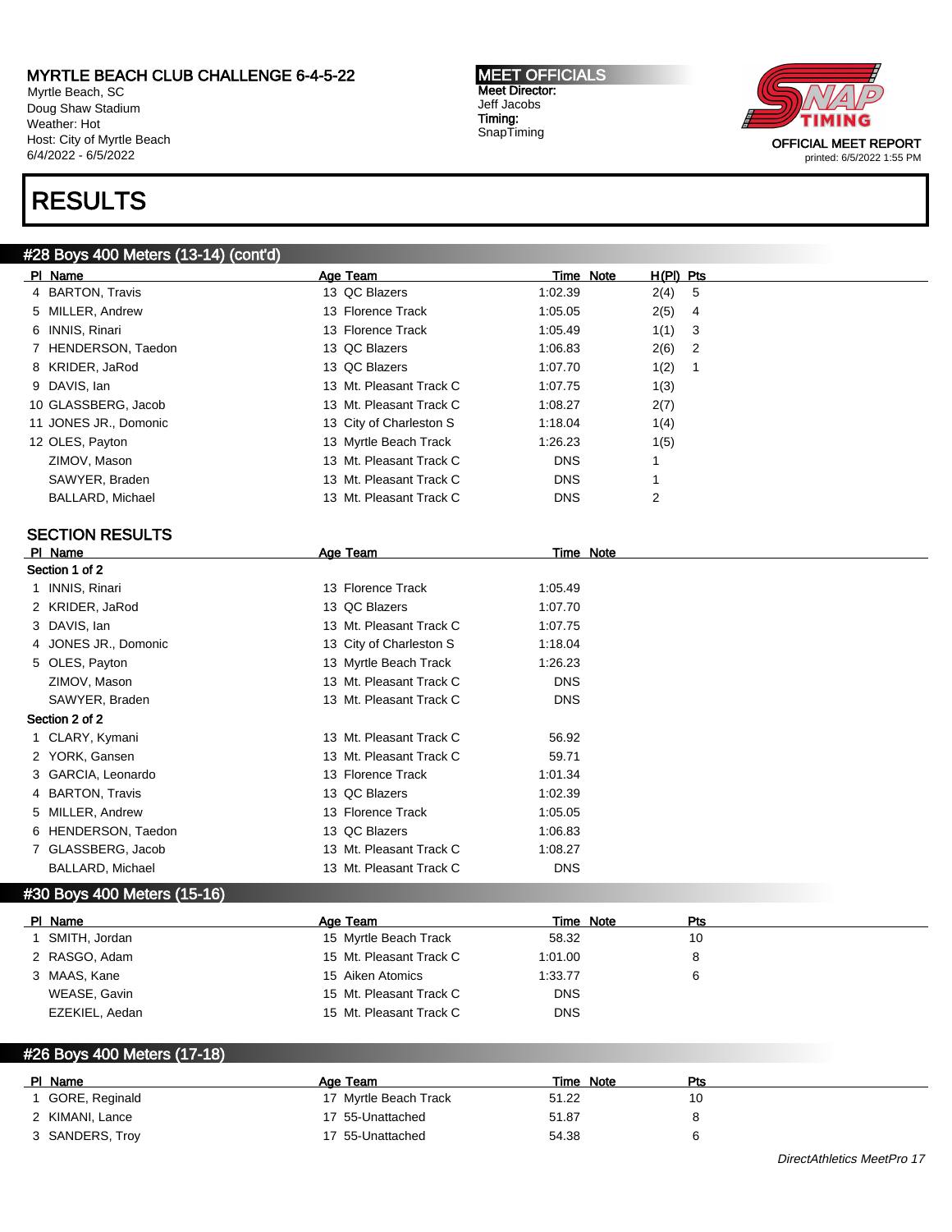MYRTLE BEACH CLUB CHALLENGE 6-4-5-22
Myrtle Beach, SC
Doug Shaw Stadium
Weather: Hot
Host: City of Myrtle Beach
6/4/2022 - 6/5/2022

MEET OFFICIALS
Meet Director:
Jeff Jacobs
Timing:
SnapTiming

OFFICIAL MEET REPORT
printed: 6/5/2022 1:55 PM

# RESULTS

## #28 Boys 400 Meters (13-14) (cont'd)

| Pl | Name | Age | Team | Time | Note | H(Pl) | Pts |
|---|---|---|---|---|---|---|---|
| 4 | BARTON, Travis | 13 | QC Blazers | 1:02.39 | | 2(4) | 5 |
| 5 | MILLER, Andrew | 13 | Florence Track | 1:05.05 | | 2(5) | 4 |
| 6 | INNIS, Rinari | 13 | Florence Track | 1:05.49 | | 1(1) | 3 |
| 7 | HENDERSON, Taedon | 13 | QC Blazers | 1:06.83 | | 2(6) | 2 |
| 8 | KRIDER, JaRod | 13 | QC Blazers | 1:07.70 | | 1(2) | 1 |
| 9 | DAVIS, Ian | 13 | Mt. Pleasant Track C | 1:07.75 | | 1(3) | |
| 10 | GLASSBERG, Jacob | 13 | Mt. Pleasant Track C | 1:08.27 | | 2(7) | |
| 11 | JONES JR., Domonic | 13 | City of Charleston S | 1:18.04 | | 1(4) | |
| 12 | OLES, Payton | 13 | Myrtle Beach Track | 1:26.23 | | 1(5) | |
| | ZIMOV, Mason | 13 | Mt. Pleasant Track C | DNS | | 1 | |
| | SAWYER, Braden | 13 | Mt. Pleasant Track C | DNS | | 1 | |
| | BALLARD, Michael | 13 | Mt. Pleasant Track C | DNS | | 2 | |

### SECTION RESULTS

| Pl | Name | Age | Team | Time | Note |
|---|---|---|---|---|---|
| **Section 1 of 2** | | | | | |
| 1 | INNIS, Rinari | 13 | Florence Track | 1:05.49 | |
| 2 | KRIDER, JaRod | 13 | QC Blazers | 1:07.70 | |
| 3 | DAVIS, Ian | 13 | Mt. Pleasant Track C | 1:07.75 | |
| 4 | JONES JR., Domonic | 13 | City of Charleston S | 1:18.04 | |
| 5 | OLES, Payton | 13 | Myrtle Beach Track | 1:26.23 | |
| | ZIMOV, Mason | 13 | Mt. Pleasant Track C | DNS | |
| | SAWYER, Braden | 13 | Mt. Pleasant Track C | DNS | |
| **Section 2 of 2** | | | | | |
| 1 | CLARY, Kymani | 13 | Mt. Pleasant Track C | 56.92 | |
| 2 | YORK, Gansen | 13 | Mt. Pleasant Track C | 59.71 | |
| 3 | GARCIA, Leonardo | 13 | Florence Track | 1:01.34 | |
| 4 | BARTON, Travis | 13 | QC Blazers | 1:02.39 | |
| 5 | MILLER, Andrew | 13 | Florence Track | 1:05.05 | |
| 6 | HENDERSON, Taedon | 13 | QC Blazers | 1:06.83 | |
| 7 | GLASSBERG, Jacob | 13 | Mt. Pleasant Track C | 1:08.27 | |
| | BALLARD, Michael | 13 | Mt. Pleasant Track C | DNS | |

## #30 Boys 400 Meters (15-16)

| Pl | Name | Age | Team | Time | Note | Pts |
|---|---|---|---|---|---|---|
| 1 | SMITH, Jordan | 15 | Myrtle Beach Track | 58.32 | | 10 |
| 2 | RASGO, Adam | 15 | Mt. Pleasant Track C | 1:01.00 | | 8 |
| 3 | MAAS, Kane | 15 | Aiken Atomics | 1:33.77 | | 6 |
| | WEASE, Gavin | 15 | Mt. Pleasant Track C | DNS | | |
| | EZEKIEL, Aedan | 15 | Mt. Pleasant Track C | DNS | | |

## #26 Boys 400 Meters (17-18)

| Pl | Name | Age | Team | Time | Note | Pts |
|---|---|---|---|---|---|---|
| 1 | GORE, Reginald | 17 | Myrtle Beach Track | 51.22 | | 10 |
| 2 | KIMANI, Lance | 17 | 55-Unattached | 51.87 | | 8 |
| 3 | SANDERS, Troy | 17 | 55-Unattached | 54.38 | | 6 |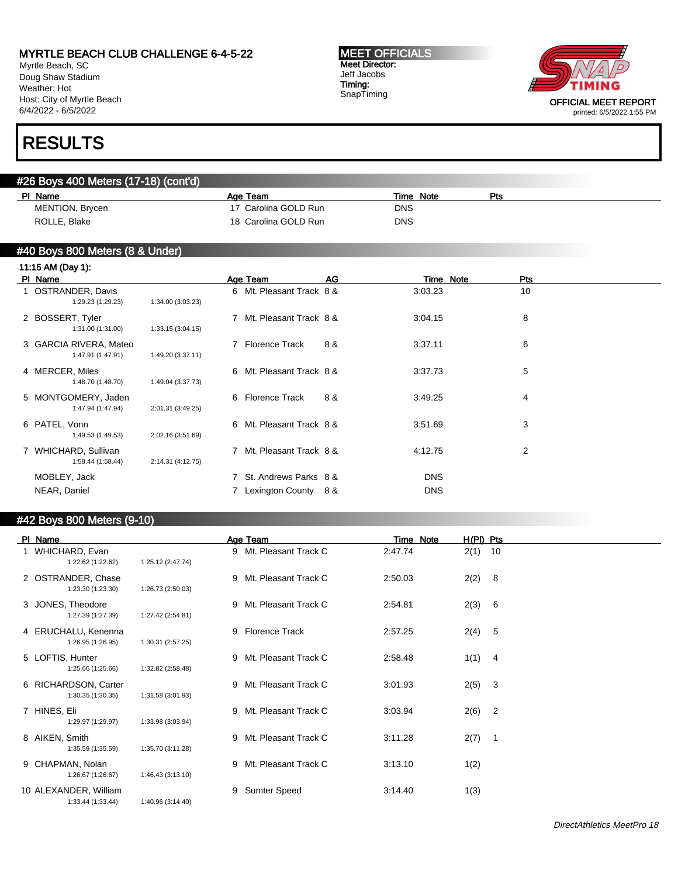## RESULTS

### #26 Boys 400 Meters (17-18) (cont'd)

| Pl | Name | Age | Team | Time | Note | Pts |
|---|---|---|---|---|---|---|
| | MENTION, Brycen | 17 | Carolina GOLD Run | DNS | | |
| | ROLLE, Blake | 18 | Carolina GOLD Run | DNS | | |

### #40 Boys 800 Meters (8 & Under)

**11:15 AM (Day 1):**

| Pl | Name | Splits | Age | Team | AG | Time | Note | Pts |
|---|---|---|---|---|---|---|---|---|
| 1 | OSTRANDER, Davis | 1:29.23 (1:29.23) 1:34.00 (3:03.23) | 6 | Mt. Pleasant Track | 8 & | 3:03.23 | | 10 |
| 2 | BOSSERT, Tyler | 1:31.00 (1:31.00) 1:33.15 (3:04.15) | 7 | Mt. Pleasant Track | 8 & | 3:04.15 | | 8 |
| 3 | GARCIA RIVERA, Mateo | 1:47.91 (1:47.91) 1:49.20 (3:37.11) | 7 | Florence Track | 8 & | 3:37.11 | | 6 |
| 4 | MERCER, Miles | 1:48.70 (1:48.70) 1:49.04 (3:37.73) | 6 | Mt. Pleasant Track | 8 & | 3:37.73 | | 5 |
| 5 | MONTGOMERY, Jaden | 1:47.94 (1:47.94) 2:01.31 (3:49.25) | 6 | Florence Track | 8 & | 3:49.25 | | 4 |
| 6 | PATEL, Vonn | 1:49.53 (1:49.53) 2:02.16 (3:51.69) | 6 | Mt. Pleasant Track | 8 & | 3:51.69 | | 3 |
| 7 | WHICHARD, Sullivan | 1:58.44 (1:58.44) 2:14.31 (4:12.75) | 7 | Mt. Pleasant Track | 8 & | 4:12.75 | | 2 |
| | MOBLEY, Jack | | 7 | St. Andrews Parks | 8 & | DNS | | |
| | NEAR, Daniel | | 7 | Lexington County | 8 & | DNS | | |

### #42 Boys 800 Meters (9-10)

| Pl | Name | Splits | Age | Team | Time | Note | H(Pl) | Pts |
|---|---|---|---|---|---|---|---|---|
| 1 | WHICHARD, Evan | 1:22.62 (1:22.62) 1:25.12 (2:47.74) | 9 | Mt. Pleasant Track C | 2:47.74 | | 2(1) | 10 |
| 2 | OSTRANDER, Chase | 1:23.30 (1:23.30) 1:26.73 (2:50.03) | 9 | Mt. Pleasant Track C | 2:50.03 | | 2(2) | 8 |
| 3 | JONES, Theodore | 1:27.39 (1:27.39) 1:27.42 (2:54.81) | 9 | Mt. Pleasant Track C | 2:54.81 | | 2(3) | 6 |
| 4 | ERUCHALU, Kenenna | 1:26.95 (1:26.95) 1:30.31 (2:57.25) | 9 | Florence Track | 2:57.25 | | 2(4) | 5 |
| 5 | LOFTIS, Hunter | 1:25.66 (1:25.66) 1:32.82 (2:58.48) | 9 | Mt. Pleasant Track C | 2:58.48 | | 1(1) | 4 |
| 6 | RICHARDSON, Carter | 1:30.35 (1:30.35) 1:31.58 (3:01.93) | 9 | Mt. Pleasant Track C | 3:01.93 | | 2(5) | 3 |
| 7 | HINES, Eli | 1:29.97 (1:29.97) 1:33.98 (3:03.94) | 9 | Mt. Pleasant Track C | 3:03.94 | | 2(6) | 2 |
| 8 | AIKEN, Smith | 1:35.59 (1:35.59) 1:35.70 (3:11.28) | 9 | Mt. Pleasant Track C | 3:11.28 | | 2(7) | 1 |
| 9 | CHAPMAN, Nolan | 1:26.67 (1:26.67) 1:46.43 (3:13.10) | 9 | Mt. Pleasant Track C | 3:13.10 | | 1(2) | |
| 10 | ALEXANDER, William | 1:33.44 (1:33.44) 1:40.96 (3:14.40) | 9 | Sumter Speed | 3:14.40 | | 1(3) | |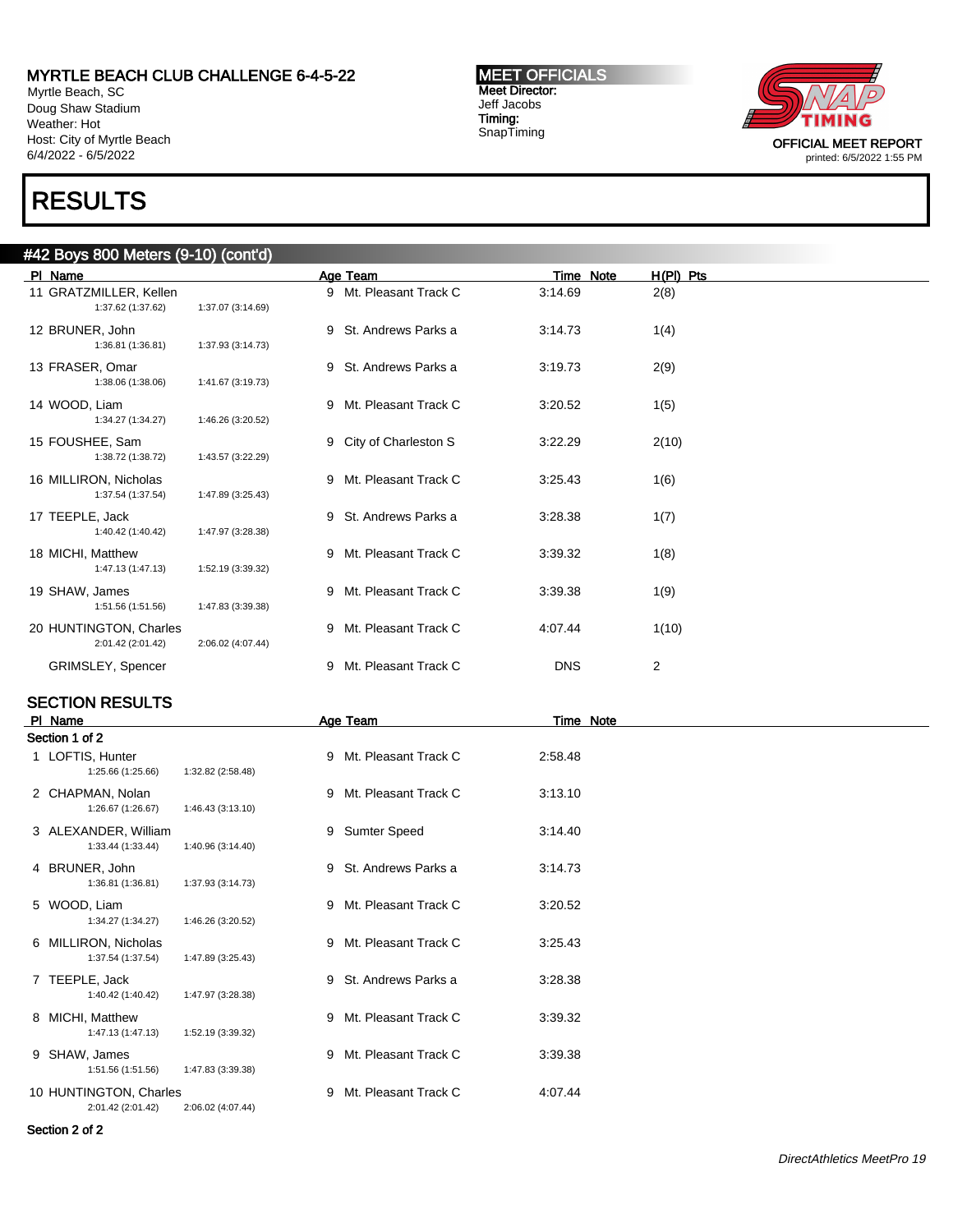# MYRTLE BEACH CLUB CHALLENGE 6-4-5-22

Myrtle Beach, SC
Doug Shaw Stadium
Weather: Hot
Host: City of Myrtle Beach
6/4/2022 - 6/5/2022

**MEET OFFICIALS**
Meet Director:
Jeff Jacobs
Timing:
SnapTiming

OFFICIAL MEET REPORT
printed: 6/5/2022 1:55 PM

# RESULTS

## #42 Boys 800 Meters (9-10) (cont'd)

| Pl | Name | Splits | | Age | Team | Time | Note | H(Pl) | Pts |
|---|---|---|---|---|---|---|---|---|---|
| 11 | GRATZMILLER, Kellen | 1:37.62 (1:37.62) | 1:37.07 (3:14.69) | 9 | Mt. Pleasant Track C | 3:14.69 | | 2(8) | |
| 12 | BRUNER, John | 1:36.81 (1:36.81) | 1:37.93 (3:14.73) | 9 | St. Andrews Parks a | 3:14.73 | | 1(4) | |
| 13 | FRASER, Omar | 1:38.06 (1:38.06) | 1:41.67 (3:19.73) | 9 | St. Andrews Parks a | 3:19.73 | | 2(9) | |
| 14 | WOOD, Liam | 1:34.27 (1:34.27) | 1:46.26 (3:20.52) | 9 | Mt. Pleasant Track C | 3:20.52 | | 1(5) | |
| 15 | FOUSHEE, Sam | 1:38.72 (1:38.72) | 1:43.57 (3:22.29) | 9 | City of Charleston S | 3:22.29 | | 2(10) | |
| 16 | MILLIRON, Nicholas | 1:37.54 (1:37.54) | 1:47.89 (3:25.43) | 9 | Mt. Pleasant Track C | 3:25.43 | | 1(6) | |
| 17 | TEEPLE, Jack | 1:40.42 (1:40.42) | 1:47.97 (3:28.38) | 9 | St. Andrews Parks a | 3:28.38 | | 1(7) | |
| 18 | MICHI, Matthew | 1:47.13 (1:47.13) | 1:52.19 (3:39.32) | 9 | Mt. Pleasant Track C | 3:39.32 | | 1(8) | |
| 19 | SHAW, James | 1:51.56 (1:51.56) | 1:47.83 (3:39.38) | 9 | Mt. Pleasant Track C | 3:39.38 | | 1(9) | |
| 20 | HUNTINGTON, Charles | 2:01.42 (2:01.42) | 2:06.02 (4:07.44) | 9 | Mt. Pleasant Track C | 4:07.44 | | 1(10) | |
| | GRIMSLEY, Spencer | | | 9 | Mt. Pleasant Track C | DNS | | 2 | |

### SECTION RESULTS

**Section 1 of 2**

| Pl | Name | Splits | | Age | Team | Time | Note |
|---|---|---|---|---|---|---|---|
| 1 | LOFTIS, Hunter | 1:25.66 (1:25.66) | 1:32.82 (2:58.48) | 9 | Mt. Pleasant Track C | 2:58.48 | |
| 2 | CHAPMAN, Nolan | 1:26.67 (1:26.67) | 1:46.43 (3:13.10) | 9 | Mt. Pleasant Track C | 3:13.10 | |
| 3 | ALEXANDER, William | 1:33.44 (1:33.44) | 1:40.96 (3:14.40) | 9 | Sumter Speed | 3:14.40 | |
| 4 | BRUNER, John | 1:36.81 (1:36.81) | 1:37.93 (3:14.73) | 9 | St. Andrews Parks a | 3:14.73 | |
| 5 | WOOD, Liam | 1:34.27 (1:34.27) | 1:46.26 (3:20.52) | 9 | Mt. Pleasant Track C | 3:20.52 | |
| 6 | MILLIRON, Nicholas | 1:37.54 (1:37.54) | 1:47.89 (3:25.43) | 9 | Mt. Pleasant Track C | 3:25.43 | |
| 7 | TEEPLE, Jack | 1:40.42 (1:40.42) | 1:47.97 (3:28.38) | 9 | St. Andrews Parks a | 3:28.38 | |
| 8 | MICHI, Matthew | 1:47.13 (1:47.13) | 1:52.19 (3:39.32) | 9 | Mt. Pleasant Track C | 3:39.32 | |
| 9 | SHAW, James | 1:51.56 (1:51.56) | 1:47.83 (3:39.38) | 9 | Mt. Pleasant Track C | 3:39.38 | |
| 10 | HUNTINGTON, Charles | 2:01.42 (2:01.42) | 2:06.02 (4:07.44) | 9 | Mt. Pleasant Track C | 4:07.44 | |

**Section 2 of 2**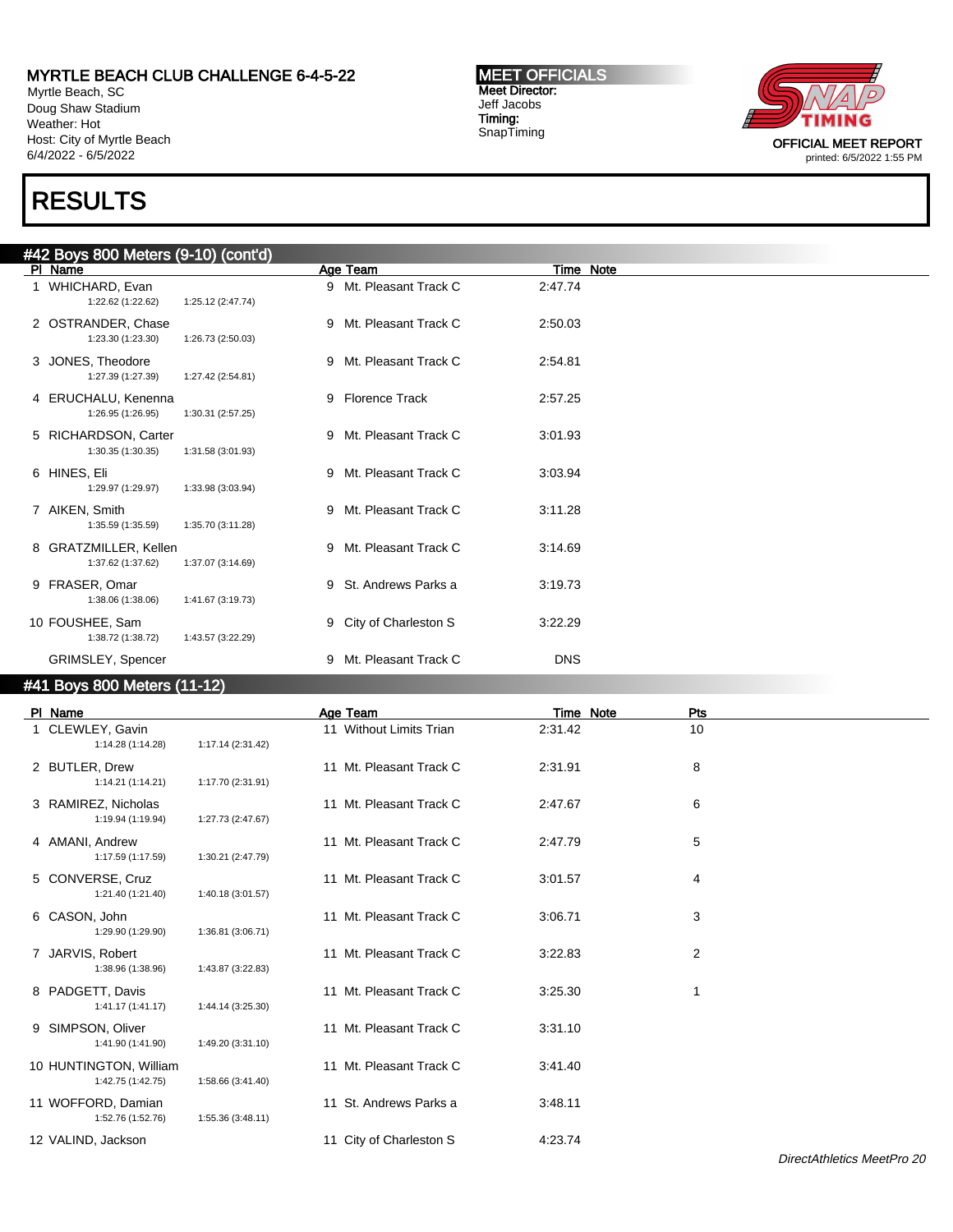# MYRTLE BEACH CLUB CHALLENGE 6-4-5-22

Myrtle Beach, SC
Doug Shaw Stadium
Weather: Hot
Host: City of Myrtle Beach
6/4/2022 - 6/5/2022

**MEET OFFICIALS**
**Meet Director:**
Jeff Jacobs
**Timing:**
SnapTiming

OFFICIAL MEET REPORT
printed: 6/5/2022 1:55 PM

# RESULTS

## #42 Boys 800 Meters (9-10) (cont'd)

| Pl | Name | Splits | | Age | Team | Time | Note |
|---|---|---|---|---|---|---|---|
| 1 | WHICHARD, Evan | 1:22.62 (1:22.62) | 1:25.12 (2:47.74) | 9 | Mt. Pleasant Track C | 2:47.74 | |
| 2 | OSTRANDER, Chase | 1:23.30 (1:23.30) | 1:26.73 (2:50.03) | 9 | Mt. Pleasant Track C | 2:50.03 | |
| 3 | JONES, Theodore | 1:27.39 (1:27.39) | 1:27.42 (2:54.81) | 9 | Mt. Pleasant Track C | 2:54.81 | |
| 4 | ERUCHALU, Kenenna | 1:26.95 (1:26.95) | 1:30.31 (2:57.25) | 9 | Florence Track | 2:57.25 | |
| 5 | RICHARDSON, Carter | 1:30.35 (1:30.35) | 1:31.58 (3:01.93) | 9 | Mt. Pleasant Track C | 3:01.93 | |
| 6 | HINES, Eli | 1:29.97 (1:29.97) | 1:33.98 (3:03.94) | 9 | Mt. Pleasant Track C | 3:03.94 | |
| 7 | AIKEN, Smith | 1:35.59 (1:35.59) | 1:35.70 (3:11.28) | 9 | Mt. Pleasant Track C | 3:11.28 | |
| 8 | GRATZMILLER, Kellen | 1:37.62 (1:37.62) | 1:37.07 (3:14.69) | 9 | Mt. Pleasant Track C | 3:14.69 | |
| 9 | FRASER, Omar | 1:38.06 (1:38.06) | 1:41.67 (3:19.73) | 9 | St. Andrews Parks a | 3:19.73 | |
| 10 | FOUSHEE, Sam | 1:38.72 (1:38.72) | 1:43.57 (3:22.29) | 9 | City of Charleston S | 3:22.29 | |
| | GRIMSLEY, Spencer | | | 9 | Mt. Pleasant Track C | DNS | |

## #41 Boys 800 Meters (11-12)

| Pl | Name | Splits | | Age | Team | Time | Note | Pts |
|---|---|---|---|---|---|---|---|---|
| 1 | CLEWLEY, Gavin | 1:14.28 (1:14.28) | 1:17.14 (2:31.42) | 11 | Without Limits Trian | 2:31.42 | | 10 |
| 2 | BUTLER, Drew | 1:14.21 (1:14.21) | 1:17.70 (2:31.91) | 11 | Mt. Pleasant Track C | 2:31.91 | | 8 |
| 3 | RAMIREZ, Nicholas | 1:19.94 (1:19.94) | 1:27.73 (2:47.67) | 11 | Mt. Pleasant Track C | 2:47.67 | | 6 |
| 4 | AMANI, Andrew | 1:17.59 (1:17.59) | 1:30.21 (2:47.79) | 11 | Mt. Pleasant Track C | 2:47.79 | | 5 |
| 5 | CONVERSE, Cruz | 1:21.40 (1:21.40) | 1:40.18 (3:01.57) | 11 | Mt. Pleasant Track C | 3:01.57 | | 4 |
| 6 | CASON, John | 1:29.90 (1:29.90) | 1:36.81 (3:06.71) | 11 | Mt. Pleasant Track C | 3:06.71 | | 3 |
| 7 | JARVIS, Robert | 1:38.96 (1:38.96) | 1:43.87 (3:22.83) | 11 | Mt. Pleasant Track C | 3:22.83 | | 2 |
| 8 | PADGETT, Davis | 1:41.17 (1:41.17) | 1:44.14 (3:25.30) | 11 | Mt. Pleasant Track C | 3:25.30 | | 1 |
| 9 | SIMPSON, Oliver | 1:41.90 (1:41.90) | 1:49.20 (3:31.10) | 11 | Mt. Pleasant Track C | 3:31.10 | | |
| 10 | HUNTINGTON, William | 1:42.75 (1:42.75) | 1:58.66 (3:41.40) | 11 | Mt. Pleasant Track C | 3:41.40 | | |
| 11 | WOFFORD, Damian | 1:52.76 (1:52.76) | 1:55.36 (3:48.11) | 11 | St. Andrews Parks a | 3:48.11 | | |
| 12 | VALIND, Jackson | | | 11 | City of Charleston S | 4:23.74 | | |

*DirectAthletics MeetPro 20*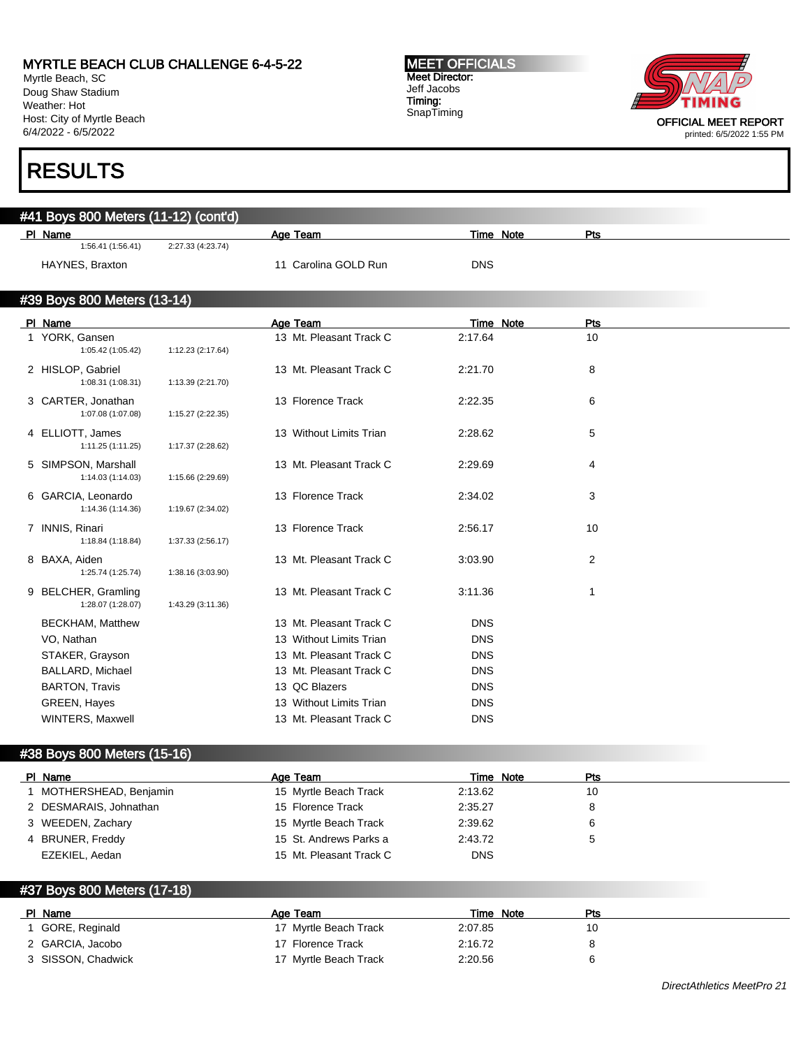MYRTLE BEACH CLUB CHALLENGE 6-4-5-22
Myrtle Beach, SC
Doug Shaw Stadium
Weather: Hot
Host: City of Myrtle Beach
6/4/2022 - 6/5/2022

MEET OFFICIALS
Meet Director:
Jeff Jacobs
Timing:
SnapTiming

OFFICIAL MEET REPORT
printed: 6/5/2022 1:55 PM

# RESULTS

## #41 Boys 800 Meters (11-12) (cont'd)

| Pl | Name | Age | Team | Time | Note | Pts |
|---|---|---|---|---|---|---|
| | 1:56.41 (1:56.41) 2:27.33 (4:23.74) | | | | | |
| | HAYNES, Braxton | 11 | Carolina GOLD Run | DNS | | |

## #39 Boys 800 Meters (13-14)

| Pl | Name | Age | Team | Time | Note | Pts |
|---|---|---|---|---|---|---|
| 1 | YORK, Gansen<br>1:05.42 (1:05.42) 1:12.23 (2:17.64) | 13 | Mt. Pleasant Track C | 2:17.64 | | 10 |
| 2 | HISLOP, Gabriel<br>1:08.31 (1:08.31) 1:13.39 (2:21.70) | 13 | Mt. Pleasant Track C | 2:21.70 | | 8 |
| 3 | CARTER, Jonathan<br>1:07.08 (1:07.08) 1:15.27 (2:22.35) | 13 | Florence Track | 2:22.35 | | 6 |
| 4 | ELLIOTT, James<br>1:11.25 (1:11.25) 1:17.37 (2:28.62) | 13 | Without Limits Trian | 2:28.62 | | 5 |
| 5 | SIMPSON, Marshall<br>1:14.03 (1:14.03) 1:15.66 (2:29.69) | 13 | Mt. Pleasant Track C | 2:29.69 | | 4 |
| 6 | GARCIA, Leonardo<br>1:14.36 (1:14.36) 1:19.67 (2:34.02) | 13 | Florence Track | 2:34.02 | | 3 |
| 7 | INNIS, Rinari<br>1:18.84 (1:18.84) 1:37.33 (2:56.17) | 13 | Florence Track | 2:56.17 | | 10 |
| 8 | BAXA, Aiden<br>1:25.74 (1:25.74) 1:38.16 (3:03.90) | 13 | Mt. Pleasant Track C | 3:03.90 | | 2 |
| 9 | BELCHER, Gramling<br>1:28.07 (1:28.07) 1:43.29 (3:11.36) | 13 | Mt. Pleasant Track C | 3:11.36 | | 1 |
| | BECKHAM, Matthew | 13 | Mt. Pleasant Track C | DNS | | |
| | VO, Nathan | 13 | Without Limits Trian | DNS | | |
| | STAKER, Grayson | 13 | Mt. Pleasant Track C | DNS | | |
| | BALLARD, Michael | 13 | Mt. Pleasant Track C | DNS | | |
| | BARTON, Travis | 13 | QC Blazers | DNS | | |
| | GREEN, Hayes | 13 | Without Limits Trian | DNS | | |
| | WINTERS, Maxwell | 13 | Mt. Pleasant Track C | DNS | | |

## #38 Boys 800 Meters (15-16)

| Pl | Name | Age | Team | Time | Note | Pts |
|---|---|---|---|---|---|---|
| 1 | MOTHERSHEAD, Benjamin | 15 | Myrtle Beach Track | 2:13.62 | | 10 |
| 2 | DESMARAIS, Johnathan | 15 | Florence Track | 2:35.27 | | 8 |
| 3 | WEEDEN, Zachary | 15 | Myrtle Beach Track | 2:39.62 | | 6 |
| 4 | BRUNER, Freddy | 15 | St. Andrews Parks a | 2:43.72 | | 5 |
| | EZEKIEL, Aedan | 15 | Mt. Pleasant Track C | DNS | | |

## #37 Boys 800 Meters (17-18)

| Pl | Name | Age | Team | Time | Note | Pts |
|---|---|---|---|---|---|---|
| 1 | GORE, Reginald | 17 | Myrtle Beach Track | 2:07.85 | | 10 |
| 2 | GARCIA, Jacobo | 17 | Florence Track | 2:16.72 | | 8 |
| 3 | SISSON, Chadwick | 17 | Myrtle Beach Track | 2:20.56 | | 6 |

DirectAthletics MeetPro 21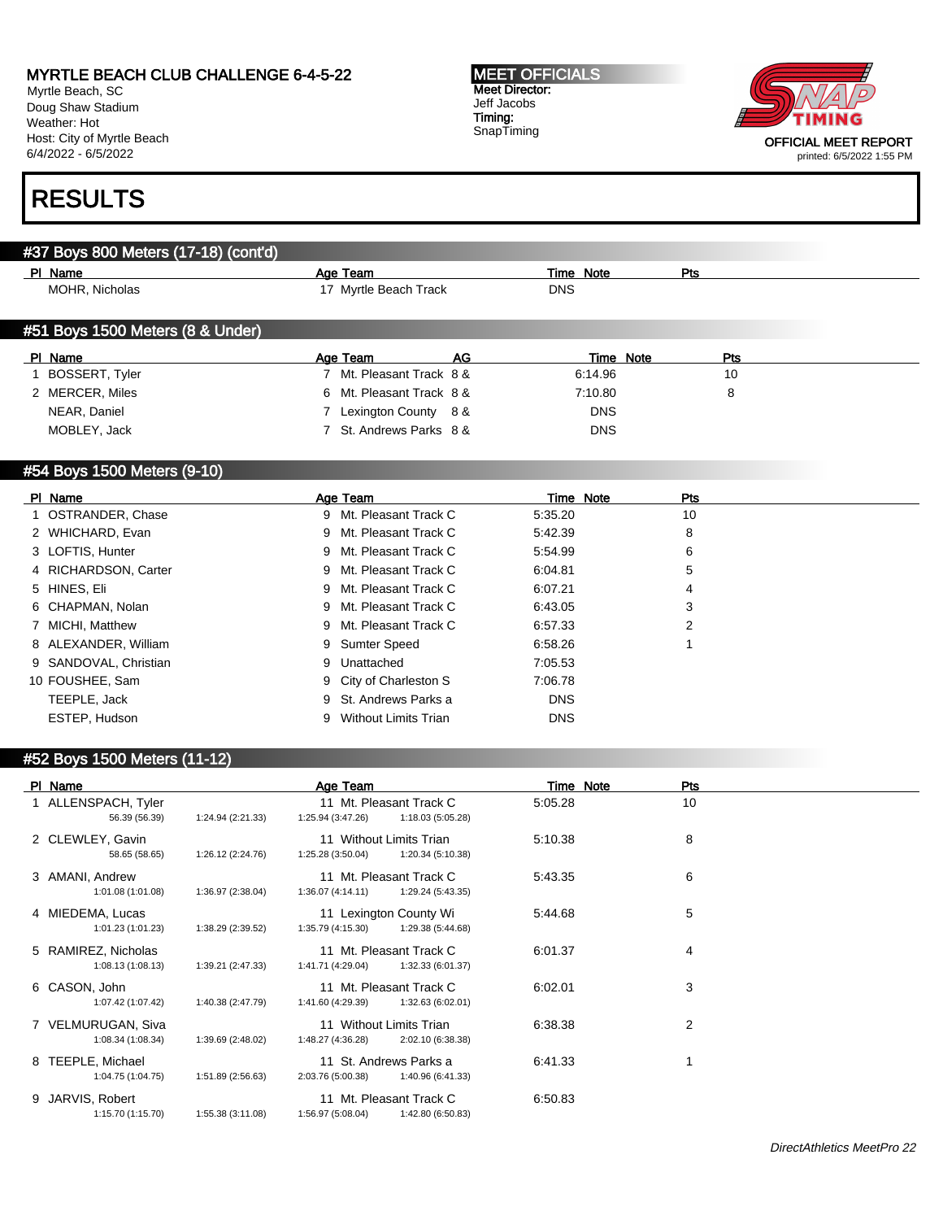MYRTLE BEACH CLUB CHALLENGE 6-4-5-22
Myrtle Beach, SC
Doug Shaw Stadium
Weather: Hot
Host: City of Myrtle Beach
6/4/2022 - 6/5/2022

MEET OFFICIALS
Meet Director:
Jeff Jacobs
Timing:
SnapTiming

OFFICIAL MEET REPORT
printed: 6/5/2022 1:55 PM

# RESULTS

## #37 Boys 800 Meters (17-18) (cont'd)

| Pl | Name | Age | Team | Time | Note | Pts |
|---|---|---|---|---|---|---|
| | MOHR, Nicholas | 17 | Myrtle Beach Track | DNS | | |

## #51 Boys 1500 Meters (8 & Under)

| Pl | Name | Age | Team | AG | Time | Note | Pts |
|---|---|---|---|---|---|---|---|
| 1 | BOSSERT, Tyler | 7 | Mt. Pleasant Track | 8 & | 6:14.96 | | 10 |
| 2 | MERCER, Miles | 6 | Mt. Pleasant Track | 8 & | 7:10.80 | | 8 |
| | NEAR, Daniel | 7 | Lexington County | 8 & | DNS | | |
| | MOBLEY, Jack | 7 | St. Andrews Parks | 8 & | DNS | | |

## #54 Boys 1500 Meters (9-10)

| Pl | Name | Age | Team | Time | Note | Pts |
|---|---|---|---|---|---|---|
| 1 | OSTRANDER, Chase | 9 | Mt. Pleasant Track C | 5:35.20 | | 10 |
| 2 | WHICHARD, Evan | 9 | Mt. Pleasant Track C | 5:42.39 | | 8 |
| 3 | LOFTIS, Hunter | 9 | Mt. Pleasant Track C | 5:54.99 | | 6 |
| 4 | RICHARDSON, Carter | 9 | Mt. Pleasant Track C | 6:04.81 | | 5 |
| 5 | HINES, Eli | 9 | Mt. Pleasant Track C | 6:07.21 | | 4 |
| 6 | CHAPMAN, Nolan | 9 | Mt. Pleasant Track C | 6:43.05 | | 3 |
| 7 | MICHI, Matthew | 9 | Mt. Pleasant Track C | 6:57.33 | | 2 |
| 8 | ALEXANDER, William | 9 | Sumter Speed | 6:58.26 | | 1 |
| 9 | SANDOVAL, Christian | 9 | Unattached | 7:05.53 | | |
| 10 | FOUSHEE, Sam | 9 | City of Charleston S | 7:06.78 | | |
| | TEEPLE, Jack | 9 | St. Andrews Parks a | DNS | | |
| | ESTEP, Hudson | 9 | Without Limits Trian | DNS | | |

## #52 Boys 1500 Meters (11-12)

| Pl | Name | Age | Team | Time | Note | Pts |
|---|---|---|---|---|---|---|
| 1 | ALLENSPACH, Tyler | 11 | Mt. Pleasant Track C | 5:05.28 | | 10 |
| | 56.39 (56.39) 1:24.94 (2:21.33) 1:25.94 (3:47.26) 1:18.03 (5:05.28) | | | | | |
| 2 | CLEWLEY, Gavin | 11 | Without Limits Trian | 5:10.38 | | 8 |
| | 58.65 (58.65) 1:26.12 (2:24.76) 1:25.28 (3:50.04) 1:20.34 (5:10.38) | | | | | |
| 3 | AMANI, Andrew | 11 | Mt. Pleasant Track C | 5:43.35 | | 6 |
| | 1:01.08 (1:01.08) 1:36.97 (2:38.04) 1:36.07 (4:14.11) 1:29.24 (5:43.35) | | | | | |
| 4 | MIEDEMA, Lucas | 11 | Lexington County Wi | 5:44.68 | | 5 |
| | 1:01.23 (1:01.23) 1:38.29 (2:39.52) 1:35.79 (4:15.30) 1:29.38 (5:44.68) | | | | | |
| 5 | RAMIREZ, Nicholas | 11 | Mt. Pleasant Track C | 6:01.37 | | 4 |
| | 1:08.13 (1:08.13) 1:39.21 (2:47.33) 1:41.71 (4:29.04) 1:32.33 (6:01.37) | | | | | |
| 6 | CASON, John | 11 | Mt. Pleasant Track C | 6:02.01 | | 3 |
| | 1:07.42 (1:07.42) 1:40.38 (2:47.79) 1:41.60 (4:29.39) 1:32.63 (6:02.01) | | | | | |
| 7 | VELMURUGAN, Siva | 11 | Without Limits Trian | 6:38.38 | | 2 |
| | 1:08.34 (1:08.34) 1:39.69 (2:48.02) 1:48.27 (4:36.28) 2:02.10 (6:38.38) | | | | | |
| 8 | TEEPLE, Michael | 11 | St. Andrews Parks a | 6:41.33 | | 1 |
| | 1:04.75 (1:04.75) 1:51.89 (2:56.63) 2:03.76 (5:00.38) 1:40.96 (6:41.33) | | | | | |
| 9 | JARVIS, Robert | 11 | Mt. Pleasant Track C | 6:50.83 | | |
| | 1:15.70 (1:15.70) 1:55.38 (3:11.08) 1:56.97 (5:08.04) 1:42.80 (6:50.83) | | | | | |

*DirectAthletics MeetPro 22*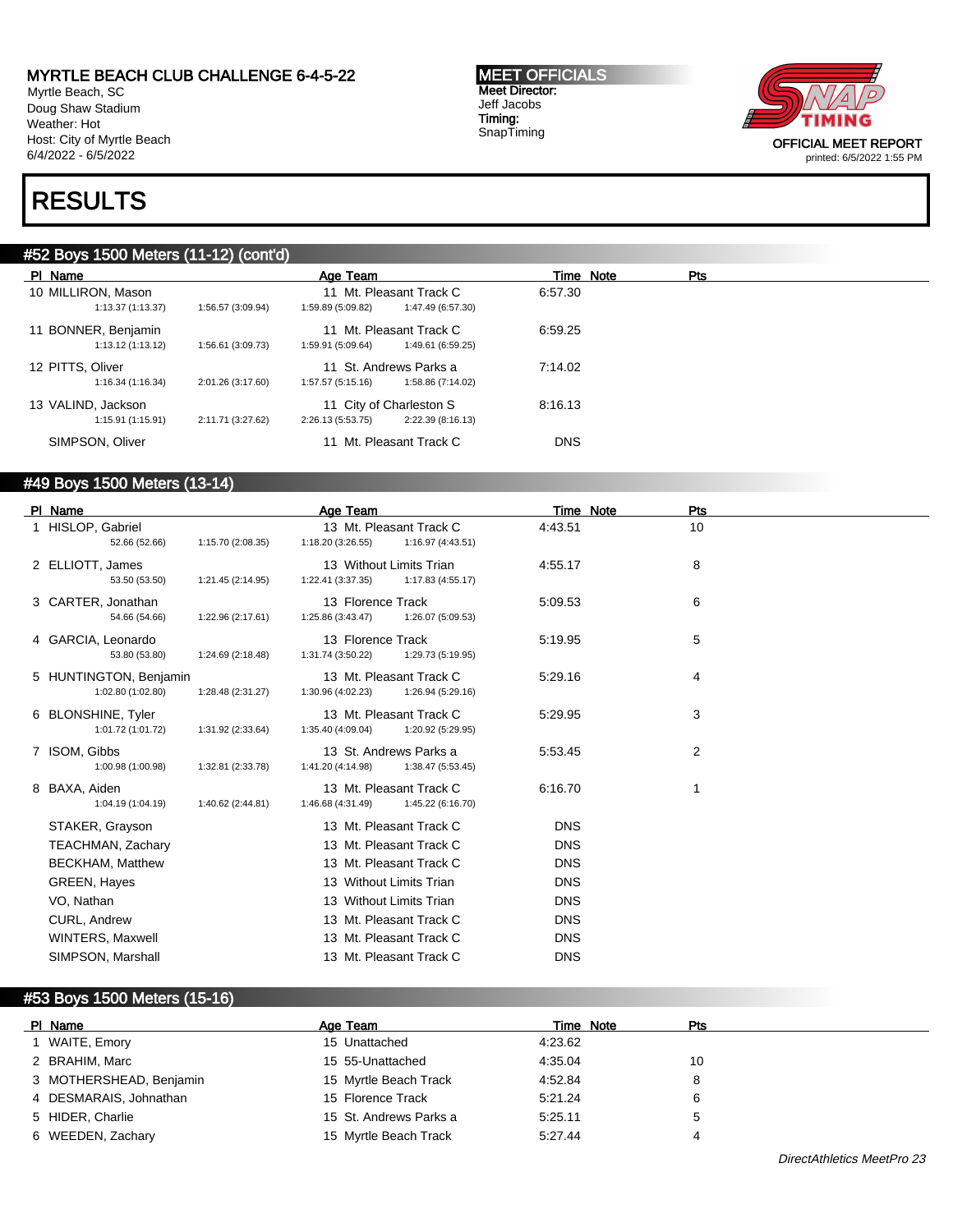# RESULTS

## #52 Boys 1500 Meters (11-12) (cont'd)

| Pl | Name | Age | Team | Time | Note | Pts |
|---|---|---|---|---|---|---|
| 10 | MILLIRON, Mason | 11 | Mt. Pleasant Track C | 6:57.30 | | |
| | 1:13.37 (1:13.37) 1:56.57 (3:09.94) 1:59.89 (5:09.82) 1:47.49 (6:57.30) | | | | | |
| 11 | BONNER, Benjamin | 11 | Mt. Pleasant Track C | 6:59.25 | | |
| | 1:13.12 (1:13.12) 1:56.61 (3:09.73) 1:59.91 (5:09.64) 1:49.61 (6:59.25) | | | | | |
| 12 | PITTS, Oliver | 11 | St. Andrews Parks a | 7:14.02 | | |
| | 1:16.34 (1:16.34) 2:01.26 (3:17.60) 1:57.57 (5:15.16) 1:58.86 (7:14.02) | | | | | |
| 13 | VALIND, Jackson | 11 | City of Charleston S | 8:16.13 | | |
| | 1:15.91 (1:15.91) 2:11.71 (3:27.62) 2:26.13 (5:53.75) 2:22.39 (8:16.13) | | | | | |
| | SIMPSON, Oliver | 11 | Mt. Pleasant Track C | DNS | | |

## #49 Boys 1500 Meters (13-14)

| Pl | Name | Age | Team | Time | Note | Pts |
|---|---|---|---|---|---|---|
| 1 | HISLOP, Gabriel | 13 | Mt. Pleasant Track C | 4:43.51 | | 10 |
| | 52.66 (52.66) 1:15.70 (2:08.35) 1:18.20 (3:26.55) 1:16.97 (4:43.51) | | | | | |
| 2 | ELLIOTT, James | 13 | Without Limits Trian | 4:55.17 | | 8 |
| | 53.50 (53.50) 1:21.45 (2:14.95) 1:22.41 (3:37.35) 1:17.83 (4:55.17) | | | | | |
| 3 | CARTER, Jonathan | 13 | Florence Track | 5:09.53 | | 6 |
| | 54.66 (54.66) 1:22.96 (2:17.61) 1:25.86 (3:43.47) 1:26.07 (5:09.53) | | | | | |
| 4 | GARCIA, Leonardo | 13 | Florence Track | 5:19.95 | | 5 |
| | 53.80 (53.80) 1:24.69 (2:18.48) 1:31.74 (3:50.22) 1:29.73 (5:19.95) | | | | | |
| 5 | HUNTINGTON, Benjamin | 13 | Mt. Pleasant Track C | 5:29.16 | | 4 |
| | 1:02.80 (1:02.80) 1:28.48 (2:31.27) 1:30.96 (4:02.23) 1:26.94 (5:29.16) | | | | | |
| 6 | BLONSHINE, Tyler | 13 | Mt. Pleasant Track C | 5:29.95 | | 3 |
| | 1:01.72 (1:01.72) 1:31.92 (2:33.64) 1:35.40 (4:09.04) 1:20.92 (5:29.95) | | | | | |
| 7 | ISOM, Gibbs | 13 | St. Andrews Parks a | 5:53.45 | | 2 |
| | 1:00.98 (1:00.98) 1:32.81 (2:33.78) 1:41.20 (4:14.98) 1:38.47 (5:53.45) | | | | | |
| 8 | BAXA, Aiden | 13 | Mt. Pleasant Track C | 6:16.70 | | 1 |
| | 1:04.19 (1:04.19) 1:40.62 (2:44.81) 1:46.68 (4:31.49) 1:45.22 (6:16.70) | | | | | |
| | STAKER, Grayson | 13 | Mt. Pleasant Track C | DNS | | |
| | TEACHMAN, Zachary | 13 | Mt. Pleasant Track C | DNS | | |
| | BECKHAM, Matthew | 13 | Mt. Pleasant Track C | DNS | | |
| | GREEN, Hayes | 13 | Without Limits Trian | DNS | | |
| | VO, Nathan | 13 | Without Limits Trian | DNS | | |
| | CURL, Andrew | 13 | Mt. Pleasant Track C | DNS | | |
| | WINTERS, Maxwell | 13 | Mt. Pleasant Track C | DNS | | |
| | SIMPSON, Marshall | 13 | Mt. Pleasant Track C | DNS | | |

## #53 Boys 1500 Meters (15-16)

| Pl | Name | Age | Team | Time | Note | Pts |
|---|---|---|---|---|---|---|
| 1 | WAITE, Emory | 15 | Unattached | 4:23.62 | | |
| 2 | BRAHIM, Marc | 15 | 55-Unattached | 4:35.04 | | 10 |
| 3 | MOTHERSHEAD, Benjamin | 15 | Myrtle Beach Track | 4:52.84 | | 8 |
| 4 | DESMARAIS, Johnathan | 15 | Florence Track | 5:21.24 | | 6 |
| 5 | HIDER, Charlie | 15 | St. Andrews Parks a | 5:25.11 | | 5 |
| 6 | WEEDEN, Zachary | 15 | Myrtle Beach Track | 5:27.44 | | 4 |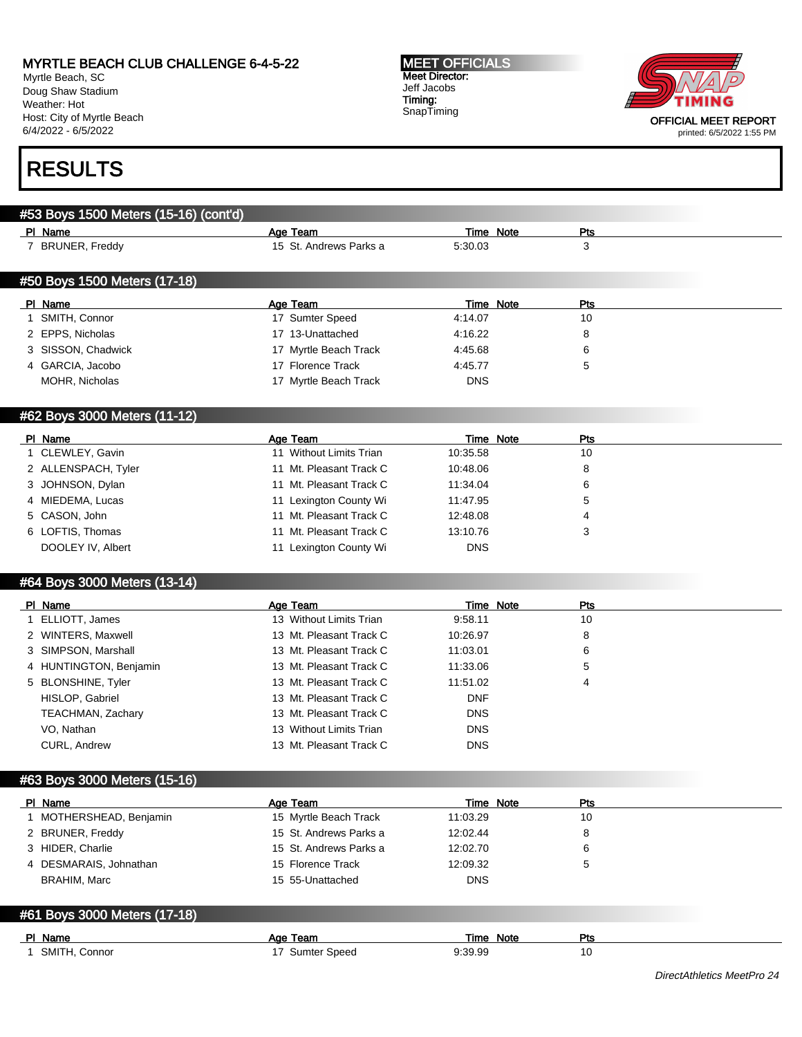# MYRTLE BEACH CLUB CHALLENGE 6-4-5-22

Myrtle Beach, SC
Doug Shaw Stadium
Weather: Hot
Host: City of Myrtle Beach
6/4/2022 - 6/5/2022

**MEET OFFICIALS**
**Meet Director:**
Jeff Jacobs
**Timing:**
SnapTiming

OFFICIAL MEET REPORT
printed: 6/5/2022 1:55 PM

# RESULTS

## #53 Boys 1500 Meters (15-16) (cont'd)

| Pl | Name | Age | Team | Time | Note | Pts |
|---|---|---|---|---|---|---|
| 7 | BRUNER, Freddy | 15 | St. Andrews Parks a | 5:30.03 | | 3 |

## #50 Boys 1500 Meters (17-18)

| Pl | Name | Age | Team | Time | Note | Pts |
|---|---|---|---|---|---|---|
| 1 | SMITH, Connor | 17 | Sumter Speed | 4:14.07 | | 10 |
| 2 | EPPS, Nicholas | 17 | 13-Unattached | 4:16.22 | | 8 |
| 3 | SISSON, Chadwick | 17 | Myrtle Beach Track | 4:45.68 | | 6 |
| 4 | GARCIA, Jacobo | 17 | Florence Track | 4:45.77 | | 5 |
| | MOHR, Nicholas | 17 | Myrtle Beach Track | DNS | | |

## #62 Boys 3000 Meters (11-12)

| Pl | Name | Age | Team | Time | Note | Pts |
|---|---|---|---|---|---|---|
| 1 | CLEWLEY, Gavin | 11 | Without Limits Trian | 10:35.58 | | 10 |
| 2 | ALLENSPACH, Tyler | 11 | Mt. Pleasant Track C | 10:48.06 | | 8 |
| 3 | JOHNSON, Dylan | 11 | Mt. Pleasant Track C | 11:34.04 | | 6 |
| 4 | MIEDEMA, Lucas | 11 | Lexington County Wi | 11:47.95 | | 5 |
| 5 | CASON, John | 11 | Mt. Pleasant Track C | 12:48.08 | | 4 |
| 6 | LOFTIS, Thomas | 11 | Mt. Pleasant Track C | 13:10.76 | | 3 |
| | DOOLEY IV, Albert | 11 | Lexington County Wi | DNS | | |

## #64 Boys 3000 Meters (13-14)

| Pl | Name | Age | Team | Time | Note | Pts |
|---|---|---|---|---|---|---|
| 1 | ELLIOTT, James | 13 | Without Limits Trian | 9:58.11 | | 10 |
| 2 | WINTERS, Maxwell | 13 | Mt. Pleasant Track C | 10:26.97 | | 8 |
| 3 | SIMPSON, Marshall | 13 | Mt. Pleasant Track C | 11:03.01 | | 6 |
| 4 | HUNTINGTON, Benjamin | 13 | Mt. Pleasant Track C | 11:33.06 | | 5 |
| 5 | BLONSHINE, Tyler | 13 | Mt. Pleasant Track C | 11:51.02 | | 4 |
| | HISLOP, Gabriel | 13 | Mt. Pleasant Track C | DNF | | |
| | TEACHMAN, Zachary | 13 | Mt. Pleasant Track C | DNS | | |
| | VO, Nathan | 13 | Without Limits Trian | DNS | | |
| | CURL, Andrew | 13 | Mt. Pleasant Track C | DNS | | |

## #63 Boys 3000 Meters (15-16)

| Pl | Name | Age | Team | Time | Note | Pts |
|---|---|---|---|---|---|---|
| 1 | MOTHERSHEAD, Benjamin | 15 | Myrtle Beach Track | 11:03.29 | | 10 |
| 2 | BRUNER, Freddy | 15 | St. Andrews Parks a | 12:02.44 | | 8 |
| 3 | HIDER, Charlie | 15 | St. Andrews Parks a | 12:02.70 | | 6 |
| 4 | DESMARAIS, Johnathan | 15 | Florence Track | 12:09.32 | | 5 |
| | BRAHIM, Marc | 15 | 55-Unattached | DNS | | |

## #61 Boys 3000 Meters (17-18)

| Pl | Name | Age | Team | Time | Note | Pts |
|---|---|---|---|---|---|---|
| 1 | SMITH, Connor | 17 | Sumter Speed | 9:39.99 | | 10 |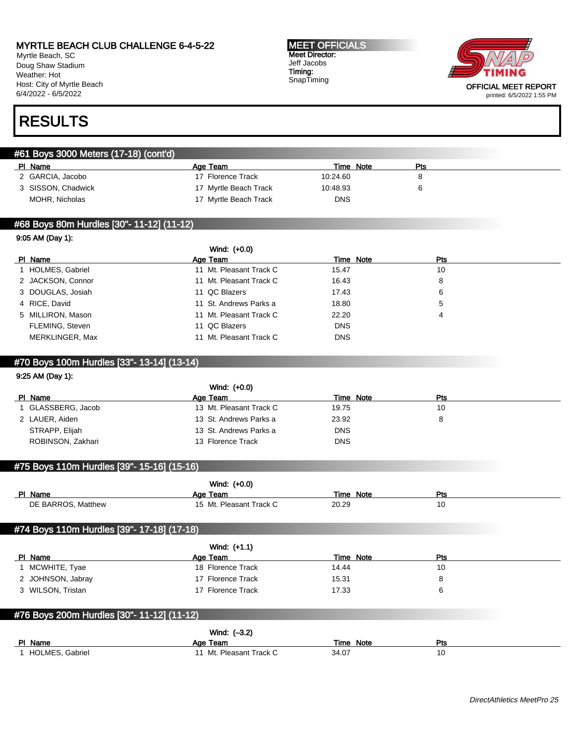MYRTLE BEACH CLUB CHALLENGE 6-4-5-22
Myrtle Beach, SC
Doug Shaw Stadium
Weather: Hot
Host: City of Myrtle Beach
6/4/2022 - 6/5/2022

**MEET OFFICIALS**
Meet Director:
Jeff Jacobs
Timing:
SnapTiming

OFFICIAL MEET REPORT
printed: 6/5/2022 1:55 PM

# RESULTS

## #61 Boys 3000 Meters (17-18) (cont'd)

| Pl | Name | Age | Team | Time | Note | Pts |
|---|---|---|---|---|---|---|
| 2 | GARCIA, Jacobo | 17 | Florence Track | 10:24.60 | | 8 |
| 3 | SISSON, Chadwick | 17 | Myrtle Beach Track | 10:48.93 | | 6 |
| | MOHR, Nicholas | 17 | Myrtle Beach Track | DNS | | |

## #68 Boys 80m Hurdles [30"- 11-12] (11-12)

9:05 AM (Day 1):

Wind: (+0.0)

| Pl | Name | Age | Team | Time | Note | Pts |
|---|---|---|---|---|---|---|
| 1 | HOLMES, Gabriel | 11 | Mt. Pleasant Track C | 15.47 | | 10 |
| 2 | JACKSON, Connor | 11 | Mt. Pleasant Track C | 16.43 | | 8 |
| 3 | DOUGLAS, Josiah | 11 | QC Blazers | 17.43 | | 6 |
| 4 | RICE, David | 11 | St. Andrews Parks a | 18.80 | | 5 |
| 5 | MILLIRON, Mason | 11 | Mt. Pleasant Track C | 22.20 | | 4 |
| | FLEMING, Steven | 11 | QC Blazers | DNS | | |
| | MERKLINGER, Max | 11 | Mt. Pleasant Track C | DNS | | |

## #70 Boys 100m Hurdles [33"- 13-14] (13-14)

9:25 AM (Day 1):

Wind: (+0.0)

| Pl | Name | Age | Team | Time | Note | Pts |
|---|---|---|---|---|---|---|
| 1 | GLASSBERG, Jacob | 13 | Mt. Pleasant Track C | 19.75 | | 10 |
| 2 | LAUER, Aiden | 13 | St. Andrews Parks a | 23.92 | | 8 |
| | STRAPP, Elijah | 13 | St. Andrews Parks a | DNS | | |
| | ROBINSON, Zakhari | 13 | Florence Track | DNS | | |

## #75 Boys 110m Hurdles [39"- 15-16] (15-16)

Wind: (+0.0)

| Pl | Name | Age | Team | Time | Note | Pts |
|---|---|---|---|---|---|---|
| | DE BARROS, Matthew | 15 | Mt. Pleasant Track C | 20.29 | | 10 |

## #74 Boys 110m Hurdles [39"- 17-18] (17-18)

Wind: (+1.1)

| Pl | Name | Age | Team | Time | Note | Pts |
|---|---|---|---|---|---|---|
| 1 | MCWHITE, Tyae | 18 | Florence Track | 14.44 | | 10 |
| 2 | JOHNSON, Jabray | 17 | Florence Track | 15.31 | | 8 |
| 3 | WILSON, Tristan | 17 | Florence Track | 17.33 | | 6 |

## #76 Boys 200m Hurdles [30"- 11-12] (11-12)

Wind: (–3.2)

| Pl | Name | Age | Team | Time | Note | Pts |
|---|---|---|---|---|---|---|
| 1 | HOLMES, Gabriel | 11 | Mt. Pleasant Track C | 34.07 | | 10 |

*DirectAthletics MeetPro 25*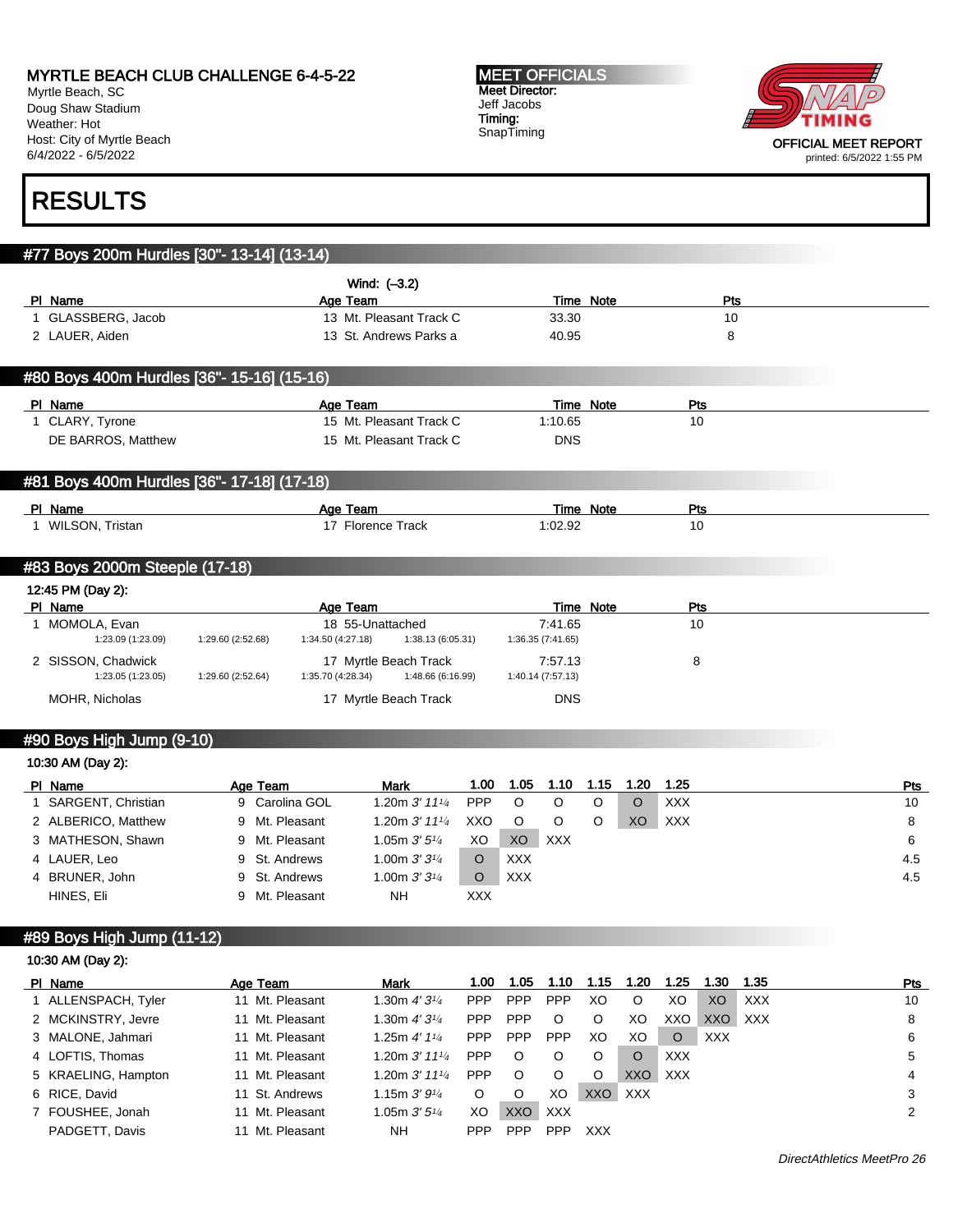MYRTLE BEACH CLUB CHALLENGE 6-4-5-22
Myrtle Beach, SC
Doug Shaw Stadium
Weather: Hot
Host: City of Myrtle Beach
6/4/2022 - 6/5/2022

**MEET OFFICIALS**
Meet Director:
Jeff Jacobs
Timing:
SnapTiming

OFFICIAL MEET REPORT
printed: 6/5/2022 1:55 PM

# RESULTS

## #77 Boys 200m Hurdles [30"- 13-14] (13-14)

Wind: (-3.2)

| Pl | Name | Age | Team | Time | Note | Pts |
|---|---|---|---|---|---|---|
| 1 | GLASSBERG, Jacob | 13 | Mt. Pleasant Track C | 33.30 | | 10 |
| 2 | LAUER, Aiden | 13 | St. Andrews Parks a | 40.95 | | 8 |

## #80 Boys 400m Hurdles [36"- 15-16] (15-16)

| Pl | Name | Age | Team | Time | Note | Pts |
|---|---|---|---|---|---|---|
| 1 | CLARY, Tyrone | 15 | Mt. Pleasant Track C | 1:10.65 | | 10 |
| | DE BARROS, Matthew | 15 | Mt. Pleasant Track C | DNS | | |

## #81 Boys 400m Hurdles [36"- 17-18] (17-18)

| Pl | Name | Age | Team | Time | Note | Pts |
|---|---|---|---|---|---|---|
| 1 | WILSON, Tristan | 17 | Florence Track | 1:02.92 | | 10 |

## #83 Boys 2000m Steeple (17-18)

12:45 PM (Day 2):

| Pl | Name | Age | Team | Time | Note | Pts |
|---|---|---|---|---|---|---|
| 1 | MOMOLA, Evan | 18 | 55-Unattached | 7:41.65 | | 10 |
| | 1:23.09 (1:23.09) 1:29.60 (2:52.68) 1:34.50 (4:27.18) 1:38.13 (6:05.31) 1:36.35 (7:41.65) | | | | | |
| 2 | SISSON, Chadwick | 17 | Myrtle Beach Track | 7:57.13 | | 8 |
| | 1:23.05 (1:23.05) 1:29.60 (2:52.64) 1:35.70 (4:28.34) 1:48.66 (6:16.99) 1:40.14 (7:57.13) | | | | | |
| | MOHR, Nicholas | 17 | Myrtle Beach Track | DNS | | |

## #90 Boys High Jump (9-10)

10:30 AM (Day 2):

| Pl | Name | Age | Team | Mark | 1.00 | 1.05 | 1.10 | 1.15 | 1.20 | 1.25 | Pts |
|---|---|---|---|---|---|---|---|---|---|---|---|
| 1 | SARGENT, Christian | 9 | Carolina GOL | 1.20m 3' 11¼ | PPP | O | O | O | O | XXX | 10 |
| 2 | ALBERICO, Matthew | 9 | Mt. Pleasant | 1.20m 3' 11¼ | XXO | O | O | O | XO | XXX | 8 |
| 3 | MATHESON, Shawn | 9 | Mt. Pleasant | 1.05m 3' 5¼ | XO | XO | XXX | | | | 6 |
| 4 | LAUER, Leo | 9 | St. Andrews | 1.00m 3' 3¼ | O | XXX | | | | | 4.5 |
| 4 | BRUNER, John | 9 | St. Andrews | 1.00m 3' 3¼ | O | XXX | | | | | 4.5 |
| | HINES, Eli | 9 | Mt. Pleasant | NH | XXX | | | | | | |

## #89 Boys High Jump (11-12)

10:30 AM (Day 2):

| Pl | Name | Age | Team | Mark | 1.00 | 1.05 | 1.10 | 1.15 | 1.20 | 1.25 | 1.30 | 1.35 | Pts |
|---|---|---|---|---|---|---|---|---|---|---|---|---|---|
| 1 | ALLENSPACH, Tyler | 11 | Mt. Pleasant | 1.30m 4' 3¼ | PPP | PPP | PPP | XO | O | XO | XO | XXX | 10 |
| 2 | MCKINSTRY, Jevre | 11 | Mt. Pleasant | 1.30m 4' 3¼ | PPP | PPP | O | O | XO | XXO | XXO | XXX | 8 |
| 3 | MALONE, Jahmari | 11 | Mt. Pleasant | 1.25m 4' 1¼ | PPP | PPP | PPP | XO | XO | O | XXX | | 6 |
| 4 | LOFTIS, Thomas | 11 | Mt. Pleasant | 1.20m 3' 11¼ | PPP | O | O | O | O | XXX | | | 5 |
| 5 | KRAELING, Hampton | 11 | Mt. Pleasant | 1.20m 3' 11¼ | PPP | O | O | O | XXO | XXX | | | 4 |
| 6 | RICE, David | 11 | St. Andrews | 1.15m 3' 9¼ | O | O | XO | XXO | XXX | | | | 3 |
| 7 | FOUSHEE, Jonah | 11 | Mt. Pleasant | 1.05m 3' 5¼ | XO | XXO | XXX | | | | | | 2 |
| | PADGETT, Davis | 11 | Mt. Pleasant | NH | PPP | PPP | PPP | XXX | | | | | |

*DirectAthletics MeetPro 26*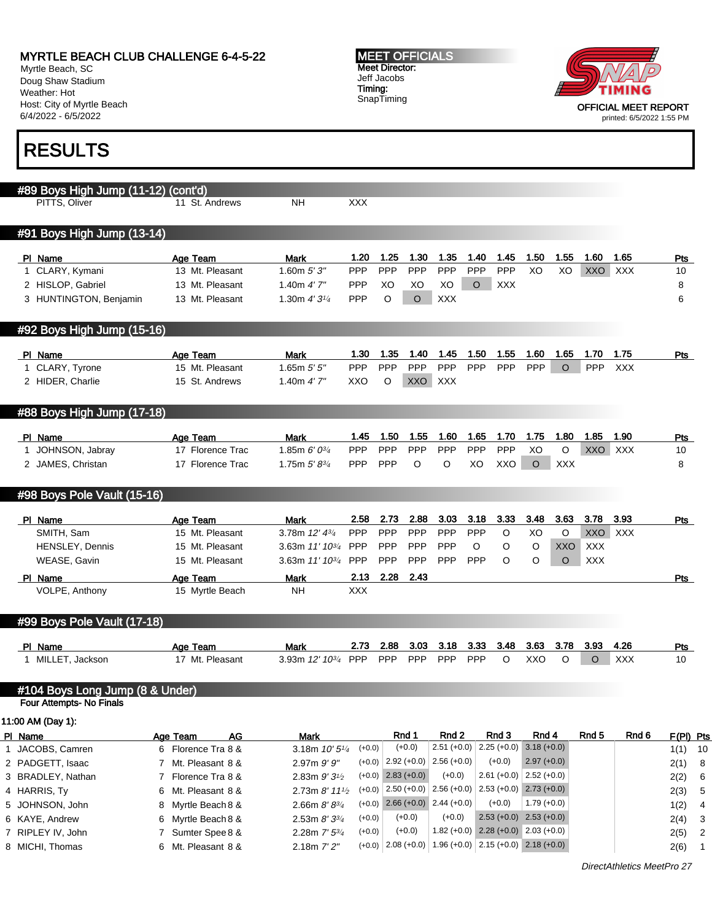MYRTLE BEACH CLUB CHALLENGE 6-4-5-22
Myrtle Beach, SC
Doug Shaw Stadium
Weather: Hot
Host: City of Myrtle Beach
6/4/2022 - 6/5/2022

**MEET OFFICIALS**
**Meet Director:**
Jeff Jacobs
**Timing:**
SnapTiming

OFFICIAL MEET REPORT
printed: 6/5/2022 1:55 PM

# RESULTS

## #89 Boys High Jump (11-12) (cont'd)

| Pl | Name | Age | Team | Mark | | | | | | | | | | | Pts |
|---|---|---|---|---|---|---|---|---|---|---|---|---|---|---|---|
| | PITTS, Oliver | 11 | St. Andrews | NH | XXX | | | | | | | | | | |

## #91 Boys High Jump (13-14)

| Pl | Name | Age | Team | Mark | 1.20 | 1.25 | 1.30 | 1.35 | 1.40 | 1.45 | 1.50 | 1.55 | 1.60 | 1.65 | Pts |
|---|---|---|---|---|---|---|---|---|---|---|---|---|---|---|---|
| 1 | CLARY, Kymani | 13 | Mt. Pleasant | 1.60m *5' 3"* | PPP | PPP | PPP | PPP | PPP | PPP | XO | XO | XXO | XXX | 10 |
| 2 | HISLOP, Gabriel | 13 | Mt. Pleasant | 1.40m *4' 7"* | PPP | XO | XO | XO | O | XXX | | | | | 8 |
| 3 | HUNTINGTON, Benjamin | 13 | Mt. Pleasant | 1.30m *4' 3¼* | PPP | O | O | XXX | | | | | | | 6 |

## #92 Boys High Jump (15-16)

| Pl | Name | Age | Team | Mark | 1.30 | 1.35 | 1.40 | 1.45 | 1.50 | 1.55 | 1.60 | 1.65 | 1.70 | 1.75 | Pts |
|---|---|---|---|---|---|---|---|---|---|---|---|---|---|---|---|
| 1 | CLARY, Tyrone | 15 | Mt. Pleasant | 1.65m *5' 5"* | PPP | PPP | PPP | PPP | PPP | PPP | PPP | O | PPP | XXX | |
| 2 | HIDER, Charlie | 15 | St. Andrews | 1.40m *4' 7"* | XXO | O | XXO | XXX | | | | | | | |

## #88 Boys High Jump (17-18)

| Pl | Name | Age | Team | Mark | 1.45 | 1.50 | 1.55 | 1.60 | 1.65 | 1.70 | 1.75 | 1.80 | 1.85 | 1.90 | Pts |
|---|---|---|---|---|---|---|---|---|---|---|---|---|---|---|---|
| 1 | JOHNSON, Jabray | 17 | Florence Trac | 1.85m *6' 0¾* | PPP | PPP | PPP | PPP | PPP | PPP | XO | O | XXO | XXX | 10 |
| 2 | JAMES, Christan | 17 | Florence Trac | 1.75m *5' 8¾* | PPP | PPP | O | O | XO | XXO | O | XXX | | | 8 |

## #98 Boys Pole Vault (15-16)

| Pl | Name | Age | Team | Mark | 2.58 | 2.73 | 2.88 | 3.03 | 3.18 | 3.33 | 3.48 | 3.63 | 3.78 | 3.93 | Pts |
|---|---|---|---|---|---|---|---|---|---|---|---|---|---|---|---|
| | SMITH, Sam | 15 | Mt. Pleasant | 3.78m *12' 4¾* | PPP | PPP | PPP | PPP | PPP | O | XO | O | XXO | XXX | |
| | HENSLEY, Dennis | 15 | Mt. Pleasant | 3.63m *11' 10¾* | PPP | PPP | PPP | PPP | O | O | O | XXO | XXX | | |
| | WEASE, Gavin | 15 | Mt. Pleasant | 3.63m *11' 10¾* | PPP | PPP | PPP | PPP | PPP | O | O | O | XXX | | |

| Pl | Name | Age | Team | Mark | 2.13 | 2.28 | 2.43 | Pts |
|---|---|---|---|---|---|---|---|---|
| | VOLPE, Anthony | 15 | Myrtle Beach | NH | XXX | | | |

## #99 Boys Pole Vault (17-18)

| Pl | Name | Age | Team | Mark | 2.73 | 2.88 | 3.03 | 3.18 | 3.33 | 3.48 | 3.63 | 3.78 | 3.93 | 4.26 | Pts |
|---|---|---|---|---|---|---|---|---|---|---|---|---|---|---|---|
| 1 | MILLET, Jackson | 17 | Mt. Pleasant | 3.93m *12' 10¾* | PPP | PPP | PPP | PPP | PPP | O | XXO | O | O | XXX | 10 |

## #104 Boys Long Jump (8 & Under)

**Four Attempts- No Finals**

**11:00 AM (Day 1):**

| Pl | Name | Age | Team | AG | Mark | | Rnd 1 | Rnd 2 | Rnd 3 | Rnd 4 | Rnd 5 | Rnd 6 | F(Pl) | Pts |
|---|---|---|---|---|---|---|---|---|---|---|---|---|---|---|
| 1 | JACOBS, Camren | 6 | Florence Tra | 8 & | 3.18m *10' 5¼* | (+0.0) | (+0.0) | 2.51 (+0.0) | 2.25 (+0.0) | 3.18 (+0.0) | | | 1(1) | 10 |
| 2 | PADGETT, Isaac | 7 | Mt. Pleasant | 8 & | 2.97m *9' 9"* | (+0.0) | 2.92 (+0.0) | 2.56 (+0.0) | (+0.0) | 2.97 (+0.0) | | | 2(1) | 8 |
| 3 | BRADLEY, Nathan | 7 | Florence Tra | 8 & | 2.83m *9' 3½* | (+0.0) | 2.83 (+0.0) | (+0.0) | 2.61 (+0.0) | 2.52 (+0.0) | | | 2(2) | 6 |
| 4 | HARRIS, Ty | 6 | Mt. Pleasant | 8 & | 2.73m *8' 11½* | (+0.0) | 2.50 (+0.0) | 2.56 (+0.0) | 2.53 (+0.0) | 2.73 (+0.0) | | | 2(3) | 5 |
| 5 | JOHNSON, John | 8 | Myrtle Beach | 8 & | 2.66m *8' 8¾* | (+0.0) | 2.66 (+0.0) | 2.44 (+0.0) | (+0.0) | 1.79 (+0.0) | | | 1(2) | 4 |
| 6 | KAYE, Andrew | 6 | Myrtle Beach | 8 & | 2.53m *8' 3¾* | (+0.0) | (+0.0) | (+0.0) | 2.53 (+0.0) | 2.53 (+0.0) | | | 2(4) | 3 |
| 7 | RIPLEY IV, John | 7 | Sumter Spee | 8 & | 2.28m *7' 5¾* | (+0.0) | (+0.0) | 1.82 (+0.0) | 2.28 (+0.0) | 2.03 (+0.0) | | | 2(5) | 2 |
| 8 | MICHI, Thomas | 6 | Mt. Pleasant | 8 & | 2.18m *7' 2"* | (+0.0) | 2.08 (+0.0) | 1.96 (+0.0) | 2.15 (+0.0) | 2.18 (+0.0) | | | 2(6) | 1 |

*DirectAthletics MeetPro 27*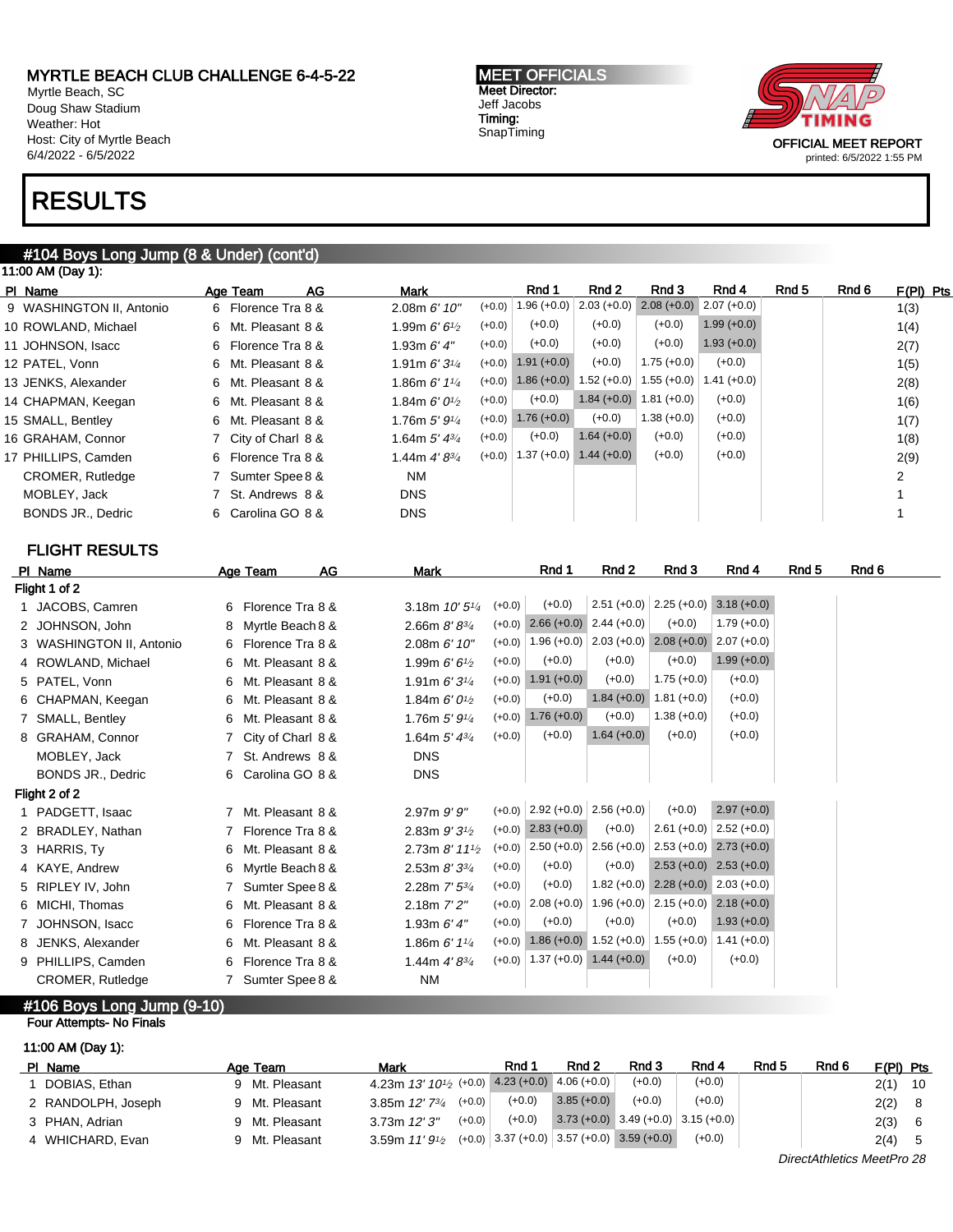# MYRTLE BEACH CLUB CHALLENGE 6-4-5-22

Myrtle Beach, SC
Doug Shaw Stadium
Weather: Hot
Host: City of Myrtle Beach
6/4/2022 - 6/5/2022

**MEET OFFICIALS**
Meet Director:
Jeff Jacobs
Timing:
SnapTiming

OFFICIAL MEET REPORT
printed: 6/5/2022 1:55 PM

# RESULTS

## #104 Boys Long Jump (8 & Under) (cont'd)

11:00 AM (Day 1):

| Pl | Name | Age | Team | AG | Mark | | Rnd 1 | Rnd 2 | Rnd 3 | Rnd 4 | Rnd 5 | Rnd 6 | F(Pl) | Pts |
|---|---|---|---|---|---|---|---|---|---|---|---|---|---|---|
| 9 | WASHINGTON II, Antonio | 6 | Florence Tra | 8 & | 2.08m *6' 10"* | (+0.0) | 1.96 (+0.0) | 2.03 (+0.0) | 2.08 (+0.0) | 2.07 (+0.0) | | | 1(3) | |
| 10 | ROWLAND, Michael | 6 | Mt. Pleasant | 8 & | 1.99m *6' 6½* | (+0.0) | (+0.0) | (+0.0) | (+0.0) | 1.99 (+0.0) | | | 1(4) | |
| 11 | JOHNSON, Isacc | 6 | Florence Tra | 8 & | 1.93m *6' 4"* | (+0.0) | (+0.0) | (+0.0) | (+0.0) | 1.93 (+0.0) | | | 2(7) | |
| 12 | PATEL, Vonn | 6 | Mt. Pleasant | 8 & | 1.91m *6' 3¼* | (+0.0) | 1.91 (+0.0) | (+0.0) | 1.75 (+0.0) | (+0.0) | | | 1(5) | |
| 13 | JENKS, Alexander | 6 | Mt. Pleasant | 8 & | 1.86m *6' 1¼* | (+0.0) | 1.86 (+0.0) | 1.52 (+0.0) | 1.55 (+0.0) | 1.41 (+0.0) | | | 2(8) | |
| 14 | CHAPMAN, Keegan | 6 | Mt. Pleasant | 8 & | 1.84m *6' 0½* | (+0.0) | (+0.0) | 1.84 (+0.0) | 1.81 (+0.0) | (+0.0) | | | 1(6) | |
| 15 | SMALL, Bentley | 6 | Mt. Pleasant | 8 & | 1.76m *5' 9¼* | (+0.0) | 1.76 (+0.0) | (+0.0) | 1.38 (+0.0) | (+0.0) | | | 1(7) | |
| 16 | GRAHAM, Connor | 7 | City of Charl | 8 & | 1.64m *5' 4¾* | (+0.0) | (+0.0) | 1.64 (+0.0) | (+0.0) | (+0.0) | | | 1(8) | |
| 17 | PHILLIPS, Camden | 6 | Florence Tra | 8 & | 1.44m *4' 8¾* | (+0.0) | 1.37 (+0.0) | 1.44 (+0.0) | (+0.0) | (+0.0) | | | 2(9) | |
| | CROMER, Rutledge | 7 | Sumter Spee | 8 & | NM | | | | | | | | 2 | |
| | MOBLEY, Jack | 7 | St. Andrews | 8 & | DNS | | | | | | | | 1 | |
| | BONDS JR., Dedric | 6 | Carolina GO | 8 & | DNS | | | | | | | | 1 | |

### FLIGHT RESULTS

| Pl | Name | Age | Team | AG | Mark | | Rnd 1 | Rnd 2 | Rnd 3 | Rnd 4 | Rnd 5 | Rnd 6 |
|---|---|---|---|---|---|---|---|---|---|---|---|---|
| **Flight 1 of 2** | | | | | | | | | | | | |
| 1 | JACOBS, Camren | 6 | Florence Tra | 8 & | 3.18m *10' 5¼* | (+0.0) | (+0.0) | 2.51 (+0.0) | 2.25 (+0.0) | 3.18 (+0.0) | | |
| 2 | JOHNSON, John | 8 | Myrtle Beach | 8 & | 2.66m *8' 8¾* | (+0.0) | 2.66 (+0.0) | 2.44 (+0.0) | (+0.0) | 1.79 (+0.0) | | |
| 3 | WASHINGTON II, Antonio | 6 | Florence Tra | 8 & | 2.08m *6' 10"* | (+0.0) | 1.96 (+0.0) | 2.03 (+0.0) | 2.08 (+0.0) | 2.07 (+0.0) | | |
| 4 | ROWLAND, Michael | 6 | Mt. Pleasant | 8 & | 1.99m *6' 6½* | (+0.0) | (+0.0) | (+0.0) | (+0.0) | 1.99 (+0.0) | | |
| 5 | PATEL, Vonn | 6 | Mt. Pleasant | 8 & | 1.91m *6' 3¼* | (+0.0) | 1.91 (+0.0) | (+0.0) | 1.75 (+0.0) | (+0.0) | | |
| 6 | CHAPMAN, Keegan | 6 | Mt. Pleasant | 8 & | 1.84m *6' 0½* | (+0.0) | (+0.0) | 1.84 (+0.0) | 1.81 (+0.0) | (+0.0) | | |
| 7 | SMALL, Bentley | 6 | Mt. Pleasant | 8 & | 1.76m *5' 9¼* | (+0.0) | 1.76 (+0.0) | (+0.0) | 1.38 (+0.0) | (+0.0) | | |
| 8 | GRAHAM, Connor | 7 | City of Charl | 8 & | 1.64m *5' 4¾* | (+0.0) | (+0.0) | 1.64 (+0.0) | (+0.0) | (+0.0) | | |
| | MOBLEY, Jack | 7 | St. Andrews | 8 & | DNS | | | | | | | |
| | BONDS JR., Dedric | 6 | Carolina GO | 8 & | DNS | | | | | | | |
| **Flight 2 of 2** | | | | | | | | | | | | |
| 1 | PADGETT, Isaac | 7 | Mt. Pleasant | 8 & | 2.97m *9' 9"* | (+0.0) | 2.92 (+0.0) | 2.56 (+0.0) | (+0.0) | 2.97 (+0.0) | | |
| 2 | BRADLEY, Nathan | 7 | Florence Tra | 8 & | 2.83m *9' 3½* | (+0.0) | 2.83 (+0.0) | (+0.0) | 2.61 (+0.0) | 2.52 (+0.0) | | |
| 3 | HARRIS, Ty | 6 | Mt. Pleasant | 8 & | 2.73m *8' 11½* | (+0.0) | 2.50 (+0.0) | 2.56 (+0.0) | 2.53 (+0.0) | 2.73 (+0.0) | | |
| 4 | KAYE, Andrew | 6 | Myrtle Beach | 8 & | 2.53m *8' 3¾* | (+0.0) | (+0.0) | (+0.0) | 2.53 (+0.0) | 2.53 (+0.0) | | |
| 5 | RIPLEY IV, John | 7 | Sumter Spee | 8 & | 2.28m *7' 5¾* | (+0.0) | (+0.0) | 1.82 (+0.0) | 2.28 (+0.0) | 2.03 (+0.0) | | |
| 6 | MICHI, Thomas | 6 | Mt. Pleasant | 8 & | 2.18m *7' 2"* | (+0.0) | 2.08 (+0.0) | 1.96 (+0.0) | 2.15 (+0.0) | 2.18 (+0.0) | | |
| 7 | JOHNSON, Isacc | 6 | Florence Tra | 8 & | 1.93m *6' 4"* | (+0.0) | (+0.0) | (+0.0) | (+0.0) | 1.93 (+0.0) | | |
| 8 | JENKS, Alexander | 6 | Mt. Pleasant | 8 & | 1.86m *6' 1¼* | (+0.0) | 1.86 (+0.0) | 1.52 (+0.0) | 1.55 (+0.0) | 1.41 (+0.0) | | |
| 9 | PHILLIPS, Camden | 6 | Florence Tra | 8 & | 1.44m *4' 8¾* | (+0.0) | 1.37 (+0.0) | 1.44 (+0.0) | (+0.0) | (+0.0) | | |
| | CROMER, Rutledge | 7 | Sumter Spee | 8 & | NM | | | | | | | |

## #106 Boys Long Jump (9-10)

Four Attempts- No Finals

11:00 AM (Day 1):

| Pl | Name | Age | Team | Mark | | Rnd 1 | Rnd 2 | Rnd 3 | Rnd 4 | Rnd 5 | Rnd 6 | F(Pl) | Pts |
|---|---|---|---|---|---|---|---|---|---|---|---|---|---|
| 1 | DOBIAS, Ethan | 9 | Mt. Pleasant | 4.23m *13' 10½* | (+0.0) | 4.23 (+0.0) | 4.06 (+0.0) | (+0.0) | (+0.0) | | | 2(1) | 10 |
| 2 | RANDOLPH, Joseph | 9 | Mt. Pleasant | 3.85m *12' 7¾* | (+0.0) | (+0.0) | 3.85 (+0.0) | (+0.0) | (+0.0) | | | 2(2) | 8 |
| 3 | PHAN, Adrian | 9 | Mt. Pleasant | 3.73m *12' 3"* | (+0.0) | (+0.0) | 3.73 (+0.0) | 3.49 (+0.0) | 3.15 (+0.0) | | | 2(3) | 6 |
| 4 | WHICHARD, Evan | 9 | Mt. Pleasant | 3.59m *11' 9½* | (+0.0) | 3.37 (+0.0) | 3.57 (+0.0) | 3.59 (+0.0) | (+0.0) | | | 2(4) | 5 |

DirectAthletics MeetPro 28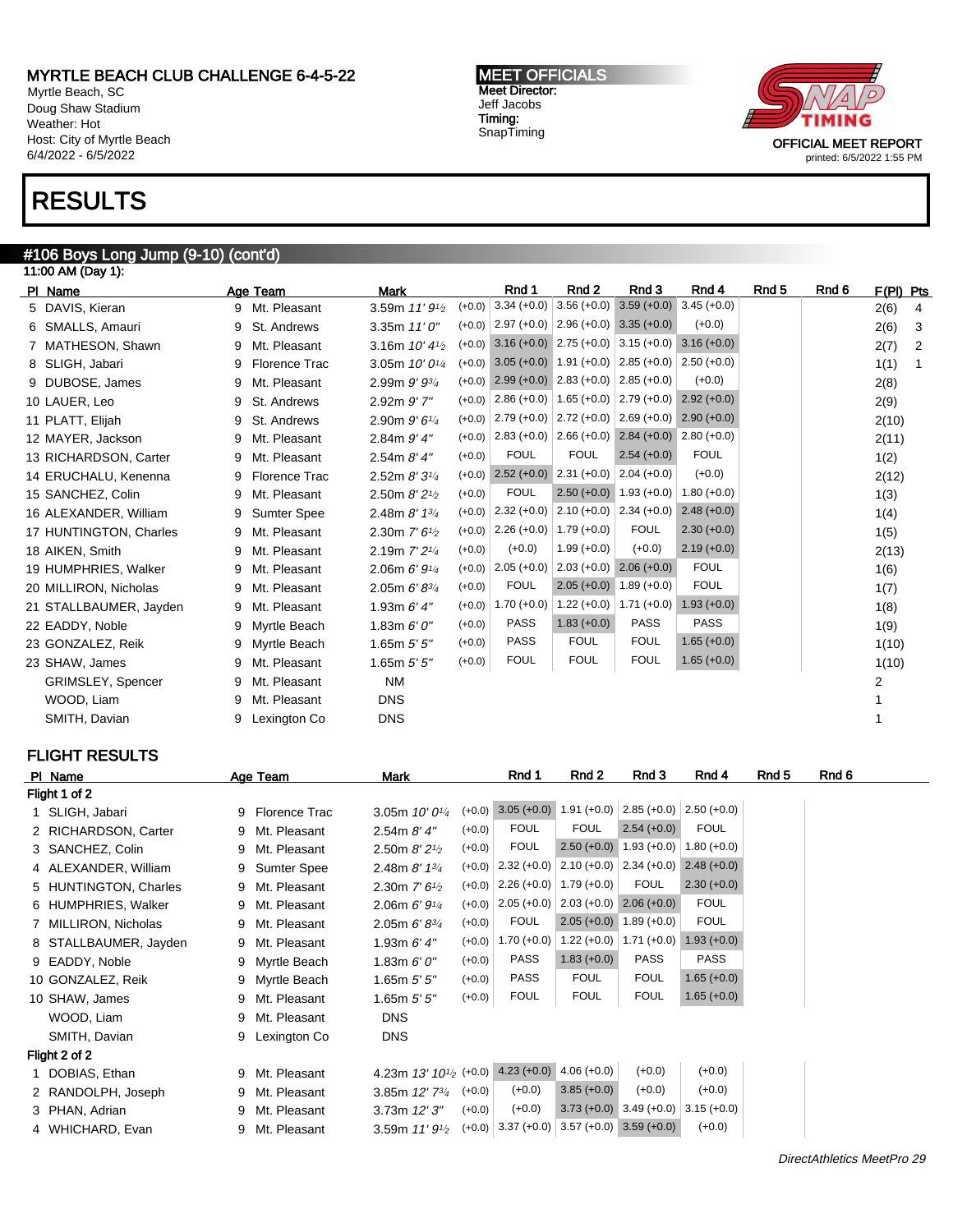MYRTLE BEACH CLUB CHALLENGE 6-4-5-22
Myrtle Beach, SC
Doug Shaw Stadium
Weather: Hot
Host: City of Myrtle Beach
6/4/2022 - 6/5/2022

**MEET OFFICIALS**
Meet Director:
Jeff Jacobs
Timing:
SnapTiming

OFFICIAL MEET REPORT
printed: 6/5/2022 1:55 PM

# RESULTS

## #106 Boys Long Jump (9-10) (cont'd)

11:00 AM (Day 1):

| Pl | Name | Age | Team | Mark | | Rnd 1 | Rnd 2 | Rnd 3 | Rnd 4 | Rnd 5 | Rnd 6 | F(Pl) | Pts |
|---|---|---|---|---|---|---|---|---|---|---|---|---|---|
| 5 | DAVIS, Kieran | 9 | Mt. Pleasant | 3.59m 11' 9½ | (+0.0) | 3.34 (+0.0) | 3.56 (+0.0) | 3.59 (+0.0) | 3.45 (+0.0) | | | 2(6) | 4 |
| 6 | SMALLS, Amauri | 9 | St. Andrews | 3.35m 11' 0" | (+0.0) | 2.97 (+0.0) | 2.96 (+0.0) | 3.35 (+0.0) | (+0.0) | | | 2(6) | 3 |
| 7 | MATHESON, Shawn | 9 | Mt. Pleasant | 3.16m 10' 4½ | (+0.0) | 3.16 (+0.0) | 2.75 (+0.0) | 3.15 (+0.0) | 3.16 (+0.0) | | | 2(7) | 2 |
| 8 | SLIGH, Jabari | 9 | Florence Trac | 3.05m 10' 0¼ | (+0.0) | 3.05 (+0.0) | 1.91 (+0.0) | 2.85 (+0.0) | 2.50 (+0.0) | | | 1(1) | 1 |
| 9 | DUBOSE, James | 9 | Mt. Pleasant | 2.99m 9' 9¾ | (+0.0) | 2.99 (+0.0) | 2.83 (+0.0) | 2.85 (+0.0) | (+0.0) | | | 2(8) | |
| 10 | LAUER, Leo | 9 | St. Andrews | 2.92m 9' 7" | (+0.0) | 2.86 (+0.0) | 1.65 (+0.0) | 2.79 (+0.0) | 2.92 (+0.0) | | | 2(9) | |
| 11 | PLATT, Elijah | 9 | St. Andrews | 2.90m 9' 6¼ | (+0.0) | 2.79 (+0.0) | 2.72 (+0.0) | 2.69 (+0.0) | 2.90 (+0.0) | | | 2(10) | |
| 12 | MAYER, Jackson | 9 | Mt. Pleasant | 2.84m 9' 4" | (+0.0) | 2.83 (+0.0) | 2.66 (+0.0) | 2.84 (+0.0) | 2.80 (+0.0) | | | 2(11) | |
| 13 | RICHARDSON, Carter | 9 | Mt. Pleasant | 2.54m 8' 4" | (+0.0) | FOUL | FOUL | 2.54 (+0.0) | FOUL | | | 1(2) | |
| 14 | ERUCHALU, Kenenna | 9 | Florence Trac | 2.52m 8' 3¼ | (+0.0) | 2.52 (+0.0) | 2.31 (+0.0) | 2.04 (+0.0) | (+0.0) | | | 2(12) | |
| 15 | SANCHEZ, Colin | 9 | Mt. Pleasant | 2.50m 8' 2½ | (+0.0) | FOUL | 2.50 (+0.0) | 1.93 (+0.0) | 1.80 (+0.0) | | | 1(3) | |
| 16 | ALEXANDER, William | 9 | Sumter Spee | 2.48m 8' 1¾ | (+0.0) | 2.32 (+0.0) | 2.10 (+0.0) | 2.34 (+0.0) | 2.48 (+0.0) | | | 1(4) | |
| 17 | HUNTINGTON, Charles | 9 | Mt. Pleasant | 2.30m 7' 6½ | (+0.0) | 2.26 (+0.0) | 1.79 (+0.0) | FOUL | 2.30 (+0.0) | | | 1(5) | |
| 18 | AIKEN, Smith | 9 | Mt. Pleasant | 2.19m 7' 2¼ | (+0.0) | (+0.0) | 1.99 (+0.0) | (+0.0) | 2.19 (+0.0) | | | 2(13) | |
| 19 | HUMPHRIES, Walker | 9 | Mt. Pleasant | 2.06m 6' 9¼ | (+0.0) | 2.05 (+0.0) | 2.03 (+0.0) | 2.06 (+0.0) | FOUL | | | 1(6) | |
| 20 | MILLIRON, Nicholas | 9 | Mt. Pleasant | 2.05m 6' 8¾ | (+0.0) | FOUL | 2.05 (+0.0) | 1.89 (+0.0) | FOUL | | | 1(7) | |
| 21 | STALLBAUMER, Jayden | 9 | Mt. Pleasant | 1.93m 6' 4" | (+0.0) | 1.70 (+0.0) | 1.22 (+0.0) | 1.71 (+0.0) | 1.93 (+0.0) | | | 1(8) | |
| 22 | EADDY, Noble | 9 | Myrtle Beach | 1.83m 6' 0" | (+0.0) | PASS | 1.83 (+0.0) | PASS | PASS | | | 1(9) | |
| 23 | GONZALEZ, Reik | 9 | Myrtle Beach | 1.65m 5' 5" | (+0.0) | PASS | FOUL | FOUL | 1.65 (+0.0) | | | 1(10) | |
| 23 | SHAW, James | 9 | Mt. Pleasant | 1.65m 5' 5" | (+0.0) | FOUL | FOUL | FOUL | 1.65 (+0.0) | | | 1(10) | |
| | GRIMSLEY, Spencer | 9 | Mt. Pleasant | NM | | | | | | | | 2 | |
| | WOOD, Liam | 9 | Mt. Pleasant | DNS | | | | | | | | 1 | |
| | SMITH, Davian | 9 | Lexington Co | DNS | | | | | | | | 1 | |

### FLIGHT RESULTS

| Pl | Name | Age | Team | Mark | | Rnd 1 | Rnd 2 | Rnd 3 | Rnd 4 | Rnd 5 | Rnd 6 |
|---|---|---|---|---|---|---|---|---|---|---|---|
| **Flight 1 of 2** | | | | | | | | | | | |
| 1 | SLIGH, Jabari | 9 | Florence Trac | 3.05m 10' 0¼ | (+0.0) | 3.05 (+0.0) | 1.91 (+0.0) | 2.85 (+0.0) | 2.50 (+0.0) | | |
| 2 | RICHARDSON, Carter | 9 | Mt. Pleasant | 2.54m 8' 4" | (+0.0) | FOUL | FOUL | 2.54 (+0.0) | FOUL | | |
| 3 | SANCHEZ, Colin | 9 | Mt. Pleasant | 2.50m 8' 2½ | (+0.0) | FOUL | 2.50 (+0.0) | 1.93 (+0.0) | 1.80 (+0.0) | | |
| 4 | ALEXANDER, William | 9 | Sumter Spee | 2.48m 8' 1¾ | (+0.0) | 2.32 (+0.0) | 2.10 (+0.0) | 2.34 (+0.0) | 2.48 (+0.0) | | |
| 5 | HUNTINGTON, Charles | 9 | Mt. Pleasant | 2.30m 7' 6½ | (+0.0) | 2.26 (+0.0) | 1.79 (+0.0) | FOUL | 2.30 (+0.0) | | |
| 6 | HUMPHRIES, Walker | 9 | Mt. Pleasant | 2.06m 6' 9¼ | (+0.0) | 2.05 (+0.0) | 2.03 (+0.0) | 2.06 (+0.0) | FOUL | | |
| 7 | MILLIRON, Nicholas | 9 | Mt. Pleasant | 2.05m 6' 8¾ | (+0.0) | FOUL | 2.05 (+0.0) | 1.89 (+0.0) | FOUL | | |
| 8 | STALLBAUMER, Jayden | 9 | Mt. Pleasant | 1.93m 6' 4" | (+0.0) | 1.70 (+0.0) | 1.22 (+0.0) | 1.71 (+0.0) | 1.93 (+0.0) | | |
| 9 | EADDY, Noble | 9 | Myrtle Beach | 1.83m 6' 0" | (+0.0) | PASS | 1.83 (+0.0) | PASS | PASS | | |
| 10 | GONZALEZ, Reik | 9 | Myrtle Beach | 1.65m 5' 5" | (+0.0) | PASS | FOUL | FOUL | 1.65 (+0.0) | | |
| 10 | SHAW, James | 9 | Mt. Pleasant | 1.65m 5' 5" | (+0.0) | FOUL | FOUL | FOUL | 1.65 (+0.0) | | |
| | WOOD, Liam | 9 | Mt. Pleasant | DNS | | | | | | | |
| | SMITH, Davian | 9 | Lexington Co | DNS | | | | | | | |
| **Flight 2 of 2** | | | | | | | | | | | |
| 1 | DOBIAS, Ethan | 9 | Mt. Pleasant | 4.23m 13' 10½ | (+0.0) | 4.23 (+0.0) | 4.06 (+0.0) | (+0.0) | (+0.0) | | |
| 2 | RANDOLPH, Joseph | 9 | Mt. Pleasant | 3.85m 12' 7¾ | (+0.0) | (+0.0) | 3.85 (+0.0) | (+0.0) | (+0.0) | | |
| 3 | PHAN, Adrian | 9 | Mt. Pleasant | 3.73m 12' 3" | (+0.0) | (+0.0) | 3.73 (+0.0) | 3.49 (+0.0) | 3.15 (+0.0) | | |
| 4 | WHICHARD, Evan | 9 | Mt. Pleasant | 3.59m 11' 9½ | (+0.0) | 3.37 (+0.0) | 3.57 (+0.0) | 3.59 (+0.0) | (+0.0) | | |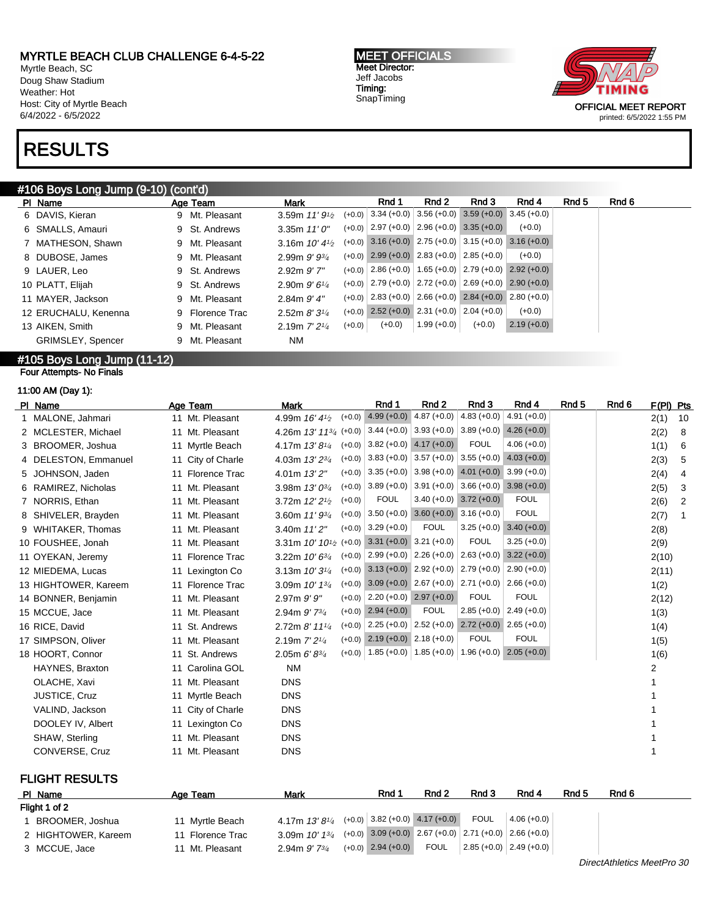MYRTLE BEACH CLUB CHALLENGE 6-4-5-22
Myrtle Beach, SC
Doug Shaw Stadium
Weather: Hot
Host: City of Myrtle Beach
6/4/2022 - 6/5/2022

**MEET OFFICIALS**
Meet Director:
Jeff Jacobs
Timing:
SnapTiming

OFFICIAL MEET REPORT
printed: 6/5/2022 1:55 PM

# RESULTS

## #106 Boys Long Jump (9-10) (cont'd)

| Pl | Name | Age | Team | Mark | | Rnd 1 | Rnd 2 | Rnd 3 | Rnd 4 | Rnd 5 | Rnd 6 |
|---|---|---|---|---|---|---|---|---|---|---|---|
| 6 | DAVIS, Kieran | 9 | Mt. Pleasant | 3.59m 11' 9½ | (+0.0) | 3.34 (+0.0) | 3.56 (+0.0) | 3.59 (+0.0) | 3.45 (+0.0) | | |
| 6 | SMALLS, Amauri | 9 | St. Andrews | 3.35m 11' 0" | (+0.0) | 2.97 (+0.0) | 2.96 (+0.0) | 3.35 (+0.0) | (+0.0) | | |
| 7 | MATHESON, Shawn | 9 | Mt. Pleasant | 3.16m 10' 4½ | (+0.0) | 3.16 (+0.0) | 2.75 (+0.0) | 3.15 (+0.0) | 3.16 (+0.0) | | |
| 8 | DUBOSE, James | 9 | Mt. Pleasant | 2.99m 9' 9¾ | (+0.0) | 2.99 (+0.0) | 2.83 (+0.0) | 2.85 (+0.0) | (+0.0) | | |
| 9 | LAUER, Leo | 9 | St. Andrews | 2.92m 9' 7" | (+0.0) | 2.86 (+0.0) | 1.65 (+0.0) | 2.79 (+0.0) | 2.92 (+0.0) | | |
| 10 | PLATT, Elijah | 9 | St. Andrews | 2.90m 9' 6¼ | (+0.0) | 2.79 (+0.0) | 2.72 (+0.0) | 2.69 (+0.0) | 2.90 (+0.0) | | |
| 11 | MAYER, Jackson | 9 | Mt. Pleasant | 2.84m 9' 4" | (+0.0) | 2.83 (+0.0) | 2.66 (+0.0) | 2.84 (+0.0) | 2.80 (+0.0) | | |
| 12 | ERUCHALU, Kenenna | 9 | Florence Trac | 2.52m 8' 3¼ | (+0.0) | 2.52 (+0.0) | 2.31 (+0.0) | 2.04 (+0.0) | (+0.0) | | |
| 13 | AIKEN, Smith | 9 | Mt. Pleasant | 2.19m 7' 2¼ | (+0.0) | (+0.0) | 1.99 (+0.0) | (+0.0) | 2.19 (+0.0) | | |
| | GRIMSLEY, Spencer | 9 | Mt. Pleasant | NM | | | | | | | |

## #105 Boys Long Jump (11-12)

Four Attempts- No Finals

11:00 AM (Day 1):

| Pl | Name | Age | Team | Mark | | Rnd 1 | Rnd 2 | Rnd 3 | Rnd 4 | Rnd 5 | Rnd 6 | F(Pl) | Pts |
|---|---|---|---|---|---|---|---|---|---|---|---|---|---|
| 1 | MALONE, Jahmari | 11 | Mt. Pleasant | 4.99m 16' 4½ | (+0.0) | 4.99 (+0.0) | 4.87 (+0.0) | 4.83 (+0.0) | 4.91 (+0.0) | | | 2(1) | 10 |
| 2 | MCLESTER, Michael | 11 | Mt. Pleasant | 4.26m 13' 11¾ | (+0.0) | 3.44 (+0.0) | 3.93 (+0.0) | 3.89 (+0.0) | 4.26 (+0.0) | | | 2(2) | 8 |
| 3 | BROOMER, Joshua | 11 | Myrtle Beach | 4.17m 13' 8¼ | (+0.0) | 3.82 (+0.0) | 4.17 (+0.0) | FOUL | 4.06 (+0.0) | | | 1(1) | 6 |
| 4 | DELESTON, Emmanuel | 11 | City of Charle | 4.03m 13' 2¾ | (+0.0) | 3.83 (+0.0) | 3.57 (+0.0) | 3.55 (+0.0) | 4.03 (+0.0) | | | 2(3) | 5 |
| 5 | JOHNSON, Jaden | 11 | Florence Trac | 4.01m 13' 2" | (+0.0) | 3.35 (+0.0) | 3.98 (+0.0) | 4.01 (+0.0) | 3.99 (+0.0) | | | 2(4) | 4 |
| 6 | RAMIREZ, Nicholas | 11 | Mt. Pleasant | 3.98m 13' 0¾ | (+0.0) | 3.89 (+0.0) | 3.91 (+0.0) | 3.66 (+0.0) | 3.98 (+0.0) | | | 2(5) | 3 |
| 7 | NORRIS, Ethan | 11 | Mt. Pleasant | 3.72m 12' 2½ | (+0.0) | FOUL | 3.40 (+0.0) | 3.72 (+0.0) | FOUL | | | 2(6) | 2 |
| 8 | SHIVELER, Brayden | 11 | Mt. Pleasant | 3.60m 11' 9¾ | (+0.0) | 3.50 (+0.0) | 3.60 (+0.0) | 3.16 (+0.0) | FOUL | | | 2(7) | 1 |
| 9 | WHITAKER, Thomas | 11 | Mt. Pleasant | 3.40m 11' 2" | (+0.0) | 3.29 (+0.0) | FOUL | 3.25 (+0.0) | 3.40 (+0.0) | | | 2(8) | |
| 10 | FOUSHEE, Jonah | 11 | Mt. Pleasant | 3.31m 10' 10½ | (+0.0) | 3.31 (+0.0) | 3.21 (+0.0) | FOUL | 3.25 (+0.0) | | | 2(9) | |
| 11 | OYEKAN, Jeremy | 11 | Florence Trac | 3.22m 10' 6¾ | (+0.0) | 2.99 (+0.0) | 2.26 (+0.0) | 2.63 (+0.0) | 3.22 (+0.0) | | | 2(10) | |
| 12 | MIEDEMA, Lucas | 11 | Lexington Co | 3.13m 10' 3¼ | (+0.0) | 3.13 (+0.0) | 2.92 (+0.0) | 2.79 (+0.0) | 2.90 (+0.0) | | | 2(11) | |
| 13 | HIGHTOWER, Kareem | 11 | Florence Trac | 3.09m 10' 1¾ | (+0.0) | 3.09 (+0.0) | 2.67 (+0.0) | 2.71 (+0.0) | 2.66 (+0.0) | | | 1(2) | |
| 14 | BONNER, Benjamin | 11 | Mt. Pleasant | 2.97m 9' 9" | (+0.0) | 2.20 (+0.0) | 2.97 (+0.0) | FOUL | FOUL | | | 2(12) | |
| 15 | MCCUE, Jace | 11 | Mt. Pleasant | 2.94m 9' 7¾ | (+0.0) | 2.94 (+0.0) | FOUL | 2.85 (+0.0) | 2.49 (+0.0) | | | 1(3) | |
| 16 | RICE, David | 11 | St. Andrews | 2.72m 8' 11¼ | (+0.0) | 2.25 (+0.0) | 2.52 (+0.0) | 2.72 (+0.0) | 2.65 (+0.0) | | | 1(4) | |
| 17 | SIMPSON, Oliver | 11 | Mt. Pleasant | 2.19m 7' 2¼ | (+0.0) | 2.19 (+0.0) | 2.18 (+0.0) | FOUL | FOUL | | | 1(5) | |
| 18 | HOORT, Connor | 11 | St. Andrews | 2.05m 6' 8¾ | (+0.0) | 1.85 (+0.0) | 1.85 (+0.0) | 1.96 (+0.0) | 2.05 (+0.0) | | | 1(6) | |
| | HAYNES, Braxton | 11 | Carolina GOL | NM | | | | | | | | 2 | |
| | OLACHE, Xavi | 11 | Mt. Pleasant | DNS | | | | | | | | 1 | |
| | JUSTICE, Cruz | 11 | Myrtle Beach | DNS | | | | | | | | 1 | |
| | VALIND, Jackson | 11 | City of Charle | DNS | | | | | | | | 1 | |
| | DOOLEY IV, Albert | 11 | Lexington Co | DNS | | | | | | | | 1 | |
| | SHAW, Sterling | 11 | Mt. Pleasant | DNS | | | | | | | | 1 | |
| | CONVERSE, Cruz | 11 | Mt. Pleasant | DNS | | | | | | | | 1 | |

### FLIGHT RESULTS

| Pl | Name | Age | Team | Mark | | Rnd 1 | Rnd 2 | Rnd 3 | Rnd 4 | Rnd 5 | Rnd 6 |
|---|---|---|---|---|---|---|---|---|---|---|---|
| Flight 1 of 2 | | | | | | | | | | | |
| 1 | BROOMER, Joshua | 11 | Myrtle Beach | 4.17m 13' 8¼ | (+0.0) | 3.82 (+0.0) | 4.17 (+0.0) | FOUL | 4.06 (+0.0) | | |
| 2 | HIGHTOWER, Kareem | 11 | Florence Trac | 3.09m 10' 1¾ | (+0.0) | 3.09 (+0.0) | 2.67 (+0.0) | 2.71 (+0.0) | 2.66 (+0.0) | | |
| 3 | MCCUE, Jace | 11 | Mt. Pleasant | 2.94m 9' 7¾ | (+0.0) | 2.94 (+0.0) | FOUL | 2.85 (+0.0) | 2.49 (+0.0) | | |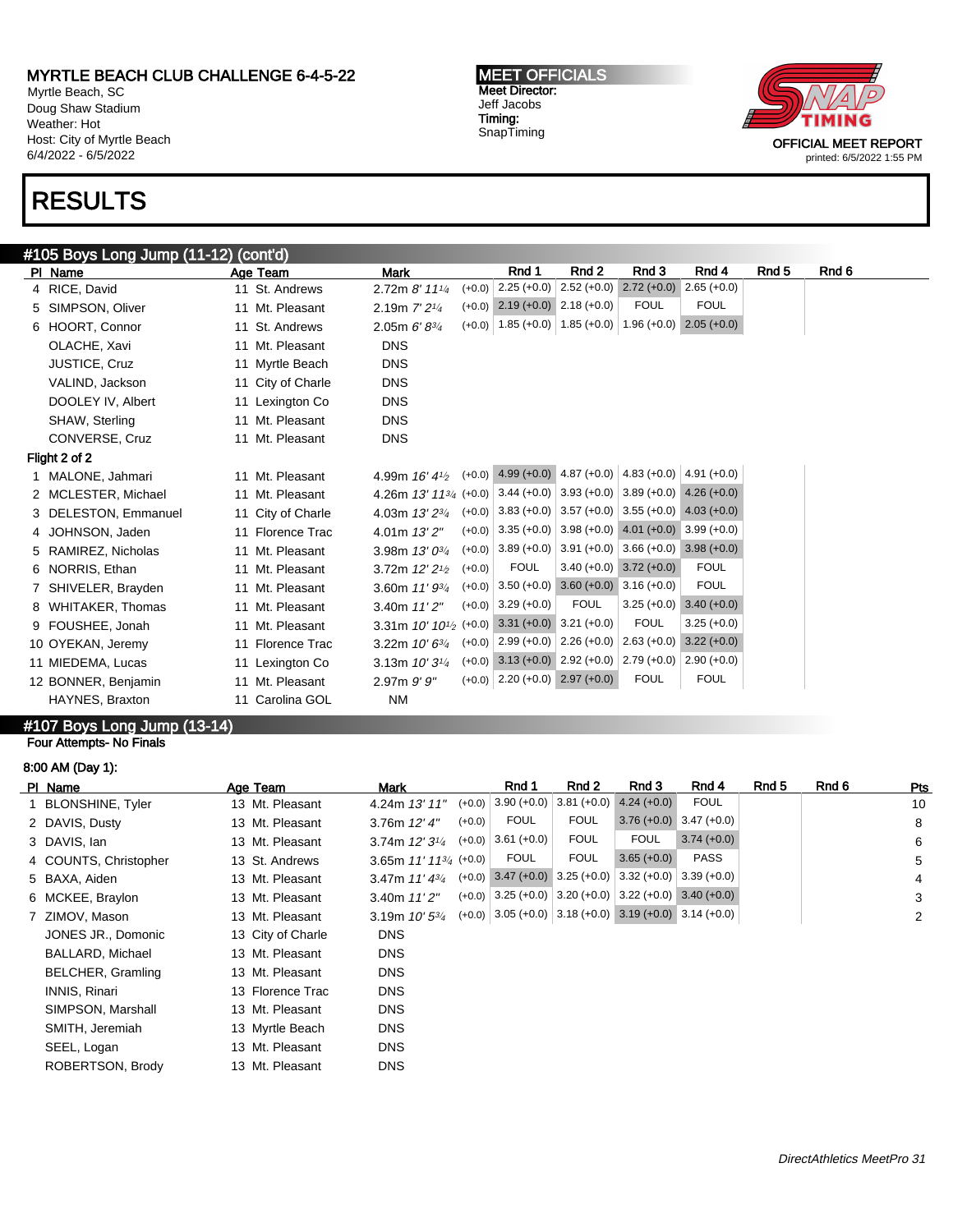# MYRTLE BEACH CLUB CHALLENGE 6-4-5-22

Myrtle Beach, SC
Doug Shaw Stadium
Weather: Hot
Host: City of Myrtle Beach
6/4/2022 - 6/5/2022

**MEET OFFICIALS**
Meet Director:
Jeff Jacobs
Timing:
SnapTiming

OFFICIAL MEET REPORT
printed: 6/5/2022 1:55 PM

# RESULTS

## #105 Boys Long Jump (11-12) (cont'd)

| Pl | Name | Age | Team | Mark | | Rnd 1 | Rnd 2 | Rnd 3 | Rnd 4 | Rnd 5 | Rnd 6 |
|---|---|---|---|---|---|---|---|---|---|---|---|
| 4 | RICE, David | 11 | St. Andrews | 2.72m *8' 11¼* | (+0.0) | 2.25 (+0.0) | 2.52 (+0.0) | 2.72 (+0.0) | 2.65 (+0.0) | | |
| 5 | SIMPSON, Oliver | 11 | Mt. Pleasant | 2.19m *7' 2¼* | (+0.0) | 2.19 (+0.0) | 2.18 (+0.0) | FOUL | FOUL | | |
| 6 | HOORT, Connor | 11 | St. Andrews | 2.05m *6' 8¾* | (+0.0) | 1.85 (+0.0) | 1.85 (+0.0) | 1.96 (+0.0) | 2.05 (+0.0) | | |
| | OLACHE, Xavi | 11 | Mt. Pleasant | DNS | | | | | | | |
| | JUSTICE, Cruz | 11 | Myrtle Beach | DNS | | | | | | | |
| | VALIND, Jackson | 11 | City of Charle | DNS | | | | | | | |
| | DOOLEY IV, Albert | 11 | Lexington Co | DNS | | | | | | | |
| | SHAW, Sterling | 11 | Mt. Pleasant | DNS | | | | | | | |
| | CONVERSE, Cruz | 11 | Mt. Pleasant | DNS | | | | | | | |

**Flight 2 of 2**

| Pl | Name | Age | Team | Mark | | Rnd 1 | Rnd 2 | Rnd 3 | Rnd 4 | Rnd 5 | Rnd 6 |
|---|---|---|---|---|---|---|---|---|---|---|---|
| 1 | MALONE, Jahmari | 11 | Mt. Pleasant | 4.99m *16' 4½* | (+0.0) | 4.99 (+0.0) | 4.87 (+0.0) | 4.83 (+0.0) | 4.91 (+0.0) | | |
| 2 | MCLESTER, Michael | 11 | Mt. Pleasant | 4.26m *13' 11¾* | (+0.0) | 3.44 (+0.0) | 3.93 (+0.0) | 3.89 (+0.0) | 4.26 (+0.0) | | |
| 3 | DELESTON, Emmanuel | 11 | City of Charle | 4.03m *13' 2¾* | (+0.0) | 3.83 (+0.0) | 3.57 (+0.0) | 3.55 (+0.0) | 4.03 (+0.0) | | |
| 4 | JOHNSON, Jaden | 11 | Florence Trac | 4.01m *13' 2"* | (+0.0) | 3.35 (+0.0) | 3.98 (+0.0) | 4.01 (+0.0) | 3.99 (+0.0) | | |
| 5 | RAMIREZ, Nicholas | 11 | Mt. Pleasant | 3.98m *13' 0¾* | (+0.0) | 3.89 (+0.0) | 3.91 (+0.0) | 3.66 (+0.0) | 3.98 (+0.0) | | |
| 6 | NORRIS, Ethan | 11 | Mt. Pleasant | 3.72m *12' 2½* | (+0.0) | FOUL | 3.40 (+0.0) | 3.72 (+0.0) | FOUL | | |
| 7 | SHIVELER, Brayden | 11 | Mt. Pleasant | 3.60m *11' 9¾* | (+0.0) | 3.50 (+0.0) | 3.60 (+0.0) | 3.16 (+0.0) | FOUL | | |
| 8 | WHITAKER, Thomas | 11 | Mt. Pleasant | 3.40m *11' 2"* | (+0.0) | 3.29 (+0.0) | FOUL | 3.25 (+0.0) | 3.40 (+0.0) | | |
| 9 | FOUSHEE, Jonah | 11 | Mt. Pleasant | 3.31m *10' 10½* | (+0.0) | 3.31 (+0.0) | 3.21 (+0.0) | FOUL | 3.25 (+0.0) | | |
| 10 | OYEKAN, Jeremy | 11 | Florence Trac | 3.22m *10' 6¾* | (+0.0) | 2.99 (+0.0) | 2.26 (+0.0) | 2.63 (+0.0) | 3.22 (+0.0) | | |
| 11 | MIEDEMA, Lucas | 11 | Lexington Co | 3.13m *10' 3¼* | (+0.0) | 3.13 (+0.0) | 2.92 (+0.0) | 2.79 (+0.0) | 2.90 (+0.0) | | |
| 12 | BONNER, Benjamin | 11 | Mt. Pleasant | 2.97m *9' 9"* | (+0.0) | 2.20 (+0.0) | 2.97 (+0.0) | FOUL | FOUL | | |
| | HAYNES, Braxton | 11 | Carolina GOL | NM | | | | | | | |

## #107 Boys Long Jump (13-14)

Four Attempts- No Finals

8:00 AM (Day 1):

| Pl | Name | Age | Team | Mark | | Rnd 1 | Rnd 2 | Rnd 3 | Rnd 4 | Rnd 5 | Rnd 6 | Pts |
|---|---|---|---|---|---|---|---|---|---|---|---|---|
| 1 | BLONSHINE, Tyler | 13 | Mt. Pleasant | 4.24m *13' 11"* | (+0.0) | 3.90 (+0.0) | 3.81 (+0.0) | 4.24 (+0.0) | FOUL | | | 10 |
| 2 | DAVIS, Dusty | 13 | Mt. Pleasant | 3.76m *12' 4"* | (+0.0) | FOUL | FOUL | 3.76 (+0.0) | 3.47 (+0.0) | | | 8 |
| 3 | DAVIS, Ian | 13 | Mt. Pleasant | 3.74m *12' 3¼* | (+0.0) | 3.61 (+0.0) | FOUL | FOUL | 3.74 (+0.0) | | | 6 |
| 4 | COUNTS, Christopher | 13 | St. Andrews | 3.65m *11' 11¾* | (+0.0) | FOUL | FOUL | 3.65 (+0.0) | PASS | | | 5 |
| 5 | BAXA, Aiden | 13 | Mt. Pleasant | 3.47m *11' 4¾* | (+0.0) | 3.47 (+0.0) | 3.25 (+0.0) | 3.32 (+0.0) | 3.39 (+0.0) | | | 4 |
| 6 | MCKEE, Braylon | 13 | Mt. Pleasant | 3.40m *11' 2"* | (+0.0) | 3.25 (+0.0) | 3.20 (+0.0) | 3.22 (+0.0) | 3.40 (+0.0) | | | 3 |
| 7 | ZIMOV, Mason | 13 | Mt. Pleasant | 3.19m *10' 5¾* | (+0.0) | 3.05 (+0.0) | 3.18 (+0.0) | 3.19 (+0.0) | 3.14 (+0.0) | | | 2 |
| | JONES JR., Domonic | 13 | City of Charle | DNS | | | | | | | | |
| | BALLARD, Michael | 13 | Mt. Pleasant | DNS | | | | | | | | |
| | BELCHER, Gramling | 13 | Mt. Pleasant | DNS | | | | | | | | |
| | INNIS, Rinari | 13 | Florence Trac | DNS | | | | | | | | |
| | SIMPSON, Marshall | 13 | Mt. Pleasant | DNS | | | | | | | | |
| | SMITH, Jeremiah | 13 | Myrtle Beach | DNS | | | | | | | | |
| | SEEL, Logan | 13 | Mt. Pleasant | DNS | | | | | | | | |
| | ROBERTSON, Brody | 13 | Mt. Pleasant | DNS | | | | | | | | |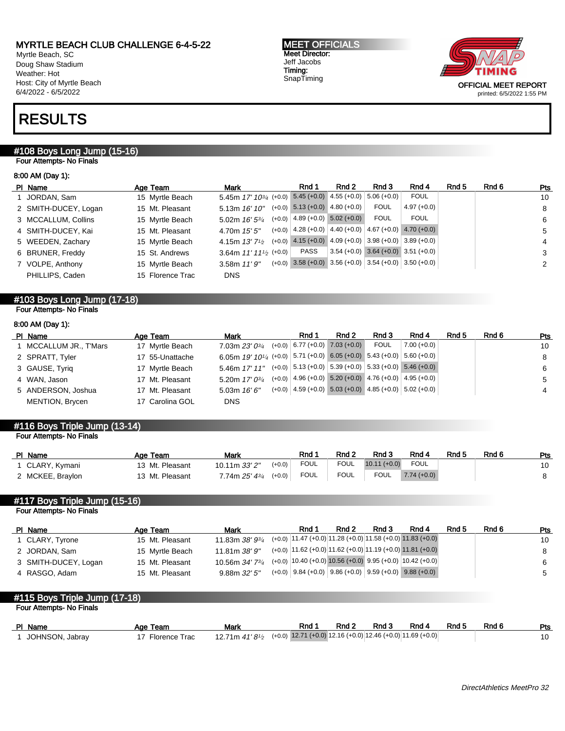MYRTLE BEACH CLUB CHALLENGE 6-4-5-22
Myrtle Beach, SC
Doug Shaw Stadium
Weather: Hot
Host: City of Myrtle Beach
6/4/2022 - 6/5/2022

MEET OFFICIALS
Meet Director:
Jeff Jacobs
Timing:
SnapTiming

OFFICIAL MEET REPORT
printed: 6/5/2022 1:55 PM

# RESULTS

## #108 Boys Long Jump (15-16)

Four Attempts- No Finals

8:00 AM (Day 1):

| Pl | Name | Age | Team | Mark | | Rnd 1 | Rnd 2 | Rnd 3 | Rnd 4 | Rnd 5 | Rnd 6 | Pts |
|---|---|---|---|---|---|---|---|---|---|---|---|---|
| 1 | JORDAN, Sam | 15 | Myrtle Beach | 5.45m *17' 10¾* | (+0.0) | 5.45 (+0.0) | 4.55 (+0.0) | 5.06 (+0.0) | FOUL | | | 10 |
| 2 | SMITH-DUCEY, Logan | 15 | Mt. Pleasant | 5.13m *16' 10"* | (+0.0) | 5.13 (+0.0) | 4.80 (+0.0) | FOUL | 4.97 (+0.0) | | | 8 |
| 3 | MCCALLUM, Collins | 15 | Myrtle Beach | 5.02m *16' 5¾* | (+0.0) | 4.89 (+0.0) | 5.02 (+0.0) | FOUL | FOUL | | | 6 |
| 4 | SMITH-DUCEY, Kai | 15 | Mt. Pleasant | 4.70m *15' 5"* | (+0.0) | 4.28 (+0.0) | 4.40 (+0.0) | 4.67 (+0.0) | 4.70 (+0.0) | | | 5 |
| 5 | WEEDEN, Zachary | 15 | Myrtle Beach | 4.15m *13' 7½* | (+0.0) | 4.15 (+0.0) | 4.09 (+0.0) | 3.98 (+0.0) | 3.89 (+0.0) | | | 4 |
| 6 | BRUNER, Freddy | 15 | St. Andrews | 3.64m *11' 11½* | (+0.0) | PASS | 3.54 (+0.0) | 3.64 (+0.0) | 3.51 (+0.0) | | | 3 |
| 7 | VOLPE, Anthony | 15 | Myrtle Beach | 3.58m *11' 9"* | (+0.0) | 3.58 (+0.0) | 3.56 (+0.0) | 3.54 (+0.0) | 3.50 (+0.0) | | | 2 |
| | PHILLIPS, Caden | 15 | Florence Trac | DNS | | | | | | | | |

## #103 Boys Long Jump (17-18)

Four Attempts- No Finals

8:00 AM (Day 1):

| Pl | Name | Age | Team | Mark | | Rnd 1 | Rnd 2 | Rnd 3 | Rnd 4 | Rnd 5 | Rnd 6 | Pts |
|---|---|---|---|---|---|---|---|---|---|---|---|---|
| 1 | MCCALLUM JR., T'Mars | 17 | Myrtle Beach | 7.03m *23' 0¾* | (+0.0) | 6.77 (+0.0) | 7.03 (+0.0) | FOUL | 7.00 (+0.0) | | | 10 |
| 2 | SPRATT, Tyler | 17 | 55-Unattache | 6.05m *19' 10¼* | (+0.0) | 5.71 (+0.0) | 6.05 (+0.0) | 5.43 (+0.0) | 5.60 (+0.0) | | | 8 |
| 3 | GAUSE, Tyriq | 17 | Myrtle Beach | 5.46m *17' 11"* | (+0.0) | 5.13 (+0.0) | 5.39 (+0.0) | 5.33 (+0.0) | 5.46 (+0.0) | | | 6 |
| 4 | WAN, Jason | 17 | Mt. Pleasant | 5.20m *17' 0¾* | (+0.0) | 4.96 (+0.0) | 5.20 (+0.0) | 4.76 (+0.0) | 4.95 (+0.0) | | | 5 |
| 5 | ANDERSON, Joshua | 17 | Mt. Pleasant | 5.03m *16' 6"* | (+0.0) | 4.59 (+0.0) | 5.03 (+0.0) | 4.85 (+0.0) | 5.02 (+0.0) | | | 4 |
| | MENTION, Brycen | 17 | Carolina GOL | DNS | | | | | | | | |

## #116 Boys Triple Jump (13-14)

Four Attempts- No Finals

| Pl | Name | Age | Team | Mark | | Rnd 1 | Rnd 2 | Rnd 3 | Rnd 4 | Rnd 5 | Rnd 6 | Pts |
|---|---|---|---|---|---|---|---|---|---|---|---|---|
| 1 | CLARY, Kymani | 13 | Mt. Pleasant | 10.11m *33' 2"* | (+0.0) | FOUL | FOUL | 10.11 (+0.0) | FOUL | | | 10 |
| 2 | MCKEE, Braylon | 13 | Mt. Pleasant | 7.74m *25' 4¾* | (+0.0) | FOUL | FOUL | FOUL | 7.74 (+0.0) | | | 8 |

## #117 Boys Triple Jump (15-16)

Four Attempts- No Finals

| Pl | Name | Age | Team | Mark | | Rnd 1 | Rnd 2 | Rnd 3 | Rnd 4 | Rnd 5 | Rnd 6 | Pts |
|---|---|---|---|---|---|---|---|---|---|---|---|---|
| 1 | CLARY, Tyrone | 15 | Mt. Pleasant | 11.83m *38' 9¾* | (+0.0) | 11.47 (+0.0) | 11.28 (+0.0) | 11.58 (+0.0) | 11.83 (+0.0) | | | 10 |
| 2 | JORDAN, Sam | 15 | Myrtle Beach | 11.81m *38' 9"* | (+0.0) | 11.62 (+0.0) | 11.62 (+0.0) | 11.19 (+0.0) | 11.81 (+0.0) | | | 8 |
| 3 | SMITH-DUCEY, Logan | 15 | Mt. Pleasant | 10.56m *34' 7¾* | (+0.0) | 10.40 (+0.0) | 10.56 (+0.0) | 9.95 (+0.0) | 10.42 (+0.0) | | | 6 |
| 4 | RASGO, Adam | 15 | Mt. Pleasant | 9.88m *32' 5"* | (+0.0) | 9.84 (+0.0) | 9.86 (+0.0) | 9.59 (+0.0) | 9.88 (+0.0) | | | 5 |

## #115 Boys Triple Jump (17-18)

Four Attempts- No Finals

| Pl | Name | Age | Team | Mark | | Rnd 1 | Rnd 2 | Rnd 3 | Rnd 4 | Rnd 5 | Rnd 6 | Pts |
|---|---|---|---|---|---|---|---|---|---|---|---|---|
| 1 | JOHNSON, Jabray | 17 | Florence Trac | 12.71m *41' 8½* | (+0.0) | 12.71 (+0.0) | 12.16 (+0.0) | 12.46 (+0.0) | 11.69 (+0.0) | | | 10 |

*DirectAthletics MeetPro 32*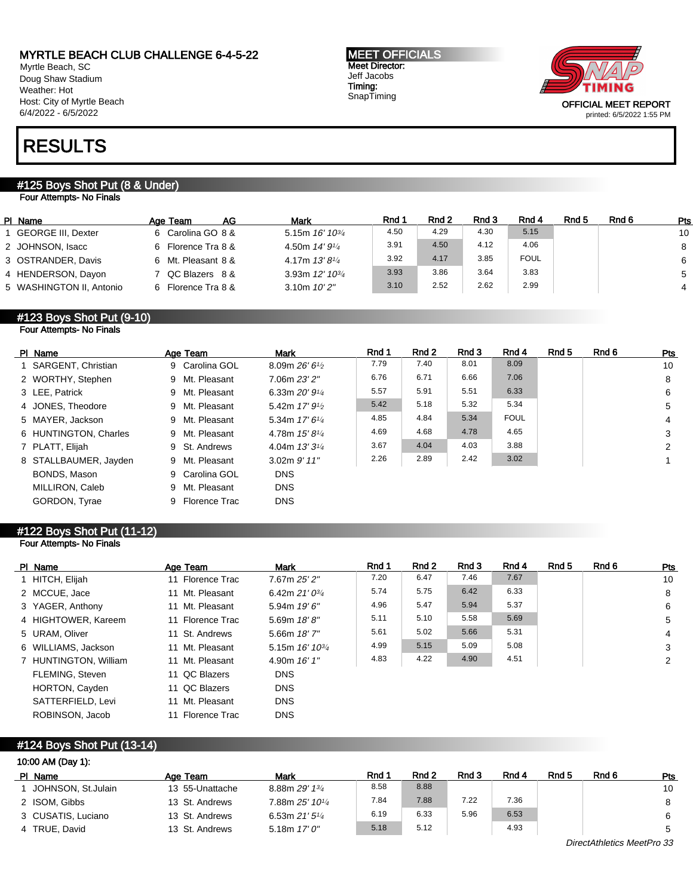MYRTLE BEACH CLUB CHALLENGE 6-4-5-22
Myrtle Beach, SC
Doug Shaw Stadium
Weather: Hot
Host: City of Myrtle Beach
6/4/2022 - 6/5/2022

**MEET OFFICIALS**
Meet Director:
Jeff Jacobs
Timing:
SnapTiming

OFFICIAL MEET REPORT
printed: 6/5/2022 1:55 PM

# RESULTS

## #125 Boys Shot Put (8 & Under)

Four Attempts- No Finals

| Pl | Name | Age | Team | AG | Mark | Rnd 1 | Rnd 2 | Rnd 3 | Rnd 4 | Rnd 5 | Rnd 6 | Pts |
|---|---|---|---|---|---|---|---|---|---|---|---|---|
| 1 | GEORGE III, Dexter | 6 | Carolina GO | 8 & | 5.15m *16' 10¾* | 4.50 | 4.29 | 4.30 | 5.15 | | | 10 |
| 2 | JOHNSON, Isacc | 6 | Florence Tra | 8 & | 4.50m *14' 9¼* | 3.91 | 4.50 | 4.12 | 4.06 | | | 8 |
| 3 | OSTRANDER, Davis | 6 | Mt. Pleasant | 8 & | 4.17m *13' 8¼* | 3.92 | 4.17 | 3.85 | FOUL | | | 6 |
| 4 | HENDERSON, Dayon | 7 | QC Blazers | 8 & | 3.93m *12' 10¾* | 3.93 | 3.86 | 3.64 | 3.83 | | | 5 |
| 5 | WASHINGTON II, Antonio | 6 | Florence Tra | 8 & | 3.10m *10' 2"* | 3.10 | 2.52 | 2.62 | 2.99 | | | 4 |

## #123 Boys Shot Put (9-10)

Four Attempts- No Finals

| Pl | Name | Age | Team | Mark | Rnd 1 | Rnd 2 | Rnd 3 | Rnd 4 | Rnd 5 | Rnd 6 | Pts |
|---|---|---|---|---|---|---|---|---|---|---|---|
| 1 | SARGENT, Christian | 9 | Carolina GOL | 8.09m *26' 6½* | 7.79 | 7.40 | 8.01 | 8.09 | | | 10 |
| 2 | WORTHY, Stephen | 9 | Mt. Pleasant | 7.06m *23' 2"* | 6.76 | 6.71 | 6.66 | 7.06 | | | 8 |
| 3 | LEE, Patrick | 9 | Mt. Pleasant | 6.33m *20' 9¼* | 5.57 | 5.91 | 5.51 | 6.33 | | | 6 |
| 4 | JONES, Theodore | 9 | Mt. Pleasant | 5.42m *17' 9½* | 5.42 | 5.18 | 5.32 | 5.34 | | | 5 |
| 5 | MAYER, Jackson | 9 | Mt. Pleasant | 5.34m *17' 6¼* | 4.85 | 4.84 | 5.34 | FOUL | | | 4 |
| 6 | HUNTINGTON, Charles | 9 | Mt. Pleasant | 4.78m *15' 8¼* | 4.69 | 4.68 | 4.78 | 4.65 | | | 3 |
| 7 | PLATT, Elijah | 9 | St. Andrews | 4.04m *13' 3¼* | 3.67 | 4.04 | 4.03 | 3.88 | | | 2 |
| 8 | STALLBAUMER, Jayden | 9 | Mt. Pleasant | 3.02m *9' 11"* | 2.26 | 2.89 | 2.42 | 3.02 | | | 1 |
| | BONDS, Mason | 9 | Carolina GOL | DNS | | | | | | | |
| | MILLIRON, Caleb | 9 | Mt. Pleasant | DNS | | | | | | | |
| | GORDON, Tyrae | 9 | Florence Trac | DNS | | | | | | | |

## #122 Boys Shot Put (11-12)

Four Attempts- No Finals

| Pl | Name | Age | Team | Mark | Rnd 1 | Rnd 2 | Rnd 3 | Rnd 4 | Rnd 5 | Rnd 6 | Pts |
|---|---|---|---|---|---|---|---|---|---|---|---|
| 1 | HITCH, Elijah | 11 | Florence Trac | 7.67m *25' 2"* | 7.20 | 6.47 | 7.46 | 7.67 | | | 10 |
| 2 | MCCUE, Jace | 11 | Mt. Pleasant | 6.42m *21' 0¾* | 5.74 | 5.75 | 6.42 | 6.33 | | | 8 |
| 3 | YAGER, Anthony | 11 | Mt. Pleasant | 5.94m *19' 6"* | 4.96 | 5.47 | 5.94 | 5.37 | | | 6 |
| 4 | HIGHTOWER, Kareem | 11 | Florence Trac | 5.69m *18' 8"* | 5.11 | 5.10 | 5.58 | 5.69 | | | 5 |
| 5 | URAM, Oliver | 11 | St. Andrews | 5.66m *18' 7"* | 5.61 | 5.02 | 5.66 | 5.31 | | | 4 |
| 6 | WILLIAMS, Jackson | 11 | Mt. Pleasant | 5.15m *16' 10¾* | 4.99 | 5.15 | 5.09 | 5.08 | | | 3 |
| 7 | HUNTINGTON, William | 11 | Mt. Pleasant | 4.90m *16' 1"* | 4.83 | 4.22 | 4.90 | 4.51 | | | 2 |
| | FLEMING, Steven | 11 | QC Blazers | DNS | | | | | | | |
| | HORTON, Cayden | 11 | QC Blazers | DNS | | | | | | | |
| | SATTERFIELD, Levi | 11 | Mt. Pleasant | DNS | | | | | | | |
| | ROBINSON, Jacob | 11 | Florence Trac | DNS | | | | | | | |

## #124 Boys Shot Put (13-14)

10:00 AM (Day 1):

| Pl | Name | Age | Team | Mark | Rnd 1 | Rnd 2 | Rnd 3 | Rnd 4 | Rnd 5 | Rnd 6 | Pts |
|---|---|---|---|---|---|---|---|---|---|---|---|
| 1 | JOHNSON, St.Julain | 13 | 55-Unattache | 8.88m *29' 1¾* | 8.58 | 8.88 | | | | | 10 |
| 2 | ISOM, Gibbs | 13 | St. Andrews | 7.88m *25' 10¼* | 7.84 | 7.88 | 7.22 | 7.36 | | | 8 |
| 3 | CUSATIS, Luciano | 13 | St. Andrews | 6.53m *21' 5¼* | 6.19 | 6.33 | 5.96 | 6.53 | | | 6 |
| 4 | TRUE, David | 13 | St. Andrews | 5.18m *17' 0"* | 5.18 | 5.12 | | 4.93 | | | 5 |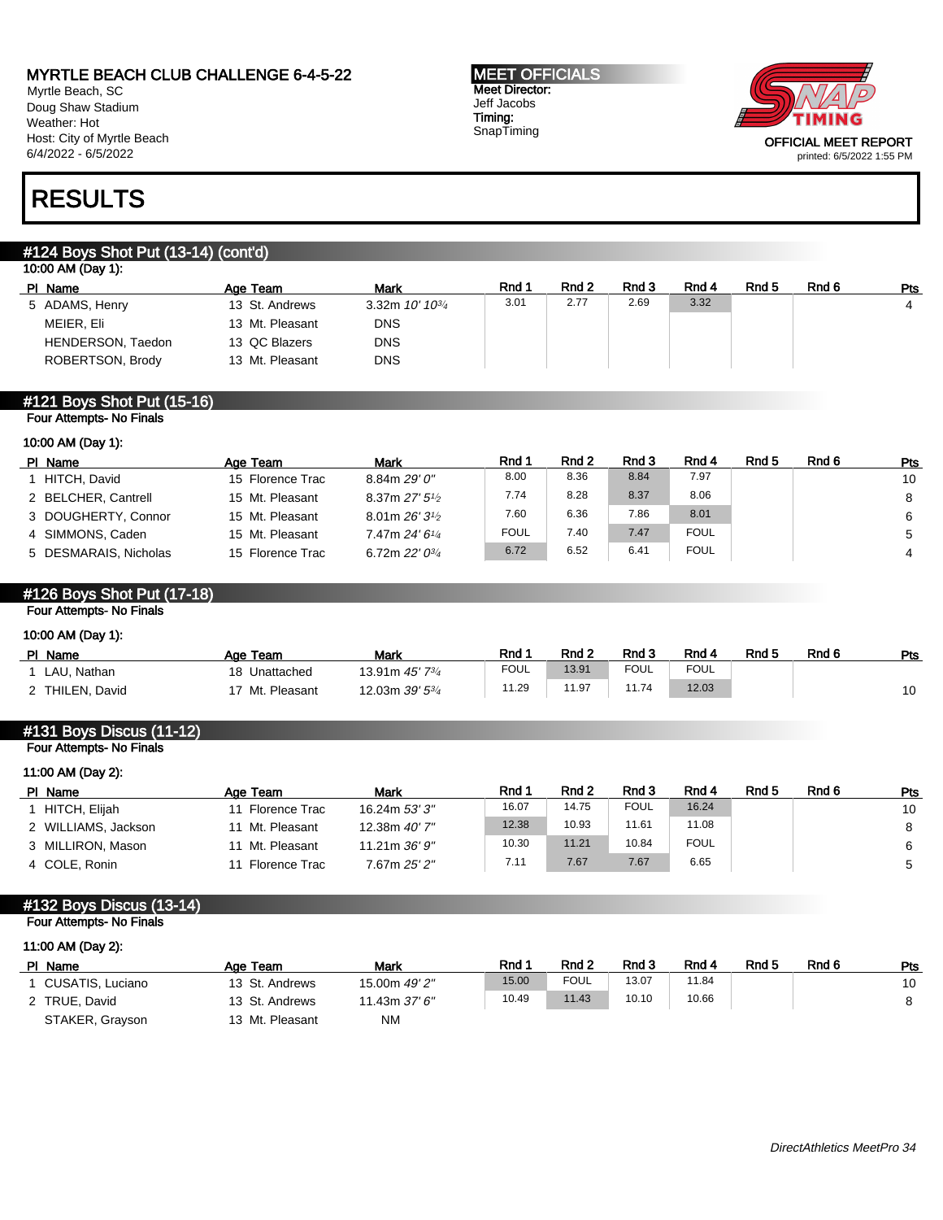MYRTLE BEACH CLUB CHALLENGE 6-4-5-22
Myrtle Beach, SC
Doug Shaw Stadium
Weather: Hot
Host: City of Myrtle Beach
6/4/2022 - 6/5/2022

MEET OFFICIALS
Meet Director:
Jeff Jacobs
Timing:
SnapTiming

OFFICIAL MEET REPORT
printed: 6/5/2022 1:55 PM

# RESULTS

## #124 Boys Shot Put (13-14) (cont'd)

10:00 AM (Day 1):

| Pl | Name | Age | Team | Mark | Rnd 1 | Rnd 2 | Rnd 3 | Rnd 4 | Rnd 5 | Rnd 6 | Pts |
|---|---|---|---|---|---|---|---|---|---|---|---|
| 5 | ADAMS, Henry | 13 | St. Andrews | 3.32m *10' 10¾* | 3.01 | 2.77 | 2.69 | 3.32 | | | 4 |
| | MEIER, Eli | 13 | Mt. Pleasant | DNS | | | | | | | |
| | HENDERSON, Taedon | 13 | QC Blazers | DNS | | | | | | | |
| | ROBERTSON, Brody | 13 | Mt. Pleasant | DNS | | | | | | | |

## #121 Boys Shot Put (15-16)

Four Attempts- No Finals

10:00 AM (Day 1):

| Pl | Name | Age | Team | Mark | Rnd 1 | Rnd 2 | Rnd 3 | Rnd 4 | Rnd 5 | Rnd 6 | Pts |
|---|---|---|---|---|---|---|---|---|---|---|---|
| 1 | HITCH, David | 15 | Florence Trac | 8.84m *29' 0"* | 8.00 | 8.36 | 8.84 | 7.97 | | | 10 |
| 2 | BELCHER, Cantrell | 15 | Mt. Pleasant | 8.37m *27' 5½* | 7.74 | 8.28 | 8.37 | 8.06 | | | 8 |
| 3 | DOUGHERTY, Connor | 15 | Mt. Pleasant | 8.01m *26' 3½* | 7.60 | 6.36 | 7.86 | 8.01 | | | 6 |
| 4 | SIMMONS, Caden | 15 | Mt. Pleasant | 7.47m *24' 6¼* | FOUL | 7.40 | 7.47 | FOUL | | | 5 |
| 5 | DESMARAIS, Nicholas | 15 | Florence Trac | 6.72m *22' 0¾* | 6.72 | 6.52 | 6.41 | FOUL | | | 4 |

## #126 Boys Shot Put (17-18)

Four Attempts- No Finals

10:00 AM (Day 1):

| Pl | Name | Age | Team | Mark | Rnd 1 | Rnd 2 | Rnd 3 | Rnd 4 | Rnd 5 | Rnd 6 | Pts |
|---|---|---|---|---|---|---|---|---|---|---|---|
| 1 | LAU, Nathan | 18 | Unattached | 13.91m *45' 7¾* | FOUL | 13.91 | FOUL | FOUL | | | |
| 2 | THILEN, David | 17 | Mt. Pleasant | 12.03m *39' 5¾* | 11.29 | 11.97 | 11.74 | 12.03 | | | 10 |

## #131 Boys Discus (11-12)

Four Attempts- No Finals

11:00 AM (Day 2):

| Pl | Name | Age | Team | Mark | Rnd 1 | Rnd 2 | Rnd 3 | Rnd 4 | Rnd 5 | Rnd 6 | Pts |
|---|---|---|---|---|---|---|---|---|---|---|---|
| 1 | HITCH, Elijah | 11 | Florence Trac | 16.24m *53' 3"* | 16.07 | 14.75 | FOUL | 16.24 | | | 10 |
| 2 | WILLIAMS, Jackson | 11 | Mt. Pleasant | 12.38m *40' 7"* | 12.38 | 10.93 | 11.61 | 11.08 | | | 8 |
| 3 | MILLIRON, Mason | 11 | Mt. Pleasant | 11.21m *36' 9"* | 10.30 | 11.21 | 10.84 | FOUL | | | 6 |
| 4 | COLE, Ronin | 11 | Florence Trac | 7.67m *25' 2"* | 7.11 | 7.67 | 7.67 | 6.65 | | | 5 |

## #132 Boys Discus (13-14)

Four Attempts- No Finals

11:00 AM (Day 2):

| Pl | Name | Age | Team | Mark | Rnd 1 | Rnd 2 | Rnd 3 | Rnd 4 | Rnd 5 | Rnd 6 | Pts |
|---|---|---|---|---|---|---|---|---|---|---|---|
| 1 | CUSATIS, Luciano | 13 | St. Andrews | 15.00m *49' 2"* | 15.00 | FOUL | 13.07 | 11.84 | | | 10 |
| 2 | TRUE, David | 13 | St. Andrews | 11.43m *37' 6"* | 10.49 | 11.43 | 10.10 | 10.66 | | | 8 |
| | STAKER, Grayson | 13 | Mt. Pleasant | NM | | | | | | | |

*DirectAthletics MeetPro 34*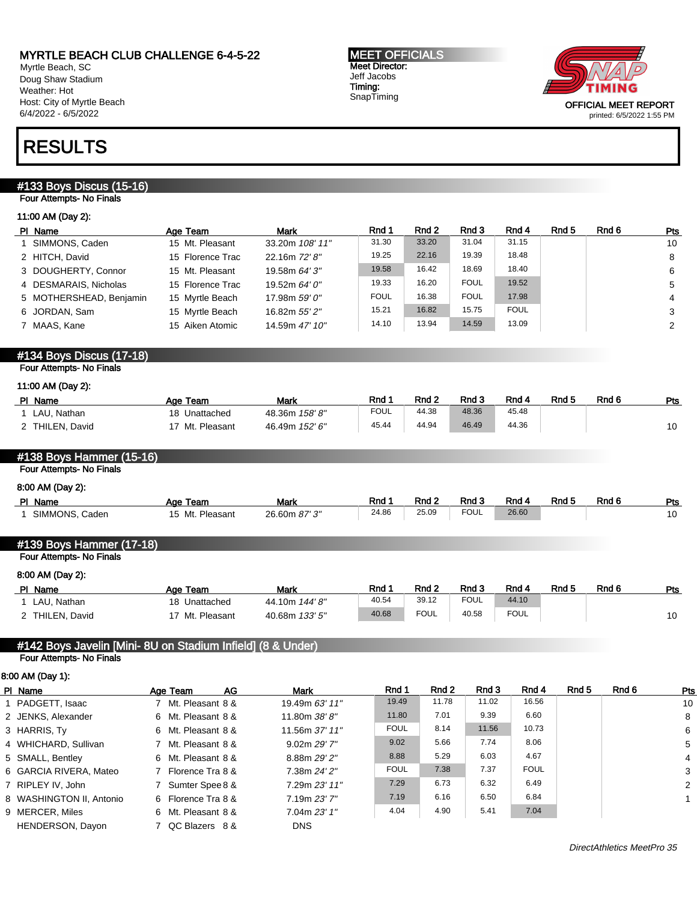MYRTLE BEACH CLUB CHALLENGE 6-4-5-22
Myrtle Beach, SC
Doug Shaw Stadium
Weather: Hot
Host: City of Myrtle Beach
6/4/2022 - 6/5/2022

**MEET OFFICIALS**
Meet Director:
Jeff Jacobs
Timing:
SnapTiming

OFFICIAL MEET REPORT
printed: 6/5/2022 1:55 PM

# RESULTS

## #133 Boys Discus (15-16)

Four Attempts- No Finals

11:00 AM (Day 2):

| Pl | Name | Age | Team | Mark | Rnd 1 | Rnd 2 | Rnd 3 | Rnd 4 | Rnd 5 | Rnd 6 | Pts |
|---|---|---|---|---|---|---|---|---|---|---|---|
| 1 | SIMMONS, Caden | 15 | Mt. Pleasant | 33.20m *108' 11"* | 31.30 | 33.20 | 31.04 | 31.15 | | | 10 |
| 2 | HITCH, David | 15 | Florence Trac | 22.16m *72' 8"* | 19.25 | 22.16 | 19.39 | 18.48 | | | 8 |
| 3 | DOUGHERTY, Connor | 15 | Mt. Pleasant | 19.58m *64' 3"* | 19.58 | 16.42 | 18.69 | 18.40 | | | 6 |
| 4 | DESMARAIS, Nicholas | 15 | Florence Trac | 19.52m *64' 0"* | 19.33 | 16.20 | FOUL | 19.52 | | | 5 |
| 5 | MOTHERSHEAD, Benjamin | 15 | Myrtle Beach | 17.98m *59' 0"* | FOUL | 16.38 | FOUL | 17.98 | | | 4 |
| 6 | JORDAN, Sam | 15 | Myrtle Beach | 16.82m *55' 2"* | 15.21 | 16.82 | 15.75 | FOUL | | | 3 |
| 7 | MAAS, Kane | 15 | Aiken Atomic | 14.59m *47' 10"* | 14.10 | 13.94 | 14.59 | 13.09 | | | 2 |

## #134 Boys Discus (17-18)

Four Attempts- No Finals

11:00 AM (Day 2):

| Pl | Name | Age | Team | Mark | Rnd 1 | Rnd 2 | Rnd 3 | Rnd 4 | Rnd 5 | Rnd 6 | Pts |
|---|---|---|---|---|---|---|---|---|---|---|---|
| 1 | LAU, Nathan | 18 | Unattached | 48.36m *158' 8"* | FOUL | 44.38 | 48.36 | 45.48 | | | |
| 2 | THILEN, David | 17 | Mt. Pleasant | 46.49m *152' 6"* | 45.44 | 44.94 | 46.49 | 44.36 | | | 10 |

## #138 Boys Hammer (15-16)

Four Attempts- No Finals

8:00 AM (Day 2):

| Pl | Name | Age | Team | Mark | Rnd 1 | Rnd 2 | Rnd 3 | Rnd 4 | Rnd 5 | Rnd 6 | Pts |
|---|---|---|---|---|---|---|---|---|---|---|---|
| 1 | SIMMONS, Caden | 15 | Mt. Pleasant | 26.60m *87' 3"* | 24.86 | 25.09 | FOUL | 26.60 | | | 10 |

## #139 Boys Hammer (17-18)

Four Attempts- No Finals

8:00 AM (Day 2):

| Pl | Name | Age | Team | Mark | Rnd 1 | Rnd 2 | Rnd 3 | Rnd 4 | Rnd 5 | Rnd 6 | Pts |
|---|---|---|---|---|---|---|---|---|---|---|---|
| 1 | LAU, Nathan | 18 | Unattached | 44.10m *144' 8"* | 40.54 | 39.12 | FOUL | 44.10 | | | |
| 2 | THILEN, David | 17 | Mt. Pleasant | 40.68m *133' 5"* | 40.68 | FOUL | 40.58 | FOUL | | | 10 |

## #142 Boys Javelin [Mini- 8U on Stadium Infield] (8 & Under)

Four Attempts- No Finals

8:00 AM (Day 1):

| Pl | Name | Age | Team | AG | Mark | Rnd 1 | Rnd 2 | Rnd 3 | Rnd 4 | Rnd 5 | Rnd 6 | Pts |
|---|---|---|---|---|---|---|---|---|---|---|---|---|
| 1 | PADGETT, Isaac | 7 | Mt. Pleasant | 8 & | 19.49m *63' 11"* | 19.49 | 11.78 | 11.02 | 16.56 | | | 10 |
| 2 | JENKS, Alexander | 6 | Mt. Pleasant | 8 & | 11.80m *38' 8"* | 11.80 | 7.01 | 9.39 | 6.60 | | | 8 |
| 3 | HARRIS, Ty | 6 | Mt. Pleasant | 8 & | 11.56m *37' 11"* | FOUL | 8.14 | 11.56 | 10.73 | | | 6 |
| 4 | WHICHARD, Sullivan | 7 | Mt. Pleasant | 8 & | 9.02m *29' 7"* | 9.02 | 5.66 | 7.74 | 8.06 | | | 5 |
| 5 | SMALL, Bentley | 6 | Mt. Pleasant | 8 & | 8.88m *29' 2"* | 8.88 | 5.29 | 6.03 | 4.67 | | | 4 |
| 6 | GARCIA RIVERA, Mateo | 7 | Florence Tra | 8 & | 7.38m *24' 2"* | FOUL | 7.38 | 7.37 | FOUL | | | 3 |
| 7 | RIPLEY IV, John | 7 | Sumter Spee | 8 & | 7.29m *23' 11"* | 7.29 | 6.73 | 6.32 | 6.49 | | | 2 |
| 8 | WASHINGTON II, Antonio | 6 | Florence Tra | 8 & | 7.19m *23' 7"* | 7.19 | 6.16 | 6.50 | 6.84 | | | 1 |
| 9 | MERCER, Miles | 6 | Mt. Pleasant | 8 & | 7.04m *23' 1"* | 4.04 | 4.90 | 5.41 | 7.04 | | | |
| | HENDERSON, Dayon | 7 | QC Blazers | 8 & | DNS | | | | | | | |

*DirectAthletics MeetPro 35*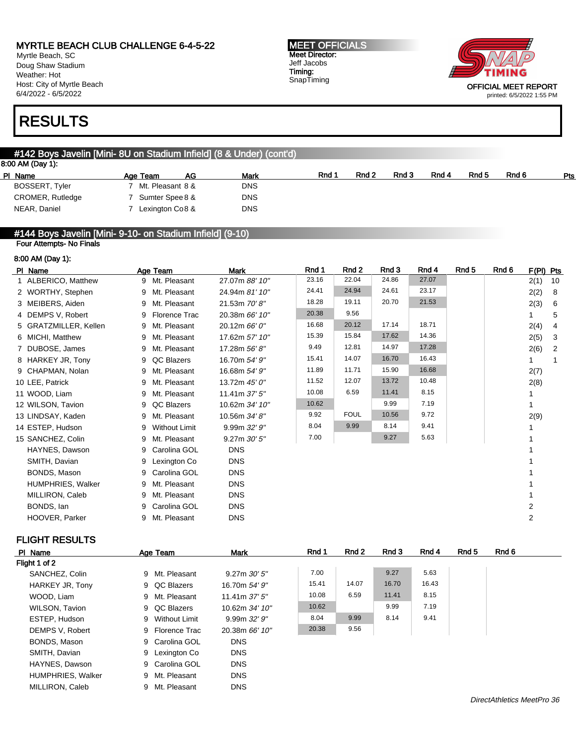MYRTLE BEACH CLUB CHALLENGE 6-4-5-22
Myrtle Beach, SC
Doug Shaw Stadium
Weather: Hot
Host: City of Myrtle Beach
6/4/2022 - 6/5/2022

**MEET OFFICIALS**
Meet Director:
Jeff Jacobs
Timing:
SnapTiming

OFFICIAL MEET REPORT
printed: 6/5/2022 1:55 PM

# RESULTS

## #142 Boys Javelin [Mini- 8U on Stadium Infield] (8 & Under) (cont'd)

8:00 AM (Day 1):

| Pl | Name | Age | Team | AG | Mark | Rnd 1 | Rnd 2 | Rnd 3 | Rnd 4 | Rnd 5 | Rnd 6 | Pts |
|---|---|---|---|---|---|---|---|---|---|---|---|---|
| | BOSSERT, Tyler | 7 | Mt. Pleasant | 8 & | DNS | | | | | | | |
| | CROMER, Rutledge | 7 | Sumter Spee | 8 & | DNS | | | | | | | |
| | NEAR, Daniel | 7 | Lexington Co | 8 & | DNS | | | | | | | |

## #144 Boys Javelin [Mini- 9-10- on Stadium Infield] (9-10)

Four Attempts- No Finals

8:00 AM (Day 1):

| Pl | Name | Age | Team | Mark | Rnd 1 | Rnd 2 | Rnd 3 | Rnd 4 | Rnd 5 | Rnd 6 | F(Pl) | Pts |
|---|---|---|---|---|---|---|---|---|---|---|---|---|
| 1 | ALBERICO, Matthew | 9 | Mt. Pleasant | 27.07m *88' 10"* | 23.16 | 22.04 | 24.86 | 27.07 | | | 2(1) | 10 |
| 2 | WORTHY, Stephen | 9 | Mt. Pleasant | 24.94m *81' 10"* | 24.41 | 24.94 | 24.61 | 23.17 | | | 2(2) | 8 |
| 3 | MEIBERS, Aiden | 9 | Mt. Pleasant | 21.53m *70' 8"* | 18.28 | 19.11 | 20.70 | 21.53 | | | 2(3) | 6 |
| 4 | DEMPS V, Robert | 9 | Florence Trac | 20.38m *66' 10"* | 20.38 | 9.56 | | | | | 1 | 5 |
| 5 | GRATZMILLER, Kellen | 9 | Mt. Pleasant | 20.12m *66' 0"* | 16.68 | 20.12 | 17.14 | 18.71 | | | 2(4) | 4 |
| 6 | MICHI, Matthew | 9 | Mt. Pleasant | 17.62m *57' 10"* | 15.39 | 15.84 | 17.62 | 14.36 | | | 2(5) | 3 |
| 7 | DUBOSE, James | 9 | Mt. Pleasant | 17.28m *56' 8"* | 9.49 | 12.81 | 14.97 | 17.28 | | | 2(6) | 2 |
| 8 | HARKEY JR, Tony | 9 | QC Blazers | 16.70m *54' 9"* | 15.41 | 14.07 | 16.70 | 16.43 | | | 1 | 1 |
| 9 | CHAPMAN, Nolan | 9 | Mt. Pleasant | 16.68m *54' 9"* | 11.89 | 11.71 | 15.90 | 16.68 | | | 2(7) | |
| 10 | LEE, Patrick | 9 | Mt. Pleasant | 13.72m *45' 0"* | 11.52 | 12.07 | 13.72 | 10.48 | | | 2(8) | |
| 11 | WOOD, Liam | 9 | Mt. Pleasant | 11.41m *37' 5"* | 10.08 | 6.59 | 11.41 | 8.15 | | | 1 | |
| 12 | WILSON, Tavion | 9 | QC Blazers | 10.62m *34' 10"* | 10.62 | | 9.99 | 7.19 | | | 1 | |
| 13 | LINDSAY, Kaden | 9 | Mt. Pleasant | 10.56m *34' 8"* | 9.92 | FOUL | 10.56 | 9.72 | | | 2(9) | |
| 14 | ESTEP, Hudson | 9 | Without Limit | 9.99m *32' 9"* | 8.04 | 9.99 | 8.14 | 9.41 | | | 1 | |
| 15 | SANCHEZ, Colin | 9 | Mt. Pleasant | 9.27m *30' 5"* | 7.00 | | 9.27 | 5.63 | | | 1 | |
| | HAYNES, Dawson | 9 | Carolina GOL | DNS | | | | | | | 1 | |
| | SMITH, Davian | 9 | Lexington Co | DNS | | | | | | | 1 | |
| | BONDS, Mason | 9 | Carolina GOL | DNS | | | | | | | 1 | |
| | HUMPHRIES, Walker | 9 | Mt. Pleasant | DNS | | | | | | | 1 | |
| | MILLIRON, Caleb | 9 | Mt. Pleasant | DNS | | | | | | | 1 | |
| | BONDS, Ian | 9 | Carolina GOL | DNS | | | | | | | 2 | |
| | HOOVER, Parker | 9 | Mt. Pleasant | DNS | | | | | | | 2 | |

### FLIGHT RESULTS

| Pl | Name | Age | Team | Mark | Rnd 1 | Rnd 2 | Rnd 3 | Rnd 4 | Rnd 5 | Rnd 6 |
|---|---|---|---|---|---|---|---|---|---|---|
| **Flight 1 of 2** | | | | | | | | | | |
| | SANCHEZ, Colin | 9 | Mt. Pleasant | 9.27m *30' 5"* | 7.00 | | 9.27 | 5.63 | | |
| | HARKEY JR, Tony | 9 | QC Blazers | 16.70m *54' 9"* | 15.41 | 14.07 | 16.70 | 16.43 | | |
| | WOOD, Liam | 9 | Mt. Pleasant | 11.41m *37' 5"* | 10.08 | 6.59 | 11.41 | 8.15 | | |
| | WILSON, Tavion | 9 | QC Blazers | 10.62m *34' 10"* | 10.62 | | 9.99 | 7.19 | | |
| | ESTEP, Hudson | 9 | Without Limit | 9.99m *32' 9"* | 8.04 | 9.99 | 8.14 | 9.41 | | |
| | DEMPS V, Robert | 9 | Florence Trac | 20.38m *66' 10"* | 20.38 | 9.56 | | | | |
| | BONDS, Mason | 9 | Carolina GOL | DNS | | | | | | |
| | SMITH, Davian | 9 | Lexington Co | DNS | | | | | | |
| | HAYNES, Dawson | 9 | Carolina GOL | DNS | | | | | | |
| | HUMPHRIES, Walker | 9 | Mt. Pleasant | DNS | | | | | | |
| | MILLIRON, Caleb | 9 | Mt. Pleasant | DNS | | | | | | |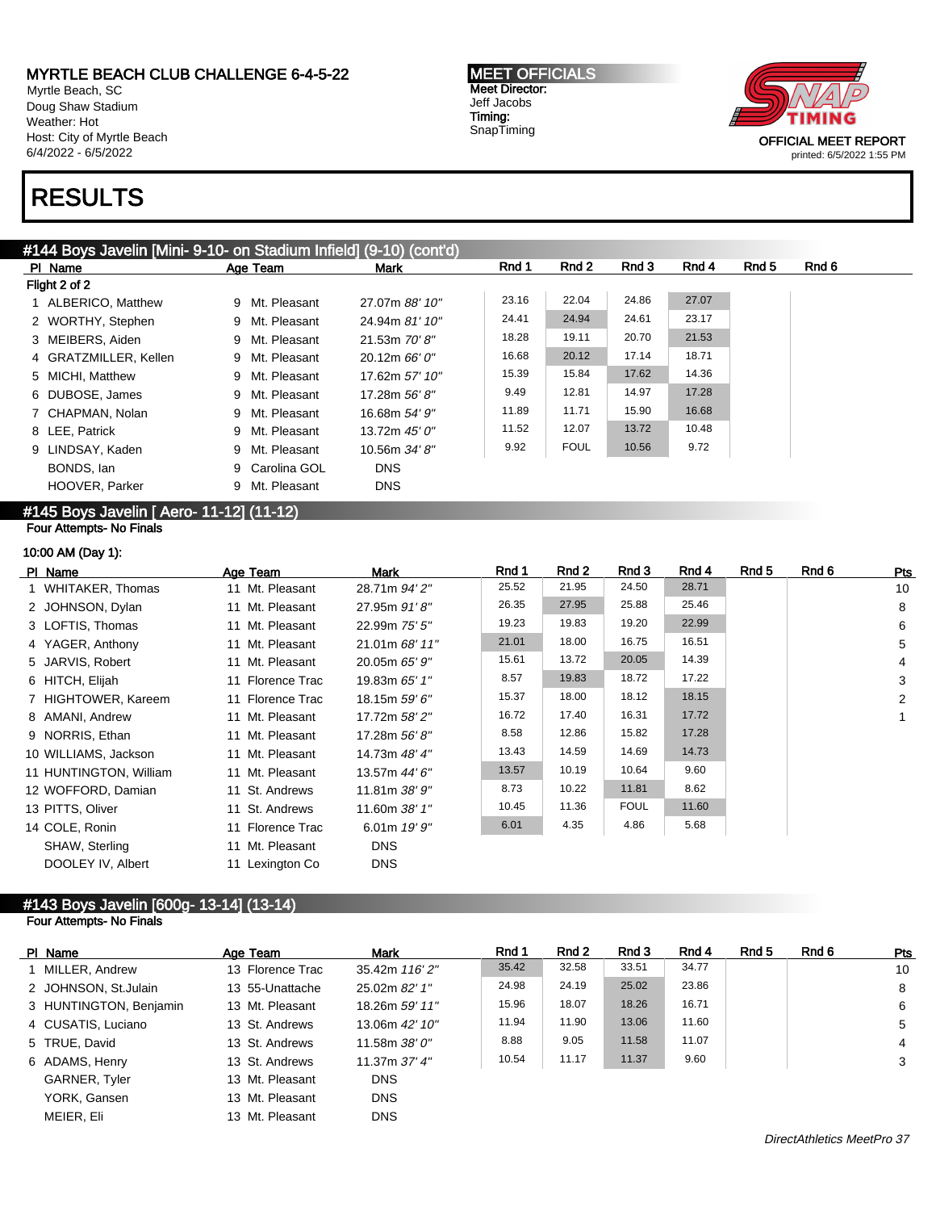MYRTLE BEACH CLUB CHALLENGE 6-4-5-22
Myrtle Beach, SC
Doug Shaw Stadium
Weather: Hot
Host: City of Myrtle Beach
6/4/2022 - 6/5/2022

MEET OFFICIALS
Meet Director:
Jeff Jacobs
Timing:
SnapTiming

OFFICIAL MEET REPORT
printed: 6/5/2022 1:55 PM

# RESULTS

## #144 Boys Javelin [Mini- 9-10- on Stadium Infield] (9-10) (cont'd)

Flight 2 of 2

| Pl | Name | Age | Team | Mark | Rnd 1 | Rnd 2 | Rnd 3 | Rnd 4 | Rnd 5 | Rnd 6 |
|---|---|---|---|---|---|---|---|---|---|---|
| 1 | ALBERICO, Matthew | 9 | Mt. Pleasant | 27.07m *88' 10"* | 23.16 | 22.04 | 24.86 | 27.07 | | |
| 2 | WORTHY, Stephen | 9 | Mt. Pleasant | 24.94m *81' 10"* | 24.41 | 24.94 | 24.61 | 23.17 | | |
| 3 | MEIBERS, Aiden | 9 | Mt. Pleasant | 21.53m *70' 8"* | 18.28 | 19.11 | 20.70 | 21.53 | | |
| 4 | GRATZMILLER, Kellen | 9 | Mt. Pleasant | 20.12m *66' 0"* | 16.68 | 20.12 | 17.14 | 18.71 | | |
| 5 | MICHI, Matthew | 9 | Mt. Pleasant | 17.62m *57' 10"* | 15.39 | 15.84 | 17.62 | 14.36 | | |
| 6 | DUBOSE, James | 9 | Mt. Pleasant | 17.28m *56' 8"* | 9.49 | 12.81 | 14.97 | 17.28 | | |
| 7 | CHAPMAN, Nolan | 9 | Mt. Pleasant | 16.68m *54' 9"* | 11.89 | 11.71 | 15.90 | 16.68 | | |
| 8 | LEE, Patrick | 9 | Mt. Pleasant | 13.72m *45' 0"* | 11.52 | 12.07 | 13.72 | 10.48 | | |
| 9 | LINDSAY, Kaden | 9 | Mt. Pleasant | 10.56m *34' 8"* | 9.92 | FOUL | 10.56 | 9.72 | | |
| | BONDS, Ian | 9 | Carolina GOL | DNS | | | | | | |
| | HOOVER, Parker | 9 | Mt. Pleasant | DNS | | | | | | |

## #145 Boys Javelin [ Aero- 11-12] (11-12)

Four Attempts- No Finals

10:00 AM (Day 1):

| Pl | Name | Age | Team | Mark | Rnd 1 | Rnd 2 | Rnd 3 | Rnd 4 | Rnd 5 | Rnd 6 | Pts |
|---|---|---|---|---|---|---|---|---|---|---|---|
| 1 | WHITAKER, Thomas | 11 | Mt. Pleasant | 28.71m *94' 2"* | 25.52 | 21.95 | 24.50 | 28.71 | | | 10 |
| 2 | JOHNSON, Dylan | 11 | Mt. Pleasant | 27.95m *91' 8"* | 26.35 | 27.95 | 25.88 | 25.46 | | | 8 |
| 3 | LOFTIS, Thomas | 11 | Mt. Pleasant | 22.99m *75' 5"* | 19.23 | 19.83 | 19.20 | 22.99 | | | 6 |
| 4 | YAGER, Anthony | 11 | Mt. Pleasant | 21.01m *68' 11"* | 21.01 | 18.00 | 16.75 | 16.51 | | | 5 |
| 5 | JARVIS, Robert | 11 | Mt. Pleasant | 20.05m *65' 9"* | 15.61 | 13.72 | 20.05 | 14.39 | | | 4 |
| 6 | HITCH, Elijah | 11 | Florence Trac | 19.83m *65' 1"* | 8.57 | 19.83 | 18.72 | 17.22 | | | 3 |
| 7 | HIGHTOWER, Kareem | 11 | Florence Trac | 18.15m *59' 6"* | 15.37 | 18.00 | 18.12 | 18.15 | | | 2 |
| 8 | AMANI, Andrew | 11 | Mt. Pleasant | 17.72m *58' 2"* | 16.72 | 17.40 | 16.31 | 17.72 | | | 1 |
| 9 | NORRIS, Ethan | 11 | Mt. Pleasant | 17.28m *56' 8"* | 8.58 | 12.86 | 15.82 | 17.28 | | | |
| 10 | WILLIAMS, Jackson | 11 | Mt. Pleasant | 14.73m *48' 4"* | 13.43 | 14.59 | 14.69 | 14.73 | | | |
| 11 | HUNTINGTON, William | 11 | Mt. Pleasant | 13.57m *44' 6"* | 13.57 | 10.19 | 10.64 | 9.60 | | | |
| 12 | WOFFORD, Damian | 11 | St. Andrews | 11.81m *38' 9"* | 8.73 | 10.22 | 11.81 | 8.62 | | | |
| 13 | PITTS, Oliver | 11 | St. Andrews | 11.60m *38' 1"* | 10.45 | 11.36 | FOUL | 11.60 | | | |
| 14 | COLE, Ronin | 11 | Florence Trac | 6.01m *19' 9"* | 6.01 | 4.35 | 4.86 | 5.68 | | | |
| | SHAW, Sterling | 11 | Mt. Pleasant | DNS | | | | | | | |
| | DOOLEY IV, Albert | 11 | Lexington Co | DNS | | | | | | | |

## #143 Boys Javelin [600g- 13-14] (13-14)

Four Attempts- No Finals

| Pl | Name | Age | Team | Mark | Rnd 1 | Rnd 2 | Rnd 3 | Rnd 4 | Rnd 5 | Rnd 6 | Pts |
|---|---|---|---|---|---|---|---|---|---|---|---|
| 1 | MILLER, Andrew | 13 | Florence Trac | 35.42m *116' 2"* | 35.42 | 32.58 | 33.51 | 34.77 | | | 10 |
| 2 | JOHNSON, St.Julain | 13 | 55-Unattache | 25.02m *82' 1"* | 24.98 | 24.19 | 25.02 | 23.86 | | | 8 |
| 3 | HUNTINGTON, Benjamin | 13 | Mt. Pleasant | 18.26m *59' 11"* | 15.96 | 18.07 | 18.26 | 16.71 | | | 6 |
| 4 | CUSATIS, Luciano | 13 | Mt. Pleasant | 13.06m *42' 10"* | 11.94 | 11.90 | 13.06 | 11.60 | | | 5 |
| 5 | TRUE, David | 13 | St. Andrews | 11.58m *38' 0"* | 8.88 | 9.05 | 11.58 | 11.07 | | | 4 |
| 6 | ADAMS, Henry | 13 | St. Andrews | 11.37m *37' 4"* | 10.54 | 11.17 | 11.37 | 9.60 | | | 3 |
| | GARNER, Tyler | 13 | Mt. Pleasant | DNS | | | | | | | |
| | YORK, Gansen | 13 | Mt. Pleasant | DNS | | | | | | | |
| | MEIER, Eli | 13 | Mt. Pleasant | DNS | | | | | | | |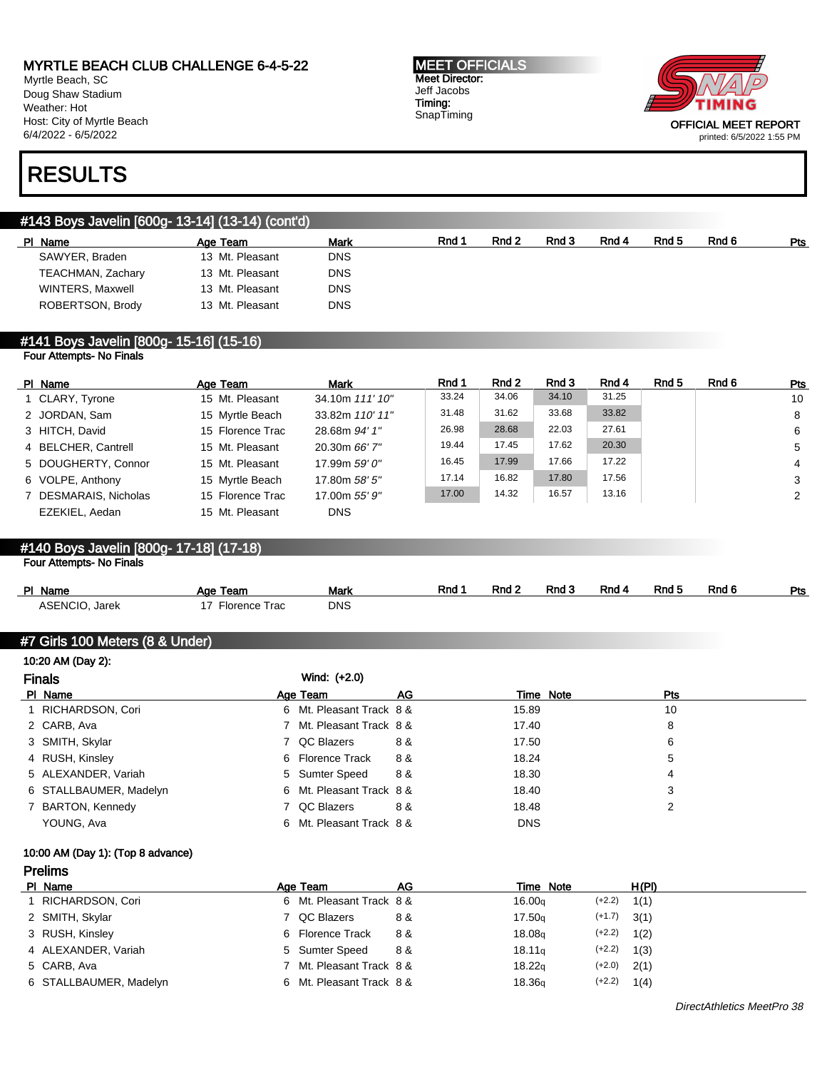MYRTLE BEACH CLUB CHALLENGE 6-4-5-22
Myrtle Beach, SC
Doug Shaw Stadium
Weather: Hot
Host: City of Myrtle Beach
6/4/2022 - 6/5/2022

MEET OFFICIALS
Meet Director:
Jeff Jacobs
Timing:
SnapTiming

OFFICIAL MEET REPORT
printed: 6/5/2022 1:55 PM

# RESULTS

## #143 Boys Javelin [600g- 13-14] (13-14) (cont'd)

| Pl | Name | Age | Team | Mark | Rnd 1 | Rnd 2 | Rnd 3 | Rnd 4 | Rnd 5 | Rnd 6 | Pts |
|---|---|---|---|---|---|---|---|---|---|---|---|
| | SAWYER, Braden | 13 | Mt. Pleasant | DNS | | | | | | | |
| | TEACHMAN, Zachary | 13 | Mt. Pleasant | DNS | | | | | | | |
| | WINTERS, Maxwell | 13 | Mt. Pleasant | DNS | | | | | | | |
| | ROBERTSON, Brody | 13 | Mt. Pleasant | DNS | | | | | | | |

## #141 Boys Javelin [800g- 15-16] (15-16)

Four Attempts- No Finals

| Pl | Name | Age | Team | Mark | Rnd 1 | Rnd 2 | Rnd 3 | Rnd 4 | Rnd 5 | Rnd 6 | Pts |
|---|---|---|---|---|---|---|---|---|---|---|---|
| 1 | CLARY, Tyrone | 15 | Mt. Pleasant | 34.10m *111' 10"* | 33.24 | 34.06 | 34.10 | 31.25 | | | 10 |
| 2 | JORDAN, Sam | 15 | Myrtle Beach | 33.82m *110' 11"* | 31.48 | 31.62 | 33.68 | 33.82 | | | 8 |
| 3 | HITCH, David | 15 | Florence Trac | 28.68m *94' 1"* | 26.98 | 28.68 | 22.03 | 27.61 | | | 6 |
| 4 | BELCHER, Cantrell | 15 | Mt. Pleasant | 20.30m *66' 7"* | 19.44 | 17.45 | 17.62 | 20.30 | | | 5 |
| 5 | DOUGHERTY, Connor | 15 | Mt. Pleasant | 17.99m *59' 0"* | 16.45 | 17.99 | 17.66 | 17.22 | | | 4 |
| 6 | VOLPE, Anthony | 15 | Myrtle Beach | 17.80m *58' 5"* | 17.14 | 16.82 | 17.80 | 17.56 | | | 3 |
| 7 | DESMARAIS, Nicholas | 15 | Florence Trac | 17.00m *55' 9"* | 17.00 | 14.32 | 16.57 | 13.16 | | | 2 |
| | EZEKIEL, Aedan | 15 | Mt. Pleasant | DNS | | | | | | | |

## #140 Boys Javelin [800g- 17-18] (17-18)

Four Attempts- No Finals

| Pl | Name | Age | Team | Mark | Rnd 1 | Rnd 2 | Rnd 3 | Rnd 4 | Rnd 5 | Rnd 6 | Pts |
|---|---|---|---|---|---|---|---|---|---|---|---|
| | ASENCIO, Jarek | 17 | Florence Trac | DNS | | | | | | | |

## #7 Girls 100 Meters (8 & Under)

10:20 AM (Day 2):

### Finals

Wind: (+2.0)

| Pl | Name | Age | Team | AG | Time | Note | Pts |
|---|---|---|---|---|---|---|---|
| 1 | RICHARDSON, Cori | 6 | Mt. Pleasant Track | 8 & | 15.89 | | 10 |
| 2 | CARB, Ava | 7 | Mt. Pleasant Track | 8 & | 17.40 | | 8 |
| 3 | SMITH, Skylar | 7 | QC Blazers | 8 & | 17.50 | | 6 |
| 4 | RUSH, Kinsley | 6 | Florence Track | 8 & | 18.24 | | 5 |
| 5 | ALEXANDER, Variah | 5 | Sumter Speed | 8 & | 18.30 | | 4 |
| 6 | STALLBAUMER, Madelyn | 6 | Mt. Pleasant Track | 8 & | 18.40 | | 3 |
| 7 | BARTON, Kennedy | 7 | QC Blazers | 8 & | 18.48 | | 2 |
| | YOUNG, Ava | 6 | Mt. Pleasant Track | 8 & | DNS | | |

10:00 AM (Day 1): (Top 8 advance)

### Prelims

| Pl | Name | Age | Team | AG | Time | Note | Wind | H(Pl) |
|---|---|---|---|---|---|---|---|---|
| 1 | RICHARDSON, Cori | 6 | Mt. Pleasant Track | 8 & | 16.00q | | (+2.2) | 1(1) |
| 2 | SMITH, Skylar | 7 | QC Blazers | 8 & | 17.50q | | (+1.7) | 3(1) |
| 3 | RUSH, Kinsley | 6 | Florence Track | 8 & | 18.08q | | (+2.2) | 1(2) |
| 4 | ALEXANDER, Variah | 5 | Sumter Speed | 8 & | 18.11q | | (+2.2) | 1(3) |
| 5 | CARB, Ava | 7 | Mt. Pleasant Track | 8 & | 18.22q | | (+2.0) | 2(1) |
| 6 | STALLBAUMER, Madelyn | 6 | Mt. Pleasant Track | 8 & | 18.36q | | (+2.2) | 1(4) |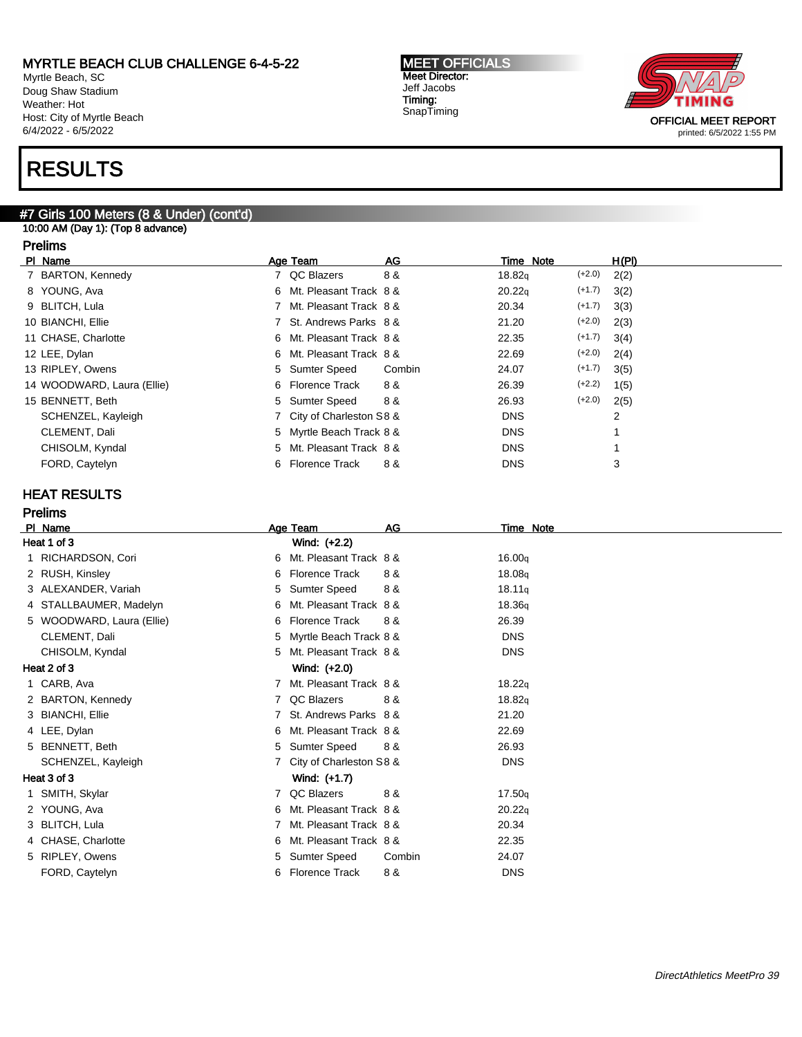MYRTLE BEACH CLUB CHALLENGE 6-4-5-22
Myrtle Beach, SC
Doug Shaw Stadium
Weather: Hot
Host: City of Myrtle Beach
6/4/2022 - 6/5/2022

MEET OFFICIALS
Meet Director:
Jeff Jacobs
Timing:
SnapTiming

OFFICIAL MEET REPORT
printed: 6/5/2022 1:55 PM

# RESULTS

## #7 Girls 100 Meters (8 & Under) (cont'd)

10:00 AM (Day 1): (Top 8 advance)

### Prelims

| Pl | Name | Age | Team | AG | Time | Note | | H(Pl) |
|---|---|---|---|---|---|---|---|---|
| 7 | BARTON, Kennedy | 7 | QC Blazers | 8 & | 18.82q | | (+2.0) | 2(2) |
| 8 | YOUNG, Ava | 6 | Mt. Pleasant Track | 8 & | 20.22q | | (+1.7) | 3(2) |
| 9 | BLITCH, Lula | 7 | Mt. Pleasant Track | 8 & | 20.34 | | (+1.7) | 3(3) |
| 10 | BIANCHI, Ellie | 7 | St. Andrews Parks | 8 & | 21.20 | | (+2.0) | 2(3) |
| 11 | CHASE, Charlotte | 6 | Mt. Pleasant Track | 8 & | 22.35 | | (+1.7) | 3(4) |
| 12 | LEE, Dylan | 6 | Mt. Pleasant Track | 8 & | 22.69 | | (+2.0) | 2(4) |
| 13 | RIPLEY, Owens | 5 | Sumter Speed | Combin | 24.07 | | (+1.7) | 3(5) |
| 14 | WOODWARD, Laura (Ellie) | 6 | Florence Track | 8 & | 26.39 | | (+2.2) | 1(5) |
| 15 | BENNETT, Beth | 5 | Sumter Speed | 8 & | 26.93 | | (+2.0) | 2(5) |
| | SCHENZEL, Kayleigh | 7 | City of Charleston S | 8 & | DNS | | | 2 |
| | CLEMENT, Dali | 5 | Myrtle Beach Track | 8 & | DNS | | | 1 |
| | CHISOLM, Kyndal | 5 | Mt. Pleasant Track | 8 & | DNS | | | 1 |
| | FORD, Caytelyn | 6 | Florence Track | 8 & | DNS | | | 3 |

## HEAT RESULTS

### Prelims

| Pl | Name | Age | Team | AG | Time | Note |
|---|---|---|---|---|---|---|
| **Heat 1 of 3** | | | **Wind: (+2.2)** | | | |
| 1 | RICHARDSON, Cori | 6 | Mt. Pleasant Track | 8 & | 16.00q | |
| 2 | RUSH, Kinsley | 6 | Florence Track | 8 & | 18.08q | |
| 3 | ALEXANDER, Variah | 5 | Sumter Speed | 8 & | 18.11q | |
| 4 | STALLBAUMER, Madelyn | 6 | Mt. Pleasant Track | 8 & | 18.36q | |
| 5 | WOODWARD, Laura (Ellie) | 6 | Florence Track | 8 & | 26.39 | |
| | CLEMENT, Dali | 5 | Myrtle Beach Track | 8 & | DNS | |
| | CHISOLM, Kyndal | 5 | Mt. Pleasant Track | 8 & | DNS | |
| **Heat 2 of 3** | | | **Wind: (+2.0)** | | | |
| 1 | CARB, Ava | 7 | Mt. Pleasant Track | 8 & | 18.22q | |
| 2 | BARTON, Kennedy | 7 | QC Blazers | 8 & | 18.82q | |
| 3 | BIANCHI, Ellie | 7 | St. Andrews Parks | 8 & | 21.20 | |
| 4 | LEE, Dylan | 6 | Mt. Pleasant Track | 8 & | 22.69 | |
| 5 | BENNETT, Beth | 5 | Sumter Speed | 8 & | 26.93 | |
| | SCHENZEL, Kayleigh | 7 | City of Charleston S | 8 & | DNS | |
| **Heat 3 of 3** | | | **Wind: (+1.7)** | | | |
| 1 | SMITH, Skylar | 7 | QC Blazers | 8 & | 17.50q | |
| 2 | YOUNG, Ava | 6 | Mt. Pleasant Track | 8 & | 20.22q | |
| 3 | BLITCH, Lula | 7 | Mt. Pleasant Track | 8 & | 20.34 | |
| 4 | CHASE, Charlotte | 6 | Mt. Pleasant Track | 8 & | 22.35 | |
| 5 | RIPLEY, Owens | 5 | Sumter Speed | Combin | 24.07 | |
| | FORD, Caytelyn | 6 | Florence Track | 8 & | DNS | |

*DirectAthletics MeetPro 39*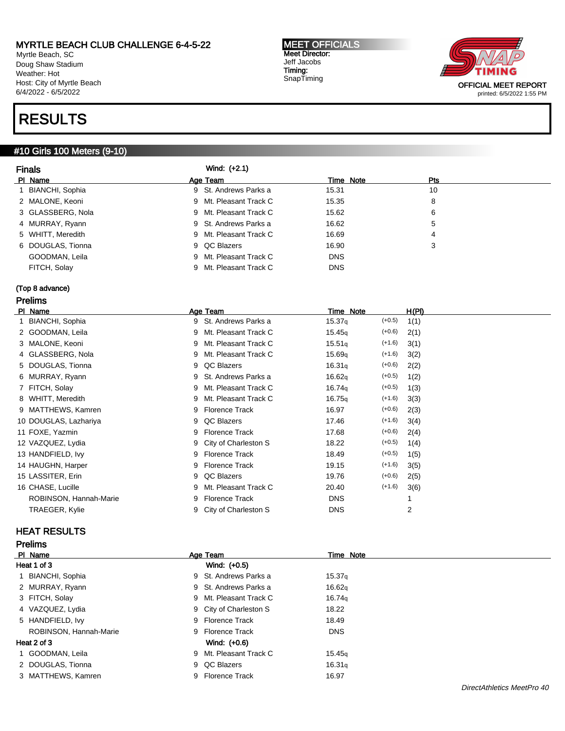MYRTLE BEACH CLUB CHALLENGE 6-4-5-22
Myrtle Beach, SC
Doug Shaw Stadium
Weather: Hot
Host: City of Myrtle Beach
6/4/2022 - 6/5/2022

**MEET OFFICIALS**
Meet Director:
Jeff Jacobs
Timing:
SnapTiming

OFFICIAL MEET REPORT
printed: 6/5/2022 1:55 PM

# RESULTS

## #10 Girls 100 Meters (9-10)

### Finals

Wind: (+2.1)

| Pl | Name | Age | Team | Time | Note | Pts |
|---|---|---|---|---|---|---|
| 1 | BIANCHI, Sophia | 9 | St. Andrews Parks a | 15.31 | | 10 |
| 2 | MALONE, Keoni | 9 | Mt. Pleasant Track C | 15.35 | | 8 |
| 3 | GLASSBERG, Nola | 9 | Mt. Pleasant Track C | 15.62 | | 6 |
| 4 | MURRAY, Ryann | 9 | St. Andrews Parks a | 16.62 | | 5 |
| 5 | WHITT, Meredith | 9 | Mt. Pleasant Track C | 16.69 | | 4 |
| 6 | DOUGLAS, Tionna | 9 | QC Blazers | 16.90 | | 3 |
| | GOODMAN, Leila | 9 | Mt. Pleasant Track C | DNS | | |
| | FITCH, Solay | 9 | Mt. Pleasant Track C | DNS | | |

(Top 8 advance)

### Prelims

| Pl | Name | Age | Team | Time | Note | | H(Pl) |
|---|---|---|---|---|---|---|---|
| 1 | BIANCHI, Sophia | 9 | St. Andrews Parks a | 15.37q | | (+0.5) | 1(1) |
| 2 | GOODMAN, Leila | 9 | Mt. Pleasant Track C | 15.45q | | (+0.6) | 2(1) |
| 3 | MALONE, Keoni | 9 | Mt. Pleasant Track C | 15.51q | | (+1.6) | 3(1) |
| 4 | GLASSBERG, Nola | 9 | Mt. Pleasant Track C | 15.69q | | (+1.6) | 3(2) |
| 5 | DOUGLAS, Tionna | 9 | QC Blazers | 16.31q | | (+0.6) | 2(2) |
| 6 | MURRAY, Ryann | 9 | St. Andrews Parks a | 16.62q | | (+0.5) | 1(2) |
| 7 | FITCH, Solay | 9 | Mt. Pleasant Track C | 16.74q | | (+0.5) | 1(3) |
| 8 | WHITT, Meredith | 9 | Mt. Pleasant Track C | 16.75q | | (+1.6) | 3(3) |
| 9 | MATTHEWS, Kamren | 9 | Florence Track | 16.97 | | (+0.6) | 2(3) |
| 10 | DOUGLAS, Lazhariya | 9 | QC Blazers | 17.46 | | (+1.6) | 3(4) |
| 11 | FOXE, Yazmin | 9 | Florence Track | 17.68 | | (+0.6) | 2(4) |
| 12 | VAZQUEZ, Lydia | 9 | City of Charleston S | 18.22 | | (+0.5) | 1(4) |
| 13 | HANDFIELD, Ivy | 9 | Florence Track | 18.49 | | (+0.5) | 1(5) |
| 14 | HAUGHN, Harper | 9 | Florence Track | 19.15 | | (+1.6) | 3(5) |
| 15 | LASSITER, Erin | 9 | QC Blazers | 19.76 | | (+0.6) | 2(5) |
| 16 | CHASE, Lucille | 9 | Mt. Pleasant Track C | 20.40 | | (+1.6) | 3(6) |
| | ROBINSON, Hannah-Marie | 9 | Florence Track | DNS | | | 1 |
| | TRAEGER, Kylie | 9 | City of Charleston S | DNS | | | 2 |

## HEAT RESULTS

### Prelims

| Pl | Name | Age | Team | Time | Note |
|---|---|---|---|---|---|
| **Heat 1 of 3** | | | Wind: (+0.5) | | |
| 1 | BIANCHI, Sophia | 9 | St. Andrews Parks a | 15.37q | |
| 2 | MURRAY, Ryann | 9 | St. Andrews Parks a | 16.62q | |
| 3 | FITCH, Solay | 9 | Mt. Pleasant Track C | 16.74q | |
| 4 | VAZQUEZ, Lydia | 9 | City of Charleston S | 18.22 | |
| 5 | HANDFIELD, Ivy | 9 | Florence Track | 18.49 | |
| | ROBINSON, Hannah-Marie | 9 | Florence Track | DNS | |
| **Heat 2 of 3** | | | Wind: (+0.6) | | |
| 1 | GOODMAN, Leila | 9 | Mt. Pleasant Track C | 15.45q | |
| 2 | DOUGLAS, Tionna | 9 | QC Blazers | 16.31q | |
| 3 | MATTHEWS, Kamren | 9 | Florence Track | 16.97 | |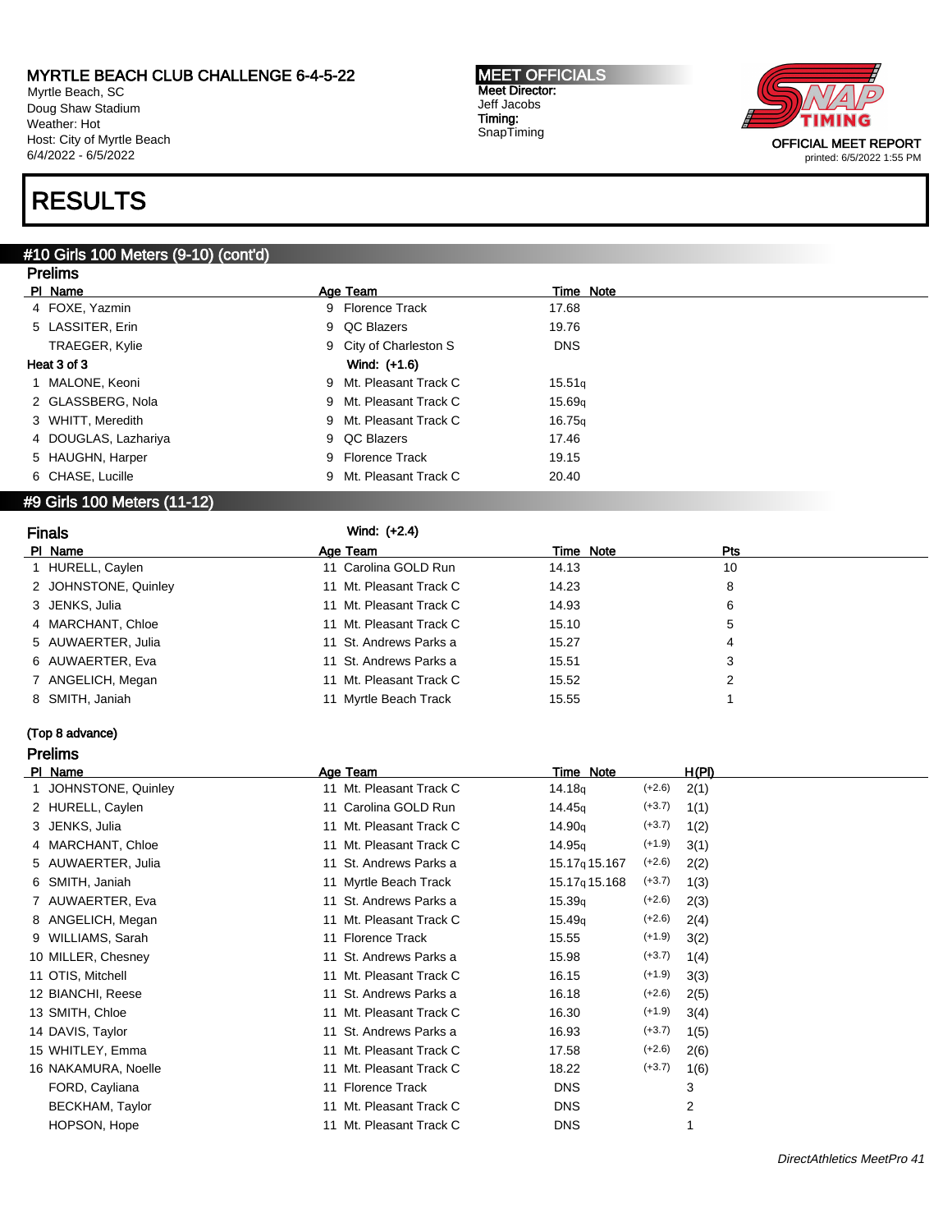MYRTLE BEACH CLUB CHALLENGE 6-4-5-22
Myrtle Beach, SC
Doug Shaw Stadium
Weather: Hot
Host: City of Myrtle Beach
6/4/2022 - 6/5/2022

MEET OFFICIALS
Meet Director:
Jeff Jacobs
Timing:
SnapTiming

OFFICIAL MEET REPORT
printed: 6/5/2022 1:55 PM

# RESULTS

## #10 Girls 100 Meters (9-10) (cont'd)

### Prelims

| Pl | Name | Age | Team | Time | Note |
|---|---|---|---|---|---|
| 4 | FOXE, Yazmin | 9 | Florence Track | 17.68 | |
| 5 | LASSITER, Erin | 9 | QC Blazers | 19.76 | |
| | TRAEGER, Kylie | 9 | City of Charleston S | DNS | |
| **Heat 3 of 3** | | | Wind: (+1.6) | | |
| 1 | MALONE, Keoni | 9 | Mt. Pleasant Track C | 15.51q | |
| 2 | GLASSBERG, Nola | 9 | Mt. Pleasant Track C | 15.69q | |
| 3 | WHITT, Meredith | 9 | Mt. Pleasant Track C | 16.75q | |
| 4 | DOUGLAS, Lazhariya | 9 | QC Blazers | 17.46 | |
| 5 | HAUGHN, Harper | 9 | Florence Track | 19.15 | |
| 6 | CHASE, Lucille | 9 | Mt. Pleasant Track C | 20.40 | |

## #9 Girls 100 Meters (11-12)

### Finals

Wind: (+2.4)

| Pl | Name | Age | Team | Time | Note | Pts |
|---|---|---|---|---|---|---|
| 1 | HURELL, Caylen | 11 | Carolina GOLD Run | 14.13 | | 10 |
| 2 | JOHNSTONE, Quinley | 11 | Mt. Pleasant Track C | 14.23 | | 8 |
| 3 | JENKS, Julia | 11 | Mt. Pleasant Track C | 14.93 | | 6 |
| 4 | MARCHANT, Chloe | 11 | Mt. Pleasant Track C | 15.10 | | 5 |
| 5 | AUWEARTER, Julia | 11 | St. Andrews Parks a | 15.27 | | 4 |
| 6 | AUWEARTER, Eva | 11 | St. Andrews Parks a | 15.51 | | 3 |
| 7 | ANGELICH, Megan | 11 | Mt. Pleasant Track C | 15.52 | | 2 |
| 8 | SMITH, Janiah | 11 | Myrtle Beach Track | 15.55 | | 1 |

**(Top 8 advance)**

### Prelims

| Pl | Name | Age | Team | Time | Note | Wind | H(Pl) |
|---|---|---|---|---|---|---|---|
| 1 | JOHNSTONE, Quinley | 11 | Mt. Pleasant Track C | 14.18q | | (+2.6) | 2(1) |
| 2 | HURELL, Caylen | 11 | Carolina GOLD Run | 14.45q | | (+3.7) | 1(1) |
| 3 | JENKS, Julia | 11 | Mt. Pleasant Track C | 14.90q | | (+3.7) | 1(2) |
| 4 | MARCHANT, Chloe | 11 | Mt. Pleasant Track C | 14.95q | | (+1.9) | 3(1) |
| 5 | AUWEARTER, Julia | 11 | St. Andrews Parks a | 15.17q | 15.167 | (+2.6) | 2(2) |
| 6 | SMITH, Janiah | 11 | Myrtle Beach Track | 15.17q | 15.168 | (+3.7) | 1(3) |
| 7 | AUWEARTER, Eva | 11 | St. Andrews Parks a | 15.39q | | (+2.6) | 2(3) |
| 8 | ANGELICH, Megan | 11 | Mt. Pleasant Track C | 15.49q | | (+2.6) | 2(4) |
| 9 | WILLIAMS, Sarah | 11 | Florence Track | 15.55 | | (+1.9) | 3(2) |
| 10 | MILLER, Chesney | 11 | St. Andrews Parks a | 15.98 | | (+3.7) | 1(4) |
| 11 | OTIS, Mitchell | 11 | Mt. Pleasant Track C | 16.15 | | (+1.9) | 3(3) |
| 12 | BIANCHI, Reese | 11 | St. Andrews Parks a | 16.18 | | (+2.6) | 2(5) |
| 13 | SMITH, Chloe | 11 | Mt. Pleasant Track C | 16.30 | | (+1.9) | 3(4) |
| 14 | DAVIS, Taylor | 11 | St. Andrews Parks a | 16.93 | | (+3.7) | 1(5) |
| 15 | WHITLEY, Emma | 11 | Mt. Pleasant Track C | 17.58 | | (+2.6) | 2(6) |
| 16 | NAKAMURA, Noelle | 11 | Mt. Pleasant Track C | 18.22 | | (+3.7) | 1(6) |
| | FORD, Cayliana | 11 | Florence Track | DNS | | | 3 |
| | BECKHAM, Taylor | 11 | Mt. Pleasant Track C | DNS | | | 2 |
| | HOPSON, Hope | 11 | Mt. Pleasant Track C | DNS | | | 1 |

*DirectAthletics MeetPro 41*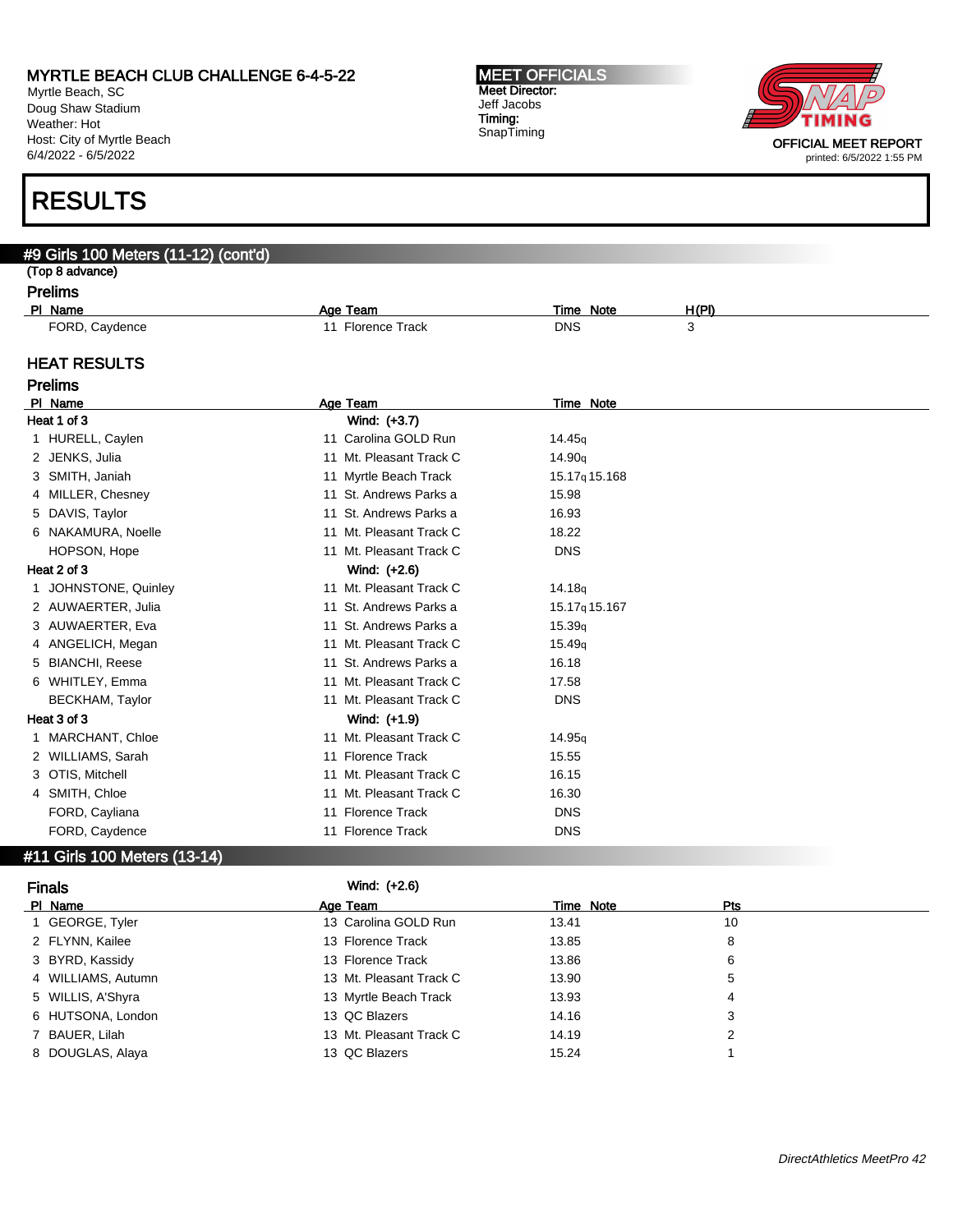MYRTLE BEACH CLUB CHALLENGE 6-4-5-22
Myrtle Beach, SC
Doug Shaw Stadium
Weather: Hot
Host: City of Myrtle Beach
6/4/2022 - 6/5/2022

MEET OFFICIALS
Meet Director:
Jeff Jacobs
Timing:
SnapTiming

OFFICIAL MEET REPORT
printed: 6/5/2022 1:55 PM

# RESULTS

## #9 Girls 100 Meters (11-12) (cont'd)

(Top 8 advance)

### Prelims

| Pl | Name | Age | Team | Time | Note | H(Pl) |
|---|---|---|---|---|---|---|
| | FORD, Caydence | 11 | Florence Track | DNS | | 3 |

### HEAT RESULTS

### Prelims

| Pl | Name | Age | Team | Time | Note |
|---|---|---|---|---|---|
| **Heat 1 of 3** | | | **Wind: (+3.7)** | | |
| 1 | HURELL, Caylen | 11 | Carolina GOLD Run | 14.45q | |
| 2 | JENKS, Julia | 11 | Mt. Pleasant Track C | 14.90q | |
| 3 | SMITH, Janiah | 11 | Myrtle Beach Track | 15.17q | 15.168 |
| 4 | MILLER, Chesney | 11 | St. Andrews Parks a | 15.98 | |
| 5 | DAVIS, Taylor | 11 | St. Andrews Parks a | 16.93 | |
| 6 | NAKAMURA, Noelle | 11 | Mt. Pleasant Track C | 18.22 | |
| | HOPSON, Hope | 11 | Mt. Pleasant Track C | DNS | |
| **Heat 2 of 3** | | | **Wind: (+2.6)** | | |
| 1 | JOHNSTONE, Quinley | 11 | Mt. Pleasant Track C | 14.18q | |
| 2 | AUWAERTER, Julia | 11 | St. Andrews Parks a | 15.17q | 15.167 |
| 3 | AUWAERTER, Eva | 11 | St. Andrews Parks a | 15.39q | |
| 4 | ANGELICH, Megan | 11 | Mt. Pleasant Track C | 15.49q | |
| 5 | BIANCHI, Reese | 11 | St. Andrews Parks a | 16.18 | |
| 6 | WHITLEY, Emma | 11 | Mt. Pleasant Track C | 17.58 | |
| | BECKHAM, Taylor | 11 | Mt. Pleasant Track C | DNS | |
| **Heat 3 of 3** | | | **Wind: (+1.9)** | | |
| 1 | MARCHANT, Chloe | 11 | Mt. Pleasant Track C | 14.95q | |
| 2 | WILLIAMS, Sarah | 11 | Florence Track | 15.55 | |
| 3 | OTIS, Mitchell | 11 | Mt. Pleasant Track C | 16.15 | |
| 4 | SMITH, Chloe | 11 | Mt. Pleasant Track C | 16.30 | |
| | FORD, Cayliana | 11 | Florence Track | DNS | |
| | FORD, Caydence | 11 | Florence Track | DNS | |

## #11 Girls 100 Meters (13-14)

### Finals

Wind: (+2.6)

| Pl | Name | Age | Team | Time | Note | Pts |
|---|---|---|---|---|---|---|
| 1 | GEORGE, Tyler | 13 | Carolina GOLD Run | 13.41 | | 10 |
| 2 | FLYNN, Kailee | 13 | Florence Track | 13.85 | | 8 |
| 3 | BYRD, Kassidy | 13 | Florence Track | 13.86 | | 6 |
| 4 | WILLIAMS, Autumn | 13 | Mt. Pleasant Track C | 13.90 | | 5 |
| 5 | WILLIS, A'Shyra | 13 | Myrtle Beach Track | 13.93 | | 4 |
| 6 | HUTSONA, London | 13 | QC Blazers | 14.16 | | 3 |
| 7 | BAUER, Lilah | 13 | Mt. Pleasant Track C | 14.19 | | 2 |
| 8 | DOUGLAS, Alaya | 13 | QC Blazers | 15.24 | | 1 |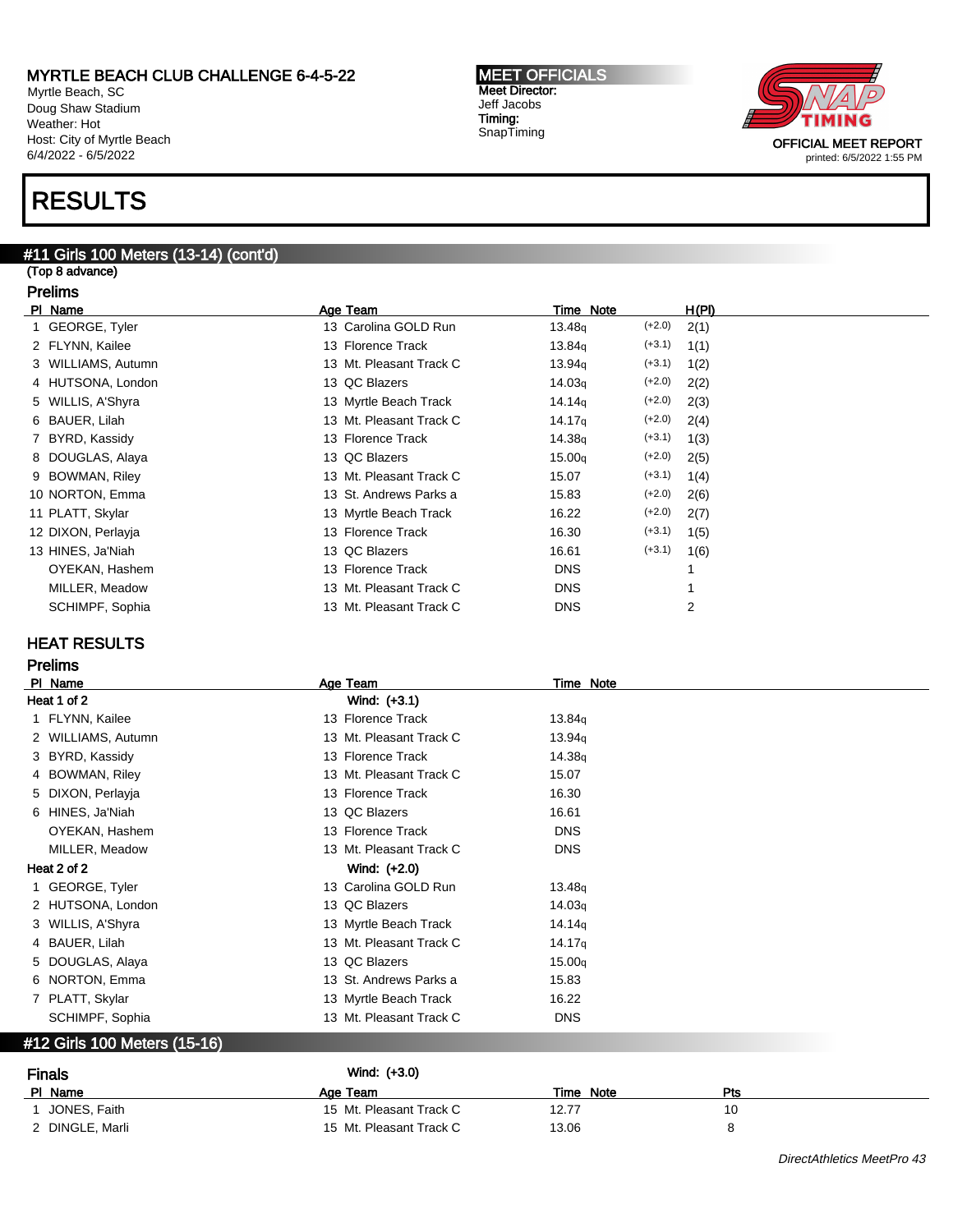MYRTLE BEACH CLUB CHALLENGE 6-4-5-22
Myrtle Beach, SC
Doug Shaw Stadium
Weather: Hot
Host: City of Myrtle Beach
6/4/2022 - 6/5/2022

**MEET OFFICIALS**
Meet Director:
Jeff Jacobs
Timing:
SnapTiming

OFFICIAL MEET REPORT
printed: 6/5/2022 1:55 PM

# RESULTS

## #11 Girls 100 Meters (13-14) (cont'd)

(Top 8 advance)

### Prelims

| Pl | Name | Age | Team | Time | Note | | H(Pl) |
|---|---|---|---|---|---|---|---|
| 1 | GEORGE, Tyler | 13 | Carolina GOLD Run | 13.48q | | (+2.0) | 2(1) |
| 2 | FLYNN, Kailee | 13 | Florence Track | 13.84q | | (+3.1) | 1(1) |
| 3 | WILLIAMS, Autumn | 13 | Mt. Pleasant Track C | 13.94q | | (+3.1) | 1(2) |
| 4 | HUTSONA, London | 13 | QC Blazers | 14.03q | | (+2.0) | 2(2) |
| 5 | WILLIS, A'Shyra | 13 | Myrtle Beach Track | 14.14q | | (+2.0) | 2(3) |
| 6 | BAUER, Lilah | 13 | Mt. Pleasant Track C | 14.17q | | (+2.0) | 2(4) |
| 7 | BYRD, Kassidy | 13 | Florence Track | 14.38q | | (+3.1) | 1(3) |
| 8 | DOUGLAS, Alaya | 13 | QC Blazers | 15.00q | | (+2.0) | 2(5) |
| 9 | BOWMAN, Riley | 13 | Mt. Pleasant Track C | 15.07 | | (+3.1) | 1(4) |
| 10 | NORTON, Emma | 13 | St. Andrews Parks a | 15.83 | | (+2.0) | 2(6) |
| 11 | PLATT, Skylar | 13 | Myrtle Beach Track | 16.22 | | (+2.0) | 2(7) |
| 12 | DIXON, Perlayja | 13 | Florence Track | 16.30 | | (+3.1) | 1(5) |
| 13 | HINES, Ja'Niah | 13 | QC Blazers | 16.61 | | (+3.1) | 1(6) |
| | OYEKAN, Hashem | 13 | Florence Track | DNS | | | 1 |
| | MILLER, Meadow | 13 | Mt. Pleasant Track C | DNS | | | 1 |
| | SCHIMPF, Sophia | 13 | Mt. Pleasant Track C | DNS | | | 2 |

### HEAT RESULTS

### Prelims

| Pl | Name | Age | Team | Time | Note |
|---|---|---|---|---|---|
| **Heat 1 of 2** | | | Wind: (+3.1) | | |
| 1 | FLYNN, Kailee | 13 | Florence Track | 13.84q | |
| 2 | WILLIAMS, Autumn | 13 | Mt. Pleasant Track C | 13.94q | |
| 3 | BYRD, Kassidy | 13 | Florence Track | 14.38q | |
| 4 | BOWMAN, Riley | 13 | Mt. Pleasant Track C | 15.07 | |
| 5 | DIXON, Perlayja | 13 | Florence Track | 16.30 | |
| 6 | HINES, Ja'Niah | 13 | QC Blazers | 16.61 | |
| | OYEKAN, Hashem | 13 | Florence Track | DNS | |
| | MILLER, Meadow | 13 | Mt. Pleasant Track C | DNS | |
| **Heat 2 of 2** | | | Wind: (+2.0) | | |
| 1 | GEORGE, Tyler | 13 | Carolina GOLD Run | 13.48q | |
| 2 | HUTSONA, London | 13 | QC Blazers | 14.03q | |
| 3 | WILLIS, A'Shyra | 13 | Myrtle Beach Track | 14.14q | |
| 4 | BAUER, Lilah | 13 | Mt. Pleasant Track C | 14.17q | |
| 5 | DOUGLAS, Alaya | 13 | QC Blazers | 15.00q | |
| 6 | NORTON, Emma | 13 | St. Andrews Parks a | 15.83 | |
| 7 | PLATT, Skylar | 13 | Myrtle Beach Track | 16.22 | |
| | SCHIMPF, Sophia | 13 | Mt. Pleasant Track C | DNS | |

## #12 Girls 100 Meters (15-16)

### Finals

Wind: (+3.0)

| Pl | Name | Age | Team | Time | Note | Pts |
|---|---|---|---|---|---|---|
| 1 | JONES, Faith | 15 | Mt. Pleasant Track C | 12.77 | | 10 |
| 2 | DINGLE, Marli | 15 | Mt. Pleasant Track C | 13.06 | | 8 |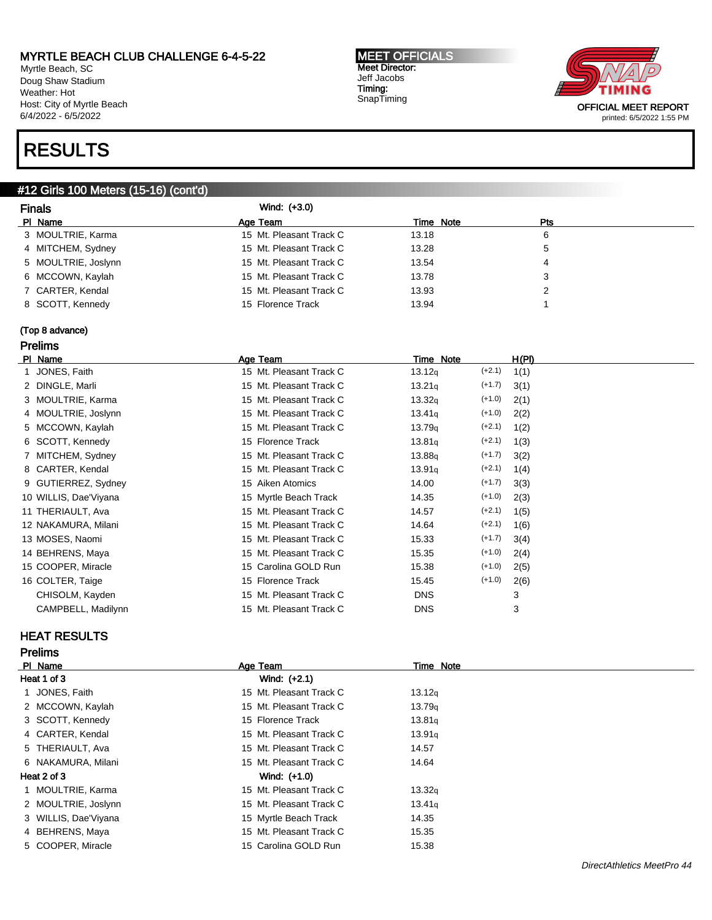MYRTLE BEACH CLUB CHALLENGE 6-4-5-22
Myrtle Beach, SC
Doug Shaw Stadium
Weather: Hot
Host: City of Myrtle Beach
6/4/2022 - 6/5/2022

**MEET OFFICIALS**
Meet Director:
Jeff Jacobs
Timing:
SnapTiming

OFFICIAL MEET REPORT
printed: 6/5/2022 1:55 PM

# RESULTS

## #12 Girls 100 Meters (15-16) (cont'd)

### Finals

Wind: (+3.0)

| Pl | Name | Age | Team | Time | Note | Pts |
|---|---|---|---|---|---|---|
| 3 | MOULTRIE, Karma | 15 | Mt. Pleasant Track C | 13.18 | | 6 |
| 4 | MITCHEM, Sydney | 15 | Mt. Pleasant Track C | 13.28 | | 5 |
| 5 | MOULTRIE, Joslynn | 15 | Mt. Pleasant Track C | 13.54 | | 4 |
| 6 | MCCOWN, Kaylah | 15 | Mt. Pleasant Track C | 13.78 | | 3 |
| 7 | CARTER, Kendal | 15 | Mt. Pleasant Track C | 13.93 | | 2 |
| 8 | SCOTT, Kennedy | 15 | Florence Track | 13.94 | | 1 |

(Top 8 advance)

### Prelims

| Pl | Name | Age | Team | Time | Note | Wind | H(Pl) |
|---|---|---|---|---|---|---|---|
| 1 | JONES, Faith | 15 | Mt. Pleasant Track C | 13.12q | | (+2.1) | 1(1) |
| 2 | DINGLE, Marli | 15 | Mt. Pleasant Track C | 13.21q | | (+1.7) | 3(1) |
| 3 | MOULTRIE, Karma | 15 | Mt. Pleasant Track C | 13.32q | | (+1.0) | 2(1) |
| 4 | MOULTRIE, Joslynn | 15 | Mt. Pleasant Track C | 13.41q | | (+1.0) | 2(2) |
| 5 | MCCOWN, Kaylah | 15 | Mt. Pleasant Track C | 13.79q | | (+2.1) | 1(2) |
| 6 | SCOTT, Kennedy | 15 | Florence Track | 13.81q | | (+2.1) | 1(3) |
| 7 | MITCHEM, Sydney | 15 | Mt. Pleasant Track C | 13.88q | | (+1.7) | 3(2) |
| 8 | CARTER, Kendal | 15 | Mt. Pleasant Track C | 13.91q | | (+2.1) | 1(4) |
| 9 | GUTIERREZ, Sydney | 15 | Aiken Atomics | 14.00 | | (+1.7) | 3(3) |
| 10 | WILLIS, Dae'Viyana | 15 | Myrtle Beach Track | 14.35 | | (+1.0) | 2(3) |
| 11 | THERIAULT, Ava | 15 | Mt. Pleasant Track C | 14.57 | | (+2.1) | 1(5) |
| 12 | NAKAMURA, Milani | 15 | Mt. Pleasant Track C | 14.64 | | (+2.1) | 1(6) |
| 13 | MOSES, Naomi | 15 | Mt. Pleasant Track C | 15.33 | | (+1.7) | 3(4) |
| 14 | BEHRENS, Maya | 15 | Mt. Pleasant Track C | 15.35 | | (+1.0) | 2(4) |
| 15 | COOPER, Miracle | 15 | Carolina GOLD Run | 15.38 | | (+1.0) | 2(5) |
| 16 | COLTER, Taige | 15 | Florence Track | 15.45 | | (+1.0) | 2(6) |
| | CHISOLM, Kayden | 15 | Mt. Pleasant Track C | DNS | | | 3 |
| | CAMPBELL, Madilynn | 15 | Mt. Pleasant Track C | DNS | | | 3 |

## HEAT RESULTS

### Prelims

| Pl | Name | Age | Team | Time | Note |
|---|---|---|---|---|---|
| **Heat 1 of 3** | | | Wind: (+2.1) | | |
| 1 | JONES, Faith | 15 | Mt. Pleasant Track C | 13.12q | |
| 2 | MCCOWN, Kaylah | 15 | Mt. Pleasant Track C | 13.79q | |
| 3 | SCOTT, Kennedy | 15 | Florence Track | 13.81q | |
| 4 | CARTER, Kendal | 15 | Mt. Pleasant Track C | 13.91q | |
| 5 | THERIAULT, Ava | 15 | Mt. Pleasant Track C | 14.57 | |
| 6 | NAKAMURA, Milani | 15 | Mt. Pleasant Track C | 14.64 | |
| **Heat 2 of 3** | | | Wind: (+1.0) | | |
| 1 | MOULTRIE, Karma | 15 | Mt. Pleasant Track C | 13.32q | |
| 2 | MOULTRIE, Joslynn | 15 | Mt. Pleasant Track C | 13.41q | |
| 3 | WILLIS, Dae'Viyana | 15 | Myrtle Beach Track | 14.35 | |
| 4 | BEHRENS, Maya | 15 | Mt. Pleasant Track C | 15.35 | |
| 5 | COOPER, Miracle | 15 | Carolina GOLD Run | 15.38 | |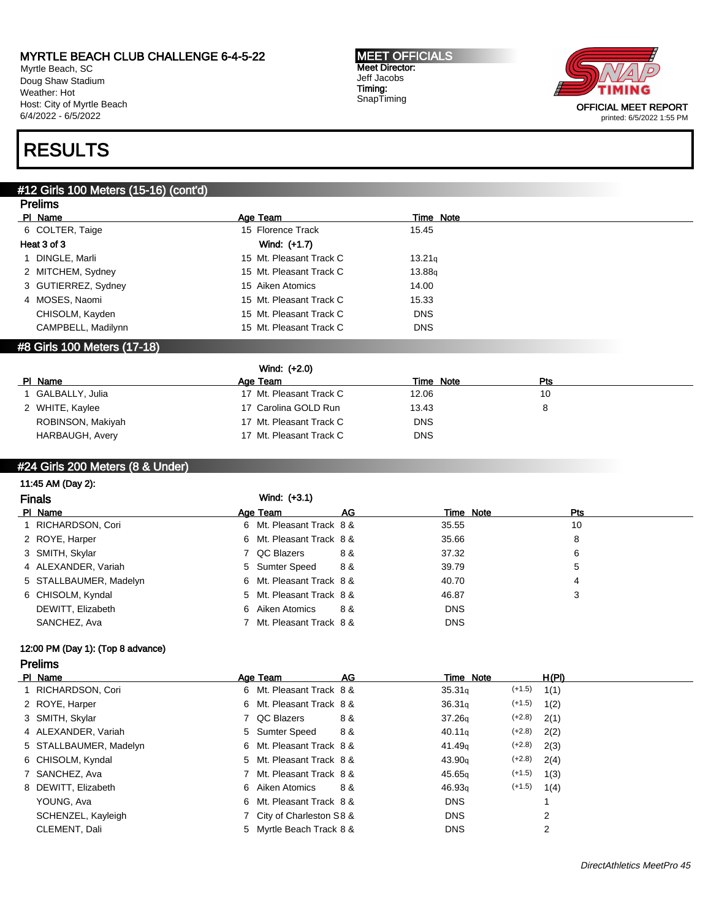MYRTLE BEACH CLUB CHALLENGE 6-4-5-22
Myrtle Beach, SC
Doug Shaw Stadium
Weather: Hot
Host: City of Myrtle Beach
6/4/2022 - 6/5/2022

MEET OFFICIALS
Meet Director:
Jeff Jacobs
Timing:
SnapTiming

OFFICIAL MEET REPORT
printed: 6/5/2022 1:55 PM

# RESULTS

## #12 Girls 100 Meters (15-16) (cont'd)

### Prelims

| Pl | Name | Age | Team | Time | Note |
|---|---|---|---|---|---|
| 6 | COLTER, Taige | 15 | Florence Track | 15.45 | |
| **Heat 3 of 3** | | | **Wind: (+1.7)** | | |
| 1 | DINGLE, Marli | 15 | Mt. Pleasant Track C | 13.21q | |
| 2 | MITCHEM, Sydney | 15 | Mt. Pleasant Track C | 13.88q | |
| 3 | GUTIERREZ, Sydney | 15 | Aiken Atomics | 14.00 | |
| 4 | MOSES, Naomi | 15 | Mt. Pleasant Track C | 15.33 | |
| | CHISOLM, Kayden | 15 | Mt. Pleasant Track C | DNS | |
| | CAMPBELL, Madilynn | 15 | Mt. Pleasant Track C | DNS | |

## #8 Girls 100 Meters (17-18)

Wind: (+2.0)

| Pl | Name | Age | Team | Time | Note | Pts |
|---|---|---|---|---|---|---|
| 1 | GALBALLY, Julia | 17 | Mt. Pleasant Track C | 12.06 | | 10 |
| 2 | WHITE, Kaylee | 17 | Carolina GOLD Run | 13.43 | | 8 |
| | ROBINSON, Makiyah | 17 | Mt. Pleasant Track C | DNS | | |
| | HARBAUGH, Avery | 17 | Mt. Pleasant Track C | DNS | | |

## #24 Girls 200 Meters (8 & Under)

11:45 AM (Day 2):

### Finals

Wind: (+3.1)

| Pl | Name | Age | Team | AG | Time | Note | Pts |
|---|---|---|---|---|---|---|---|
| 1 | RICHARDSON, Cori | 6 | Mt. Pleasant Track | 8 & | 35.55 | | 10 |
| 2 | ROYE, Harper | 6 | Mt. Pleasant Track | 8 & | 35.66 | | 8 |
| 3 | SMITH, Skylar | 7 | QC Blazers | 8 & | 37.32 | | 6 |
| 4 | ALEXANDER, Variah | 5 | Sumter Speed | 8 & | 39.79 | | 5 |
| 5 | STALLBAUMER, Madelyn | 6 | Mt. Pleasant Track | 8 & | 40.70 | | 4 |
| 6 | CHISOLM, Kyndal | 5 | Mt. Pleasant Track | 8 & | 46.87 | | 3 |
| | DEWITT, Elizabeth | 6 | Aiken Atomics | 8 & | DNS | | |
| | SANCHEZ, Ava | 7 | Mt. Pleasant Track | 8 & | DNS | | |

12:00 PM (Day 1): (Top 8 advance)

### Prelims

| Pl | Name | Age | Team | AG | Time | Note | Wind | H(Pl) |
|---|---|---|---|---|---|---|---|---|
| 1 | RICHARDSON, Cori | 6 | Mt. Pleasant Track | 8 & | 35.31q | | (+1.5) | 1(1) |
| 2 | ROYE, Harper | 6 | Mt. Pleasant Track | 8 & | 36.31q | | (+1.5) | 1(2) |
| 3 | SMITH, Skylar | 7 | QC Blazers | 8 & | 37.26q | | (+2.8) | 2(1) |
| 4 | ALEXANDER, Variah | 5 | Sumter Speed | 8 & | 40.11q | | (+2.8) | 2(2) |
| 5 | STALLBAUMER, Madelyn | 6 | Mt. Pleasant Track | 8 & | 41.49q | | (+2.8) | 2(3) |
| 6 | CHISOLM, Kyndal | 5 | Mt. Pleasant Track | 8 & | 43.90q | | (+2.8) | 2(4) |
| 7 | SANCHEZ, Ava | 7 | Mt. Pleasant Track | 8 & | 45.65q | | (+1.5) | 1(3) |
| 8 | DEWITT, Elizabeth | 6 | Aiken Atomics | 8 & | 46.93q | | (+1.5) | 1(4) |
| | YOUNG, Ava | 6 | Mt. Pleasant Track | 8 & | DNS | | | 1 |
| | SCHENZEL, Kayleigh | 7 | City of Charleston S | 8 & | DNS | | | 2 |
| | CLEMENT, Dali | 5 | Myrtle Beach Track | 8 & | DNS | | | 2 |

*DirectAthletics MeetPro 45*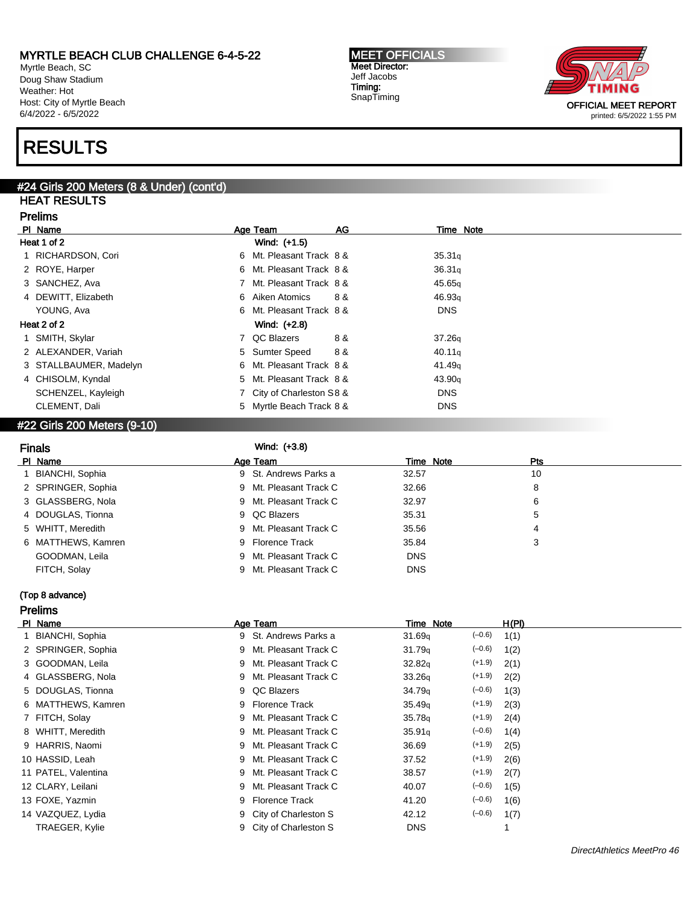MYRTLE BEACH CLUB CHALLENGE 6-4-5-22
Myrtle Beach, SC
Doug Shaw Stadium
Weather: Hot
Host: City of Myrtle Beach
6/4/2022 - 6/5/2022

MEET OFFICIALS
Meet Director:
Jeff Jacobs
Timing:
SnapTiming

OFFICIAL MEET REPORT
printed: 6/5/2022 1:55 PM

# RESULTS

## #24 Girls 200 Meters (8 & Under) (cont'd)

### HEAT RESULTS

### Prelims

| Pl | Name | Age | Team | AG | Time | Note |
|---|---|---|---|---|---|---|
| **Heat 1 of 2** | | | **Wind: (+1.5)** | | | |
| 1 | RICHARDSON, Cori | 6 | Mt. Pleasant Track | 8 & | 35.31q | |
| 2 | ROYE, Harper | 6 | Mt. Pleasant Track | 8 & | 36.31q | |
| 3 | SANCHEZ, Ava | 7 | Mt. Pleasant Track | 8 & | 45.65q | |
| 4 | DEWITT, Elizabeth | 6 | Aiken Atomics | 8 & | 46.93q | |
| | YOUNG, Ava | 6 | Mt. Pleasant Track | 8 & | DNS | |
| **Heat 2 of 2** | | | **Wind: (+2.8)** | | | |
| 1 | SMITH, Skylar | 7 | QC Blazers | 8 & | 37.26q | |
| 2 | ALEXANDER, Variah | 5 | Sumter Speed | 8 & | 40.11q | |
| 3 | STALLBAUMER, Madelyn | 6 | Mt. Pleasant Track | 8 & | 41.49q | |
| 4 | CHISOLM, Kyndal | 5 | Mt. Pleasant Track | 8 & | 43.90q | |
| | SCHENZEL, Kayleigh | 7 | City of Charleston S | 8 & | DNS | |
| | CLEMENT, Dali | 5 | Myrtle Beach Track | 8 & | DNS | |

## #22 Girls 200 Meters (9-10)

### Finals

Wind: (+3.8)

| Pl | Name | Age | Team | Time | Note | Pts |
|---|---|---|---|---|---|---|
| 1 | BIANCHI, Sophia | 9 | St. Andrews Parks a | 32.57 | | 10 |
| 2 | SPRINGER, Sophia | 9 | Mt. Pleasant Track C | 32.66 | | 8 |
| 3 | GLASSBERG, Nola | 9 | Mt. Pleasant Track C | 32.97 | | 6 |
| 4 | DOUGLAS, Tionna | 9 | QC Blazers | 35.31 | | 5 |
| 5 | WHITT, Meredith | 9 | Mt. Pleasant Track C | 35.56 | | 4 |
| 6 | MATTHEWS, Kamren | 9 | Florence Track | 35.84 | | 3 |
| | GOODMAN, Leila | 9 | Mt. Pleasant Track C | DNS | | |
| | FITCH, Solay | 9 | Mt. Pleasant Track C | DNS | | |

**(Top 8 advance)**

### Prelims

| Pl | Name | Age | Team | Time | Note | Wind | H(Pl) |
|---|---|---|---|---|---|---|---|
| 1 | BIANCHI, Sophia | 9 | St. Andrews Parks a | 31.69q | | (−0.6) | 1(1) |
| 2 | SPRINGER, Sophia | 9 | Mt. Pleasant Track C | 31.79q | | (−0.6) | 1(2) |
| 3 | GOODMAN, Leila | 9 | Mt. Pleasant Track C | 32.82q | | (+1.9) | 2(1) |
| 4 | GLASSBERG, Nola | 9 | Mt. Pleasant Track C | 33.26q | | (+1.9) | 2(2) |
| 5 | DOUGLAS, Tionna | 9 | QC Blazers | 34.79q | | (−0.6) | 1(3) |
| 6 | MATTHEWS, Kamren | 9 | Florence Track | 35.49q | | (+1.9) | 2(3) |
| 7 | FITCH, Solay | 9 | Mt. Pleasant Track C | 35.78q | | (+1.9) | 2(4) |
| 8 | WHITT, Meredith | 9 | Mt. Pleasant Track C | 35.91q | | (−0.6) | 1(4) |
| 9 | HARRIS, Naomi | 9 | Mt. Pleasant Track C | 36.69 | | (+1.9) | 2(5) |
| 10 | HASSID, Leah | 9 | Mt. Pleasant Track C | 37.52 | | (+1.9) | 2(6) |
| 11 | PATEL, Valentina | 9 | Mt. Pleasant Track C | 38.57 | | (+1.9) | 2(7) |
| 12 | CLARY, Leilani | 9 | Mt. Pleasant Track C | 40.07 | | (−0.6) | 1(5) |
| 13 | FOXE, Yazmin | 9 | Florence Track | 41.20 | | (−0.6) | 1(6) |
| 14 | VAZQUEZ, Lydia | 9 | City of Charleston S | 42.12 | | (−0.6) | 1(7) |
| | TRAEGER, Kylie | 9 | City of Charleston S | DNS | | | 1 |

*DirectAthletics MeetPro 46*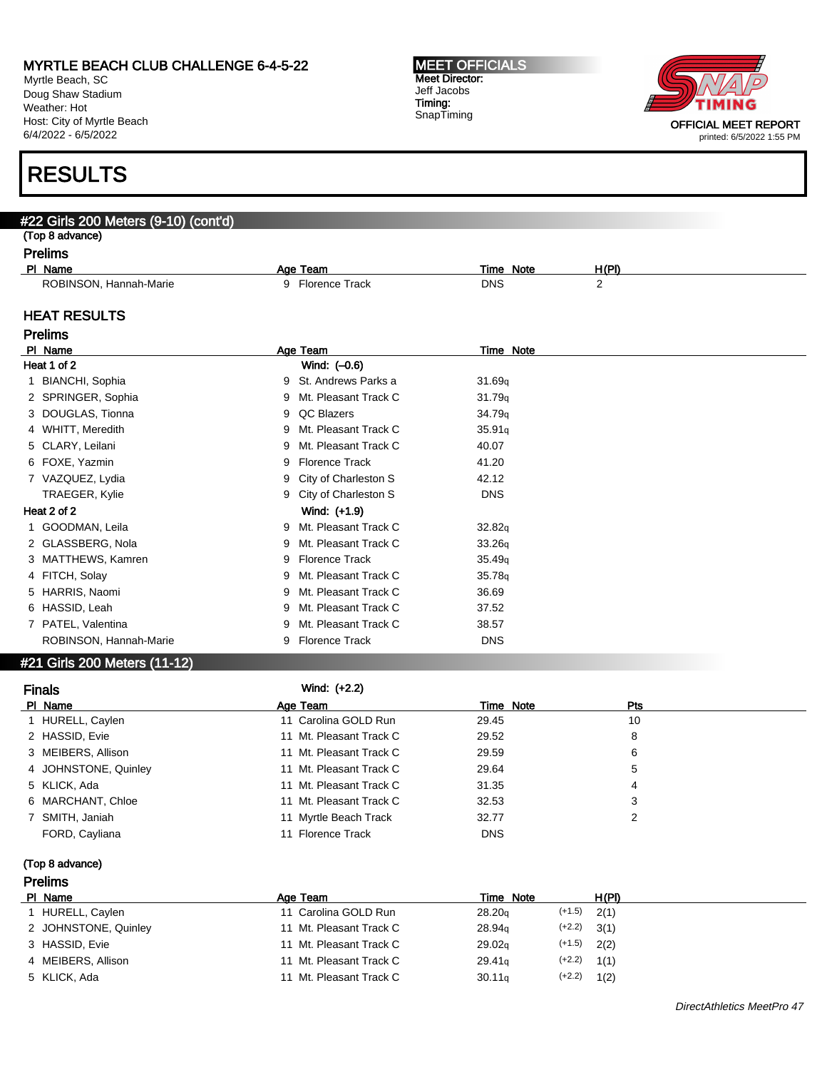# RESULTS

## #22 Girls 200 Meters (9-10) (cont'd)

(Top 8 advance)

### Prelims

| Pl | Name | Age | Team | Time | Note | H(Pl) |
|---|---|---|---|---|---|---|
| | ROBINSON, Hannah-Marie | 9 | Florence Track | DNS | | 2 |

### HEAT RESULTS

### Prelims

| Pl | Name | Age | Team | Time | Note |
|---|---|---|---|---|---|
| **Heat 1 of 2** | | | **Wind: (–0.6)** | | |
| 1 | BIANCHI, Sophia | 9 | St. Andrews Parks a | 31.69q | |
| 2 | SPRINGER, Sophia | 9 | Mt. Pleasant Track C | 31.79q | |
| 3 | DOUGLAS, Tionna | 9 | QC Blazers | 34.79q | |
| 4 | WHITT, Meredith | 9 | Mt. Pleasant Track C | 35.91q | |
| 5 | CLARY, Leilani | 9 | Mt. Pleasant Track C | 40.07 | |
| 6 | FOXE, Yazmin | 9 | Florence Track | 41.20 | |
| 7 | VAZQUEZ, Lydia | 9 | City of Charleston S | 42.12 | |
| | TRAEGER, Kylie | 9 | City of Charleston S | DNS | |
| **Heat 2 of 2** | | | **Wind: (+1.9)** | | |
| 1 | GOODMAN, Leila | 9 | Mt. Pleasant Track C | 32.82q | |
| 2 | GLASSBERG, Nola | 9 | Mt. Pleasant Track C | 33.26q | |
| 3 | MATTHEWS, Kamren | 9 | Florence Track | 35.49q | |
| 4 | FITCH, Solay | 9 | Mt. Pleasant Track C | 35.78q | |
| 5 | HARRIS, Naomi | 9 | Mt. Pleasant Track C | 36.69 | |
| 6 | HASSID, Leah | 9 | Mt. Pleasant Track C | 37.52 | |
| 7 | PATEL, Valentina | 9 | Mt. Pleasant Track C | 38.57 | |
| | ROBINSON, Hannah-Marie | 9 | Florence Track | DNS | |

## #21 Girls 200 Meters (11-12)

### Finals

Wind: (+2.2)

| Pl | Name | Age | Team | Time | Note | Pts |
|---|---|---|---|---|---|---|
| 1 | HURELL, Caylen | 11 | Carolina GOLD Run | 29.45 | | 10 |
| 2 | HASSID, Evie | 11 | Mt. Pleasant Track C | 29.52 | | 8 |
| 3 | MEIBERS, Allison | 11 | Mt. Pleasant Track C | 29.59 | | 6 |
| 4 | JOHNSTONE, Quinley | 11 | Mt. Pleasant Track C | 29.64 | | 5 |
| 5 | KLICK, Ada | 11 | Mt. Pleasant Track C | 31.35 | | 4 |
| 6 | MARCHANT, Chloe | 11 | Mt. Pleasant Track C | 32.53 | | 3 |
| 7 | SMITH, Janiah | 11 | Myrtle Beach Track | 32.77 | | 2 |
| | FORD, Cayliana | 11 | Florence Track | DNS | | |

(Top 8 advance)

### Prelims

| Pl | Name | Age | Team | Time | Note | Wind | H(Pl) |
|---|---|---|---|---|---|---|---|
| 1 | HURELL, Caylen | 11 | Carolina GOLD Run | 28.20q | | (+1.5) | 2(1) |
| 2 | JOHNSTONE, Quinley | 11 | Mt. Pleasant Track C | 28.94q | | (+2.2) | 3(1) |
| 3 | HASSID, Evie | 11 | Mt. Pleasant Track C | 29.02q | | (+1.5) | 2(2) |
| 4 | MEIBERS, Allison | 11 | Mt. Pleasant Track C | 29.41q | | (+2.2) | 1(1) |
| 5 | KLICK, Ada | 11 | Mt. Pleasant Track C | 30.11q | | (+2.2) | 1(2) |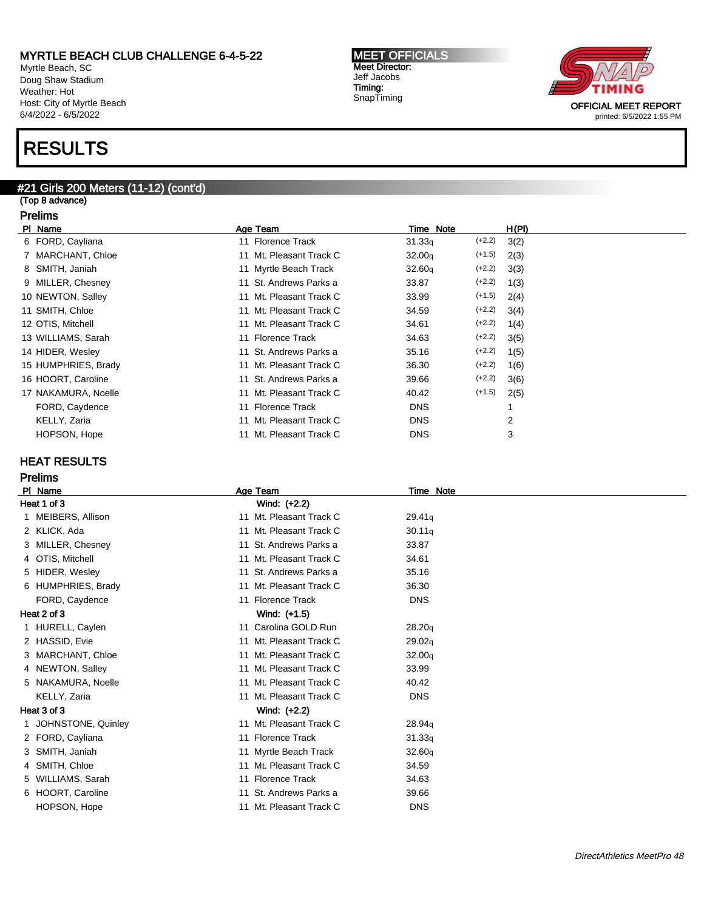MYRTLE BEACH CLUB CHALLENGE 6-4-5-22
Myrtle Beach, SC
Doug Shaw Stadium
Weather: Hot
Host: City of Myrtle Beach
6/4/2022 - 6/5/2022

MEET OFFICIALS
Meet Director:
Jeff Jacobs
Timing:
SnapTiming

OFFICIAL MEET REPORT
printed: 6/5/2022 1:55 PM

# RESULTS

## #21 Girls 200 Meters (11-12) (cont'd)

(Top 8 advance)

### Prelims

| Pl | Name | Age | Team | Time | Note | | H(Pl) |
|---|---|---|---|---|---|---|---|
| 6 | FORD, Cayliana | 11 | Florence Track | 31.33q | | (+2.2) | 3(2) |
| 7 | MARCHANT, Chloe | 11 | Mt. Pleasant Track C | 32.00q | | (+1.5) | 2(3) |
| 8 | SMITH, Janiah | 11 | Myrtle Beach Track | 32.60q | | (+2.2) | 3(3) |
| 9 | MILLER, Chesney | 11 | St. Andrews Parks a | 33.87 | | (+2.2) | 1(3) |
| 10 | NEWTON, Salley | 11 | Mt. Pleasant Track C | 33.99 | | (+1.5) | 2(4) |
| 11 | SMITH, Chloe | 11 | Mt. Pleasant Track C | 34.59 | | (+2.2) | 3(4) |
| 12 | OTIS, Mitchell | 11 | Mt. Pleasant Track C | 34.61 | | (+2.2) | 1(4) |
| 13 | WILLIAMS, Sarah | 11 | Florence Track | 34.63 | | (+2.2) | 3(5) |
| 14 | HIDER, Wesley | 11 | St. Andrews Parks a | 35.16 | | (+2.2) | 1(5) |
| 15 | HUMPHRIES, Brady | 11 | Mt. Pleasant Track C | 36.30 | | (+2.2) | 1(6) |
| 16 | HOORT, Caroline | 11 | St. Andrews Parks a | 39.66 | | (+2.2) | 3(6) |
| 17 | NAKAMURA, Noelle | 11 | Mt. Pleasant Track C | 40.42 | | (+1.5) | 2(5) |
| | FORD, Caydence | 11 | Florence Track | DNS | | | 1 |
| | KELLY, Zaria | 11 | Mt. Pleasant Track C | DNS | | | 2 |
| | HOPSON, Hope | 11 | Mt. Pleasant Track C | DNS | | | 3 |

### HEAT RESULTS

### Prelims

| Pl | Name | Age | Team | Time | Note |
|---|---|---|---|---|---|
| **Heat 1 of 3** | | | **Wind: (+2.2)** | | |
| 1 | MEIBERS, Allison | 11 | Mt. Pleasant Track C | 29.41q | |
| 2 | KLICK, Ada | 11 | Mt. Pleasant Track C | 30.11q | |
| 3 | MILLER, Chesney | 11 | St. Andrews Parks a | 33.87 | |
| 4 | OTIS, Mitchell | 11 | Mt. Pleasant Track C | 34.61 | |
| 5 | HIDER, Wesley | 11 | St. Andrews Parks a | 35.16 | |
| 6 | HUMPHRIES, Brady | 11 | Mt. Pleasant Track C | 36.30 | |
| | FORD, Caydence | 11 | Florence Track | DNS | |
| **Heat 2 of 3** | | | **Wind: (+1.5)** | | |
| 1 | HURELL, Caylen | 11 | Carolina GOLD Run | 28.20q | |
| 2 | HASSID, Evie | 11 | Mt. Pleasant Track C | 29.02q | |
| 3 | MARCHANT, Chloe | 11 | Mt. Pleasant Track C | 32.00q | |
| 4 | NEWTON, Salley | 11 | Mt. Pleasant Track C | 33.99 | |
| 5 | NAKAMURA, Noelle | 11 | Mt. Pleasant Track C | 40.42 | |
| | KELLY, Zaria | 11 | Mt. Pleasant Track C | DNS | |
| **Heat 3 of 3** | | | **Wind: (+2.2)** | | |
| 1 | JOHNSTONE, Quinley | 11 | Mt. Pleasant Track C | 28.94q | |
| 2 | FORD, Cayliana | 11 | Florence Track | 31.33q | |
| 3 | SMITH, Janiah | 11 | Myrtle Beach Track | 32.60q | |
| 4 | SMITH, Chloe | 11 | Mt. Pleasant Track C | 34.59 | |
| 5 | WILLIAMS, Sarah | 11 | Florence Track | 34.63 | |
| 6 | HOORT, Caroline | 11 | St. Andrews Parks a | 39.66 | |
| | HOPSON, Hope | 11 | Mt. Pleasant Track C | DNS | |

*DirectAthletics MeetPro 48*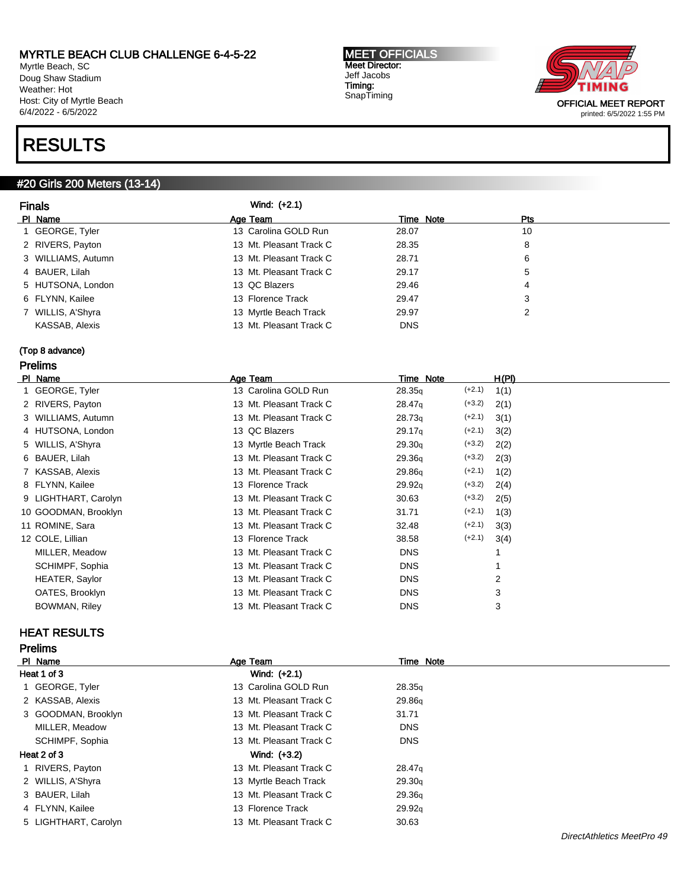MYRTLE BEACH CLUB CHALLENGE 6-4-5-22
Myrtle Beach, SC
Doug Shaw Stadium
Weather: Hot
Host: City of Myrtle Beach
6/4/2022 - 6/5/2022

**MEET OFFICIALS**
Meet Director:
Jeff Jacobs
Timing:
SnapTiming

OFFICIAL MEET REPORT
printed: 6/5/2022 1:55 PM

# RESULTS

## #20 Girls 200 Meters (13-14)

### Finals

Wind: (+2.1)

| Pl | Name | Age | Team | Time | Note | Pts |
|---|---|---|---|---|---|---|
| 1 | GEORGE, Tyler | 13 | Carolina GOLD Run | 28.07 | | 10 |
| 2 | RIVERS, Payton | 13 | Mt. Pleasant Track C | 28.35 | | 8 |
| 3 | WILLIAMS, Autumn | 13 | Mt. Pleasant Track C | 28.71 | | 6 |
| 4 | BAUER, Lilah | 13 | Mt. Pleasant Track C | 29.17 | | 5 |
| 5 | HUTSONA, London | 13 | QC Blazers | 29.46 | | 4 |
| 6 | FLYNN, Kailee | 13 | Florence Track | 29.47 | | 3 |
| 7 | WILLIS, A'Shyra | 13 | Myrtle Beach Track | 29.97 | | 2 |
| | KASSAB, Alexis | 13 | Mt. Pleasant Track C | DNS | | |

(Top 8 advance)

### Prelims

| Pl | Name | Age | Team | Time | Note | Wind | H(Pl) |
|---|---|---|---|---|---|---|---|
| 1 | GEORGE, Tyler | 13 | Carolina GOLD Run | 28.35q | | (+2.1) | 1(1) |
| 2 | RIVERS, Payton | 13 | Mt. Pleasant Track C | 28.47q | | (+3.2) | 2(1) |
| 3 | WILLIAMS, Autumn | 13 | Mt. Pleasant Track C | 28.73q | | (+2.1) | 3(1) |
| 4 | HUTSONA, London | 13 | QC Blazers | 29.17q | | (+2.1) | 3(2) |
| 5 | WILLIS, A'Shyra | 13 | Myrtle Beach Track | 29.30q | | (+3.2) | 2(2) |
| 6 | BAUER, Lilah | 13 | Mt. Pleasant Track C | 29.36q | | (+3.2) | 2(3) |
| 7 | KASSAB, Alexis | 13 | Mt. Pleasant Track C | 29.86q | | (+2.1) | 1(2) |
| 8 | FLYNN, Kailee | 13 | Florence Track | 29.92q | | (+3.2) | 2(4) |
| 9 | LIGHTHART, Carolyn | 13 | Mt. Pleasant Track C | 30.63 | | (+3.2) | 2(5) |
| 10 | GOODMAN, Brooklyn | 13 | Mt. Pleasant Track C | 31.71 | | (+2.1) | 1(3) |
| 11 | ROMINE, Sara | 13 | Mt. Pleasant Track C | 32.48 | | (+2.1) | 3(3) |
| 12 | COLE, Lillian | 13 | Florence Track | 38.58 | | (+2.1) | 3(4) |
| | MILLER, Meadow | 13 | Mt. Pleasant Track C | DNS | | | 1 |
| | SCHIMPF, Sophia | 13 | Mt. Pleasant Track C | DNS | | | 1 |
| | HEATER, Saylor | 13 | Mt. Pleasant Track C | DNS | | | 2 |
| | OATES, Brooklyn | 13 | Mt. Pleasant Track C | DNS | | | 3 |
| | BOWMAN, Riley | 13 | Mt. Pleasant Track C | DNS | | | 3 |

## HEAT RESULTS

### Prelims

| Pl | Name | Age | Team | Time | Note |
|---|---|---|---|---|---|
| **Heat 1 of 3** | | Wind: (+2.1) | | | |
| 1 | GEORGE, Tyler | 13 | Carolina GOLD Run | 28.35q | |
| 2 | KASSAB, Alexis | 13 | Mt. Pleasant Track C | 29.86q | |
| 3 | GOODMAN, Brooklyn | 13 | Mt. Pleasant Track C | 31.71 | |
| | MILLER, Meadow | 13 | Mt. Pleasant Track C | DNS | |
| | SCHIMPF, Sophia | 13 | Mt. Pleasant Track C | DNS | |
| **Heat 2 of 3** | | Wind: (+3.2) | | | |
| 1 | RIVERS, Payton | 13 | Mt. Pleasant Track C | 28.47q | |
| 2 | WILLIS, A'Shyra | 13 | Myrtle Beach Track | 29.30q | |
| 3 | BAUER, Lilah | 13 | Mt. Pleasant Track C | 29.36q | |
| 4 | FLYNN, Kailee | 13 | Florence Track | 29.92q | |
| 5 | LIGHTHART, Carolyn | 13 | Mt. Pleasant Track C | 30.63 | |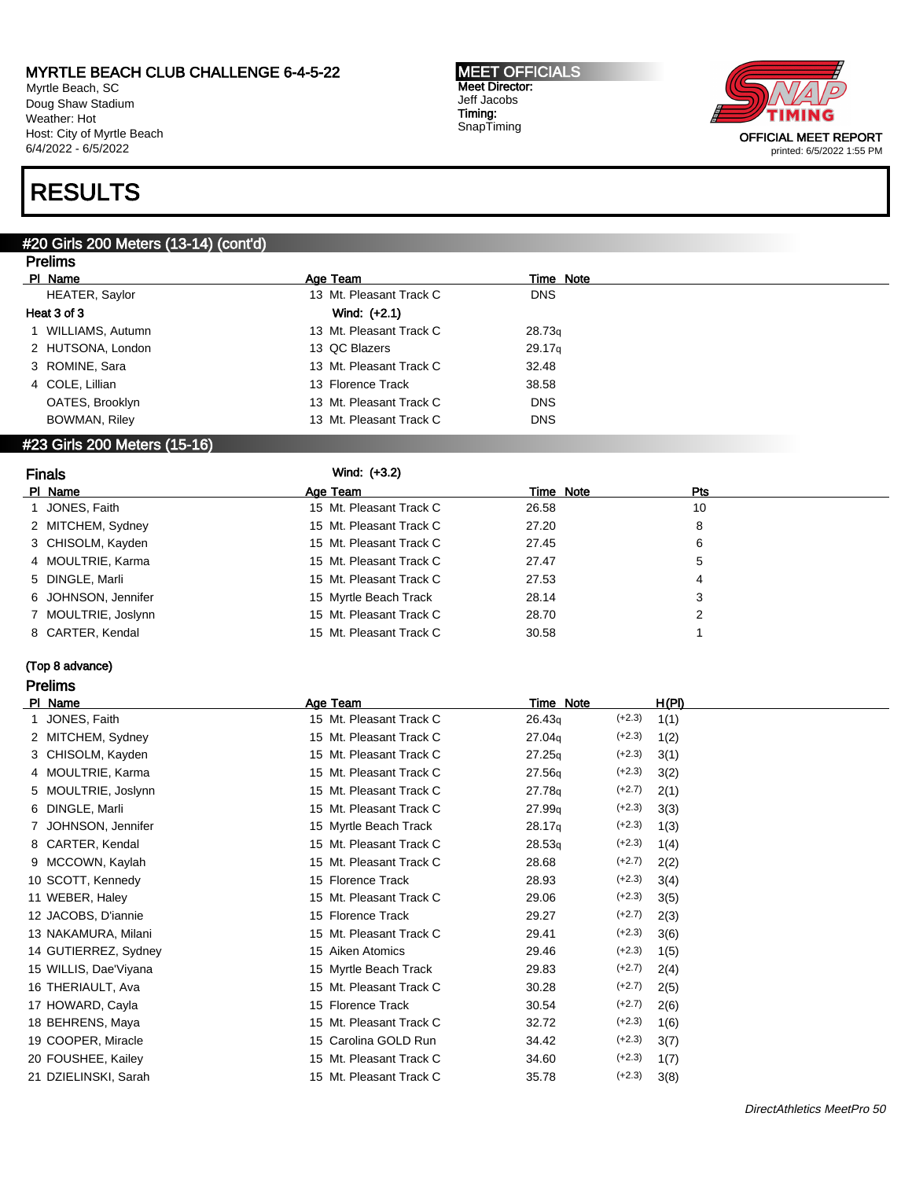# RESULTS

## #20 Girls 200 Meters (13-14) (cont'd)

### Prelims

| Pl | Name | Age | Team | Time | Note |
|---|---|---|---|---|---|
| | HEATER, Saylor | 13 | Mt. Pleasant Track C | DNS | |

**Heat 3 of 3** Wind: (+2.1)

| Pl | Name | Age | Team | Time | Note |
|---|---|---|---|---|---|
| 1 | WILLIAMS, Autumn | 13 | Mt. Pleasant Track C | 28.73q | |
| 2 | HUTSONA, London | 13 | QC Blazers | 29.17q | |
| 3 | ROMINE, Sara | 13 | Mt. Pleasant Track C | 32.48 | |
| 4 | COLE, Lillian | 13 | Florence Track | 38.58 | |
| | OATES, Brooklyn | 13 | Mt. Pleasant Track C | DNS | |
| | BOWMAN, Riley | 13 | Mt. Pleasant Track C | DNS | |

## #23 Girls 200 Meters (15-16)

### Finals

Wind: (+3.2)

| Pl | Name | Age | Team | Time | Note | Pts |
|---|---|---|---|---|---|---|
| 1 | JONES, Faith | 15 | Mt. Pleasant Track C | 26.58 | | 10 |
| 2 | MITCHEM, Sydney | 15 | Mt. Pleasant Track C | 27.20 | | 8 |
| 3 | CHISOLM, Kayden | 15 | Mt. Pleasant Track C | 27.45 | | 6 |
| 4 | MOULTRIE, Karma | 15 | Mt. Pleasant Track C | 27.47 | | 5 |
| 5 | DINGLE, Marli | 15 | Mt. Pleasant Track C | 27.53 | | 4 |
| 6 | JOHNSON, Jennifer | 15 | Myrtle Beach Track | 28.14 | | 3 |
| 7 | MOULTRIE, Joslynn | 15 | Mt. Pleasant Track C | 28.70 | | 2 |
| 8 | CARTER, Kendal | 15 | Mt. Pleasant Track C | 30.58 | | 1 |

**(Top 8 advance)**

### Prelims

| Pl | Name | Age | Team | Time | Note | Wind | H(Pl) |
|---|---|---|---|---|---|---|---|
| 1 | JONES, Faith | 15 | Mt. Pleasant Track C | 26.43q | | (+2.3) | 1(1) |
| 2 | MITCHEM, Sydney | 15 | Mt. Pleasant Track C | 27.04q | | (+2.3) | 1(2) |
| 3 | CHISOLM, Kayden | 15 | Mt. Pleasant Track C | 27.25q | | (+2.3) | 3(1) |
| 4 | MOULTRIE, Karma | 15 | Mt. Pleasant Track C | 27.56q | | (+2.3) | 3(2) |
| 5 | MOULTRIE, Joslynn | 15 | Mt. Pleasant Track C | 27.78q | | (+2.7) | 2(1) |
| 6 | DINGLE, Marli | 15 | Mt. Pleasant Track C | 27.99q | | (+2.3) | 3(3) |
| 7 | JOHNSON, Jennifer | 15 | Myrtle Beach Track | 28.17q | | (+2.3) | 1(3) |
| 8 | CARTER, Kendal | 15 | Mt. Pleasant Track C | 28.53q | | (+2.3) | 1(4) |
| 9 | MCCOWN, Kaylah | 15 | Mt. Pleasant Track C | 28.68 | | (+2.7) | 2(2) |
| 10 | SCOTT, Kennedy | 15 | Florence Track | 28.93 | | (+2.3) | 3(4) |
| 11 | WEBER, Haley | 15 | Mt. Pleasant Track C | 29.06 | | (+2.3) | 3(5) |
| 12 | JACOBS, D'iannie | 15 | Florence Track | 29.27 | | (+2.7) | 2(3) |
| 13 | NAKAMURA, Milani | 15 | Mt. Pleasant Track C | 29.41 | | (+2.3) | 3(6) |
| 14 | GUTIERREZ, Sydney | 15 | Aiken Atomics | 29.46 | | (+2.3) | 1(5) |
| 15 | WILLIS, Dae'Viyana | 15 | Myrtle Beach Track | 29.83 | | (+2.7) | 2(4) |
| 16 | THERIAULT, Ava | 15 | Mt. Pleasant Track C | 30.28 | | (+2.7) | 2(5) |
| 17 | HOWARD, Cayla | 15 | Florence Track | 30.54 | | (+2.7) | 2(6) |
| 18 | BEHRENS, Maya | 15 | Mt. Pleasant Track C | 32.72 | | (+2.3) | 1(6) |
| 19 | COOPER, Miracle | 15 | Carolina GOLD Run | 34.42 | | (+2.3) | 3(7) |
| 20 | FOUSHEE, Kailey | 15 | Mt. Pleasant Track C | 34.60 | | (+2.3) | 1(7) |
| 21 | DZIELINSKI, Sarah | 15 | Mt. Pleasant Track C | 35.78 | | (+2.3) | 3(8) |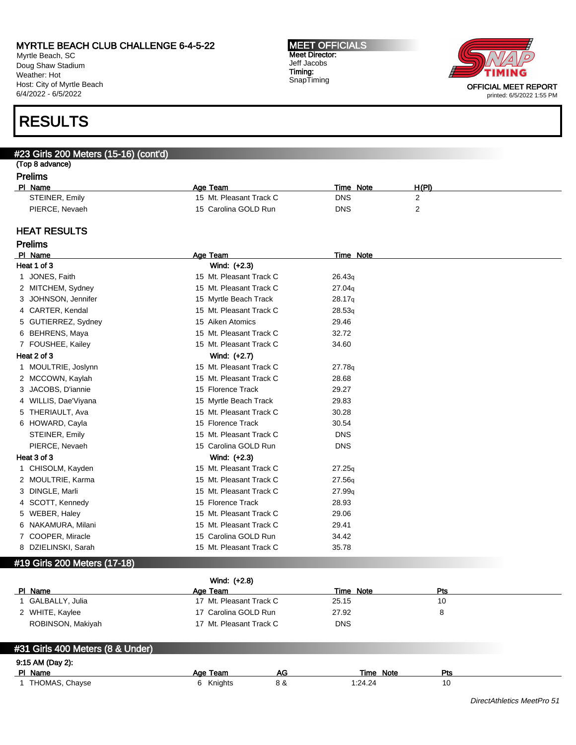# RESULTS

## #23 Girls 200 Meters (15-16) (cont'd)

(Top 8 advance)

### Prelims

| Pl | Name | Age | Team | Time | Note | H(Pl) |
|---|---|---|---|---|---|---|
| | STEINER, Emily | 15 | Mt. Pleasant Track C | DNS | | 2 |
| | PIERCE, Nevaeh | 15 | Carolina GOLD Run | DNS | | 2 |

### HEAT RESULTS

### Prelims

| Pl | Name | Age | Team | Time | Note |
|---|---|---|---|---|---|
| **Heat 1 of 3** | | | Wind: (+2.3) | | |
| 1 | JONES, Faith | 15 | Mt. Pleasant Track C | 26.43q | |
| 2 | MITCHEM, Sydney | 15 | Mt. Pleasant Track C | 27.04q | |
| 3 | JOHNSON, Jennifer | 15 | Myrtle Beach Track | 28.17q | |
| 4 | CARTER, Kendal | 15 | Mt. Pleasant Track C | 28.53q | |
| 5 | GUTIERREZ, Sydney | 15 | Aiken Atomics | 29.46 | |
| 6 | BEHRENS, Maya | 15 | Mt. Pleasant Track C | 32.72 | |
| 7 | FOUSHEE, Kailey | 15 | Mt. Pleasant Track C | 34.60 | |
| **Heat 2 of 3** | | | Wind: (+2.7) | | |
| 1 | MOULTRIE, Joslynn | 15 | Mt. Pleasant Track C | 27.78q | |
| 2 | MCCOWN, Kaylah | 15 | Mt. Pleasant Track C | 28.68 | |
| 3 | JACOBS, D'iannie | 15 | Florence Track | 29.27 | |
| 4 | WILLIS, Dae'Viyana | 15 | Myrtle Beach Track | 29.83 | |
| 5 | THERIAULT, Ava | 15 | Mt. Pleasant Track C | 30.28 | |
| 6 | HOWARD, Cayla | 15 | Florence Track | 30.54 | |
| | STEINER, Emily | 15 | Mt. Pleasant Track C | DNS | |
| | PIERCE, Nevaeh | 15 | Carolina GOLD Run | DNS | |
| **Heat 3 of 3** | | | Wind: (+2.3) | | |
| 1 | CHISOLM, Kayden | 15 | Mt. Pleasant Track C | 27.25q | |
| 2 | MOULTRIE, Karma | 15 | Mt. Pleasant Track C | 27.56q | |
| 3 | DINGLE, Marli | 15 | Mt. Pleasant Track C | 27.99q | |
| 4 | SCOTT, Kennedy | 15 | Florence Track | 28.93 | |
| 5 | WEBER, Haley | 15 | Mt. Pleasant Track C | 29.06 | |
| 6 | NAKAMURA, Milani | 15 | Mt. Pleasant Track C | 29.41 | |
| 7 | COOPER, Miracle | 15 | Carolina GOLD Run | 34.42 | |
| 8 | DZIELINSKI, Sarah | 15 | Mt. Pleasant Track C | 35.78 | |

## #19 Girls 200 Meters (17-18)

Wind: (+2.8)

| Pl | Name | Age | Team | Time | Note | Pts |
|---|---|---|---|---|---|---|
| 1 | GALBALLY, Julia | 17 | Mt. Pleasant Track C | 25.15 | | 10 |
| 2 | WHITE, Kaylee | 17 | Carolina GOLD Run | 27.92 | | 8 |
| | ROBINSON, Makiyah | 17 | Mt. Pleasant Track C | DNS | | |

## #31 Girls 400 Meters (8 & Under)

9:15 AM (Day 2):

| Pl | Name | Age | Team | AG | Time | Note | Pts |
|---|---|---|---|---|---|---|---|
| 1 | THOMAS, Chayse | 6 | Knights | 8 & | 1:24.24 | | 10 |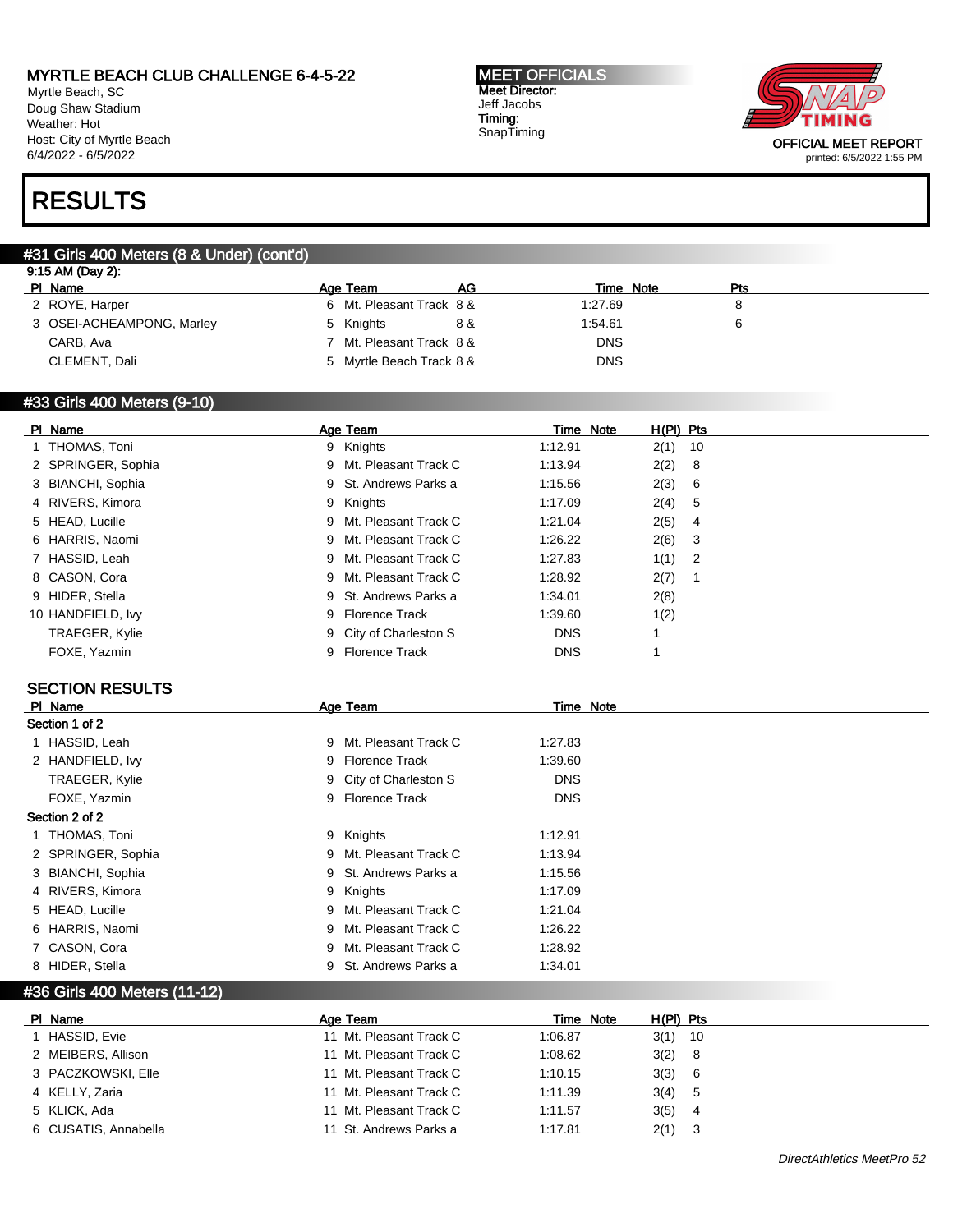MYRTLE BEACH CLUB CHALLENGE 6-4-5-22
Myrtle Beach, SC
Doug Shaw Stadium
Weather: Hot
Host: City of Myrtle Beach
6/4/2022 - 6/5/2022

**MEET OFFICIALS**
**Meet Director:**
Jeff Jacobs
**Timing:**
SnapTiming

OFFICIAL MEET REPORT
printed: 6/5/2022 1:55 PM

# RESULTS

## #31 Girls 400 Meters (8 & Under) (cont'd)

9:15 AM (Day 2):

| Pl | Name | Age | Team | AG | Time | Note | Pts |
|---|---|---|---|---|---|---|---|
| 2 | ROYE, Harper | 6 | Mt. Pleasant Track | 8 & | 1:27.69 | | 8 |
| 3 | OSEI-ACHEAMPONG, Marley | 5 | Knights | 8 & | 1:54.61 | | 6 |
| | CARB, Ava | 7 | Mt. Pleasant Track | 8 & | DNS | | |
| | CLEMENT, Dali | 5 | Myrtle Beach Track | 8 & | DNS | | |

## #33 Girls 400 Meters (9-10)

| Pl | Name | Age | Team | Time | Note | H(Pl) | Pts |
|---|---|---|---|---|---|---|---|
| 1 | THOMAS, Toni | 9 | Knights | 1:12.91 | | 2(1) | 10 |
| 2 | SPRINGER, Sophia | 9 | Mt. Pleasant Track C | 1:13.94 | | 2(2) | 8 |
| 3 | BIANCHI, Sophia | 9 | St. Andrews Parks a | 1:15.56 | | 2(3) | 6 |
| 4 | RIVERS, Kimora | 9 | Knights | 1:17.09 | | 2(4) | 5 |
| 5 | HEAD, Lucille | 9 | Mt. Pleasant Track C | 1:21.04 | | 2(5) | 4 |
| 6 | HARRIS, Naomi | 9 | Mt. Pleasant Track C | 1:26.22 | | 2(6) | 3 |
| 7 | HASSID, Leah | 9 | Mt. Pleasant Track C | 1:27.83 | | 1(1) | 2 |
| 8 | CASON, Cora | 9 | Mt. Pleasant Track C | 1:28.92 | | 2(7) | 1 |
| 9 | HIDER, Stella | 9 | St. Andrews Parks a | 1:34.01 | | 2(8) | |
| 10 | HANDFIELD, Ivy | 9 | Florence Track | 1:39.60 | | 1(2) | |
| | TRAEGER, Kylie | 9 | City of Charleston S | DNS | | 1 | |
| | FOXE, Yazmin | 9 | Florence Track | DNS | | 1 | |

### SECTION RESULTS

| Pl | Name | Age | Team | Time | Note |
|---|---|---|---|---|---|
| **Section 1 of 2** | | | | | |
| 1 | HASSID, Leah | 9 | Mt. Pleasant Track C | 1:27.83 | |
| 2 | HANDFIELD, Ivy | 9 | Florence Track | 1:39.60 | |
| | TRAEGER, Kylie | 9 | City of Charleston S | DNS | |
| | FOXE, Yazmin | 9 | Florence Track | DNS | |
| **Section 2 of 2** | | | | | |
| 1 | THOMAS, Toni | 9 | Knights | 1:12.91 | |
| 2 | SPRINGER, Sophia | 9 | Mt. Pleasant Track C | 1:13.94 | |
| 3 | BIANCHI, Sophia | 9 | St. Andrews Parks a | 1:15.56 | |
| 4 | RIVERS, Kimora | 9 | Knights | 1:17.09 | |
| 5 | HEAD, Lucille | 9 | Mt. Pleasant Track C | 1:21.04 | |
| 6 | HARRIS, Naomi | 9 | Mt. Pleasant Track C | 1:26.22 | |
| 7 | CASON, Cora | 9 | Mt. Pleasant Track C | 1:28.92 | |
| 8 | HIDER, Stella | 9 | St. Andrews Parks a | 1:34.01 | |

## #36 Girls 400 Meters (11-12)

| Pl | Name | Age | Team | Time | Note | H(Pl) | Pts |
|---|---|---|---|---|---|---|---|
| 1 | HASSID, Evie | 11 | Mt. Pleasant Track C | 1:06.87 | | 3(1) | 10 |
| 2 | MEIBERS, Allison | 11 | Mt. Pleasant Track C | 1:08.62 | | 3(2) | 8 |
| 3 | PACZKOWSKI, Elle | 11 | Mt. Pleasant Track C | 1:10.15 | | 3(3) | 6 |
| 4 | KELLY, Zaria | 11 | Mt. Pleasant Track C | 1:11.39 | | 3(4) | 5 |
| 5 | KLICK, Ada | 11 | Mt. Pleasant Track C | 1:11.57 | | 3(5) | 4 |
| 6 | CUSATIS, Annabella | 11 | St. Andrews Parks a | 1:17.81 | | 2(1) | 3 |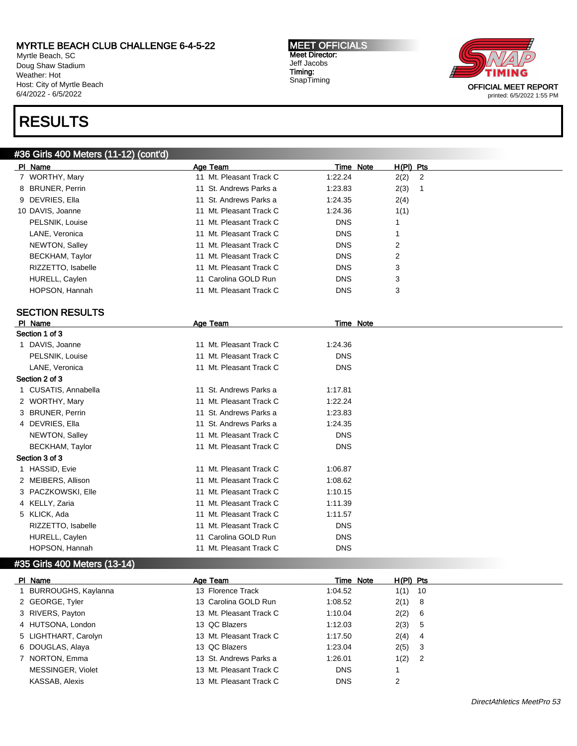# MYRTLE BEACH CLUB CHALLENGE 6-4-5-22

Myrtle Beach, SC
Doug Shaw Stadium
Weather: Hot
Host: City of Myrtle Beach
6/4/2022 - 6/5/2022

**MEET OFFICIALS**
**Meet Director:**
Jeff Jacobs
**Timing:**
SnapTiming

OFFICIAL MEET REPORT
printed: 6/5/2022 1:55 PM

# RESULTS

## #36 Girls 400 Meters (11-12) (cont'd)

| Pl | Name | Age | Team | Time | Note | H(Pl) | Pts |
|---|---|---|---|---|---|---|---|
| 7 | WORTHY, Mary | 11 | Mt. Pleasant Track C | 1:22.24 | | 2(2) | 2 |
| 8 | BRUNER, Perrin | 11 | St. Andrews Parks a | 1:23.83 | | 2(3) | 1 |
| 9 | DEVRIES, Ella | 11 | St. Andrews Parks a | 1:24.35 | | 2(4) | |
| 10 | DAVIS, Joanne | 11 | Mt. Pleasant Track C | 1:24.36 | | 1(1) | |
| | PELSNIK, Louise | 11 | Mt. Pleasant Track C | DNS | | 1 | |
| | LANE, Veronica | 11 | Mt. Pleasant Track C | DNS | | 1 | |
| | NEWTON, Salley | 11 | Mt. Pleasant Track C | DNS | | 2 | |
| | BECKHAM, Taylor | 11 | Mt. Pleasant Track C | DNS | | 2 | |
| | RIZZETTO, Isabelle | 11 | Mt. Pleasant Track C | DNS | | 3 | |
| | HURELL, Caylen | 11 | Carolina GOLD Run | DNS | | 3 | |
| | HOPSON, Hannah | 11 | Mt. Pleasant Track C | DNS | | 3 | |

### SECTION RESULTS

| Pl | Name | Age | Team | Time | Note |
|---|---|---|---|---|---|
| **Section 1 of 3** | | | | | |
| 1 | DAVIS, Joanne | 11 | Mt. Pleasant Track C | 1:24.36 | |
| | PELSNIK, Louise | 11 | Mt. Pleasant Track C | DNS | |
| | LANE, Veronica | 11 | Mt. Pleasant Track C | DNS | |
| **Section 2 of 3** | | | | | |
| 1 | CUSATIS, Annabella | 11 | St. Andrews Parks a | 1:17.81 | |
| 2 | WORTHY, Mary | 11 | Mt. Pleasant Track C | 1:22.24 | |
| 3 | BRUNER, Perrin | 11 | St. Andrews Parks a | 1:23.83 | |
| 4 | DEVRIES, Ella | 11 | St. Andrews Parks a | 1:24.35 | |
| | NEWTON, Salley | 11 | Mt. Pleasant Track C | DNS | |
| | BECKHAM, Taylor | 11 | Mt. Pleasant Track C | DNS | |
| **Section 3 of 3** | | | | | |
| 1 | HASSID, Evie | 11 | Mt. Pleasant Track C | 1:06.87 | |
| 2 | MEIBERS, Allison | 11 | Mt. Pleasant Track C | 1:08.62 | |
| 3 | PACZKOWSKI, Elle | 11 | Mt. Pleasant Track C | 1:10.15 | |
| 4 | KELLY, Zaria | 11 | Mt. Pleasant Track C | 1:11.39 | |
| 5 | KLICK, Ada | 11 | Mt. Pleasant Track C | 1:11.57 | |
| | RIZZETTO, Isabelle | 11 | Mt. Pleasant Track C | DNS | |
| | HURELL, Caylen | 11 | Carolina GOLD Run | DNS | |
| | HOPSON, Hannah | 11 | Mt. Pleasant Track C | DNS | |

## #35 Girls 400 Meters (13-14)

| Pl | Name | Age | Team | Time | Note | H(Pl) | Pts |
|---|---|---|---|---|---|---|---|
| 1 | BURROUGHS, Kaylanna | 13 | Florence Track | 1:04.52 | | 1(1) | 10 |
| 2 | GEORGE, Tyler | 13 | Carolina GOLD Run | 1:08.52 | | 2(1) | 8 |
| 3 | RIVERS, Payton | 13 | Mt. Pleasant Track C | 1:10.04 | | 2(2) | 6 |
| 4 | HUTSONA, London | 13 | QC Blazers | 1:12.03 | | 2(3) | 5 |
| 5 | LIGHTHART, Carolyn | 13 | Mt. Pleasant Track C | 1:17.50 | | 2(4) | 4 |
| 6 | DOUGLAS, Alaya | 13 | QC Blazers | 1:23.04 | | 2(5) | 3 |
| 7 | NORTON, Emma | 13 | St. Andrews Parks a | 1:26.01 | | 1(2) | 2 |
| | MESSINGER, Violet | 13 | Mt. Pleasant Track C | DNS | | 1 | |
| | KASSAB, Alexis | 13 | Mt. Pleasant Track C | DNS | | 2 | |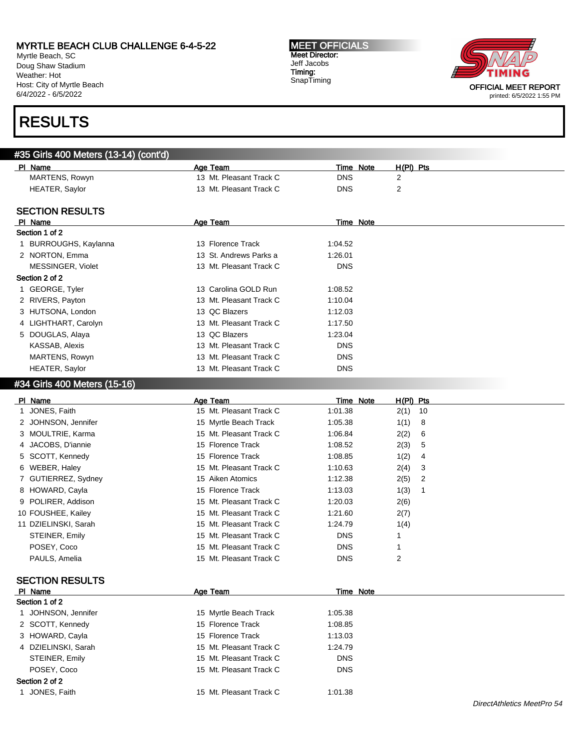# RESULTS

## #35 Girls 400 Meters (13-14) (cont'd)

| Pl | Name | Age | Team | Time | Note | H(Pl) | Pts |
|---|---|---|---|---|---|---|---|
| | MARTENS, Rowyn | 13 | Mt. Pleasant Track C | DNS | | 2 | |
| | HEATER, Saylor | 13 | Mt. Pleasant Track C | DNS | | 2 | |

### SECTION RESULTS

| Pl | Name | Age | Team | Time | Note |
|---|---|---|---|---|---|
| **Section 1 of 2** | | | | | |
| 1 | BURROUGHS, Kaylanna | 13 | Florence Track | 1:04.52 | |
| 2 | NORTON, Emma | 13 | St. Andrews Parks a | 1:26.01 | |
| | MESSINGER, Violet | 13 | Mt. Pleasant Track C | DNS | |
| **Section 2 of 2** | | | | | |
| 1 | GEORGE, Tyler | 13 | Carolina GOLD Run | 1:08.52 | |
| 2 | RIVERS, Payton | 13 | Mt. Pleasant Track C | 1:10.04 | |
| 3 | HUTSONA, London | 13 | QC Blazers | 1:12.03 | |
| 4 | LIGHTHART, Carolyn | 13 | Mt. Pleasant Track C | 1:17.50 | |
| 5 | DOUGLAS, Alaya | 13 | QC Blazers | 1:23.04 | |
| | KASSAB, Alexis | 13 | Mt. Pleasant Track C | DNS | |
| | MARTENS, Rowyn | 13 | Mt. Pleasant Track C | DNS | |
| | HEATER, Saylor | 13 | Mt. Pleasant Track C | DNS | |

## #34 Girls 400 Meters (15-16)

| Pl | Name | Age | Team | Time | Note | H(Pl) | Pts |
|---|---|---|---|---|---|---|---|
| 1 | JONES, Faith | 15 | Mt. Pleasant Track C | 1:01.38 | | 2(1) | 10 |
| 2 | JOHNSON, Jennifer | 15 | Myrtle Beach Track | 1:05.38 | | 1(1) | 8 |
| 3 | MOULTRIE, Karma | 15 | Mt. Pleasant Track C | 1:06.84 | | 2(2) | 6 |
| 4 | JACOBS, D'iannie | 15 | Florence Track | 1:08.52 | | 2(3) | 5 |
| 5 | SCOTT, Kennedy | 15 | Florence Track | 1:08.85 | | 1(2) | 4 |
| 6 | WEBER, Haley | 15 | Mt. Pleasant Track C | 1:10.63 | | 2(4) | 3 |
| 7 | GUTIERREZ, Sydney | 15 | Aiken Atomics | 1:12.38 | | 2(5) | 2 |
| 8 | HOWARD, Cayla | 15 | Florence Track | 1:13.03 | | 1(3) | 1 |
| 9 | POLIRER, Addison | 15 | Mt. Pleasant Track C | 1:20.03 | | 2(6) | |
| 10 | FOUSHEE, Kailey | 15 | Mt. Pleasant Track C | 1:21.60 | | 2(7) | |
| 11 | DZIELINSKI, Sarah | 15 | Mt. Pleasant Track C | 1:24.79 | | 1(4) | |
| | STEINER, Emily | 15 | Mt. Pleasant Track C | DNS | | 1 | |
| | POSEY, Coco | 15 | Mt. Pleasant Track C | DNS | | 1 | |
| | PAULS, Amelia | 15 | Mt. Pleasant Track C | DNS | | 2 | |

### SECTION RESULTS

| Pl | Name | Age | Team | Time | Note |
|---|---|---|---|---|---|
| **Section 1 of 2** | | | | | |
| 1 | JOHNSON, Jennifer | 15 | Myrtle Beach Track | 1:05.38 | |
| 2 | SCOTT, Kennedy | 15 | Florence Track | 1:08.85 | |
| 3 | HOWARD, Cayla | 15 | Florence Track | 1:13.03 | |
| 4 | DZIELINSKI, Sarah | 15 | Mt. Pleasant Track C | 1:24.79 | |
| | STEINER, Emily | 15 | Mt. Pleasant Track C | DNS | |
| | POSEY, Coco | 15 | Mt. Pleasant Track C | DNS | |
| **Section 2 of 2** | | | | | |
| 1 | JONES, Faith | 15 | Mt. Pleasant Track C | 1:01.38 | |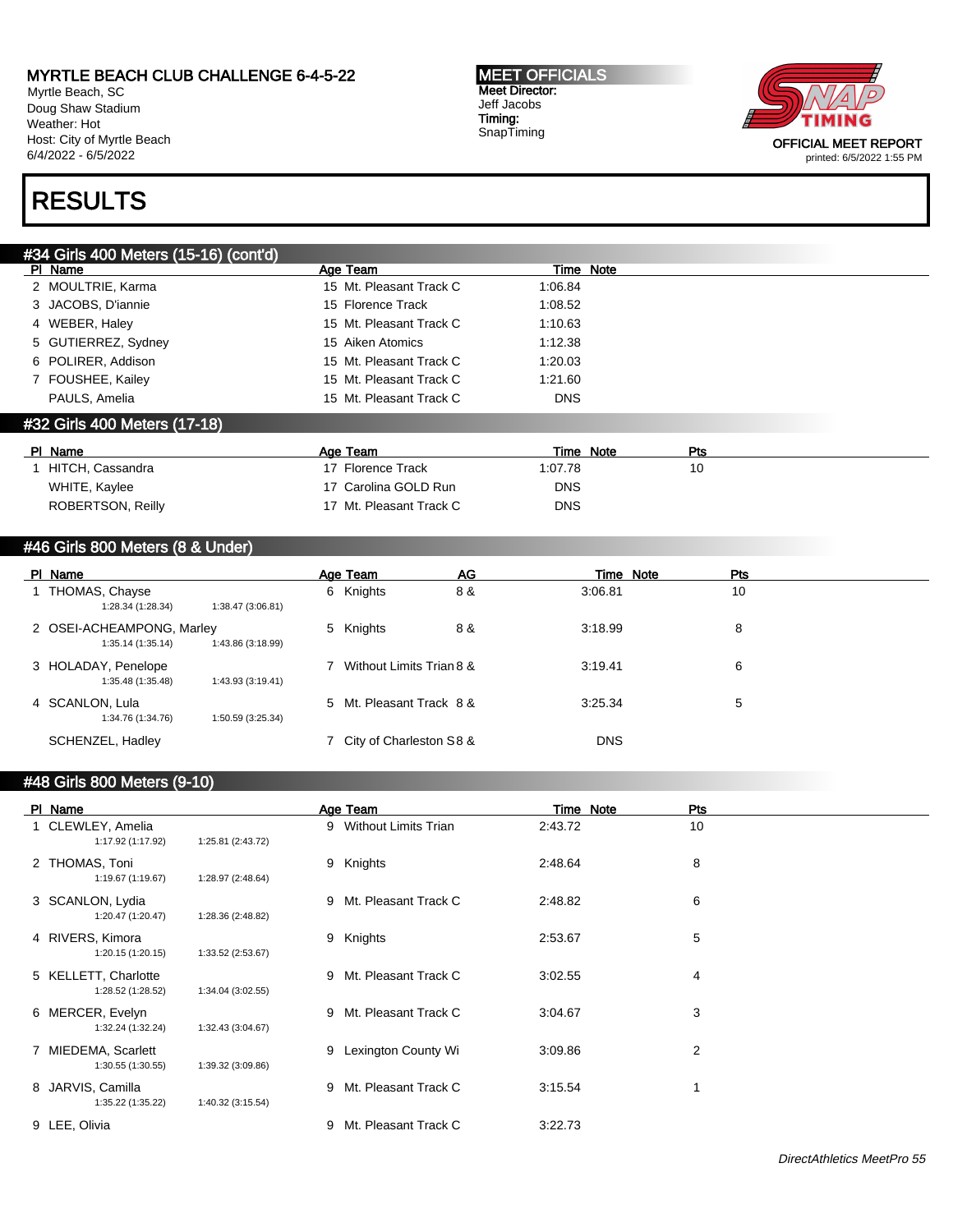MYRTLE BEACH CLUB CHALLENGE 6-4-5-22
Myrtle Beach, SC
Doug Shaw Stadium
Weather: Hot
Host: City of Myrtle Beach
6/4/2022 - 6/5/2022

MEET OFFICIALS
Meet Director:
Jeff Jacobs
Timing:
SnapTiming

OFFICIAL MEET REPORT
printed: 6/5/2022 1:55 PM

# RESULTS

## #34 Girls 400 Meters (15-16) (cont'd)

| Pl | Name | Age | Team | Time | Note |
|---|---|---|---|---|---|
| 2 | MOULTRIE, Karma | 15 | Mt. Pleasant Track C | 1:06.84 | |
| 3 | JACOBS, D'iannie | 15 | Florence Track | 1:08.52 | |
| 4 | WEBER, Haley | 15 | Mt. Pleasant Track C | 1:10.63 | |
| 5 | GUTIERREZ, Sydney | 15 | Aiken Atomics | 1:12.38 | |
| 6 | POLIRER, Addison | 15 | Mt. Pleasant Track C | 1:20.03 | |
| 7 | FOUSHEE, Kailey | 15 | Mt. Pleasant Track C | 1:21.60 | |
| | PAULS, Amelia | 15 | Mt. Pleasant Track C | DNS | |

## #32 Girls 400 Meters (17-18)

| Pl | Name | Age | Team | Time | Note | Pts |
|---|---|---|---|---|---|---|
| 1 | HITCH, Cassandra | 17 | Florence Track | 1:07.78 | | 10 |
| | WHITE, Kaylee | 17 | Carolina GOLD Run | DNS | | |
| | ROBERTSON, Reilly | 17 | Mt. Pleasant Track C | DNS | | |

## #46 Girls 800 Meters (8 & Under)

| Pl | Name | Age | Team | AG | Time | Note | Pts |
|---|---|---|---|---|---|---|---|
| 1 | THOMAS, Chayse<br>1:28.34 (1:28.34) 1:38.47 (3:06.81) | 6 | Knights | 8 & | 3:06.81 | | 10 |
| 2 | OSEI-ACHEAMPONG, Marley<br>1:35.14 (1:35.14) 1:43.86 (3:18.99) | 5 | Knights | 8 & | 3:18.99 | | 8 |
| 3 | HOLADAY, Penelope<br>1:35.48 (1:35.48) 1:43.93 (3:19.41) | 7 | Without Limits Trian | 8 & | 3:19.41 | | 6 |
| 4 | SCANLON, Lula<br>1:34.76 (1:34.76) 1:50.59 (3:25.34) | 5 | Mt. Pleasant Track | 8 & | 3:25.34 | | 5 |
| | SCHENZEL, Hadley | 7 | City of Charleston S | 8 & | DNS | | |

## #48 Girls 800 Meters (9-10)

| Pl | Name | Age | Team | Time | Note | Pts |
|---|---|---|---|---|---|---|
| 1 | CLEWLEY, Amelia<br>1:17.92 (1:17.92) 1:25.81 (2:43.72) | 9 | Without Limits Trian | 2:43.72 | | 10 |
| 2 | THOMAS, Toni<br>1:19.67 (1:19.67) 1:28.97 (2:48.64) | 9 | Knights | 2:48.64 | | 8 |
| 3 | SCANLON, Lydia<br>1:20.47 (1:20.47) 1:28.36 (2:48.82) | 9 | Mt. Pleasant Track C | 2:48.82 | | 6 |
| 4 | RIVERS, Kimora<br>1:20.15 (1:20.15) 1:33.52 (2:53.67) | 9 | Knights | 2:53.67 | | 5 |
| 5 | KELLETT, Charlotte<br>1:28.52 (1:28.52) 1:34.04 (3:02.55) | 9 | Mt. Pleasant Track C | 3:02.55 | | 4 |
| 6 | MERCER, Evelyn<br>1:32.24 (1:32.24) 1:32.43 (3:04.67) | 9 | Mt. Pleasant Track C | 3:04.67 | | 3 |
| 7 | MIEDEMA, Scarlett<br>1:30.55 (1:30.55) 1:39.32 (3:09.86) | 9 | Lexington County Wi | 3:09.86 | | 2 |
| 8 | JARVIS, Camilla<br>1:35.22 (1:35.22) 1:40.32 (3:15.54) | 9 | Mt. Pleasant Track C | 3:15.54 | | 1 |
| 9 | LEE, Olivia | 9 | Mt. Pleasant Track C | 3:22.73 | | |

*DirectAthletics MeetPro 55*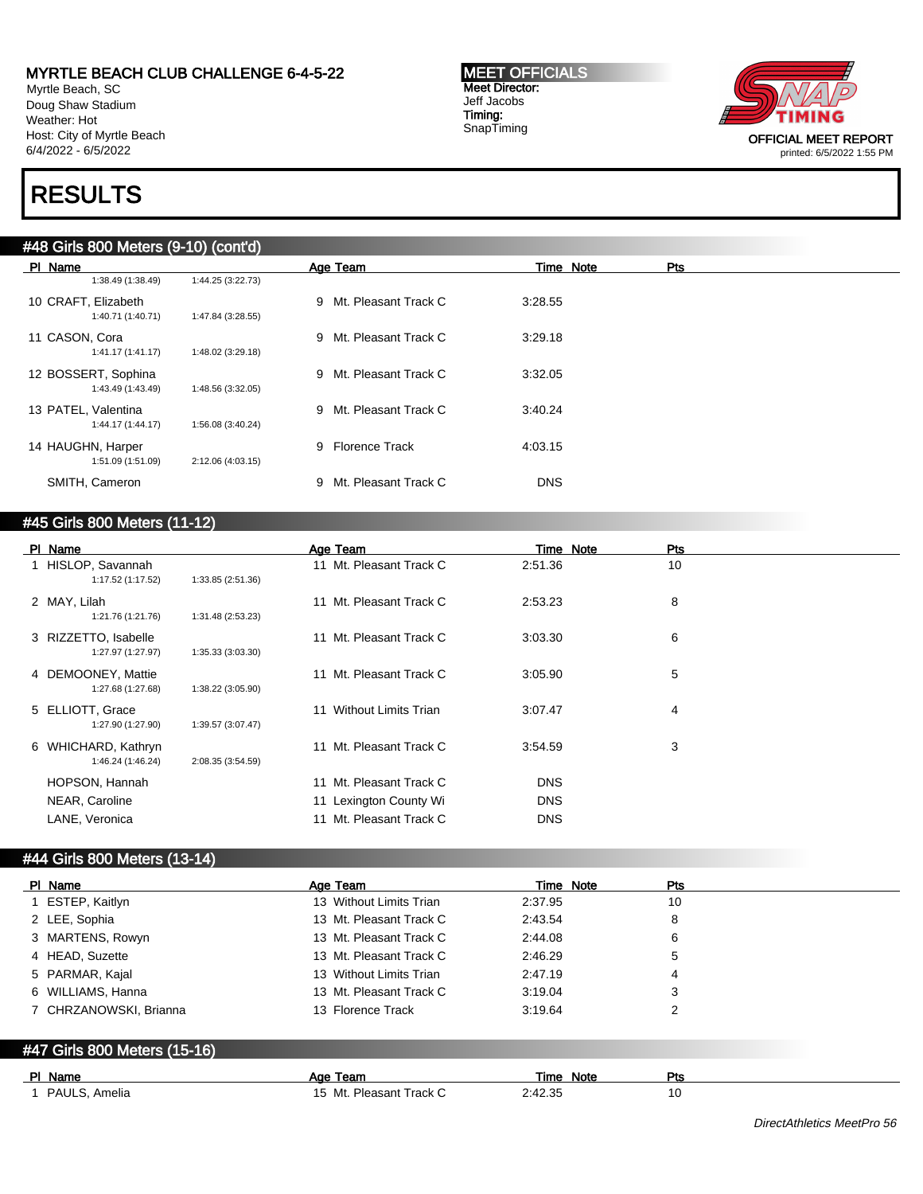MYRTLE BEACH CLUB CHALLENGE 6-4-5-22
Myrtle Beach, SC
Doug Shaw Stadium
Weather: Hot
Host: City of Myrtle Beach
6/4/2022 - 6/5/2022

**MEET OFFICIALS**
Meet Director:
Jeff Jacobs
Timing:
SnapTiming

OFFICIAL MEET REPORT
printed: 6/5/2022 1:55 PM

# RESULTS

## #48 Girls 800 Meters (9-10) (cont'd)

| Pl | Name | Age | Team | Time | Note | Pts |
|---|---|---|---|---|---|---|
| | 1:38.49 (1:38.49) 1:44.25 (3:22.73) | | | | | |
| 10 | CRAFT, Elizabeth | 9 | Mt. Pleasant Track C | 3:28.55 | | |
| | 1:40.71 (1:40.71) 1:47.84 (3:28.55) | | | | | |
| 11 | CASON, Cora | 9 | Mt. Pleasant Track C | 3:29.18 | | |
| | 1:41.17 (1:41.17) 1:48.02 (3:29.18) | | | | | |
| 12 | BOSSERT, Sophina | 9 | Mt. Pleasant Track C | 3:32.05 | | |
| | 1:43.49 (1:43.49) 1:48.56 (3:32.05) | | | | | |
| 13 | PATEL, Valentina | 9 | Mt. Pleasant Track C | 3:40.24 | | |
| | 1:44.17 (1:44.17) 1:56.08 (3:40.24) | | | | | |
| 14 | HAUGHN, Harper | 9 | Florence Track | 4:03.15 | | |
| | 1:51.09 (1:51.09) 2:12.06 (4:03.15) | | | | | |
| | SMITH, Cameron | 9 | Mt. Pleasant Track C | DNS | | |

## #45 Girls 800 Meters (11-12)

| Pl | Name | Age | Team | Time | Note | Pts |
|---|---|---|---|---|---|---|
| 1 | HISLOP, Savannah | 11 | Mt. Pleasant Track C | 2:51.36 | | 10 |
| | 1:17.52 (1:17.52) 1:33.85 (2:51.36) | | | | | |
| 2 | MAY, Lilah | 11 | Mt. Pleasant Track C | 2:53.23 | | 8 |
| | 1:21.76 (1:21.76) 1:31.48 (2:53.23) | | | | | |
| 3 | RIZZETTO, Isabelle | 11 | Mt. Pleasant Track C | 3:03.30 | | 6 |
| | 1:27.97 (1:27.97) 1:35.33 (3:03.30) | | | | | |
| 4 | DEMOONEY, Mattie | 11 | Mt. Pleasant Track C | 3:05.90 | | 5 |
| | 1:27.68 (1:27.68) 1:38.22 (3:05.90) | | | | | |
| 5 | ELLIOTT, Grace | 11 | Without Limits Trian | 3:07.47 | | 4 |
| | 1:27.90 (1:27.90) 1:39.57 (3:07.47) | | | | | |
| 6 | WHICHARD, Kathryn | 11 | Mt. Pleasant Track C | 3:54.59 | | 3 |
| | 1:46.24 (1:46.24) 2:08.35 (3:54.59) | | | | | |
| | HOPSON, Hannah | 11 | Mt. Pleasant Track C | DNS | | |
| | NEAR, Caroline | 11 | Lexington County Wi | DNS | | |
| | LANE, Veronica | 11 | Mt. Pleasant Track C | DNS | | |

## #44 Girls 800 Meters (13-14)

| Pl | Name | Age | Team | Time | Note | Pts |
|---|---|---|---|---|---|---|
| 1 | ESTEP, Kaitlyn | 13 | Without Limits Trian | 2:37.95 | | 10 |
| 2 | LEE, Sophia | 13 | Mt. Pleasant Track C | 2:43.54 | | 8 |
| 3 | MARTENS, Rowyn | 13 | Mt. Pleasant Track C | 2:44.08 | | 6 |
| 4 | HEAD, Suzette | 13 | Mt. Pleasant Track C | 2:46.29 | | 5 |
| 5 | PARMAR, Kajal | 13 | Without Limits Trian | 2:47.19 | | 4 |
| 6 | WILLIAMS, Hanna | 13 | Mt. Pleasant Track C | 3:19.04 | | 3 |
| 7 | CHRZANOWSKI, Brianna | 13 | Florence Track | 3:19.64 | | 2 |

## #47 Girls 800 Meters (15-16)

| Pl | Name | Age | Team | Time | Note | Pts |
|---|---|---|---|---|---|---|
| 1 | PAULS, Amelia | 15 | Mt. Pleasant Track C | 2:42.35 | | 10 |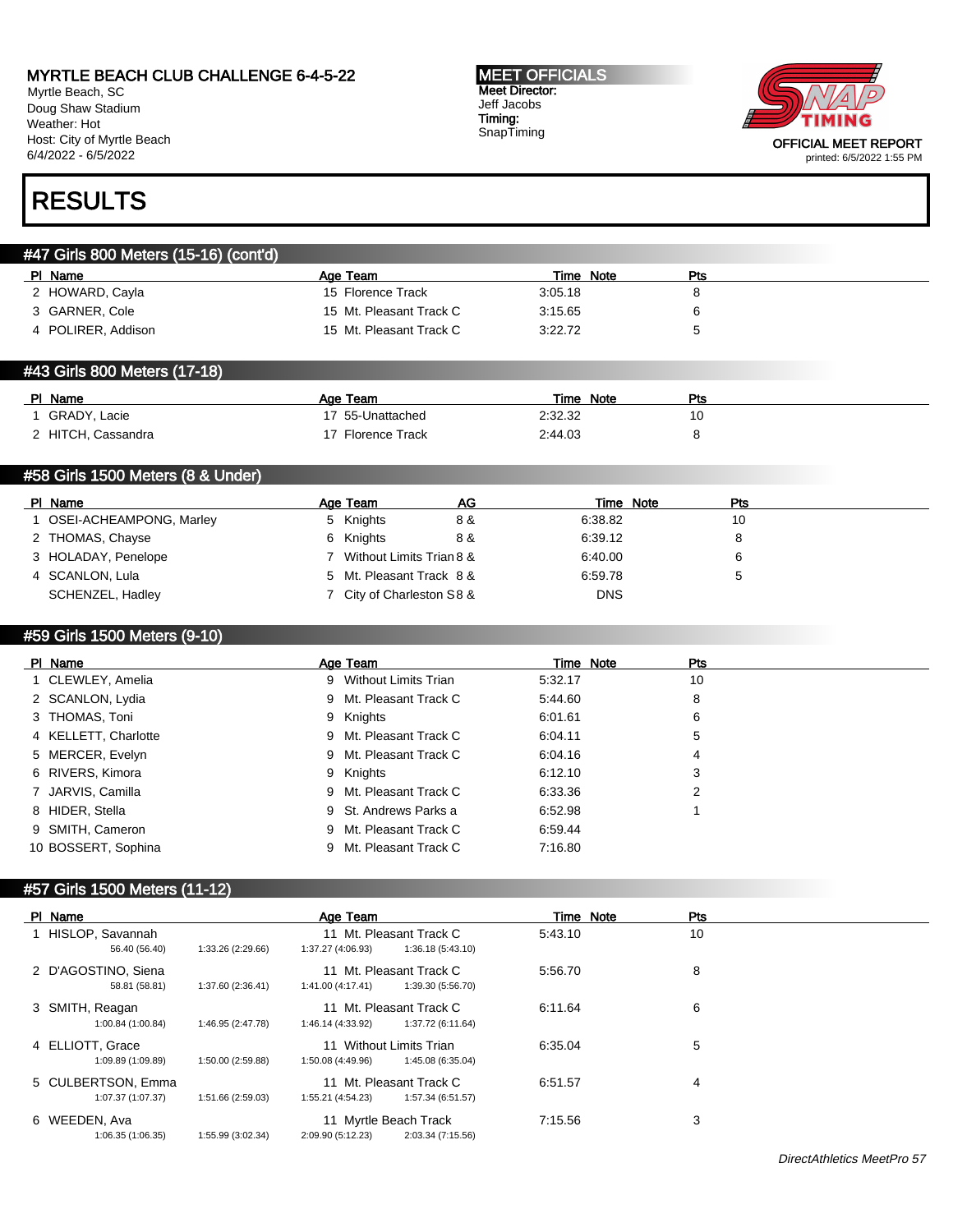MYRTLE BEACH CLUB CHALLENGE 6-4-5-22
Myrtle Beach, SC
Doug Shaw Stadium
Weather: Hot
Host: City of Myrtle Beach
6/4/2022 - 6/5/2022

**MEET OFFICIALS**
Meet Director:
Jeff Jacobs
Timing:
SnapTiming

OFFICIAL MEET REPORT
printed: 6/5/2022 1:55 PM

# RESULTS

## #47 Girls 800 Meters (15-16) (cont'd)

| Pl | Name | Age | Team | Time | Note | Pts |
|---|---|---|---|---|---|---|
| 2 | HOWARD, Cayla | 15 | Florence Track | 3:05.18 | | 8 |
| 3 | GARNER, Cole | 15 | Mt. Pleasant Track C | 3:15.65 | | 6 |
| 4 | POLIRER, Addison | 15 | Mt. Pleasant Track C | 3:22.72 | | 5 |

## #43 Girls 800 Meters (17-18)

| Pl | Name | Age | Team | Time | Note | Pts |
|---|---|---|---|---|---|---|
| 1 | GRADY, Lacie | 17 | 55-Unattached | 2:32.32 | | 10 |
| 2 | HITCH, Cassandra | 17 | Florence Track | 2:44.03 | | 8 |

## #58 Girls 1500 Meters (8 & Under)

| Pl | Name | Age | Team | AG | Time | Note | Pts |
|---|---|---|---|---|---|---|---|
| 1 | OSEI-ACHEAMPONG, Marley | 5 | Knights | 8 & | 6:38.82 | | 10 |
| 2 | THOMAS, Chayse | 6 | Knights | 8 & | 6:39.12 | | 8 |
| 3 | HOLADAY, Penelope | 7 | Without Limits Trian | 8 & | 6:40.00 | | 6 |
| 4 | SCANLON, Lula | 5 | Mt. Pleasant Track | 8 & | 6:59.78 | | 5 |
| | SCHENZEL, Hadley | 7 | City of Charleston S | 8 & | DNS | | |

## #59 Girls 1500 Meters (9-10)

| Pl | Name | Age | Team | Time | Note | Pts |
|---|---|---|---|---|---|---|
| 1 | CLEWLEY, Amelia | 9 | Without Limits Trian | 5:32.17 | | 10 |
| 2 | SCANLON, Lydia | 9 | Mt. Pleasant Track C | 5:44.60 | | 8 |
| 3 | THOMAS, Toni | 9 | Knights | 6:01.61 | | 6 |
| 4 | KELLETT, Charlotte | 9 | Mt. Pleasant Track C | 6:04.11 | | 5 |
| 5 | MERCER, Evelyn | 9 | Mt. Pleasant Track C | 6:04.16 | | 4 |
| 6 | RIVERS, Kimora | 9 | Knights | 6:12.10 | | 3 |
| 7 | JARVIS, Camilla | 9 | Mt. Pleasant Track C | 6:33.36 | | 2 |
| 8 | HIDER, Stella | 9 | St. Andrews Parks a | 6:52.98 | | 1 |
| 9 | SMITH, Cameron | 9 | Mt. Pleasant Track C | 6:59.44 | | |
| 10 | BOSSERT, Sophina | 9 | Mt. Pleasant Track C | 7:16.80 | | |

## #57 Girls 1500 Meters (11-12)

| Pl | Name | Age | Team | Time | Note | Pts |
|---|---|---|---|---|---|---|
| 1 | HISLOP, Savannah | 11 | Mt. Pleasant Track C | 5:43.10 | | 10 |
| | 56.40 (56.40) · 1:33.26 (2:29.66) · 1:37.27 (4:06.93) · 1:36.18 (5:43.10) | | | | | |
| 2 | D'AGOSTINO, Siena | 11 | Mt. Pleasant Track C | 5:56.70 | | 8 |
| | 58.81 (58.81) · 1:37.60 (2:36.41) · 1:41.00 (4:17.41) · 1:39.30 (5:56.70) | | | | | |
| 3 | SMITH, Reagan | 11 | Mt. Pleasant Track C | 6:11.64 | | 6 |
| | 1:00.84 (1:00.84) · 1:46.95 (2:47.78) · 1:46.14 (4:33.92) · 1:37.72 (6:11.64) | | | | | |
| 4 | ELLIOTT, Grace | 11 | Without Limits Trian | 6:35.04 | | 5 |
| | 1:09.89 (1:09.89) · 1:50.00 (2:59.88) · 1:50.08 (4:49.96) · 1:45.08 (6:35.04) | | | | | |
| 5 | CULBERTSON, Emma | 11 | Mt. Pleasant Track C | 6:51.57 | | 4 |
| | 1:07.37 (1:07.37) · 1:51.66 (2:59.03) · 1:55.21 (4:54.23) · 1:57.34 (6:51.57) | | | | | |
| 6 | WEEDEN, Ava | 11 | Myrtle Beach Track | 7:15.56 | | 3 |
| | 1:06.35 (1:06.35) · 1:55.99 (3:02.34) · 2:09.90 (5:12.23) · 2:03.34 (7:15.56) | | | | | |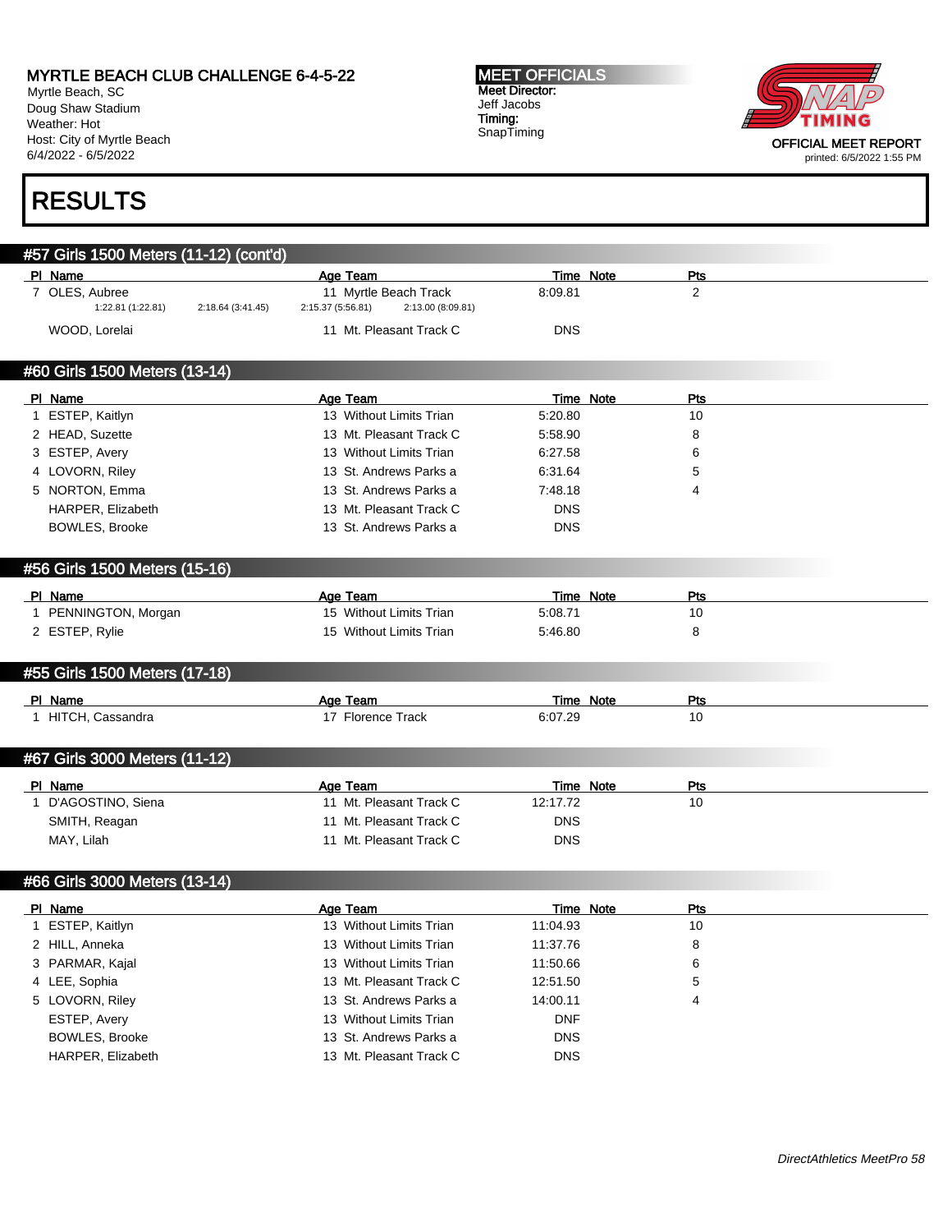# MYRTLE BEACH CLUB CHALLENGE 6-4-5-22

Myrtle Beach, SC
Doug Shaw Stadium
Weather: Hot
Host: City of Myrtle Beach
6/4/2022 - 6/5/2022

**MEET OFFICIALS**
**Meet Director:**
Jeff Jacobs
**Timing:**
SnapTiming

OFFICIAL MEET REPORT
printed: 6/5/2022 1:55 PM

# RESULTS

## #57 Girls 1500 Meters (11-12) (cont'd)

| Pl | Name | Age | Team | Time | Note | Pts |
|---|---|---|---|---|---|---|
| 7 | OLES, Aubree | 11 | Myrtle Beach Track | 8:09.81 | | 2 |
| | 1:22.81 (1:22.81) 2:18.64 (3:41.45) 2:15.37 (5:56.81) 2:13.00 (8:09.81) | | | | | |
| | WOOD, Lorelai | 11 | Mt. Pleasant Track C | DNS | | |

## #60 Girls 1500 Meters (13-14)

| Pl | Name | Age | Team | Time | Note | Pts |
|---|---|---|---|---|---|---|
| 1 | ESTEP, Kaitlyn | 13 | Without Limits Trian | 5:20.80 | | 10 |
| 2 | HEAD, Suzette | 13 | Mt. Pleasant Track C | 5:58.90 | | 8 |
| 3 | ESTEP, Avery | 13 | Without Limits Trian | 6:27.58 | | 6 |
| 4 | LOVORN, Riley | 13 | St. Andrews Parks a | 6:31.64 | | 5 |
| 5 | NORTON, Emma | 13 | St. Andrews Parks a | 7:48.18 | | 4 |
| | HARPER, Elizabeth | 13 | Mt. Pleasant Track C | DNS | | |
| | BOWLES, Brooke | 13 | St. Andrews Parks a | DNS | | |

## #56 Girls 1500 Meters (15-16)

| Pl | Name | Age | Team | Time | Note | Pts |
|---|---|---|---|---|---|---|
| 1 | PENNINGTON, Morgan | 15 | Without Limits Trian | 5:08.71 | | 10 |
| 2 | ESTEP, Rylie | 15 | Without Limits Trian | 5:46.80 | | 8 |

## #55 Girls 1500 Meters (17-18)

| Pl | Name | Age | Team | Time | Note | Pts |
|---|---|---|---|---|---|---|
| 1 | HITCH, Cassandra | 17 | Florence Track | 6:07.29 | | 10 |

## #67 Girls 3000 Meters (11-12)

| Pl | Name | Age | Team | Time | Note | Pts |
|---|---|---|---|---|---|---|
| 1 | D'AGOSTINO, Siena | 11 | Mt. Pleasant Track C | 12:17.72 | | 10 |
| | SMITH, Reagan | 11 | Mt. Pleasant Track C | DNS | | |
| | MAY, Lilah | 11 | Mt. Pleasant Track C | DNS | | |

## #66 Girls 3000 Meters (13-14)

| Pl | Name | Age | Team | Time | Note | Pts |
|---|---|---|---|---|---|---|
| 1 | ESTEP, Kaitlyn | 13 | Without Limits Trian | 11:04.93 | | 10 |
| 2 | HILL, Anneka | 13 | Without Limits Trian | 11:37.76 | | 8 |
| 3 | PARMAR, Kajal | 13 | Without Limits Trian | 11:50.66 | | 6 |
| 4 | LEE, Sophia | 13 | Mt. Pleasant Track C | 12:51.50 | | 5 |
| 5 | LOVORN, Riley | 13 | St. Andrews Parks a | 14:00.11 | | 4 |
| | ESTEP, Avery | 13 | Without Limits Trian | DNF | | |
| | BOWLES, Brooke | 13 | St. Andrews Parks a | DNS | | |
| | HARPER, Elizabeth | 13 | Mt. Pleasant Track C | DNS | | |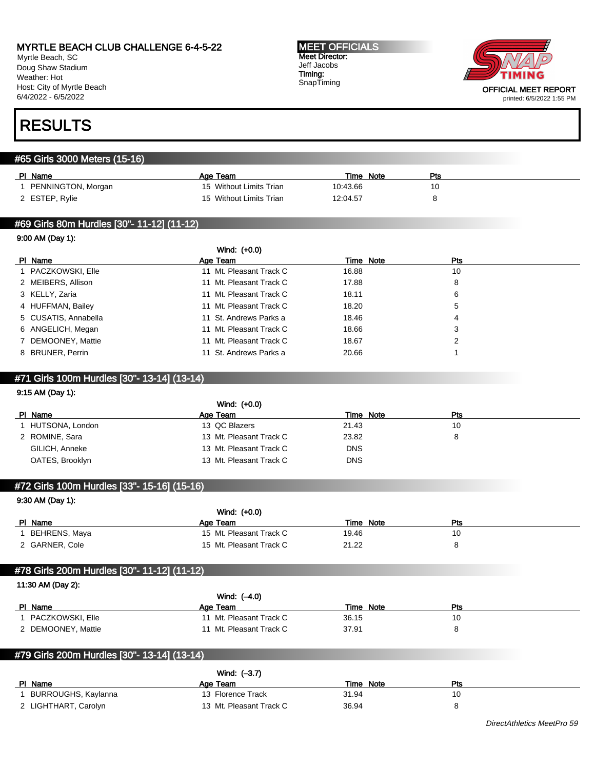MYRTLE BEACH CLUB CHALLENGE 6-4-5-22
Myrtle Beach, SC
Doug Shaw Stadium
Weather: Hot
Host: City of Myrtle Beach
6/4/2022 - 6/5/2022

**MEET OFFICIALS**
Meet Director:
Jeff Jacobs
Timing:
SnapTiming

OFFICIAL MEET REPORT
printed: 6/5/2022 1:55 PM

# RESULTS

## #65 Girls 3000 Meters (15-16)

| Pl | Name | Age | Team | Time | Note | Pts |
|---|---|---|---|---|---|---|
| 1 | PENNINGTON, Morgan | 15 | Without Limits Trian | 10:43.66 | | 10 |
| 2 | ESTEP, Rylie | 15 | Without Limits Trian | 12:04.57 | | 8 |

## #69 Girls 80m Hurdles [30"- 11-12] (11-12)

9:00 AM (Day 1):

Wind: (+0.0)

| Pl | Name | Age | Team | Time | Note | Pts |
|---|---|---|---|---|---|---|
| 1 | PACZKOWSKI, Elle | 11 | Mt. Pleasant Track C | 16.88 | | 10 |
| 2 | MEIBERS, Allison | 11 | Mt. Pleasant Track C | 17.88 | | 8 |
| 3 | KELLY, Zaria | 11 | Mt. Pleasant Track C | 18.11 | | 6 |
| 4 | HUFFMAN, Bailey | 11 | Mt. Pleasant Track C | 18.20 | | 5 |
| 5 | CUSATIS, Annabella | 11 | St. Andrews Parks a | 18.46 | | 4 |
| 6 | ANGELICH, Megan | 11 | Mt. Pleasant Track C | 18.66 | | 3 |
| 7 | DEMOONEY, Mattie | 11 | Mt. Pleasant Track C | 18.67 | | 2 |
| 8 | BRUNER, Perrin | 11 | St. Andrews Parks a | 20.66 | | 1 |

## #71 Girls 100m Hurdles [30"- 13-14] (13-14)

9:15 AM (Day 1):

Wind: (+0.0)

| Pl | Name | Age | Team | Time | Note | Pts |
|---|---|---|---|---|---|---|
| 1 | HUTSONA, London | 13 | QC Blazers | 21.43 | | 10 |
| 2 | ROMINE, Sara | 13 | Mt. Pleasant Track C | 23.82 | | 8 |
| | GILICH, Anneke | 13 | Mt. Pleasant Track C | DNS | | |
| | OATES, Brooklyn | 13 | Mt. Pleasant Track C | DNS | | |

## #72 Girls 100m Hurdles [33"- 15-16] (15-16)

9:30 AM (Day 1):

Wind: (+0.0)

| Pl | Name | Age | Team | Time | Note | Pts |
|---|---|---|---|---|---|---|
| 1 | BEHRENS, Maya | 15 | Mt. Pleasant Track C | 19.46 | | 10 |
| 2 | GARNER, Cole | 15 | Mt. Pleasant Track C | 21.22 | | 8 |

## #78 Girls 200m Hurdles [30"- 11-12] (11-12)

11:30 AM (Day 2):

Wind: (–4.0)

| Pl | Name | Age | Team | Time | Note | Pts |
|---|---|---|---|---|---|---|
| 1 | PACZKOWSKI, Elle | 11 | Mt. Pleasant Track C | 36.15 | | 10 |
| 2 | DEMOONEY, Mattie | 11 | Mt. Pleasant Track C | 37.91 | | 8 |

## #79 Girls 200m Hurdles [30"- 13-14] (13-14)

Wind: (–3.7)

| Pl | Name | Age | Team | Time | Note | Pts |
|---|---|---|---|---|---|---|
| 1 | BURROUGHS, Kaylanna | 13 | Florence Track | 31.94 | | 10 |
| 2 | LIGHTHART, Carolyn | 13 | Mt. Pleasant Track C | 36.94 | | 8 |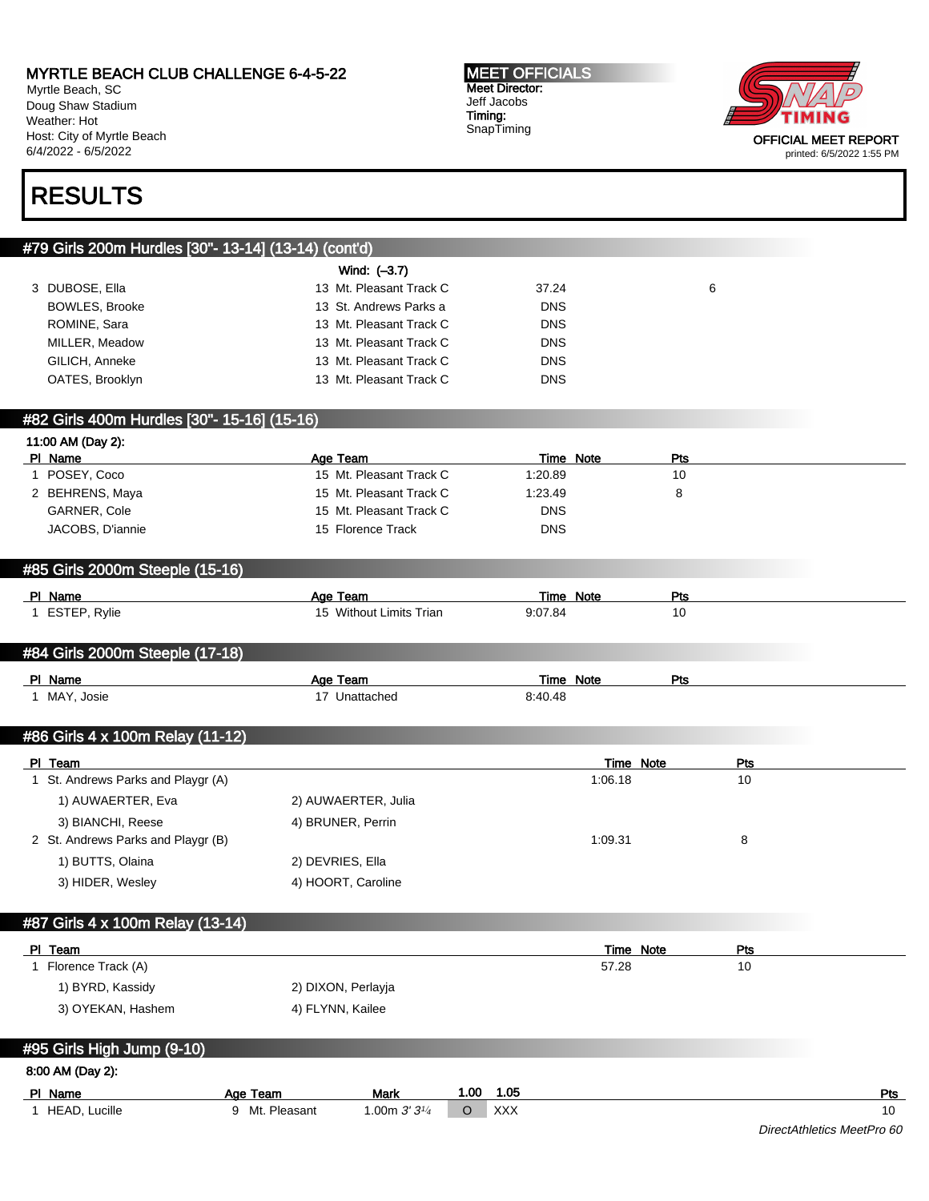MYRTLE BEACH CLUB CHALLENGE 6-4-5-22
Myrtle Beach, SC
Doug Shaw Stadium
Weather: Hot
Host: City of Myrtle Beach
6/4/2022 - 6/5/2022

**MEET OFFICIALS**
**Meet Director:**
Jeff Jacobs
**Timing:**
SnapTiming

OFFICIAL MEET REPORT
printed: 6/5/2022 1:55 PM

# RESULTS

## #79 Girls 200m Hurdles [30"- 13-14] (13-14) (cont'd)

Wind: (–3.7)

| Pl | Name | Age | Team | Time | Note | Pts |
|---|---|---|---|---|---|---|
| 3 | DUBOSE, Ella | 13 | Mt. Pleasant Track C | 37.24 | | 6 |
| | BOWLES, Brooke | 13 | St. Andrews Parks a | DNS | | |
| | ROMINE, Sara | 13 | Mt. Pleasant Track C | DNS | | |
| | MILLER, Meadow | 13 | Mt. Pleasant Track C | DNS | | |
| | GILICH, Anneke | 13 | Mt. Pleasant Track C | DNS | | |
| | OATES, Brooklyn | 13 | Mt. Pleasant Track C | DNS | | |

## #82 Girls 400m Hurdles [30"- 15-16] (15-16)

11:00 AM (Day 2):

| Pl | Name | Age | Team | Time | Note | Pts |
|---|---|---|---|---|---|---|
| 1 | POSEY, Coco | 15 | Mt. Pleasant Track C | 1:20.89 | | 10 |
| 2 | BEHRENS, Maya | 15 | Mt. Pleasant Track C | 1:23.49 | | 8 |
| | GARNER, Cole | 15 | Mt. Pleasant Track C | DNS | | |
| | JACOBS, D'iannie | 15 | Florence Track | DNS | | |

## #85 Girls 2000m Steeple (15-16)

| Pl | Name | Age | Team | Time | Note | Pts |
|---|---|---|---|---|---|---|
| 1 | ESTEP, Rylie | 15 | Without Limits Trian | 9:07.84 | | 10 |

## #84 Girls 2000m Steeple (17-18)

| Pl | Name | Age | Team | Time | Note | Pts |
|---|---|---|---|---|---|---|
| 1 | MAY, Josie | 17 | Unattached | 8:40.48 | | |

## #86 Girls 4 x 100m Relay (11-12)

| Pl | Team | Time | Note | Pts |
|---|---|---|---|---|
| 1 | St. Andrews Parks and Playgr (A) | 1:06.18 | | 10 |
| | 1) AUWAERTER, Eva; 2) AUWAERTER, Julia; 3) BIANCHI, Reese; 4) BRUNER, Perrin | | | |
| 2 | St. Andrews Parks and Playgr (B) | 1:09.31 | | 8 |
| | 1) BUTTS, Olaina; 2) DEVRIES, Ella; 3) HIDER, Wesley; 4) HOORT, Caroline | | | |

## #87 Girls 4 x 100m Relay (13-14)

| Pl | Team | Time | Note | Pts |
|---|---|---|---|---|
| 1 | Florence Track (A) | 57.28 | | 10 |
| | 1) BYRD, Kassidy; 2) DIXON, Perlayja; 3) OYEKAN, Hashem; 4) FLYNN, Kailee | | | |

## #95 Girls High Jump (9-10)

8:00 AM (Day 2):

| Pl | Name | Age | Team | Mark | 1.00 | 1.05 | Pts |
|---|---|---|---|---|---|---|---|
| 1 | HEAD, Lucille | 9 | Mt. Pleasant | 1.00m *3' 3¼* | O | XXX | 10 |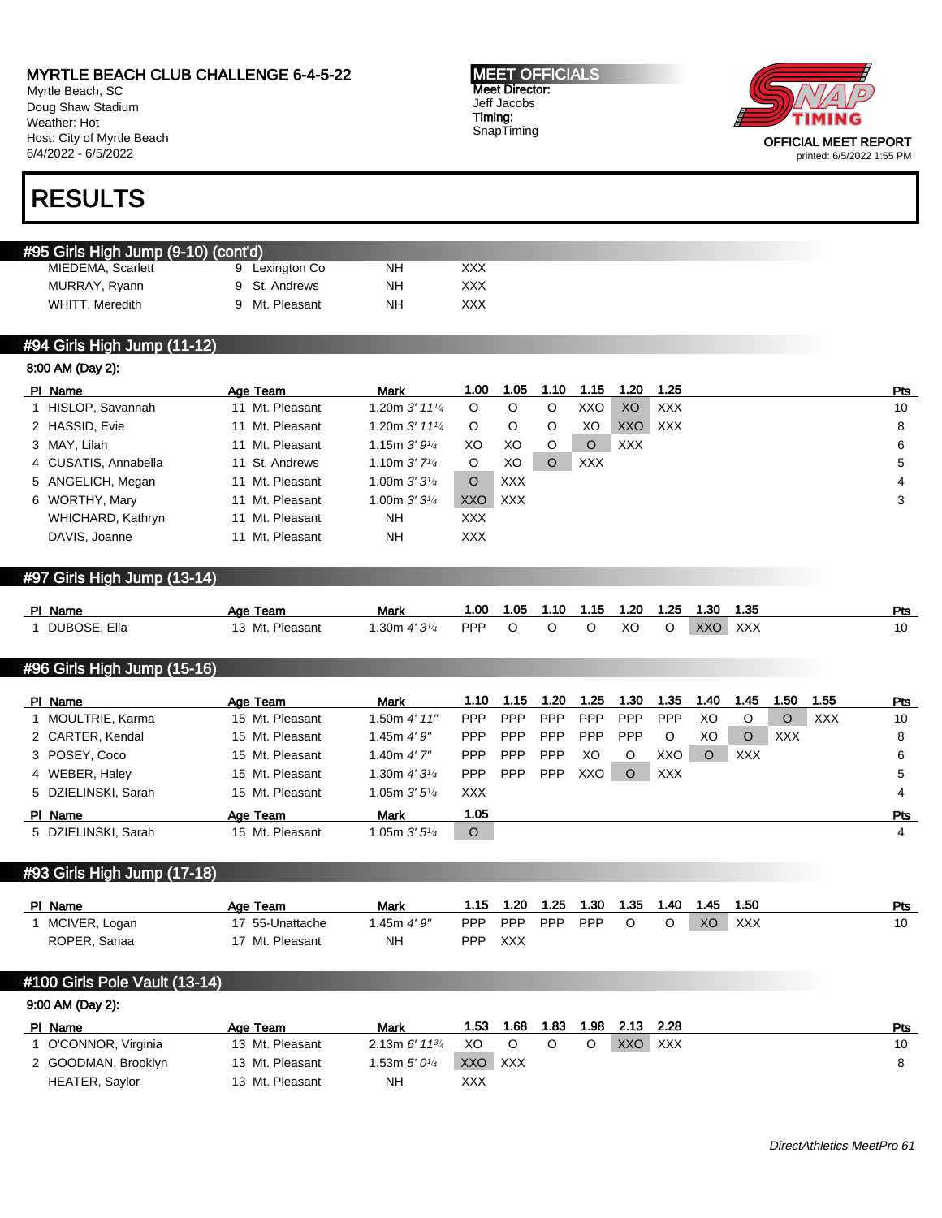MYRTLE BEACH CLUB CHALLENGE 6-4-5-22
Myrtle Beach, SC
Doug Shaw Stadium
Weather: Hot
Host: City of Myrtle Beach
6/4/2022 - 6/5/2022

**MEET OFFICIALS**
Meet Director:
Jeff Jacobs
Timing:
SnapTiming

OFFICIAL MEET REPORT
printed: 6/5/2022 1:55 PM

# RESULTS

## #95 Girls High Jump (9-10) (cont'd)

| Pl | Name | Age | Team | Mark | |
|---|---|---|---|---|---|
| | MIEDEMA, Scarlett | 9 | Lexington Co | NH | XXX |
| | MURRAY, Ryann | 9 | St. Andrews | NH | XXX |
| | WHITT, Meredith | 9 | Mt. Pleasant | NH | XXX |

## #94 Girls High Jump (11-12)

8:00 AM (Day 2):

| Pl | Name | Age | Team | Mark | 1.00 | 1.05 | 1.10 | 1.15 | 1.20 | 1.25 | Pts |
|---|---|---|---|---|---|---|---|---|---|---|---|
| 1 | HISLOP, Savannah | 11 | Mt. Pleasant | 1.20m 3' 11¼ | O | O | O | XXO | XO | XXX | 10 |
| 2 | HASSID, Evie | 11 | Mt. Pleasant | 1.20m 3' 11¼ | O | O | O | XO | XXO | XXX | 8 |
| 3 | MAY, Lilah | 11 | Mt. Pleasant | 1.15m 3' 9¼ | XO | XO | O | O | XXX | | 6 |
| 4 | CUSATIS, Annabella | 11 | St. Andrews | 1.10m 3' 7¼ | O | XO | O | XXX | | | 5 |
| 5 | ANGELICH, Megan | 11 | Mt. Pleasant | 1.00m 3' 3¼ | O | XXX | | | | | 4 |
| 6 | WORTHY, Mary | 11 | Mt. Pleasant | 1.00m 3' 3¼ | XXO | XXX | | | | | 3 |
| | WHICHARD, Kathryn | 11 | Mt. Pleasant | NH | XXX | | | | | | |
| | DAVIS, Joanne | 11 | Mt. Pleasant | NH | XXX | | | | | | |

## #97 Girls High Jump (13-14)

| Pl | Name | Age | Team | Mark | 1.00 | 1.05 | 1.10 | 1.15 | 1.20 | 1.25 | 1.30 | 1.35 | Pts |
|---|---|---|---|---|---|---|---|---|---|---|---|---|---|
| 1 | DUBOSE, Ella | 13 | Mt. Pleasant | 1.30m 4' 3¼ | PPP | O | O | O | XO | O | XXO | XXX | 10 |

## #96 Girls High Jump (15-16)

| Pl | Name | Age | Team | Mark | 1.10 | 1.15 | 1.20 | 1.25 | 1.30 | 1.35 | 1.40 | 1.45 | 1.50 | 1.55 | Pts |
|---|---|---|---|---|---|---|---|---|---|---|---|---|---|---|---|
| 1 | MOULTRIE, Karma | 15 | Mt. Pleasant | 1.50m 4' 11" | PPP | PPP | PPP | PPP | PPP | PPP | XO | O | O | XXX | 10 |
| 2 | CARTER, Kendal | 15 | Mt. Pleasant | 1.45m 4' 9" | PPP | PPP | PPP | PPP | PPP | O | XO | O | XXX | | 8 |
| 3 | POSEY, Coco | 15 | Mt. Pleasant | 1.40m 4' 7" | PPP | PPP | PPP | XO | O | XXO | O | XXX | | | 6 |
| 4 | WEBER, Haley | 15 | Mt. Pleasant | 1.30m 4' 3¼ | PPP | PPP | PPP | XXO | O | XXX | | | | | 5 |
| 5 | DZIELINSKI, Sarah | 15 | Mt. Pleasant | 1.05m 3' 5¼ | XXX | | | | | | | | | | 4 |

| Pl | Name | Age | Team | Mark | 1.05 | Pts |
|---|---|---|---|---|---|---|
| 5 | DZIELINSKI, Sarah | 15 | Mt. Pleasant | 1.05m 3' 5¼ | O | 4 |

## #93 Girls High Jump (17-18)

| Pl | Name | Age | Team | Mark | 1.15 | 1.20 | 1.25 | 1.30 | 1.35 | 1.40 | 1.45 | 1.50 | Pts |
|---|---|---|---|---|---|---|---|---|---|---|---|---|---|
| 1 | MCIVER, Logan | 17 | 55-Unattache | 1.45m 4' 9" | PPP | PPP | PPP | PPP | O | O | XO | XXX | 10 |
| | ROPER, Sanaa | 17 | Mt. Pleasant | NH | PPP | XXX | | | | | | | |

## #100 Girls Pole Vault (13-14)

9:00 AM (Day 2):

| Pl | Name | Age | Team | Mark | 1.53 | 1.68 | 1.83 | 1.98 | 2.13 | 2.28 | Pts |
|---|---|---|---|---|---|---|---|---|---|---|---|
| 1 | O'CONNOR, Virginia | 13 | Mt. Pleasant | 2.13m 6' 11¾ | XO | O | O | O | XXO | XXX | 10 |
| 2 | GOODMAN, Brooklyn | 13 | Mt. Pleasant | 1.53m 5' 0¼ | XXO | XXX | | | | | 8 |
| | HEATER, Saylor | 13 | Mt. Pleasant | NH | XXX | | | | | | |

DirectAthletics MeetPro 61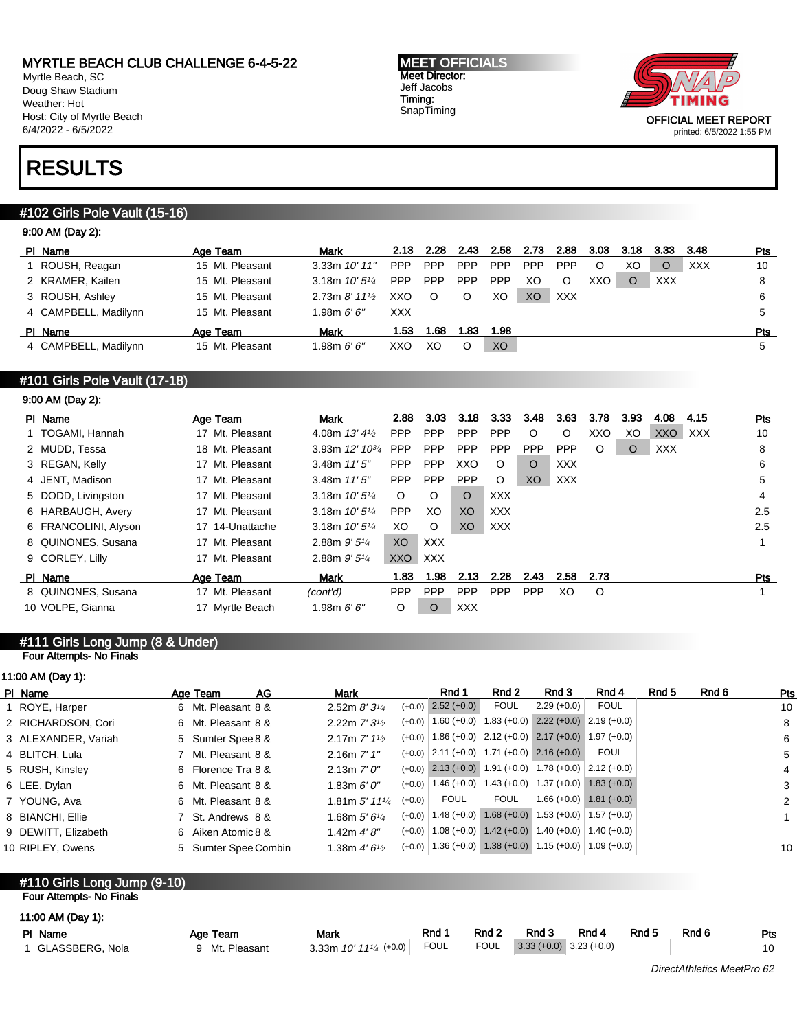# MYRTLE BEACH CLUB CHALLENGE 6-4-5-22

Myrtle Beach, SC
Doug Shaw Stadium
Weather: Hot
Host: City of Myrtle Beach
6/4/2022 - 6/5/2022

**MEET OFFICIALS**
**Meet Director:**
Jeff Jacobs
**Timing:**
SnapTiming

OFFICIAL MEET REPORT
printed: 6/5/2022 1:55 PM

# RESULTS

## #102 Girls Pole Vault (15-16)

9:00 AM (Day 2):

| Pl | Name | Age | Team | Mark | 2.13 | 2.28 | 2.43 | 2.58 | 2.73 | 2.88 | 3.03 | 3.18 | 3.33 | 3.48 | Pts |
|---|---|---|---|---|---|---|---|---|---|---|---|---|---|---|---|
| 1 | ROUSH, Reagan | 15 | Mt. Pleasant | 3.33m *10' 11"* | PPP | PPP | PPP | PPP | PPP | PPP | O | XO | O | XXX | 10 |
| 2 | KRAMER, Kailen | 15 | Mt. Pleasant | 3.18m *10' 5¼* | PPP | PPP | PPP | PPP | XO | O | XXO | O | XXX | | 8 |
| 3 | ROUSH, Ashley | 15 | Mt. Pleasant | 2.73m *8' 11½* | XXO | O | O | XO | XO | XXX | | | | | 6 |
| 4 | CAMPBELL, Madilynn | 15 | Mt. Pleasant | 1.98m *6' 6"* | XXX | | | | | | | | | | 5 |

| Pl | Name | Age | Team | Mark | 1.53 | 1.68 | 1.83 | 1.98 | Pts |
|---|---|---|---|---|---|---|---|---|---|
| 4 | CAMPBELL, Madilynn | 15 | Mt. Pleasant | 1.98m *6' 6"* | XXO | XO | O | XO | 5 |

## #101 Girls Pole Vault (17-18)

9:00 AM (Day 2):

| Pl | Name | Age | Team | Mark | 2.88 | 3.03 | 3.18 | 3.33 | 3.48 | 3.63 | 3.78 | 3.93 | 4.08 | 4.15 | Pts |
|---|---|---|---|---|---|---|---|---|---|---|---|---|---|---|---|
| 1 | TOGAMI, Hannah | 17 | Mt. Pleasant | 4.08m *13' 4½* | PPP | PPP | PPP | PPP | O | O | XXO | XO | XXO | XXX | 10 |
| 2 | MUDD, Tessa | 18 | Mt. Pleasant | 3.93m *12' 10¾* | PPP | PPP | PPP | PPP | PPP | PPP | O | O | XXX | | 8 |
| 3 | REGAN, Kelly | 17 | Mt. Pleasant | 3.48m *11' 5"* | PPP | PPP | XXO | O | O | XXX | | | | | 6 |
| 4 | JENT, Madison | 17 | Mt. Pleasant | 3.48m *11' 5"* | PPP | PPP | PPP | O | XO | XXX | | | | | 5 |
| 5 | DODD, Livingston | 17 | Mt. Pleasant | 3.18m *10' 5¼* | O | O | O | XXX | | | | | | | 4 |
| 6 | HARBAUGH, Avery | 17 | Mt. Pleasant | 3.18m *10' 5¼* | PPP | XO | XO | XXX | | | | | | | 2.5 |
| 6 | FRANCOLINI, Alyson | 17 | 14-Unattache | 3.18m *10' 5¼* | XO | O | XO | XXX | | | | | | | 2.5 |
| 8 | QUINONES, Susana | 17 | Mt. Pleasant | 2.88m *9' 5¼* | XO | XXX | | | | | | | | | 1 |
| 9 | CORLEY, Lilly | 17 | Mt. Pleasant | 2.88m *9' 5¼* | XXO | XXX | | | | | | | | | |

| Pl | Name | Age | Team | Mark | 1.83 | 1.98 | 2.13 | 2.28 | 2.43 | 2.58 | 2.73 | Pts |
|---|---|---|---|---|---|---|---|---|---|---|---|---|
| 8 | QUINONES, Susana | 17 | Mt. Pleasant | *(cont'd)* | PPP | PPP | PPP | PPP | PPP | XO | O | 1 |
| 10 | VOLPE, Gianna | 17 | Myrtle Beach | 1.98m *6' 6"* | O | O | XXX | | | | | |

## #111 Girls Long Jump (8 & Under)

Four Attempts- No Finals

11:00 AM (Day 1):

| Pl | Name | Age | Team | AG | Mark | Wind | Rnd 1 | Rnd 2 | Rnd 3 | Rnd 4 | Rnd 5 | Rnd 6 | Pts |
|---|---|---|---|---|---|---|---|---|---|---|---|---|---|
| 1 | ROYE, Harper | 6 | Mt. Pleasant | 8 & | 2.52m *8' 3¼* | (+0.0) | 2.52 (+0.0) | FOUL | 2.29 (+0.0) | FOUL | | | 10 |
| 2 | RICHARDSON, Cori | 6 | Mt. Pleasant | 8 & | 2.22m *7' 3½* | (+0.0) | 1.60 (+0.0) | 1.83 (+0.0) | 2.22 (+0.0) | 2.19 (+0.0) | | | 8 |
| 3 | ALEXANDER, Variah | 5 | Sumter Spee | 8 & | 2.17m *7' 1½* | (+0.0) | 1.86 (+0.0) | 2.12 (+0.0) | 2.17 (+0.0) | 1.97 (+0.0) | | | 6 |
| 4 | BLITCH, Lula | 7 | Mt. Pleasant | 8 & | 2.16m *7' 1"* | (+0.0) | 2.11 (+0.0) | 1.71 (+0.0) | 2.16 (+0.0) | FOUL | | | 5 |
| 5 | RUSH, Kinsley | 6 | Florence Tra | 8 & | 2.13m *7' 0"* | (+0.0) | 2.13 (+0.0) | 1.91 (+0.0) | 1.78 (+0.0) | 2.12 (+0.0) | | | 4 |
| 6 | LEE, Dylan | 6 | Mt. Pleasant | 8 & | 1.83m *6' 0"* | (+0.0) | 1.46 (+0.0) | 1.43 (+0.0) | 1.37 (+0.0) | 1.83 (+0.0) | | | 3 |
| 7 | YOUNG, Ava | 6 | Mt. Pleasant | 8 & | 1.81m *5' 11¼* | (+0.0) | FOUL | FOUL | 1.66 (+0.0) | 1.81 (+0.0) | | | 2 |
| 8 | BIANCHI, Ellie | 7 | St. Andrews | 8 & | 1.68m *5' 6¼* | (+0.0) | 1.48 (+0.0) | 1.68 (+0.0) | 1.53 (+0.0) | 1.57 (+0.0) | | | 1 |
| 9 | DEWITT, Elizabeth | 6 | Aiken Atomic | 8 & | 1.42m *4' 8"* | (+0.0) | 1.08 (+0.0) | 1.42 (+0.0) | 1.40 (+0.0) | 1.40 (+0.0) | | | |
| 10 | RIPLEY, Owens | 5 | Sumter Spee | Combin | 1.38m *4' 6½* | (+0.0) | 1.36 (+0.0) | 1.38 (+0.0) | 1.15 (+0.0) | 1.09 (+0.0) | | | 10 |

## #110 Girls Long Jump (9-10)

Four Attempts- No Finals

11:00 AM (Day 1):

| Pl | Name | Age | Team | Mark | Wind | Rnd 1 | Rnd 2 | Rnd 3 | Rnd 4 | Rnd 5 | Rnd 6 | Pts |
|---|---|---|---|---|---|---|---|---|---|---|---|---|
| 1 | GLASSBERG, Nola | 9 | Mt. Pleasant | 3.33m *10' 11¼* | (+0.0) | FOUL | FOUL | 3.33 (+0.0) | 3.23 (+0.0) | | | 10 |

*DirectAthletics MeetPro 62*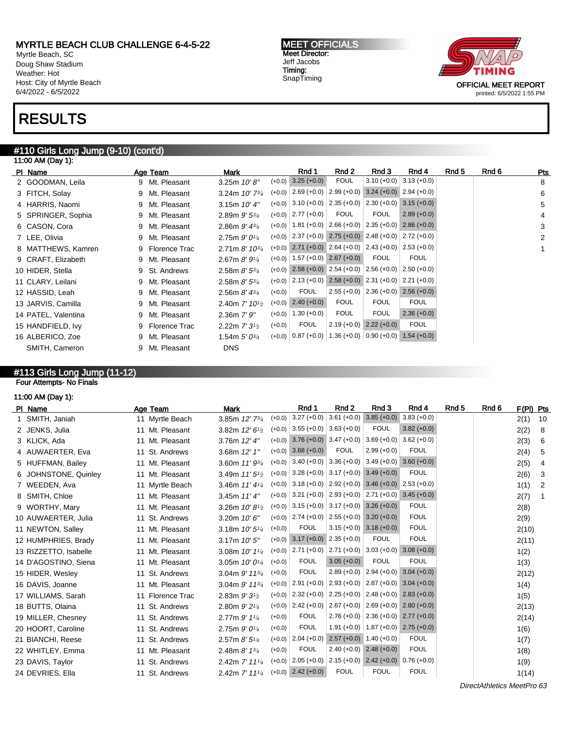MYRTLE BEACH CLUB CHALLENGE 6-4-5-22
Myrtle Beach, SC
Doug Shaw Stadium
Weather: Hot
Host: City of Myrtle Beach
6/4/2022 - 6/5/2022

**MEET OFFICIALS**
Meet Director:
Jeff Jacobs
Timing:
SnapTiming

OFFICIAL MEET REPORT
printed: 6/5/2022 1:55 PM

# RESULTS

## #110 Girls Long Jump (9-10) (cont'd)

11:00 AM (Day 1):

| Pl | Name | Age | Team | Mark | | Rnd 1 | Rnd 2 | Rnd 3 | Rnd 4 | Rnd 5 | Rnd 6 | Pts |
|---|---|---|---|---|---|---|---|---|---|---|---|---|
| 2 | GOODMAN, Leila | 9 | Mt. Pleasant | 3.25m 10' 8" | (+0.0) | 3.25 (+0.0) | FOUL | 3.10 (+0.0) | 3.13 (+0.0) | | | 8 |
| 3 | FITCH, Solay | 9 | Mt. Pleasant | 3.24m 10' 7¾ | (+0.0) | 2.69 (+0.0) | 2.99 (+0.0) | 3.24 (+0.0) | 2.94 (+0.0) | | | 6 |
| 4 | HARRIS, Naomi | 9 | Mt. Pleasant | 3.15m 10' 4" | (+0.0) | 3.10 (+0.0) | 2.35 (+0.0) | 2.30 (+0.0) | 3.15 (+0.0) | | | 5 |
| 5 | SPRINGER, Sophia | 9 | Mt. Pleasant | 2.89m 9' 5¾ | (+0.0) | 2.77 (+0.0) | FOUL | FOUL | 2.89 (+0.0) | | | 4 |
| 6 | CASON, Cora | 9 | Mt. Pleasant | 2.86m 9' 4¾ | (+0.0) | 1.81 (+0.0) | 2.66 (+0.0) | 2.35 (+0.0) | 2.86 (+0.0) | | | 3 |
| 7 | LEE, Olivia | 9 | Mt. Pleasant | 2.75m 9' 0¼ | (+0.0) | 2.37 (+0.0) | 2.75 (+0.0) | 2.48 (+0.0) | 2.72 (+0.0) | | | 2 |
| 8 | MATTHEWS, Kamren | 9 | Florence Trac | 2.71m 8' 10¾ | (+0.0) | 2.71 (+0.0) | 2.64 (+0.0) | 2.43 (+0.0) | 2.53 (+0.0) | | | 1 |
| 9 | CRAFT, Elizabeth | 9 | Mt. Pleasant | 2.67m 8' 9¼ | (+0.0) | 1.57 (+0.0) | 2.67 (+0.0) | FOUL | FOUL | | | |
| 10 | HIDER, Stella | 9 | St. Andrews | 2.58m 8' 5¾ | (+0.0) | 2.58 (+0.0) | 2.54 (+0.0) | 2.56 (+0.0) | 2.50 (+0.0) | | | |
| 11 | CLARY, Leilani | 9 | Mt. Pleasant | 2.58m 8' 5¾ | (+0.0) | 2.13 (+0.0) | 2.58 (+0.0) | 2.31 (+0.0) | 2.21 (+0.0) | | | |
| 12 | HASSID, Leah | 9 | Mt. Pleasant | 2.56m 8' 4¾ | (+0.0) | FOUL | 2.55 (+0.0) | 2.36 (+0.0) | 2.56 (+0.0) | | | |
| 13 | JARVIS, Camilla | 9 | Mt. Pleasant | 2.40m 7' 10½ | (+0.0) | 2.40 (+0.0) | FOUL | FOUL | FOUL | | | |
| 14 | PATEL, Valentina | 9 | Mt. Pleasant | 2.36m 7' 9" | (+0.0) | 1.30 (+0.0) | FOUL | FOUL | 2.36 (+0.0) | | | |
| 15 | HANDFIELD, Ivy | 9 | Florence Trac | 2.22m 7' 3½ | (+0.0) | FOUL | 2.19 (+0.0) | 2.22 (+0.0) | FOUL | | | |
| 16 | ALBERICO, Zoe | 9 | Mt. Pleasant | 1.54m 5' 0¾ | (+0.0) | 0.87 (+0.0) | 1.36 (+0.0) | 0.90 (+0.0) | 1.54 (+0.0) | | | |
| | SMITH, Cameron | 9 | Mt. Pleasant | DNS | | | | | | | | |

## #113 Girls Long Jump (11-12)

Four Attempts- No Finals

11:00 AM (Day 1):

| Pl | Name | Age | Team | Mark | | Rnd 1 | Rnd 2 | Rnd 3 | Rnd 4 | Rnd 5 | Rnd 6 | F(Pl) | Pts |
|---|---|---|---|---|---|---|---|---|---|---|---|---|---|
| 1 | SMITH, Janiah | 11 | Myrtle Beach | 3.85m 12' 7¾ | (+0.0) | 3.27 (+0.0) | 3.61 (+0.0) | 3.85 (+0.0) | 3.83 (+0.0) | | | 2(1) | 10 |
| 2 | JENKS, Julia | 11 | Mt. Pleasant | 3.82m 12' 6½ | (+0.0) | 3.55 (+0.0) | 3.63 (+0.0) | FOUL | 3.82 (+0.0) | | | 2(2) | 8 |
| 3 | KLICK, Ada | 11 | Mt. Pleasant | 3.76m 12' 4" | (+0.0) | 3.76 (+0.0) | 3.47 (+0.0) | 3.69 (+0.0) | 3.62 (+0.0) | | | 2(3) | 6 |
| 4 | AUWAERTER, Eva | 11 | St. Andrews | 3.68m 12' 1" | (+0.0) | 3.68 (+0.0) | FOUL | 2.99 (+0.0) | FOUL | | | 2(4) | 5 |
| 5 | HUFFMAN, Bailey | 11 | Mt. Pleasant | 3.60m 11' 9¾ | (+0.0) | 3.40 (+0.0) | 3.36 (+0.0) | 3.49 (+0.0) | 3.60 (+0.0) | | | 2(5) | 4 |
| 6 | JOHNSTONE, Quinley | 11 | Mt. Pleasant | 3.49m 11' 5½ | (+0.0) | 3.28 (+0.0) | 3.17 (+0.0) | 3.49 (+0.0) | FOUL | | | 2(6) | 3 |
| 7 | WEEDEN, Ava | 11 | Myrtle Beach | 3.46m 11' 4¼ | (+0.0) | 3.18 (+0.0) | 2.92 (+0.0) | 3.46 (+0.0) | 2.53 (+0.0) | | | 1(1) | 2 |
| 8 | SMITH, Chloe | 11 | Mt. Pleasant | 3.45m 11' 4" | (+0.0) | 3.21 (+0.0) | 2.93 (+0.0) | 2.71 (+0.0) | 3.45 (+0.0) | | | 2(7) | 1 |
| 9 | WORTHY, Mary | 11 | Mt. Pleasant | 3.26m 10' 8½ | (+0.0) | 3.15 (+0.0) | 3.17 (+0.0) | 3.26 (+0.0) | FOUL | | | 2(8) | |
| 10 | AUWAERTER, Julia | 11 | St. Andrews | 3.20m 10' 6" | (+0.0) | 2.74 (+0.0) | 2.55 (+0.0) | 3.20 (+0.0) | FOUL | | | 2(9) | |
| 11 | NEWTON, Salley | 11 | Mt. Pleasant | 3.18m 10' 5¼ | (+0.0) | FOUL | 3.15 (+0.0) | 3.18 (+0.0) | FOUL | | | 2(10) | |
| 12 | HUMPHRIES, Brady | 11 | Mt. Pleasant | 3.17m 10' 5" | (+0.0) | 3.17 (+0.0) | 2.35 (+0.0) | FOUL | FOUL | | | 2(11) | |
| 13 | RIZZETTO, Isabelle | 11 | Mt. Pleasant | 3.08m 10' 1¼ | (+0.0) | 2.71 (+0.0) | 2.71 (+0.0) | 3.03 (+0.0) | 3.08 (+0.0) | | | 1(2) | |
| 14 | D'AGOSTINO, Siena | 11 | Mt. Pleasant | 3.05m 10' 0¼ | (+0.0) | FOUL | 3.05 (+0.0) | FOUL | FOUL | | | 1(3) | |
| 15 | HIDER, Wesley | 11 | St. Andrews | 3.04m 9' 11¾ | (+0.0) | FOUL | 2.89 (+0.0) | 2.94 (+0.0) | 3.04 (+0.0) | | | 2(12) | |
| 16 | DAVIS, Joanne | 11 | Mt. Pleasant | 3.04m 9' 11¾ | (+0.0) | 2.91 (+0.0) | 2.93 (+0.0) | 2.87 (+0.0) | 3.04 (+0.0) | | | 1(4) | |
| 17 | WILLIAMS, Sarah | 11 | Florence Trac | 2.83m 9' 3½ | (+0.0) | 2.32 (+0.0) | 2.25 (+0.0) | 2.48 (+0.0) | 2.83 (+0.0) | | | 1(5) | |
| 18 | BUTTS, Olaina | 11 | St. Andrews | 2.80m 9' 2¼ | (+0.0) | 2.42 (+0.0) | 2.67 (+0.0) | 2.69 (+0.0) | 2.80 (+0.0) | | | 2(13) | |
| 19 | MILLER, Chesney | 11 | St. Andrews | 2.77m 9' 1¼ | (+0.0) | FOUL | 2.76 (+0.0) | 2.36 (+0.0) | 2.77 (+0.0) | | | 2(14) | |
| 20 | HOORT, Caroline | 11 | St. Andrews | 2.75m 9' 0¼ | (+0.0) | FOUL | 1.91 (+0.0) | 1.87 (+0.0) | 2.75 (+0.0) | | | 1(6) | |
| 21 | BIANCHI, Reese | 11 | St. Andrews | 2.57m 8' 5¼ | (+0.0) | 2.04 (+0.0) | 2.57 (+0.0) | 1.40 (+0.0) | FOUL | | | 1(7) | |
| 22 | WHITLEY, Emma | 11 | Mt. Pleasant | 2.48m 8' 1¾ | (+0.0) | FOUL | 2.40 (+0.0) | 2.48 (+0.0) | FOUL | | | 1(8) | |
| 23 | DAVIS, Taylor | 11 | St. Andrews | 2.42m 7' 11¼ | (+0.0) | 2.05 (+0.0) | 2.15 (+0.0) | 2.42 (+0.0) | 0.76 (+0.0) | | | 1(9) | |
| 24 | DEVRIES, Ella | 11 | St. Andrews | 2.42m 7' 11¼ | (+0.0) | 2.42 (+0.0) | FOUL | FOUL | FOUL | | | 1(14) | |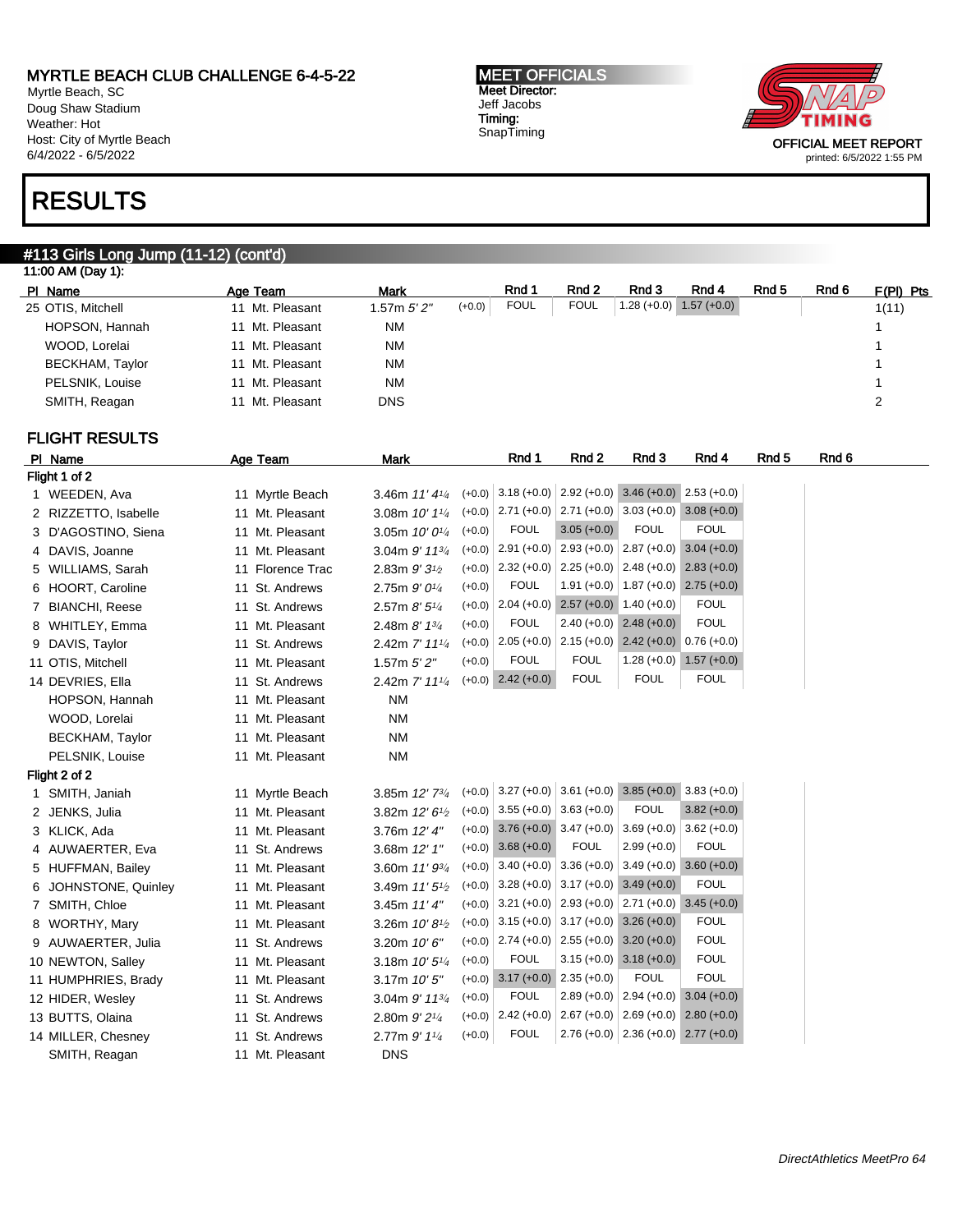MYRTLE BEACH CLUB CHALLENGE 6-4-5-22
Myrtle Beach, SC
Doug Shaw Stadium
Weather: Hot
Host: City of Myrtle Beach
6/4/2022 - 6/5/2022

**MEET OFFICIALS**
Meet Director:
Jeff Jacobs
Timing:
SnapTiming

OFFICIAL MEET REPORT
printed: 6/5/2022 1:55 PM

# RESULTS

## #113 Girls Long Jump (11-12) (cont'd)

11:00 AM (Day 1):

| Pl | Name | Age | Team | Mark | | Rnd 1 | Rnd 2 | Rnd 3 | Rnd 4 | Rnd 5 | Rnd 6 | F(Pl) Pts |
|---|---|---|---|---|---|---|---|---|---|---|---|---|
| 25 | OTIS, Mitchell | 11 | Mt. Pleasant | 1.57m 5' 2" | (+0.0) | FOUL | FOUL | 1.28 (+0.0) | 1.57 (+0.0) | | | 1(11) |
| | HOPSON, Hannah | 11 | Mt. Pleasant | NM | | | | | | | | 1 |
| | WOOD, Lorelai | 11 | Mt. Pleasant | NM | | | | | | | | 1 |
| | BECKHAM, Taylor | 11 | Mt. Pleasant | NM | | | | | | | | 1 |
| | PELSNIK, Louise | 11 | Mt. Pleasant | NM | | | | | | | | 1 |
| | SMITH, Reagan | 11 | Mt. Pleasant | DNS | | | | | | | | 2 |

## FLIGHT RESULTS

| Pl | Name | Age | Team | Mark | | Rnd 1 | Rnd 2 | Rnd 3 | Rnd 4 | Rnd 5 | Rnd 6 |
|---|---|---|---|---|---|---|---|---|---|---|---|
| **Flight 1 of 2** | | | | | | | | | | | |
| 1 | WEEDEN, Ava | 11 | Myrtle Beach | 3.46m 11' 4¼ | (+0.0) | 3.18 (+0.0) | 2.92 (+0.0) | 3.46 (+0.0) | 2.53 (+0.0) | | |
| 2 | RIZZETTO, Isabelle | 11 | Mt. Pleasant | 3.08m 10' 1¼ | (+0.0) | 2.71 (+0.0) | 2.71 (+0.0) | 3.03 (+0.0) | 3.08 (+0.0) | | |
| 3 | D'AGOSTINO, Siena | 11 | Mt. Pleasant | 3.05m 10' 0¼ | (+0.0) | FOUL | 3.05 (+0.0) | FOUL | FOUL | | |
| 4 | DAVIS, Joanne | 11 | Mt. Pleasant | 3.04m 9' 11¾ | (+0.0) | 2.91 (+0.0) | 2.93 (+0.0) | 2.87 (+0.0) | 3.04 (+0.0) | | |
| 5 | WILLIAMS, Sarah | 11 | Florence Trac | 2.83m 9' 3½ | (+0.0) | 2.32 (+0.0) | 2.25 (+0.0) | 2.48 (+0.0) | 2.83 (+0.0) | | |
| 6 | HOORT, Caroline | 11 | St. Andrews | 2.75m 9' 0¼ | (+0.0) | FOUL | 1.91 (+0.0) | 1.87 (+0.0) | 2.75 (+0.0) | | |
| 7 | BIANCHI, Reese | 11 | St. Andrews | 2.57m 8' 5¼ | (+0.0) | 2.04 (+0.0) | 2.57 (+0.0) | 1.40 (+0.0) | FOUL | | |
| 8 | WHITLEY, Emma | 11 | Mt. Pleasant | 2.48m 8' 1¾ | (+0.0) | FOUL | 2.40 (+0.0) | 2.48 (+0.0) | FOUL | | |
| 9 | DAVIS, Taylor | 11 | St. Andrews | 2.42m 7' 11¼ | (+0.0) | 2.05 (+0.0) | 2.15 (+0.0) | 2.42 (+0.0) | 0.76 (+0.0) | | |
| 11 | OTIS, Mitchell | 11 | Mt. Pleasant | 1.57m 5' 2" | (+0.0) | FOUL | FOUL | 1.28 (+0.0) | 1.57 (+0.0) | | |
| 14 | DEVRIES, Ella | 11 | St. Andrews | 2.42m 7' 11¼ | (+0.0) | 2.42 (+0.0) | FOUL | FOUL | FOUL | | |
| | HOPSON, Hannah | 11 | Mt. Pleasant | NM | | | | | | | |
| | WOOD, Lorelai | 11 | Mt. Pleasant | NM | | | | | | | |
| | BECKHAM, Taylor | 11 | Mt. Pleasant | NM | | | | | | | |
| | PELSNIK, Louise | 11 | Mt. Pleasant | NM | | | | | | | |
| **Flight 2 of 2** | | | | | | | | | | | |
| 1 | SMITH, Janiah | 11 | Myrtle Beach | 3.85m 12' 7¾ | (+0.0) | 3.27 (+0.0) | 3.61 (+0.0) | 3.85 (+0.0) | 3.83 (+0.0) | | |
| 2 | JENKS, Julia | 11 | Mt. Pleasant | 3.82m 12' 6½ | (+0.0) | 3.55 (+0.0) | 3.63 (+0.0) | FOUL | 3.82 (+0.0) | | |
| 3 | KLICK, Ada | 11 | Mt. Pleasant | 3.76m 12' 4" | (+0.0) | 3.76 (+0.0) | 3.47 (+0.0) | 3.69 (+0.0) | 3.62 (+0.0) | | |
| 4 | AUWAERTER, Eva | 11 | St. Andrews | 3.68m 12' 1" | (+0.0) | 3.68 (+0.0) | FOUL | 2.99 (+0.0) | FOUL | | |
| 5 | HUFFMAN, Bailey | 11 | Mt. Pleasant | 3.60m 11' 9¾ | (+0.0) | 3.40 (+0.0) | 3.36 (+0.0) | 3.49 (+0.0) | 3.60 (+0.0) | | |
| 6 | JOHNSTONE, Quinley | 11 | Mt. Pleasant | 3.49m 11' 5½ | (+0.0) | 3.28 (+0.0) | 3.17 (+0.0) | 3.49 (+0.0) | FOUL | | |
| 7 | SMITH, Chloe | 11 | Mt. Pleasant | 3.45m 11' 4" | (+0.0) | 3.21 (+0.0) | 2.93 (+0.0) | 2.71 (+0.0) | 3.45 (+0.0) | | |
| 8 | WORTHY, Mary | 11 | Mt. Pleasant | 3.26m 10' 8½ | (+0.0) | 3.15 (+0.0) | 3.17 (+0.0) | 3.26 (+0.0) | FOUL | | |
| 9 | AUWAERTER, Julia | 11 | St. Andrews | 3.20m 10' 6" | (+0.0) | 2.74 (+0.0) | 2.55 (+0.0) | 3.20 (+0.0) | FOUL | | |
| 10 | NEWTON, Salley | 11 | Mt. Pleasant | 3.18m 10' 5¼ | (+0.0) | FOUL | 3.15 (+0.0) | 3.18 (+0.0) | FOUL | | |
| 11 | HUMPHRIES, Brady | 11 | Mt. Pleasant | 3.17m 10' 5" | (+0.0) | 3.17 (+0.0) | 2.35 (+0.0) | FOUL | FOUL | | |
| 12 | HIDER, Wesley | 11 | St. Andrews | 3.04m 9' 11¾ | (+0.0) | FOUL | 2.89 (+0.0) | 2.94 (+0.0) | 3.04 (+0.0) | | |
| 13 | BUTTS, Olaina | 11 | St. Andrews | 2.80m 9' 2¼ | (+0.0) | 2.42 (+0.0) | 2.67 (+0.0) | 2.69 (+0.0) | 2.80 (+0.0) | | |
| 14 | MILLER, Chesney | 11 | St. Andrews | 2.77m 9' 1¼ | (+0.0) | FOUL | 2.76 (+0.0) | 2.36 (+0.0) | 2.77 (+0.0) | | |
| | SMITH, Reagan | 11 | Mt. Pleasant | DNS | | | | | | | |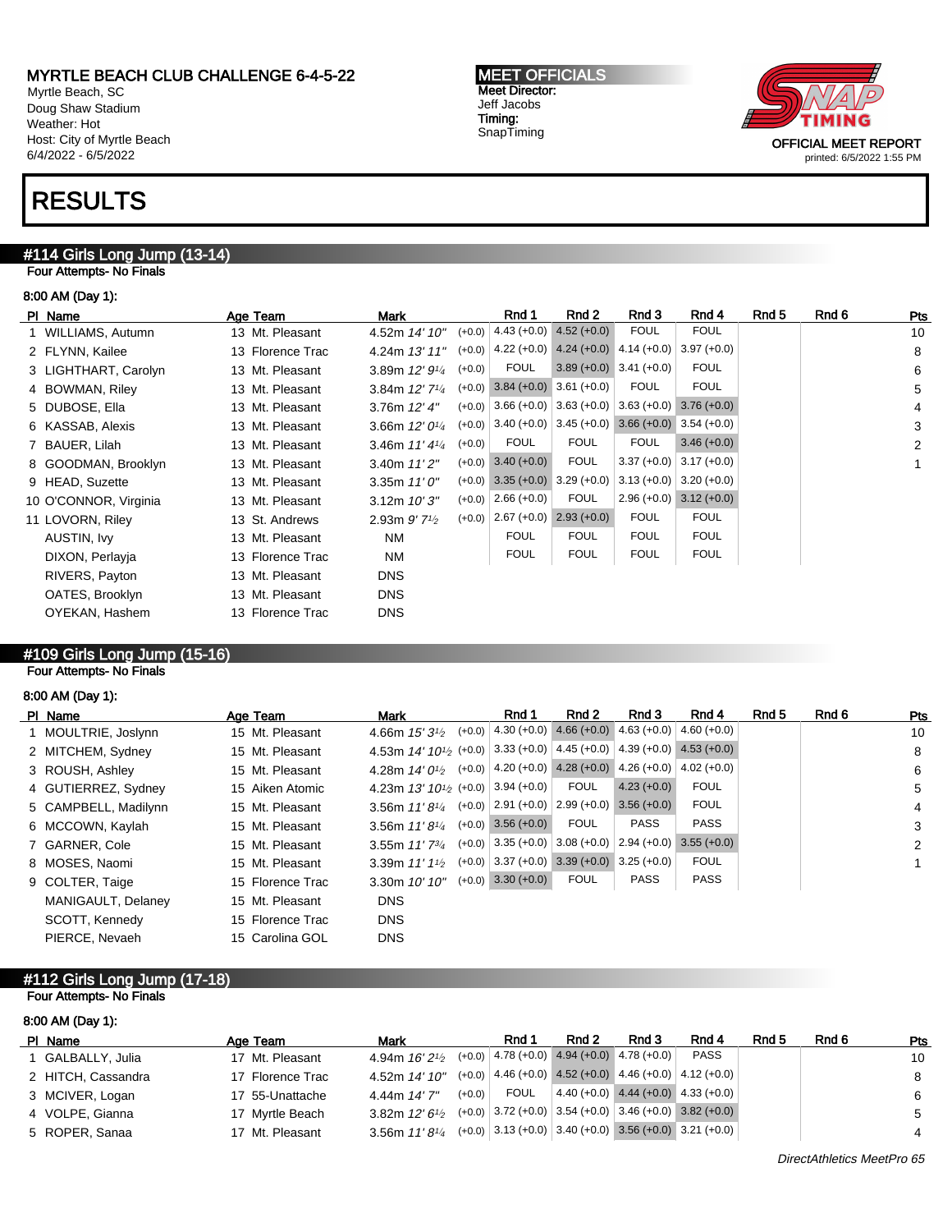MYRTLE BEACH CLUB CHALLENGE 6-4-5-22
Myrtle Beach, SC
Doug Shaw Stadium
Weather: Hot
Host: City of Myrtle Beach
6/4/2022 - 6/5/2022

MEET OFFICIALS
Meet Director:
Jeff Jacobs
Timing:
SnapTiming

OFFICIAL MEET REPORT
printed: 6/5/2022 1:55 PM

# RESULTS

## #114 Girls Long Jump (13-14)

Four Attempts- No Finals

8:00 AM (Day 1):

| Pl | Name | Age | Team | Mark | | Rnd 1 | Rnd 2 | Rnd 3 | Rnd 4 | Rnd 5 | Rnd 6 | Pts |
|---|---|---|---|---|---|---|---|---|---|---|---|---|
| 1 | WILLIAMS, Autumn | 13 | Mt. Pleasant | 4.52m *14' 10"* | (+0.0) | 4.43 (+0.0) | 4.52 (+0.0) | FOUL | FOUL | | | 10 |
| 2 | FLYNN, Kailee | 13 | Florence Trac | 4.24m *13' 11"* | (+0.0) | 4.22 (+0.0) | 4.24 (+0.0) | 4.14 (+0.0) | 3.97 (+0.0) | | | 8 |
| 3 | LIGHTHART, Carolyn | 13 | Mt. Pleasant | 3.89m *12' 9¼* | (+0.0) | FOUL | 3.89 (+0.0) | 3.41 (+0.0) | FOUL | | | 6 |
| 4 | BOWMAN, Riley | 13 | Mt. Pleasant | 3.84m *12' 7¼* | (+0.0) | 3.84 (+0.0) | 3.61 (+0.0) | FOUL | FOUL | | | 5 |
| 5 | DUBOSE, Ella | 13 | Mt. Pleasant | 3.76m *12' 4"* | (+0.0) | 3.66 (+0.0) | 3.63 (+0.0) | 3.63 (+0.0) | 3.76 (+0.0) | | | 4 |
| 6 | KASSAB, Alexis | 13 | Mt. Pleasant | 3.66m *12' 0¼* | (+0.0) | 3.40 (+0.0) | 3.45 (+0.0) | 3.66 (+0.0) | 3.54 (+0.0) | | | 3 |
| 7 | BAUER, Lilah | 13 | Mt. Pleasant | 3.46m *11' 4¼* | (+0.0) | FOUL | FOUL | FOUL | 3.46 (+0.0) | | | 2 |
| 8 | GOODMAN, Brooklyn | 13 | Mt. Pleasant | 3.40m *11' 2"* | (+0.0) | 3.40 (+0.0) | FOUL | 3.37 (+0.0) | 3.17 (+0.0) | | | 1 |
| 9 | HEAD, Suzette | 13 | Mt. Pleasant | 3.35m *11' 0"* | (+0.0) | 3.35 (+0.0) | 3.29 (+0.0) | 3.13 (+0.0) | 3.20 (+0.0) | | | |
| 10 | O'CONNOR, Virginia | 13 | Mt. Pleasant | 3.12m *10' 3"* | (+0.0) | 2.66 (+0.0) | FOUL | 2.96 (+0.0) | 3.12 (+0.0) | | | |
| 11 | LOVORN, Riley | 13 | St. Andrews | 2.93m *9' 7½* | (+0.0) | 2.67 (+0.0) | 2.93 (+0.0) | FOUL | FOUL | | | |
| | AUSTIN, Ivy | 13 | Mt. Pleasant | NM | | FOUL | FOUL | FOUL | FOUL | | | |
| | DIXON, Perlayja | 13 | Florence Trac | NM | | FOUL | FOUL | FOUL | FOUL | | | |
| | RIVERS, Payton | 13 | Mt. Pleasant | DNS | | | | | | | | |
| | OATES, Brooklyn | 13 | Mt. Pleasant | DNS | | | | | | | | |
| | OYEKAN, Hashem | 13 | Florence Trac | DNS | | | | | | | | |

## #109 Girls Long Jump (15-16)

Four Attempts- No Finals

8:00 AM (Day 1):

| Pl | Name | Age | Team | Mark | | Rnd 1 | Rnd 2 | Rnd 3 | Rnd 4 | Rnd 5 | Rnd 6 | Pts |
|---|---|---|---|---|---|---|---|---|---|---|---|---|
| 1 | MOULTRIE, Joslynn | 15 | Mt. Pleasant | 4.66m *15' 3½* | (+0.0) | 4.30 (+0.0) | 4.66 (+0.0) | 4.63 (+0.0) | 4.60 (+0.0) | | | 10 |
| 2 | MITCHEM, Sydney | 15 | Mt. Pleasant | 4.53m *14' 10½* | (+0.0) | 3.33 (+0.0) | 4.45 (+0.0) | 4.39 (+0.0) | 4.53 (+0.0) | | | 8 |
| 3 | ROUSH, Ashley | 15 | Mt. Pleasant | 4.28m *14' 0½* | (+0.0) | 4.20 (+0.0) | 4.28 (+0.0) | 4.26 (+0.0) | 4.02 (+0.0) | | | 6 |
| 4 | GUTIERREZ, Sydney | 15 | Aiken Atomic | 4.23m *13' 10½* | (+0.0) | 3.94 (+0.0) | FOUL | 4.23 (+0.0) | FOUL | | | 5 |
| 5 | CAMPBELL, Madilynn | 15 | Mt. Pleasant | 3.56m *11' 8¼* | (+0.0) | 2.91 (+0.0) | 2.99 (+0.0) | 3.56 (+0.0) | FOUL | | | 4 |
| 6 | MCCOWN, Kaylah | 15 | Mt. Pleasant | 3.56m *11' 8¼* | (+0.0) | 3.56 (+0.0) | FOUL | PASS | PASS | | | 3 |
| 7 | GARNER, Cole | 15 | Mt. Pleasant | 3.55m *11' 7¾* | (+0.0) | 3.35 (+0.0) | 3.08 (+0.0) | 2.94 (+0.0) | 3.55 (+0.0) | | | 2 |
| 8 | MOSES, Naomi | 15 | Mt. Pleasant | 3.39m *11' 1½* | (+0.0) | 3.37 (+0.0) | 3.39 (+0.0) | 3.25 (+0.0) | FOUL | | | 1 |
| 9 | COLTER, Taige | 15 | Florence Trac | 3.30m *10' 10"* | (+0.0) | 3.30 (+0.0) | FOUL | PASS | PASS | | | |
| | MANIGAULT, Delaney | 15 | Mt. Pleasant | DNS | | | | | | | | |
| | SCOTT, Kennedy | 15 | Florence Trac | DNS | | | | | | | | |
| | PIERCE, Nevaeh | 15 | Carolina GOL | DNS | | | | | | | | |

## #112 Girls Long Jump (17-18)

Four Attempts- No Finals

8:00 AM (Day 1):

| Pl | Name | Age | Team | Mark | | Rnd 1 | Rnd 2 | Rnd 3 | Rnd 4 | Rnd 5 | Rnd 6 | Pts |
|---|---|---|---|---|---|---|---|---|---|---|---|---|
| 1 | GALBALLY, Julia | 17 | Mt. Pleasant | 4.94m *16' 2½* | (+0.0) | 4.78 (+0.0) | 4.94 (+0.0) | 4.78 (+0.0) | PASS | | | 10 |
| 2 | HITCH, Cassandra | 17 | Florence Trac | 4.52m *14' 10"* | (+0.0) | 4.46 (+0.0) | 4.52 (+0.0) | 4.46 (+0.0) | 4.12 (+0.0) | | | 8 |
| 3 | MCIVER, Logan | 17 | 55-Unattache | 4.44m *14' 7"* | (+0.0) | FOUL | 4.40 (+0.0) | 4.44 (+0.0) | 4.33 (+0.0) | | | 6 |
| 4 | VOLPE, Gianna | 17 | Myrtle Beach | 3.82m *12' 6½* | (+0.0) | 3.72 (+0.0) | 3.54 (+0.0) | 3.46 (+0.0) | 3.82 (+0.0) | | | 5 |
| 5 | ROPER, Sanaa | 17 | Mt. Pleasant | 3.56m *11' 8¼* | (+0.0) | 3.13 (+0.0) | 3.40 (+0.0) | 3.56 (+0.0) | 3.21 (+0.0) | | | 4 |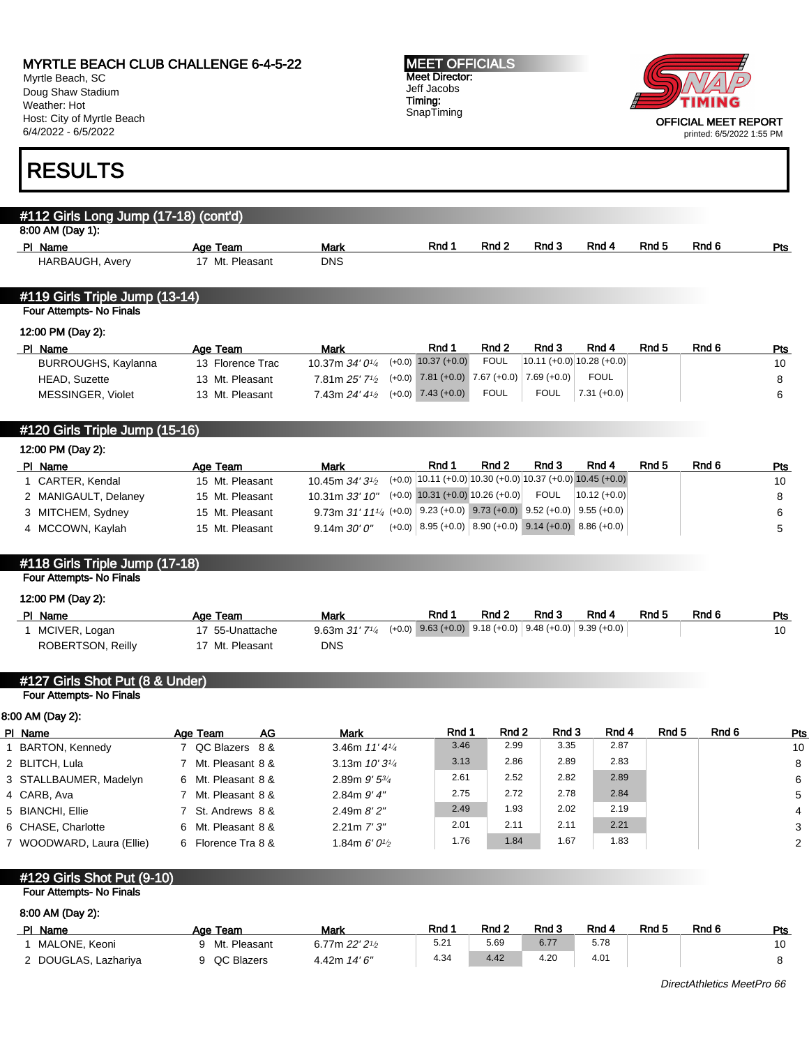MYRTLE BEACH CLUB CHALLENGE 6-4-5-22
Myrtle Beach, SC
Doug Shaw Stadium
Weather: Hot
Host: City of Myrtle Beach
6/4/2022 - 6/5/2022

MEET OFFICIALS
Meet Director:
Jeff Jacobs
Timing:
SnapTiming

OFFICIAL MEET REPORT
printed: 6/5/2022 1:55 PM

# RESULTS

## #112 Girls Long Jump (17-18) (cont'd)

8:00 AM (Day 1):

| Pl | Name | Age | Team | Mark | Rnd 1 | Rnd 2 | Rnd 3 | Rnd 4 | Rnd 5 | Rnd 6 | Pts |
|---|---|---|---|---|---|---|---|---|---|---|---|
| | HARBAUGH, Avery | 17 | Mt. Pleasant | DNS | | | | | | | |

## #119 Girls Triple Jump (13-14)

Four Attempts- No Finals

12:00 PM (Day 2):

| Pl | Name | Age | Team | Mark | Rnd 1 | Rnd 2 | Rnd 3 | Rnd 4 | Rnd 5 | Rnd 6 | Pts |
|---|---|---|---|---|---|---|---|---|---|---|---|
| | BURROUGHS, Kaylanna | 13 | Florence Trac | 10.37m *34' 0¼* (+0.0) | 10.37 (+0.0) | FOUL | 10.11 (+0.0) | 10.28 (+0.0) | | | 10 |
| | HEAD, Suzette | 13 | Mt. Pleasant | 7.81m *25' 7½* (+0.0) | 7.81 (+0.0) | 7.67 (+0.0) | 7.69 (+0.0) | FOUL | | | 8 |
| | MESSINGER, Violet | 13 | Mt. Pleasant | 7.43m *24' 4½* (+0.0) | 7.43 (+0.0) | FOUL | FOUL | 7.31 (+0.0) | | | 6 |

## #120 Girls Triple Jump (15-16)

12:00 PM (Day 2):

| Pl | Name | Age | Team | Mark | Rnd 1 | Rnd 2 | Rnd 3 | Rnd 4 | Rnd 5 | Rnd 6 | Pts |
|---|---|---|---|---|---|---|---|---|---|---|---|
| 1 | CARTER, Kendal | 15 | Mt. Pleasant | 10.45m *34' 3½* (+0.0) | 10.11 (+0.0) | 10.30 (+0.0) | 10.37 (+0.0) | 10.45 (+0.0) | | | 10 |
| 2 | MANIGAULT, Delaney | 15 | Mt. Pleasant | 10.31m *33' 10"* (+0.0) | 10.31 (+0.0) | 10.26 (+0.0) | FOUL | 10.12 (+0.0) | | | 8 |
| 3 | MITCHEM, Sydney | 15 | Mt. Pleasant | 9.73m *31' 11¼* (+0.0) | 9.23 (+0.0) | 9.73 (+0.0) | 9.52 (+0.0) | 9.55 (+0.0) | | | 6 |
| 4 | MCCOWN, Kaylah | 15 | Mt. Pleasant | 9.14m *30' 0"* (+0.0) | 8.95 (+0.0) | 8.90 (+0.0) | 9.14 (+0.0) | 8.86 (+0.0) | | | 5 |

## #118 Girls Triple Jump (17-18)

Four Attempts- No Finals

12:00 PM (Day 2):

| Pl | Name | Age | Team | Mark | Rnd 1 | Rnd 2 | Rnd 3 | Rnd 4 | Rnd 5 | Rnd 6 | Pts |
|---|---|---|---|---|---|---|---|---|---|---|---|
| 1 | MCIVER, Logan | 17 | 55-Unattache | 9.63m *31' 7¼* (+0.0) | 9.63 (+0.0) | 9.18 (+0.0) | 9.48 (+0.0) | 9.39 (+0.0) | | | 10 |
| | ROBERTSON, Reilly | 17 | Mt. Pleasant | DNS | | | | | | | |

## #127 Girls Shot Put (8 & Under)

Four Attempts- No Finals

8:00 AM (Day 2):

| Pl | Name | Age | Team | AG | Mark | Rnd 1 | Rnd 2 | Rnd 3 | Rnd 4 | Rnd 5 | Rnd 6 | Pts |
|---|---|---|---|---|---|---|---|---|---|---|---|---|
| 1 | BARTON, Kennedy | 7 | QC Blazers | 8 & | 3.46m *11' 4¼* | 3.46 | 2.99 | 3.35 | 2.87 | | | 10 |
| 2 | BLITCH, Lula | 7 | Mt. Pleasant | 8 & | 3.13m *10' 3¼* | 3.13 | 2.86 | 2.89 | 2.83 | | | 8 |
| 3 | STALLBAUMER, Madelyn | 6 | Mt. Pleasant | 8 & | 2.89m *9' 5¾* | 2.61 | 2.52 | 2.82 | 2.89 | | | 6 |
| 4 | CARB, Ava | 7 | Mt. Pleasant | 8 & | 2.84m *9' 4"* | 2.75 | 2.72 | 2.78 | 2.84 | | | 5 |
| 5 | BIANCHI, Ellie | 7 | St. Andrews | 8 & | 2.49m *8' 2"* | 2.49 | 1.93 | 2.02 | 2.19 | | | 4 |
| 6 | CHASE, Charlotte | 6 | Mt. Pleasant | 8 & | 2.21m *7' 3"* | 2.01 | 2.11 | 2.11 | 2.21 | | | 3 |
| 7 | WOODWARD, Laura (Ellie) | 6 | Florence Tra | 8 & | 1.84m *6' 0½* | 1.76 | 1.84 | 1.67 | 1.83 | | | 2 |

## #129 Girls Shot Put (9-10)

Four Attempts- No Finals

8:00 AM (Day 2):

| Pl | Name | Age | Team | Mark | Rnd 1 | Rnd 2 | Rnd 3 | Rnd 4 | Rnd 5 | Rnd 6 | Pts |
|---|---|---|---|---|---|---|---|---|---|---|---|
| 1 | MALONE, Keoni | 9 | Mt. Pleasant | 6.77m *22' 2½* | 5.21 | 5.69 | 6.77 | 5.78 | | | 10 |
| 2 | DOUGLAS, Lazhariya | 9 | QC Blazers | 4.42m *14' 6"* | 4.34 | 4.42 | 4.20 | 4.01 | | | 8 |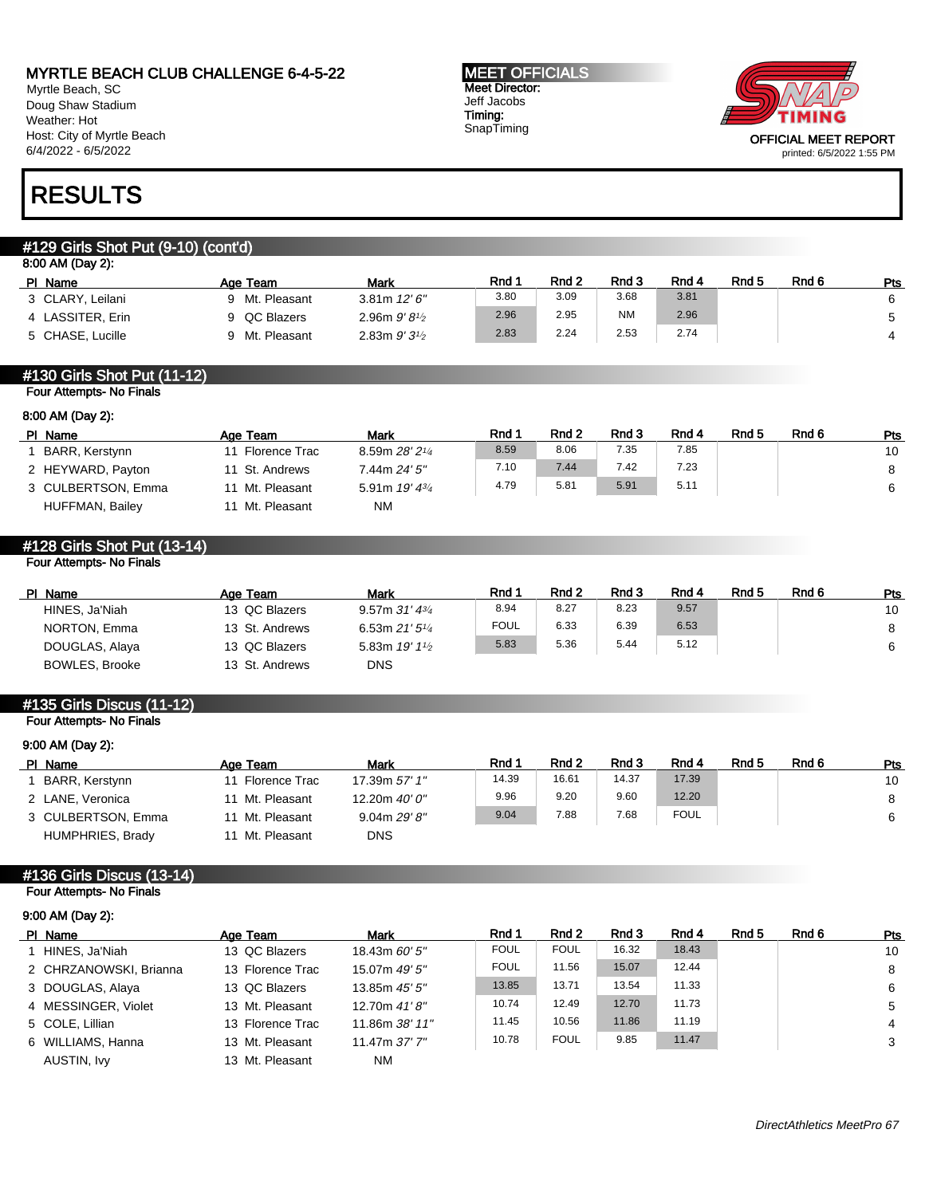# MYRTLE BEACH CLUB CHALLENGE 6-4-5-22

Myrtle Beach, SC
Doug Shaw Stadium
Weather: Hot
Host: City of Myrtle Beach
6/4/2022 - 6/5/2022

**MEET OFFICIALS**
**Meet Director:**
Jeff Jacobs
**Timing:**
SnapTiming

OFFICIAL MEET REPORT
printed: 6/5/2022 1:55 PM

# RESULTS

## #129 Girls Shot Put (9-10) (cont'd)

8:00 AM (Day 2):

| Pl | Name | Age | Team | Mark | Rnd 1 | Rnd 2 | Rnd 3 | Rnd 4 | Rnd 5 | Rnd 6 | Pts |
|---|---|---|---|---|---|---|---|---|---|---|---|
| 3 | CLARY, Leilani | 9 | Mt. Pleasant | 3.81m *12' 6"* | 3.80 | 3.09 | 3.68 | 3.81 | | | 6 |
| 4 | LASSITER, Erin | 9 | QC Blazers | 2.96m *9' 8½* | 2.96 | 2.95 | NM | 2.96 | | | 5 |
| 5 | CHASE, Lucille | 9 | Mt. Pleasant | 2.83m *9' 3½* | 2.83 | 2.24 | 2.53 | 2.74 | | | 4 |

## #130 Girls Shot Put (11-12)

Four Attempts- No Finals

8:00 AM (Day 2):

| Pl | Name | Age | Team | Mark | Rnd 1 | Rnd 2 | Rnd 3 | Rnd 4 | Rnd 5 | Rnd 6 | Pts |
|---|---|---|---|---|---|---|---|---|---|---|---|
| 1 | BARR, Kerstynn | 11 | Florence Trac | 8.59m *28' 2¼* | 8.59 | 8.06 | 7.35 | 7.85 | | | 10 |
| 2 | HEYWARD, Payton | 11 | St. Andrews | 7.44m *24' 5"* | 7.10 | 7.44 | 7.42 | 7.23 | | | 8 |
| 3 | CULBERTSON, Emma | 11 | Mt. Pleasant | 5.91m *19' 4¾* | 4.79 | 5.81 | 5.91 | 5.11 | | | 6 |
| | HUFFMAN, Bailey | 11 | Mt. Pleasant | NM | | | | | | | |

## #128 Girls Shot Put (13-14)

Four Attempts- No Finals

| Pl | Name | Age | Team | Mark | Rnd 1 | Rnd 2 | Rnd 3 | Rnd 4 | Rnd 5 | Rnd 6 | Pts |
|---|---|---|---|---|---|---|---|---|---|---|---|
| | HINES, Ja'Niah | 13 | QC Blazers | 9.57m *31' 4¾* | 8.94 | 8.27 | 8.23 | 9.57 | | | 10 |
| | NORTON, Emma | 13 | St. Andrews | 6.53m *21' 5¼* | FOUL | 6.33 | 6.39 | 6.53 | | | 8 |
| | DOUGLAS, Alaya | 13 | QC Blazers | 5.83m *19' 1½* | 5.83 | 5.36 | 5.44 | 5.12 | | | 6 |
| | BOWLES, Brooke | 13 | St. Andrews | DNS | | | | | | | |

## #135 Girls Discus (11-12)

Four Attempts- No Finals

9:00 AM (Day 2):

| Pl | Name | Age | Team | Mark | Rnd 1 | Rnd 2 | Rnd 3 | Rnd 4 | Rnd 5 | Rnd 6 | Pts |
|---|---|---|---|---|---|---|---|---|---|---|---|
| 1 | BARR, Kerstynn | 11 | Florence Trac | 17.39m *57' 1"* | 14.39 | 16.61 | 14.37 | 17.39 | | | 10 |
| 2 | LANE, Veronica | 11 | Mt. Pleasant | 12.20m *40' 0"* | 9.96 | 9.20 | 9.60 | 12.20 | | | 8 |
| 3 | CULBERTSON, Emma | 11 | Mt. Pleasant | 9.04m *29' 8"* | 9.04 | 7.88 | 7.68 | FOUL | | | 6 |
| | HUMPHRIES, Brady | 11 | Mt. Pleasant | DNS | | | | | | | |

## #136 Girls Discus (13-14)

Four Attempts- No Finals

9:00 AM (Day 2):

| Pl | Name | Age | Team | Mark | Rnd 1 | Rnd 2 | Rnd 3 | Rnd 4 | Rnd 5 | Rnd 6 | Pts |
|---|---|---|---|---|---|---|---|---|---|---|---|
| 1 | HINES, Ja'Niah | 13 | QC Blazers | 18.43m *60' 5"* | FOUL | FOUL | 16.32 | 18.43 | | | 10 |
| 2 | CHRZANOWSKI, Brianna | 13 | Florence Trac | 15.07m *49' 5"* | FOUL | 11.56 | 15.07 | 12.44 | | | 8 |
| 3 | DOUGLAS, Alaya | 13 | QC Blazers | 13.85m *45' 5"* | 13.85 | 13.71 | 13.54 | 11.33 | | | 6 |
| 4 | MESSINGER, Violet | 13 | Mt. Pleasant | 12.70m *41' 8"* | 10.74 | 12.49 | 12.70 | 11.73 | | | 5 |
| 5 | COLE, Lillian | 13 | Florence Trac | 11.86m *38' 11"* | 11.45 | 10.56 | 11.86 | 11.19 | | | 4 |
| 6 | WILLIAMS, Hanna | 13 | Mt. Pleasant | 11.47m *37' 7"* | 10.78 | FOUL | 9.85 | 11.47 | | | 3 |
| | AUSTIN, Ivy | 13 | Mt. Pleasant | NM | | | | | | | |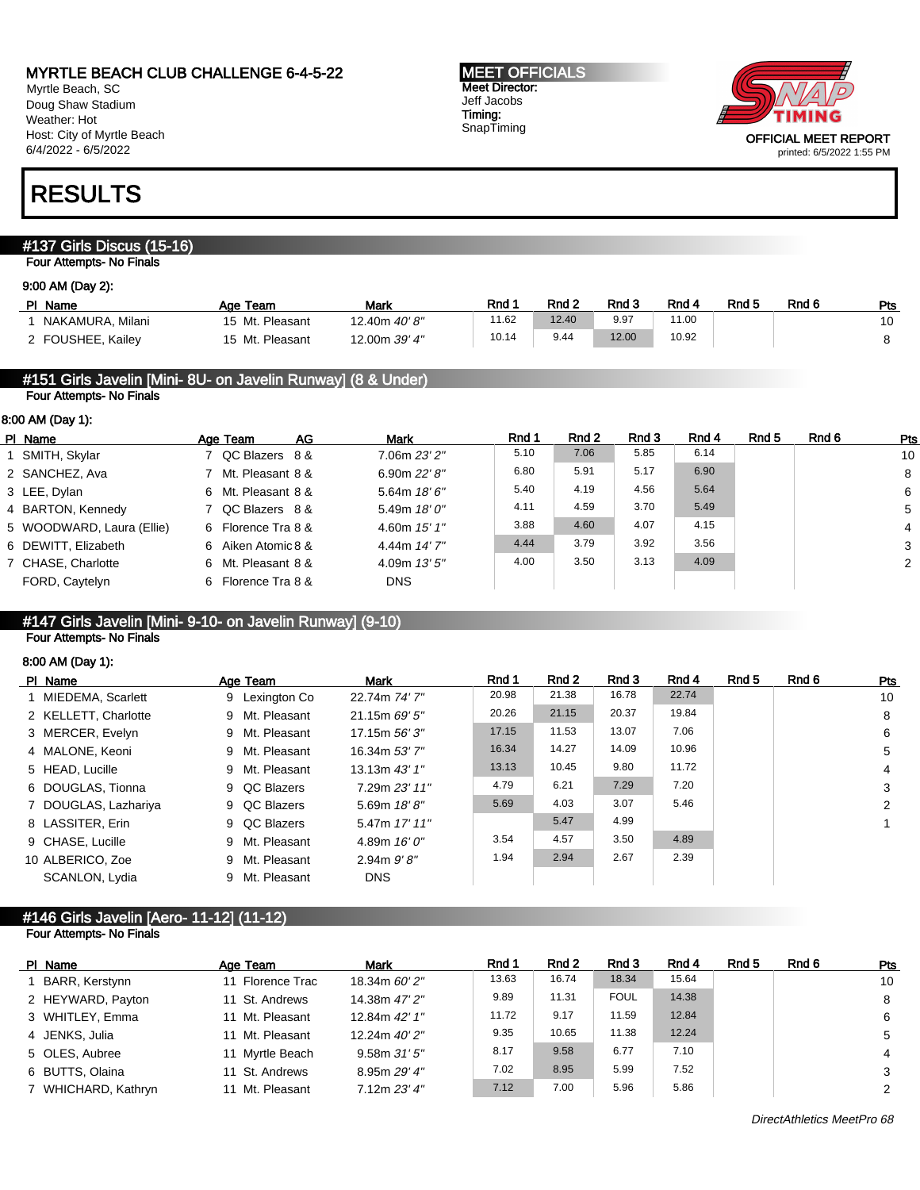# MYRTLE BEACH CLUB CHALLENGE 6-4-5-22

Myrtle Beach, SC
Doug Shaw Stadium
Weather: Hot
Host: City of Myrtle Beach
6/4/2022 - 6/5/2022

**MEET OFFICIALS**
Meet Director:
Jeff Jacobs
Timing:
SnapTiming

OFFICIAL MEET REPORT
printed: 6/5/2022 1:55 PM

# RESULTS

## #137 Girls Discus (15-16)

Four Attempts- No Finals

9:00 AM (Day 2):

| Pl | Name | Age | Team | Mark | Rnd 1 | Rnd 2 | Rnd 3 | Rnd 4 | Rnd 5 | Rnd 6 | Pts |
|---|---|---|---|---|---|---|---|---|---|---|---|
| 1 | NAKAMURA, Milani | 15 | Mt. Pleasant | 12.40m *40' 8"* | 11.62 | 12.40 | 9.97 | 11.00 | | | 10 |
| 2 | FOUSHEE, Kailey | 15 | Mt. Pleasant | 12.00m *39' 4"* | 10.14 | 9.44 | 12.00 | 10.92 | | | 8 |

## #151 Girls Javelin [Mini- 8U- on Javelin Runway] (8 & Under)

Four Attempts- No Finals

8:00 AM (Day 1):

| Pl | Name | Age | Team | AG | Mark | Rnd 1 | Rnd 2 | Rnd 3 | Rnd 4 | Rnd 5 | Rnd 6 | Pts |
|---|---|---|---|---|---|---|---|---|---|---|---|---|
| 1 | SMITH, Skylar | 7 | QC Blazers | 8 & | 7.06m *23' 2"* | 5.10 | 7.06 | 5.85 | 6.14 | | | 10 |
| 2 | SANCHEZ, Ava | 7 | Mt. Pleasant | 8 & | 6.90m *22' 8"* | 6.80 | 5.91 | 5.17 | 6.90 | | | 8 |
| 3 | LEE, Dylan | 6 | Mt. Pleasant | 8 & | 5.64m *18' 6"* | 5.40 | 4.19 | 4.56 | 5.64 | | | 6 |
| 4 | BARTON, Kennedy | 7 | QC Blazers | 8 & | 5.49m *18' 0"* | 4.11 | 4.59 | 3.70 | 5.49 | | | 5 |
| 5 | WOODWARD, Laura (Ellie) | 6 | Florence Tra | 8 & | 4.60m *15' 1"* | 3.88 | 4.60 | 4.07 | 4.15 | | | 4 |
| 6 | DEWITT, Elizabeth | 6 | Aiken Atomic | 8 & | 4.44m *14' 7"* | 4.44 | 3.79 | 3.92 | 3.56 | | | 3 |
| 7 | CHASE, Charlotte | 6 | Mt. Pleasant | 8 & | 4.09m *13' 5"* | 4.00 | 3.50 | 3.13 | 4.09 | | | 2 |
| | FORD, Caytelyn | 6 | Florence Tra | 8 & | DNS | | | | | | | |

## #147 Girls Javelin [Mini- 9-10- on Javelin Runway] (9-10)

Four Attempts- No Finals

8:00 AM (Day 1):

| Pl | Name | Age | Team | Mark | Rnd 1 | Rnd 2 | Rnd 3 | Rnd 4 | Rnd 5 | Rnd 6 | Pts |
|---|---|---|---|---|---|---|---|---|---|---|---|
| 1 | MIEDEMA, Scarlett | 9 | Lexington Co | 22.74m *74' 7"* | 20.98 | 21.38 | 16.78 | 22.74 | | | 10 |
| 2 | KELLETT, Charlotte | 9 | Mt. Pleasant | 21.15m *69' 5"* | 20.26 | 21.15 | 20.37 | 19.84 | | | 8 |
| 3 | MERCER, Evelyn | 9 | Mt. Pleasant | 17.15m *56' 3"* | 17.15 | 11.53 | 13.07 | 7.06 | | | 6 |
| 4 | MALONE, Keoni | 9 | Mt. Pleasant | 16.34m *53' 7"* | 16.34 | 14.27 | 14.09 | 10.96 | | | 5 |
| 5 | HEAD, Lucille | 9 | Mt. Pleasant | 13.13m *43' 1"* | 13.13 | 10.45 | 9.80 | 11.72 | | | 4 |
| 6 | DOUGLAS, Tionna | 9 | QC Blazers | 7.29m *23' 11"* | 4.79 | 6.21 | 7.29 | 7.20 | | | 3 |
| 7 | DOUGLAS, Lazhariya | 9 | QC Blazers | 5.69m *18' 8"* | 5.69 | 4.03 | 3.07 | 5.46 | | | 2 |
| 8 | LASSITER, Erin | 9 | QC Blazers | 5.47m *17' 11"* | | 5.47 | 4.99 | | | | 1 |
| 9 | CHASE, Lucille | 9 | Mt. Pleasant | 4.89m *16' 0"* | 3.54 | 4.57 | 3.50 | 4.89 | | | |
| 10 | ALBERICO, Zoe | 9 | Mt. Pleasant | 2.94m *9' 8"* | 1.94 | 2.94 | 2.67 | 2.39 | | | |
| | SCANLON, Lydia | 9 | Mt. Pleasant | DNS | | | | | | | |

## #146 Girls Javelin [Aero- 11-12] (11-12)

Four Attempts- No Finals

| Pl | Name | Age | Team | Mark | Rnd 1 | Rnd 2 | Rnd 3 | Rnd 4 | Rnd 5 | Rnd 6 | Pts |
|---|---|---|---|---|---|---|---|---|---|---|---|
| 1 | BARR, Kerstynn | 11 | Florence Trac | 18.34m *60' 2"* | 13.63 | 16.74 | 18.34 | 15.64 | | | 10 |
| 2 | HEYWARD, Payton | 11 | St. Andrews | 14.38m *47' 2"* | 9.89 | 11.31 | FOUL | 14.38 | | | 8 |
| 3 | WHITLEY, Emma | 11 | Mt. Pleasant | 12.84m *42' 1"* | 11.72 | 9.17 | 11.59 | 12.84 | | | 6 |
| 4 | JENKS, Julia | 11 | Mt. Pleasant | 12.24m *40' 2"* | 9.35 | 10.65 | 11.38 | 12.24 | | | 5 |
| 5 | OLES, Aubree | 11 | Myrtle Beach | 9.58m *31' 5"* | 8.17 | 9.58 | 6.77 | 7.10 | | | 4 |
| 6 | BUTTS, Olaina | 11 | St. Andrews | 8.95m *29' 4"* | 7.02 | 8.95 | 5.99 | 7.52 | | | 3 |
| 7 | WHICHARD, Kathryn | 11 | Mt. Pleasant | 7.12m *23' 4"* | 7.12 | 7.00 | 5.96 | 5.86 | | | 2 |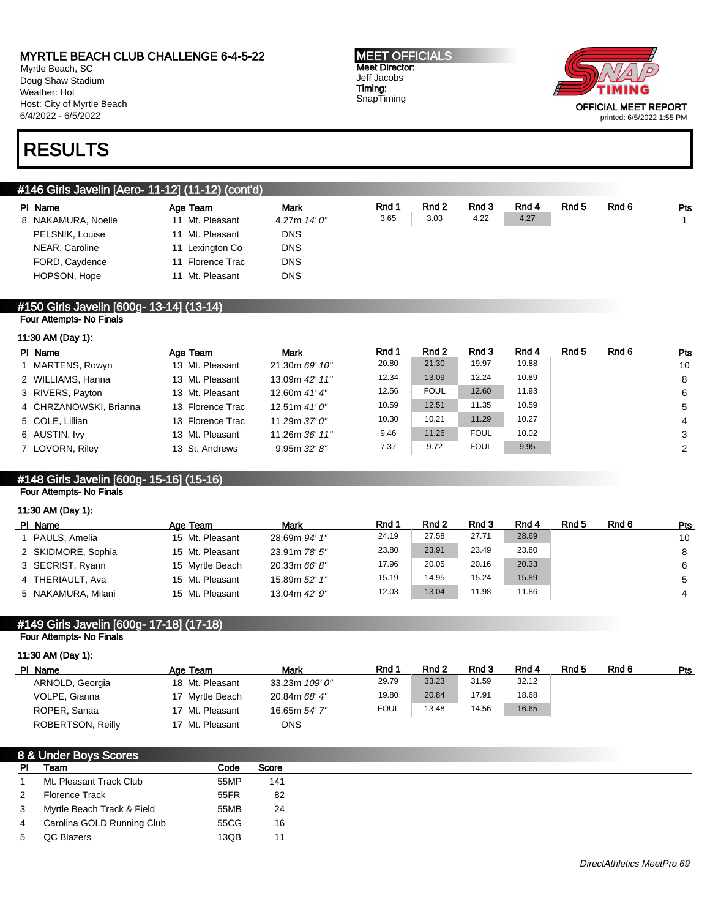MYRTLE BEACH CLUB CHALLENGE 6-4-5-22
Myrtle Beach, SC
Doug Shaw Stadium
Weather: Hot
Host: City of Myrtle Beach
6/4/2022 - 6/5/2022

MEET OFFICIALS
Meet Director:
Jeff Jacobs
Timing:
SnapTiming

OFFICIAL MEET REPORT
printed: 6/5/2022 1:55 PM

# RESULTS

## #146 Girls Javelin [Aero- 11-12] (11-12) (cont'd)

| Pl | Name | Age | Team | Mark | Rnd 1 | Rnd 2 | Rnd 3 | Rnd 4 | Rnd 5 | Rnd 6 | Pts |
|---|---|---|---|---|---|---|---|---|---|---|---|
| 8 | NAKAMURA, Noelle | 11 | Mt. Pleasant | 4.27m *14' 0"* | 3.65 | 3.03 | 4.22 | 4.27 | | | 1 |
| | PELSNIK, Louise | 11 | Mt. Pleasant | DNS | | | | | | | |
| | NEAR, Caroline | 11 | Lexington Co | DNS | | | | | | | |
| | FORD, Caydence | 11 | Florence Trac | DNS | | | | | | | |
| | HOPSON, Hope | 11 | Mt. Pleasant | DNS | | | | | | | |

## #150 Girls Javelin [600g- 13-14] (13-14)

Four Attempts- No Finals

11:30 AM (Day 1):

| Pl | Name | Age | Team | Mark | Rnd 1 | Rnd 2 | Rnd 3 | Rnd 4 | Rnd 5 | Rnd 6 | Pts |
|---|---|---|---|---|---|---|---|---|---|---|---|
| 1 | MARTENS, Rowyn | 13 | Mt. Pleasant | 21.30m *69' 10"* | 20.80 | 21.30 | 19.97 | 19.88 | | | 10 |
| 2 | WILLIAMS, Hanna | 13 | Mt. Pleasant | 13.09m *42' 11"* | 12.34 | 13.09 | 12.24 | 10.89 | | | 8 |
| 3 | RIVERS, Payton | 13 | Mt. Pleasant | 12.60m *41' 4"* | 12.56 | FOUL | 12.60 | 11.93 | | | 6 |
| 4 | CHRZANOWSKI, Brianna | 13 | Florence Trac | 12.51m *41' 0"* | 10.59 | 12.51 | 11.35 | 10.59 | | | 5 |
| 5 | COLE, Lillian | 13 | Florence Trac | 11.29m *37' 0"* | 10.30 | 10.21 | 11.29 | 10.27 | | | 4 |
| 6 | AUSTIN, Ivy | 13 | Mt. Pleasant | 11.26m *36' 11"* | 9.46 | 11.26 | FOUL | 10.02 | | | 3 |
| 7 | LOVORN, Riley | 13 | St. Andrews | 9.95m *32' 8"* | 7.37 | 9.72 | FOUL | 9.95 | | | 2 |

## #148 Girls Javelin [600g- 15-16] (15-16)

Four Attempts- No Finals

11:30 AM (Day 1):

| Pl | Name | Age | Team | Mark | Rnd 1 | Rnd 2 | Rnd 3 | Rnd 4 | Rnd 5 | Rnd 6 | Pts |
|---|---|---|---|---|---|---|---|---|---|---|---|
| 1 | PAULS, Amelia | 15 | Mt. Pleasant | 28.69m *94' 1"* | 24.19 | 27.58 | 27.71 | 28.69 | | | 10 |
| 2 | SKIDMORE, Sophia | 15 | Mt. Pleasant | 23.91m *78' 5"* | 23.80 | 23.91 | 23.49 | 23.80 | | | 8 |
| 3 | SECRIST, Ryann | 15 | Myrtle Beach | 20.33m *66' 8"* | 17.96 | 20.05 | 20.16 | 20.33 | | | 6 |
| 4 | THERIAULT, Ava | 15 | Mt. Pleasant | 15.89m *52' 1"* | 15.19 | 14.95 | 15.24 | 15.89 | | | 5 |
| 5 | NAKAMURA, Milani | 15 | Mt. Pleasant | 13.04m *42' 9"* | 12.03 | 13.04 | 11.98 | 11.86 | | | 4 |

## #149 Girls Javelin [600g- 17-18] (17-18)

Four Attempts- No Finals

11:30 AM (Day 1):

| Pl | Name | Age | Team | Mark | Rnd 1 | Rnd 2 | Rnd 3 | Rnd 4 | Rnd 5 | Rnd 6 | Pts |
|---|---|---|---|---|---|---|---|---|---|---|---|
| | ARNOLD, Georgia | 18 | Mt. Pleasant | 33.23m *109' 0"* | 29.79 | 33.23 | 31.59 | 32.12 | | | |
| | VOLPE, Gianna | 17 | Myrtle Beach | 20.84m *68' 4"* | 19.80 | 20.84 | 17.91 | 18.68 | | | |
| | ROPER, Sanaa | 17 | Mt. Pleasant | 16.65m *54' 7"* | FOUL | 13.48 | 14.56 | 16.65 | | | |
| | ROBERTSON, Reilly | 17 | Mt. Pleasant | DNS | | | | | | | |

## 8 & Under Boys Scores

| Pl | Team | Code | Score |
|---|---|---|---|
| 1 | Mt. Pleasant Track Club | 55MP | 141 |
| 2 | Florence Track | 55FR | 82 |
| 3 | Myrtle Beach Track & Field | 55MB | 24 |
| 4 | Carolina GOLD Running Club | 55CG | 16 |
| 5 | QC Blazers | 13QB | 11 |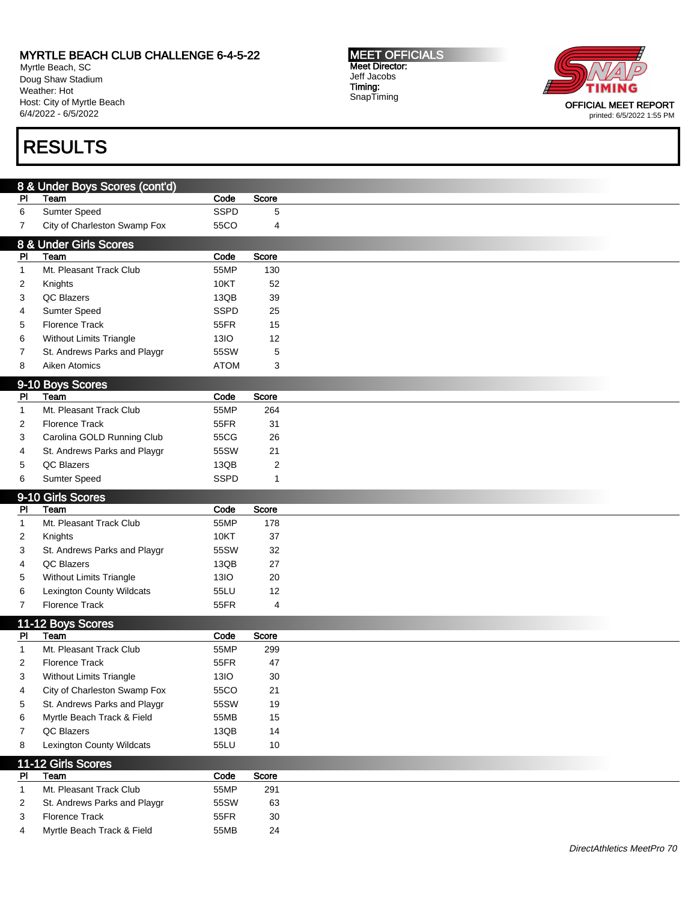MYRTLE BEACH CLUB CHALLENGE 6-4-5-22
Myrtle Beach, SC
Doug Shaw Stadium
Weather: Hot
Host: City of Myrtle Beach
6/4/2022 - 6/5/2022

MEET OFFICIALS
Meet Director:
Jeff Jacobs
Timing:
SnapTiming

OFFICIAL MEET REPORT
printed: 6/5/2022 1:55 PM

# RESULTS

## 8 & Under Boys Scores (cont'd)

| Pl | Team | Code | Score |
|---|---|---|---|
| 6 | Sumter Speed | SSPD | 5 |
| 7 | City of Charleston Swamp Fox | 55CO | 4 |

## 8 & Under Girls Scores

| Pl | Team | Code | Score |
|---|---|---|---|
| 1 | Mt. Pleasant Track Club | 55MP | 130 |
| 2 | Knights | 10KT | 52 |
| 3 | QC Blazers | 13QB | 39 |
| 4 | Sumter Speed | SSPD | 25 |
| 5 | Florence Track | 55FR | 15 |
| 6 | Without Limits Triangle | 13IO | 12 |
| 7 | St. Andrews Parks and Playgr | 55SW | 5 |
| 8 | Aiken Atomics | ATOM | 3 |

## 9-10 Boys Scores

| Pl | Team | Code | Score |
|---|---|---|---|
| 1 | Mt. Pleasant Track Club | 55MP | 264 |
| 2 | Florence Track | 55FR | 31 |
| 3 | Carolina GOLD Running Club | 55CG | 26 |
| 4 | St. Andrews Parks and Playgr | 55SW | 21 |
| 5 | QC Blazers | 13QB | 2 |
| 6 | Sumter Speed | SSPD | 1 |

## 9-10 Girls Scores

| Pl | Team | Code | Score |
|---|---|---|---|
| 1 | Mt. Pleasant Track Club | 55MP | 178 |
| 2 | Knights | 10KT | 37 |
| 3 | St. Andrews Parks and Playgr | 55SW | 32 |
| 4 | QC Blazers | 13QB | 27 |
| 5 | Without Limits Triangle | 13IO | 20 |
| 6 | Lexington County Wildcats | 55LU | 12 |
| 7 | Florence Track | 55FR | 4 |

## 11-12 Boys Scores

| Pl | Team | Code | Score |
|---|---|---|---|
| 1 | Mt. Pleasant Track Club | 55MP | 299 |
| 2 | Florence Track | 55FR | 47 |
| 3 | Without Limits Triangle | 13IO | 30 |
| 4 | City of Charleston Swamp Fox | 55CO | 21 |
| 5 | St. Andrews Parks and Playgr | 55SW | 19 |
| 6 | Myrtle Beach Track & Field | 55MB | 15 |
| 7 | QC Blazers | 13QB | 14 |
| 8 | Lexington County Wildcats | 55LU | 10 |

## 11-12 Girls Scores

| Pl | Team | Code | Score |
|---|---|---|---|
| 1 | Mt. Pleasant Track Club | 55MP | 291 |
| 2 | St. Andrews Parks and Playgr | 55SW | 63 |
| 3 | Florence Track | 55FR | 30 |
| 4 | Myrtle Beach Track & Field | 55MB | 24 |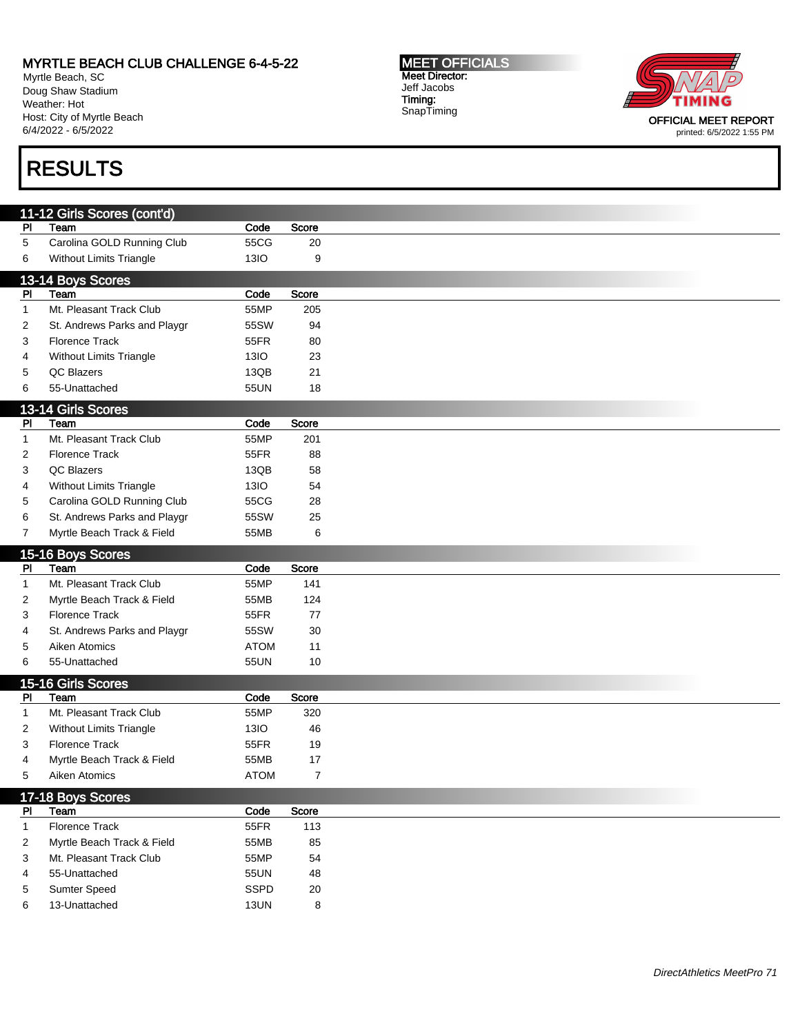MYRTLE BEACH CLUB CHALLENGE 6-4-5-22
Myrtle Beach, SC
Doug Shaw Stadium
Weather: Hot
Host: City of Myrtle Beach
6/4/2022 - 6/5/2022

MEET OFFICIALS
Meet Director:
Jeff Jacobs
Timing:
SnapTiming

OFFICIAL MEET REPORT
printed: 6/5/2022 1:55 PM

# RESULTS

## 11-12 Girls Scores (cont'd)

| Pl | Team | Code | Score |
|---|---|---|---|
| 5 | Carolina GOLD Running Club | 55CG | 20 |
| 6 | Without Limits Triangle | 13IO | 9 |

## 13-14 Boys Scores

| Pl | Team | Code | Score |
|---|---|---|---|
| 1 | Mt. Pleasant Track Club | 55MP | 205 |
| 2 | St. Andrews Parks and Playgr | 55SW | 94 |
| 3 | Florence Track | 55FR | 80 |
| 4 | Without Limits Triangle | 13IO | 23 |
| 5 | QC Blazers | 13QB | 21 |
| 6 | 55-Unattached | 55UN | 18 |

## 13-14 Girls Scores

| Pl | Team | Code | Score |
|---|---|---|---|
| 1 | Mt. Pleasant Track Club | 55MP | 201 |
| 2 | Florence Track | 55FR | 88 |
| 3 | QC Blazers | 13QB | 58 |
| 4 | Without Limits Triangle | 13IO | 54 |
| 5 | Carolina GOLD Running Club | 55CG | 28 |
| 6 | St. Andrews Parks and Playgr | 55SW | 25 |
| 7 | Myrtle Beach Track & Field | 55MB | 6 |

## 15-16 Boys Scores

| Pl | Team | Code | Score |
|---|---|---|---|
| 1 | Mt. Pleasant Track Club | 55MP | 141 |
| 2 | Myrtle Beach Track & Field | 55MB | 124 |
| 3 | Florence Track | 55FR | 77 |
| 4 | St. Andrews Parks and Playgr | 55SW | 30 |
| 5 | Aiken Atomics | ATOM | 11 |
| 6 | 55-Unattached | 55UN | 10 |

## 15-16 Girls Scores

| Pl | Team | Code | Score |
|---|---|---|---|
| 1 | Mt. Pleasant Track Club | 55MP | 320 |
| 2 | Without Limits Triangle | 13IO | 46 |
| 3 | Florence Track | 55FR | 19 |
| 4 | Myrtle Beach Track & Field | 55MB | 17 |
| 5 | Aiken Atomics | ATOM | 7 |

## 17-18 Boys Scores

| Pl | Team | Code | Score |
|---|---|---|---|
| 1 | Florence Track | 55FR | 113 |
| 2 | Myrtle Beach Track & Field | 55MB | 85 |
| 3 | Mt. Pleasant Track Club | 55MP | 54 |
| 4 | 55-Unattached | 55UN | 48 |
| 5 | Sumter Speed | SSPD | 20 |
| 6 | 13-Unattached | 13UN | 8 |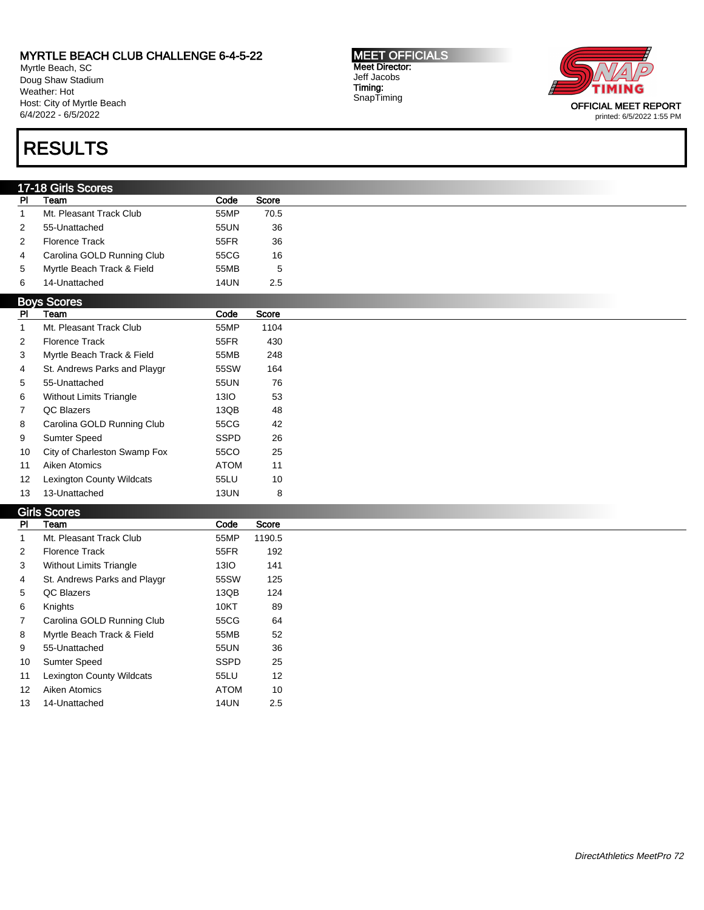MYRTLE BEACH CLUB CHALLENGE 6-4-5-22
Myrtle Beach, SC
Doug Shaw Stadium
Weather: Hot
Host: City of Myrtle Beach
6/4/2022 - 6/5/2022

**MEET OFFICIALS**
**Meet Director:**
Jeff Jacobs
**Timing:**
SnapTiming

OFFICIAL MEET REPORT
printed: 6/5/2022 1:55 PM

# RESULTS

## 17-18 Girls Scores

| Pl | Team | Code | Score |
|---|---|---|---|
| 1 | Mt. Pleasant Track Club | 55MP | 70.5 |
| 2 | 55-Unattached | 55UN | 36 |
| 2 | Florence Track | 55FR | 36 |
| 4 | Carolina GOLD Running Club | 55CG | 16 |
| 5 | Myrtle Beach Track & Field | 55MB | 5 |
| 6 | 14-Unattached | 14UN | 2.5 |

## Boys Scores

| Pl | Team | Code | Score |
|---|---|---|---|
| 1 | Mt. Pleasant Track Club | 55MP | 1104 |
| 2 | Florence Track | 55FR | 430 |
| 3 | Myrtle Beach Track & Field | 55MB | 248 |
| 4 | St. Andrews Parks and Playgr | 55SW | 164 |
| 5 | 55-Unattached | 55UN | 76 |
| 6 | Without Limits Triangle | 13IO | 53 |
| 7 | QC Blazers | 13QB | 48 |
| 8 | Carolina GOLD Running Club | 55CG | 42 |
| 9 | Sumter Speed | SSPD | 26 |
| 10 | City of Charleston Swamp Fox | 55CO | 25 |
| 11 | Aiken Atomics | ATOM | 11 |
| 12 | Lexington County Wildcats | 55LU | 10 |
| 13 | 13-Unattached | 13UN | 8 |

## Girls Scores

| Pl | Team | Code | Score |
|---|---|---|---|
| 1 | Mt. Pleasant Track Club | 55MP | 1190.5 |
| 2 | Florence Track | 55FR | 192 |
| 3 | Without Limits Triangle | 13IO | 141 |
| 4 | St. Andrews Parks and Playgr | 55SW | 125 |
| 5 | QC Blazers | 13QB | 124 |
| 6 | Knights | 10KT | 89 |
| 7 | Carolina GOLD Running Club | 55CG | 64 |
| 8 | Myrtle Beach Track & Field | 55MB | 52 |
| 9 | 55-Unattached | 55UN | 36 |
| 10 | Sumter Speed | SSPD | 25 |
| 11 | Lexington County Wildcats | 55LU | 12 |
| 12 | Aiken Atomics | ATOM | 10 |
| 13 | 14-Unattached | 14UN | 2.5 |